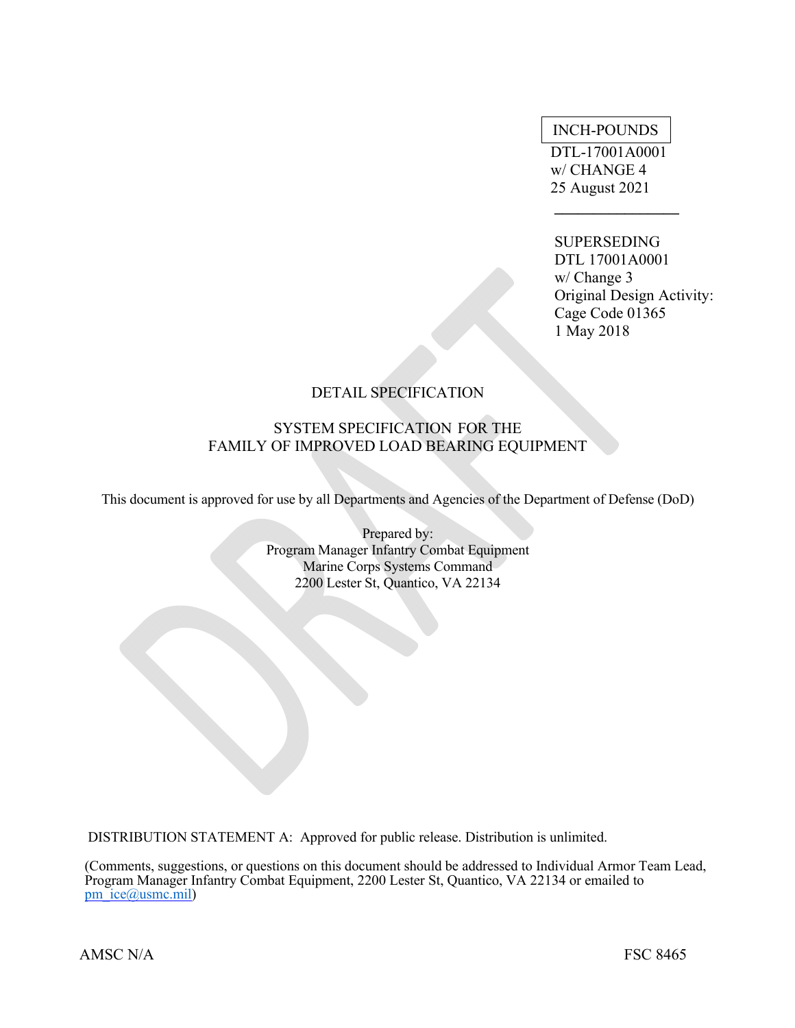INCH-POUNDS

DTL-17001A0001
w/ CHANGE 4
25 August 2021

SUPERSEDING
DTL 17001A0001
w/ Change 3
Original Design Activity:
Cage Code 01365
1 May 2018

# DETAIL SPECIFICATION

## SYSTEM SPECIFICATION FOR THE FAMILY OF IMPROVED LOAD BEARING EQUIPMENT

This document is approved for use by all Departments and Agencies of the Department of Defense (DoD)

Prepared by:
Program Manager Infantry Combat Equipment
Marine Corps Systems Command
2200 Lester St, Quantico, VA 22134

DISTRIBUTION STATEMENT A: Approved for public release. Distribution is unlimited.

(Comments, suggestions, or questions on this document should be addressed to Individual Armor Team Lead, Program Manager Infantry Combat Equipment, 2200 Lester St, Quantico, VA 22134 or emailed to pm_ice@usmc.mil)

AMSC N/A FSC 8465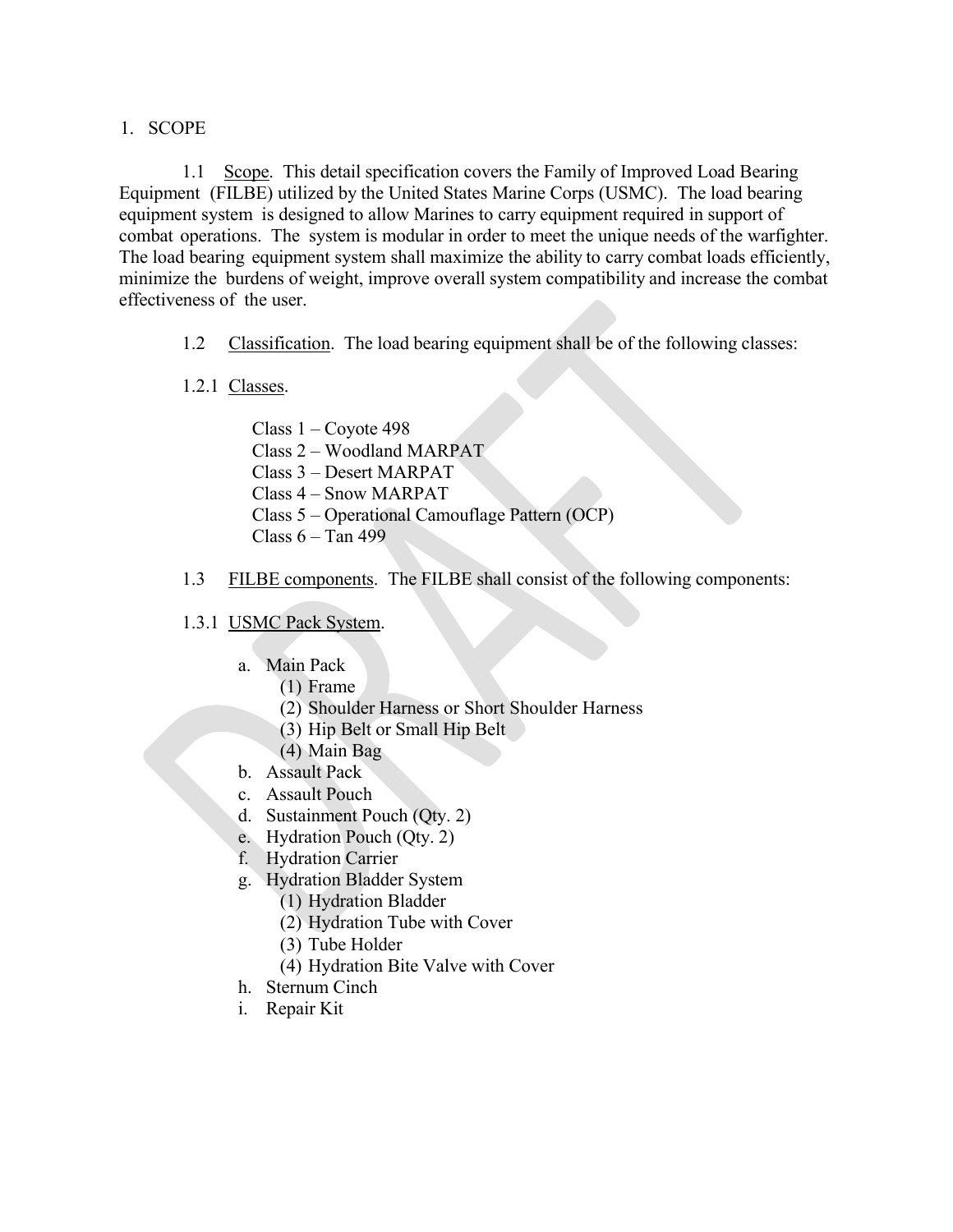# 1. SCOPE

1.1 Scope. This detail specification covers the Family of Improved Load Bearing Equipment (FILBE) utilized by the United States Marine Corps (USMC). The load bearing equipment system is designed to allow Marines to carry equipment required in support of combat operations. The system is modular in order to meet the unique needs of the warfighter. The load bearing equipment system shall maximize the ability to carry combat loads efficiently, minimize the burdens of weight, improve overall system compatibility and increase the combat effectiveness of the user.

1.2 Classification. The load bearing equipment shall be of the following classes:

1.2.1 Classes.

Class 1 – Coyote 498
Class 2 – Woodland MARPAT
Class 3 – Desert MARPAT
Class 4 – Snow MARPAT
Class 5 – Operational Camouflage Pattern (OCP)
Class 6 – Tan 499

1.3 FILBE components. The FILBE shall consist of the following components:

1.3.1 USMC Pack System.

a. Main Pack
   (1) Frame
   (2) Shoulder Harness or Short Shoulder Harness
   (3) Hip Belt or Small Hip Belt
   (4) Main Bag
b. Assault Pack
c. Assault Pouch
d. Sustainment Pouch (Qty. 2)
e. Hydration Pouch (Qty. 2)
f. Hydration Carrier
g. Hydration Bladder System
   (1) Hydration Bladder
   (2) Hydration Tube with Cover
   (3) Tube Holder
   (4) Hydration Bite Valve with Cover
h. Sternum Cinch
i. Repair Kit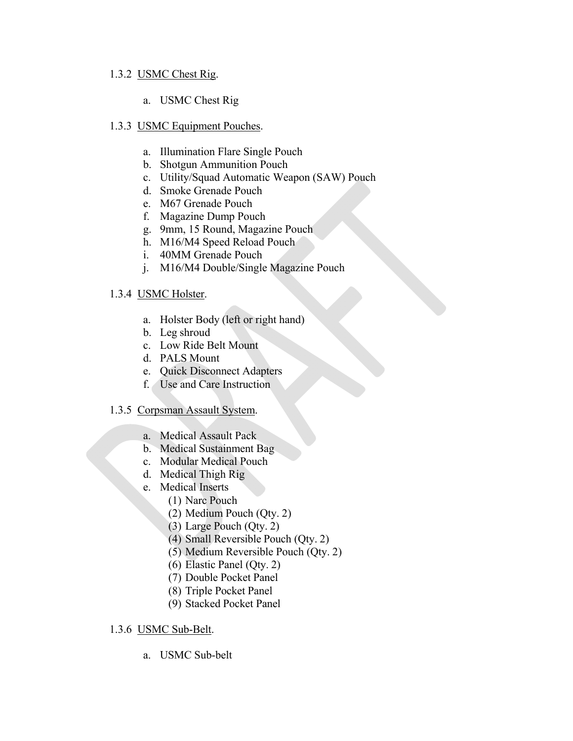1.3.2 <u>USMC Chest Rig</u>.

a. USMC Chest Rig

1.3.3 <u>USMC Equipment Pouches</u>.

a. Illumination Flare Single Pouch
b. Shotgun Ammunition Pouch
c. Utility/Squad Automatic Weapon (SAW) Pouch
d. Smoke Grenade Pouch
e. M67 Grenade Pouch
f. Magazine Dump Pouch
g. 9mm, 15 Round, Magazine Pouch
h. M16/M4 Speed Reload Pouch
i. 40MM Grenade Pouch
j. M16/M4 Double/Single Magazine Pouch

1.3.4 <u>USMC Holster</u>.

a. Holster Body (left or right hand)
b. Leg shroud
c. Low Ride Belt Mount
d. PALS Mount
e. Quick Disconnect Adapters
f. Use and Care Instruction

1.3.5 <u>Corpsman Assault System</u>.

a. Medical Assault Pack
b. Medical Sustainment Bag
c. Modular Medical Pouch
d. Medical Thigh Rig
e. Medical Inserts
   (1) Narc Pouch
   (2) Medium Pouch (Qty. 2)
   (3) Large Pouch (Qty. 2)
   (4) Small Reversible Pouch (Qty. 2)
   (5) Medium Reversible Pouch (Qty. 2)
   (6) Elastic Panel (Qty. 2)
   (7) Double Pocket Panel
   (8) Triple Pocket Panel
   (9) Stacked Pocket Panel

1.3.6 <u>USMC Sub-Belt</u>.

a. USMC Sub-belt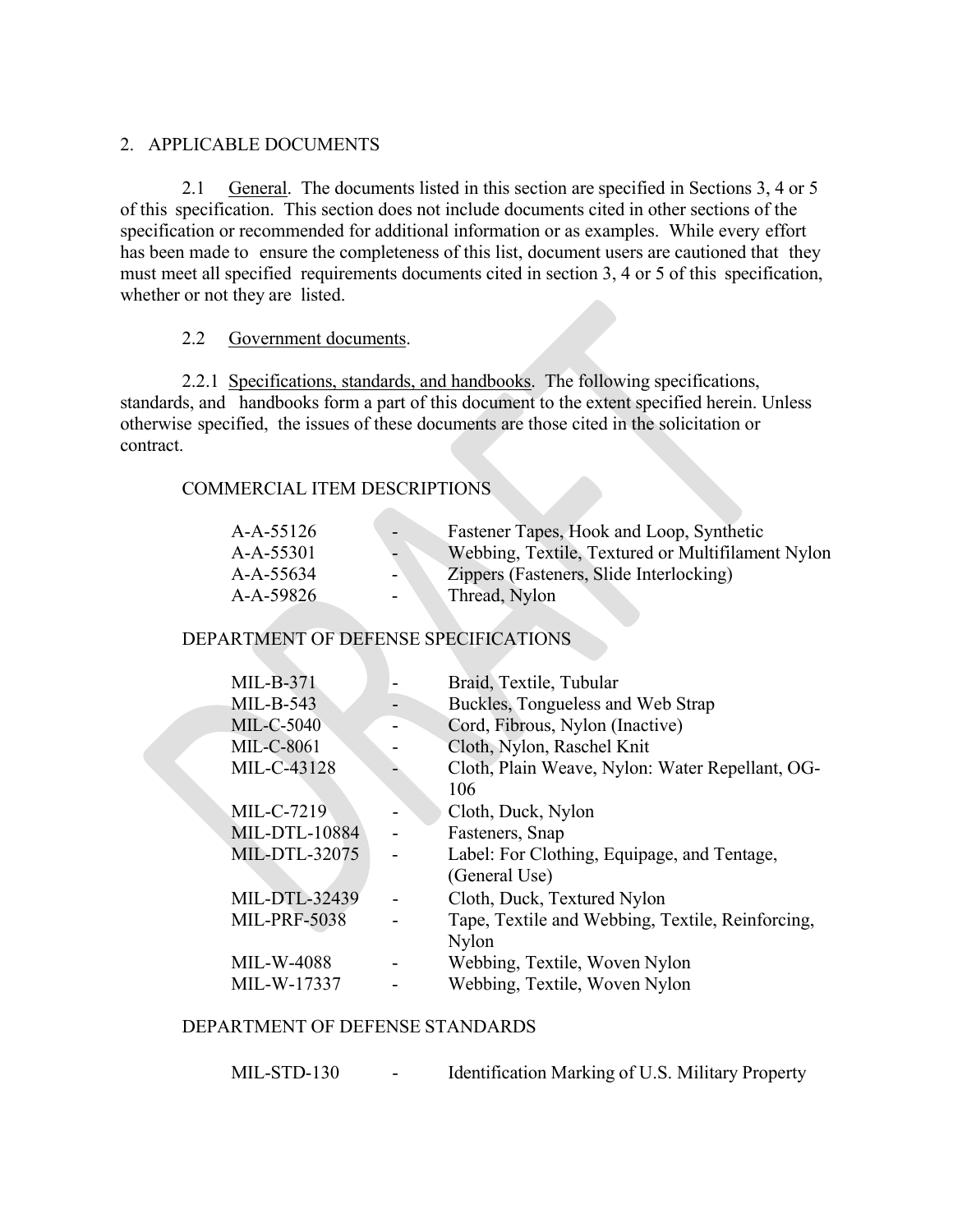## 2. APPLICABLE DOCUMENTS

2.1 General. The documents listed in this section are specified in Sections 3, 4 or 5 of this specification. This section does not include documents cited in other sections of the specification or recommended for additional information or as examples. While every effort has been made to ensure the completeness of this list, document users are cautioned that they must meet all specified requirements documents cited in section 3, 4 or 5 of this specification, whether or not they are listed.

2.2 Government documents.

2.2.1 Specifications, standards, and handbooks. The following specifications, standards, and handbooks form a part of this document to the extent specified herein. Unless otherwise specified, the issues of these documents are those cited in the solicitation or contract.

COMMERCIAL ITEM DESCRIPTIONS

| | | |
|---|---|---|
| A-A-55126 | - | Fastener Tapes, Hook and Loop, Synthetic |
| A-A-55301 | - | Webbing, Textile, Textured or Multifilament Nylon |
| A-A-55634 | - | Zippers (Fasteners, Slide Interlocking) |
| A-A-59826 | - | Thread, Nylon |

DEPARTMENT OF DEFENSE SPECIFICATIONS

| | | |
|---|---|---|
| MIL-B-371 | - | Braid, Textile, Tubular |
| MIL-B-543 | - | Buckles, Tongueless and Web Strap |
| MIL-C-5040 | - | Cord, Fibrous, Nylon (Inactive) |
| MIL-C-8061 | - | Cloth, Nylon, Raschel Knit |
| MIL-C-43128 | - | Cloth, Plain Weave, Nylon: Water Repellant, OG-106 |
| MIL-C-7219 | - | Cloth, Duck, Nylon |
| MIL-DTL-10884 | - | Fasteners, Snap |
| MIL-DTL-32075 | - | Label: For Clothing, Equipage, and Tentage, (General Use) |
| MIL-DTL-32439 | - | Cloth, Duck, Textured Nylon |
| MIL-PRF-5038 | - | Tape, Textile and Webbing, Textile, Reinforcing, Nylon |
| MIL-W-4088 | - | Webbing, Textile, Woven Nylon |
| MIL-W-17337 | - | Webbing, Textile, Woven Nylon |

DEPARTMENT OF DEFENSE STANDARDS

| | | |
|---|---|---|
| MIL-STD-130 | - | Identification Marking of U.S. Military Property |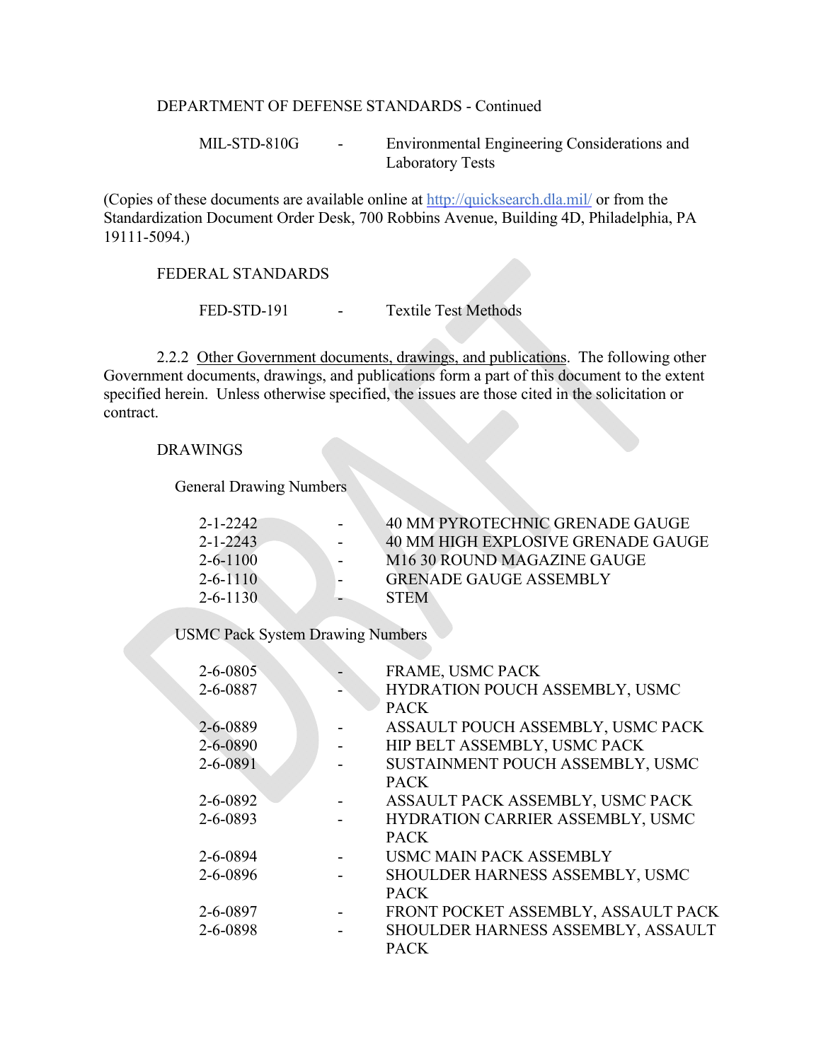DEPARTMENT OF DEFENSE STANDARDS - Continued

MIL-STD-810G - Environmental Engineering Considerations and Laboratory Tests

(Copies of these documents are available online at http://quicksearch.dla.mil/ or from the Standardization Document Order Desk, 700 Robbins Avenue, Building 4D, Philadelphia, PA 19111-5094.)

FEDERAL STANDARDS

FED-STD-191 - Textile Test Methods

2.2.2 Other Government documents, drawings, and publications. The following other Government documents, drawings, and publications form a part of this document to the extent specified herein. Unless otherwise specified, the issues are those cited in the solicitation or contract.

DRAWINGS

General Drawing Numbers

2-1-2242 - 40 MM PYROTECHNIC GRENADE GAUGE
2-1-2243 - 40 MM HIGH EXPLOSIVE GRENADE GAUGE
2-6-1100 - M16 30 ROUND MAGAZINE GAUGE
2-6-1110 - GRENADE GAUGE ASSEMBLY
2-6-1130 - STEM

USMC Pack System Drawing Numbers

2-6-0805 - FRAME, USMC PACK
2-6-0887 - HYDRATION POUCH ASSEMBLY, USMC PACK
2-6-0889 - ASSAULT POUCH ASSEMBLY, USMC PACK
2-6-0890 - HIP BELT ASSEMBLY, USMC PACK
2-6-0891 - SUSTAINMENT POUCH ASSEMBLY, USMC PACK
2-6-0892 - ASSAULT PACK ASSEMBLY, USMC PACK
2-6-0893 - HYDRATION CARRIER ASSEMBLY, USMC PACK
2-6-0894 - USMC MAIN PACK ASSEMBLY
2-6-0896 - SHOULDER HARNESS ASSEMBLY, USMC PACK
2-6-0897 - FRONT POCKET ASSEMBLY, ASSAULT PACK
2-6-0898 - SHOULDER HARNESS ASSEMBLY, ASSAULT PACK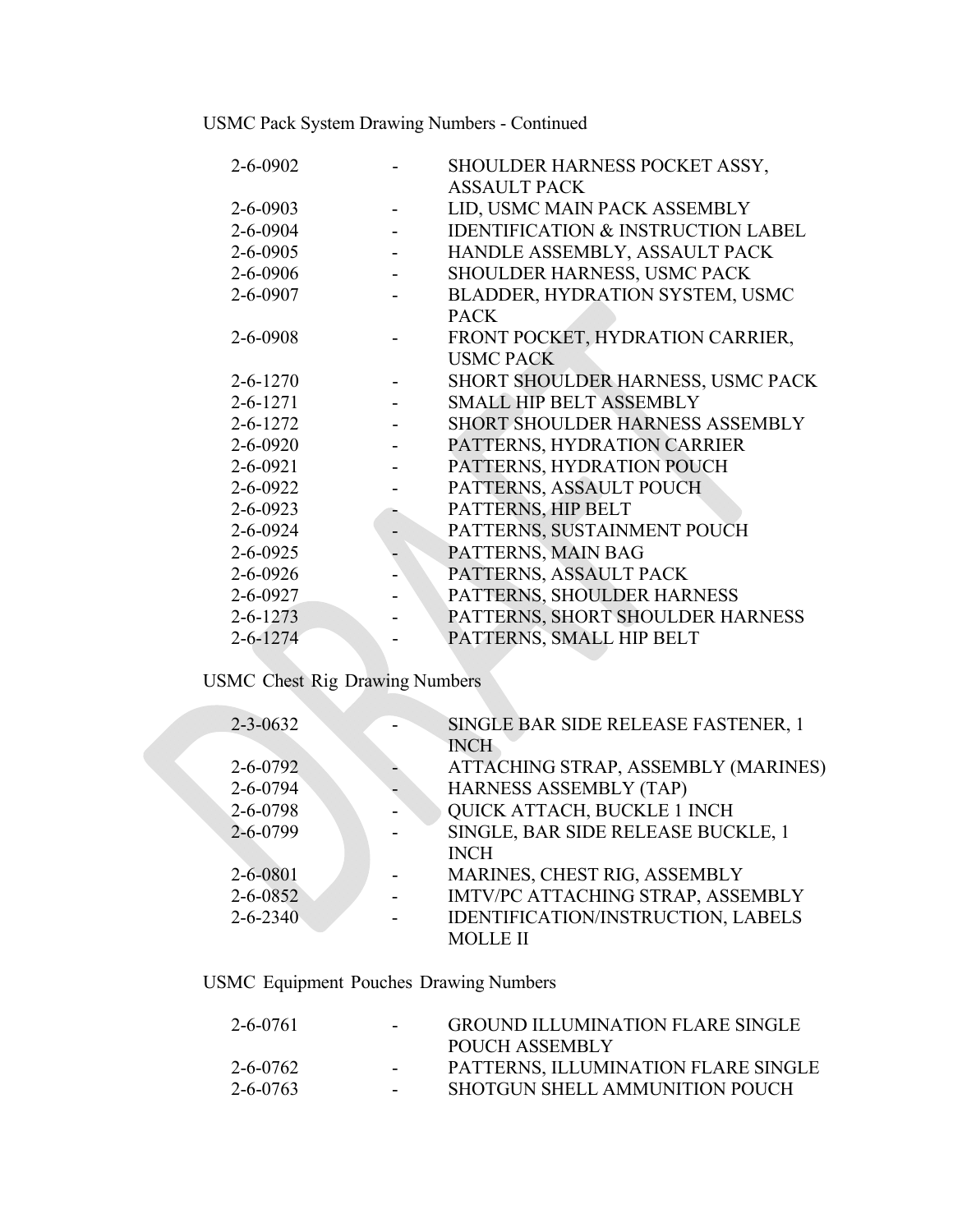USMC Pack System Drawing Numbers - Continued

| | | |
|---|---|---|
| 2-6-0902 | - | SHOULDER HARNESS POCKET ASSY, ASSAULT PACK |
| 2-6-0903 | - | LID, USMC MAIN PACK ASSEMBLY |
| 2-6-0904 | - | IDENTIFICATION & INSTRUCTION LABEL |
| 2-6-0905 | - | HANDLE ASSEMBLY, ASSAULT PACK |
| 2-6-0906 | - | SHOULDER HARNESS, USMC PACK |
| 2-6-0907 | - | BLADDER, HYDRATION SYSTEM, USMC PACK |
| 2-6-0908 | - | FRONT POCKET, HYDRATION CARRIER, USMC PACK |
| 2-6-1270 | - | SHORT SHOULDER HARNESS, USMC PACK |
| 2-6-1271 | - | SMALL HIP BELT ASSEMBLY |
| 2-6-1272 | - | SHORT SHOULDER HARNESS ASSEMBLY |
| 2-6-0920 | - | PATTERNS, HYDRATION CARRIER |
| 2-6-0921 | - | PATTERNS, HYDRATION POUCH |
| 2-6-0922 | - | PATTERNS, ASSAULT POUCH |
| 2-6-0923 | - | PATTERNS, HIP BELT |
| 2-6-0924 | - | PATTERNS, SUSTAINMENT POUCH |
| 2-6-0925 | - | PATTERNS, MAIN BAG |
| 2-6-0926 | - | PATTERNS, ASSAULT PACK |
| 2-6-0927 | - | PATTERNS, SHOULDER HARNESS |
| 2-6-1273 | - | PATTERNS, SHORT SHOULDER HARNESS |
| 2-6-1274 | - | PATTERNS, SMALL HIP BELT |

USMC Chest Rig Drawing Numbers

| | | |
|---|---|---|
| 2-3-0632 | - | SINGLE BAR SIDE RELEASE FASTENER, 1 INCH |
| 2-6-0792 | - | ATTACHING STRAP, ASSEMBLY (MARINES) |
| 2-6-0794 | - | HARNESS ASSEMBLY (TAP) |
| 2-6-0798 | - | QUICK ATTACH, BUCKLE 1 INCH |
| 2-6-0799 | - | SINGLE, BAR SIDE RELEASE BUCKLE, 1 INCH |
| 2-6-0801 | - | MARINES, CHEST RIG, ASSEMBLY |
| 2-6-0852 | - | IMTV/PC ATTACHING STRAP, ASSEMBLY |
| 2-6-2340 | - | IDENTIFICATION/INSTRUCTION, LABELS MOLLE II |

USMC Equipment Pouches Drawing Numbers

| | | |
|---|---|---|
| 2-6-0761 | - | GROUND ILLUMINATION FLARE SINGLE POUCH ASSEMBLY |
| 2-6-0762 | - | PATTERNS, ILLUMINATION FLARE SINGLE |
| 2-6-0763 | - | SHOTGUN SHELL AMMUNITION POUCH |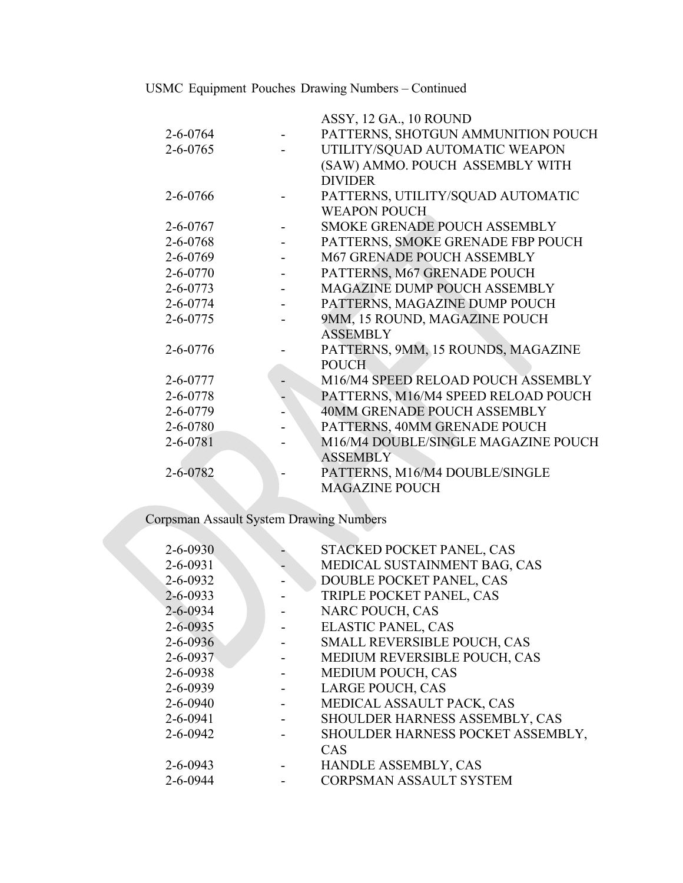USMC Equipment Pouches Drawing Numbers – Continued

| | | |
|---|---|---|
| | | ASSY, 12 GA., 10 ROUND |
| 2-6-0764 | - | PATTERNS, SHOTGUN AMMUNITION POUCH |
| 2-6-0765 | - | UTILITY/SQUAD AUTOMATIC WEAPON (SAW) AMMO. POUCH ASSEMBLY WITH DIVIDER |
| 2-6-0766 | - | PATTERNS, UTILITY/SQUAD AUTOMATIC WEAPON POUCH |
| 2-6-0767 | - | SMOKE GRENADE POUCH ASSEMBLY |
| 2-6-0768 | - | PATTERNS, SMOKE GRENADE FBP POUCH |
| 2-6-0769 | - | M67 GRENADE POUCH ASSEMBLY |
| 2-6-0770 | - | PATTERNS, M67 GRENADE POUCH |
| 2-6-0773 | - | MAGAZINE DUMP POUCH ASSEMBLY |
| 2-6-0774 | - | PATTERNS, MAGAZINE DUMP POUCH |
| 2-6-0775 | - | 9MM, 15 ROUND, MAGAZINE POUCH ASSEMBLY |
| 2-6-0776 | - | PATTERNS, 9MM, 15 ROUNDS, MAGAZINE POUCH |
| 2-6-0777 | - | M16/M4 SPEED RELOAD POUCH ASSEMBLY |
| 2-6-0778 | - | PATTERNS, M16/M4 SPEED RELOAD POUCH |
| 2-6-0779 | - | 40MM GRENADE POUCH ASSEMBLY |
| 2-6-0780 | - | PATTERNS, 40MM GRENADE POUCH |
| 2-6-0781 | - | M16/M4 DOUBLE/SINGLE MAGAZINE POUCH ASSEMBLY |
| 2-6-0782 | - | PATTERNS, M16/M4 DOUBLE/SINGLE MAGAZINE POUCH |

Corpsman Assault System Drawing Numbers

| | | |
|---|---|---|
| 2-6-0930 | - | STACKED POCKET PANEL, CAS |
| 2-6-0931 | - | MEDICAL SUSTAINMENT BAG, CAS |
| 2-6-0932 | - | DOUBLE POCKET PANEL, CAS |
| 2-6-0933 | - | TRIPLE POCKET PANEL, CAS |
| 2-6-0934 | - | NARC POUCH, CAS |
| 2-6-0935 | - | ELASTIC PANEL, CAS |
| 2-6-0936 | - | SMALL REVERSIBLE POUCH, CAS |
| 2-6-0937 | - | MEDIUM REVERSIBLE POUCH, CAS |
| 2-6-0938 | - | MEDIUM POUCH, CAS |
| 2-6-0939 | - | LARGE POUCH, CAS |
| 2-6-0940 | - | MEDICAL ASSAULT PACK, CAS |
| 2-6-0941 | - | SHOULDER HARNESS ASSEMBLY, CAS |
| 2-6-0942 | - | SHOULDER HARNESS POCKET ASSEMBLY, CAS |
| 2-6-0943 | - | HANDLE ASSEMBLY, CAS |
| 2-6-0944 | - | CORPSMAN ASSAULT SYSTEM |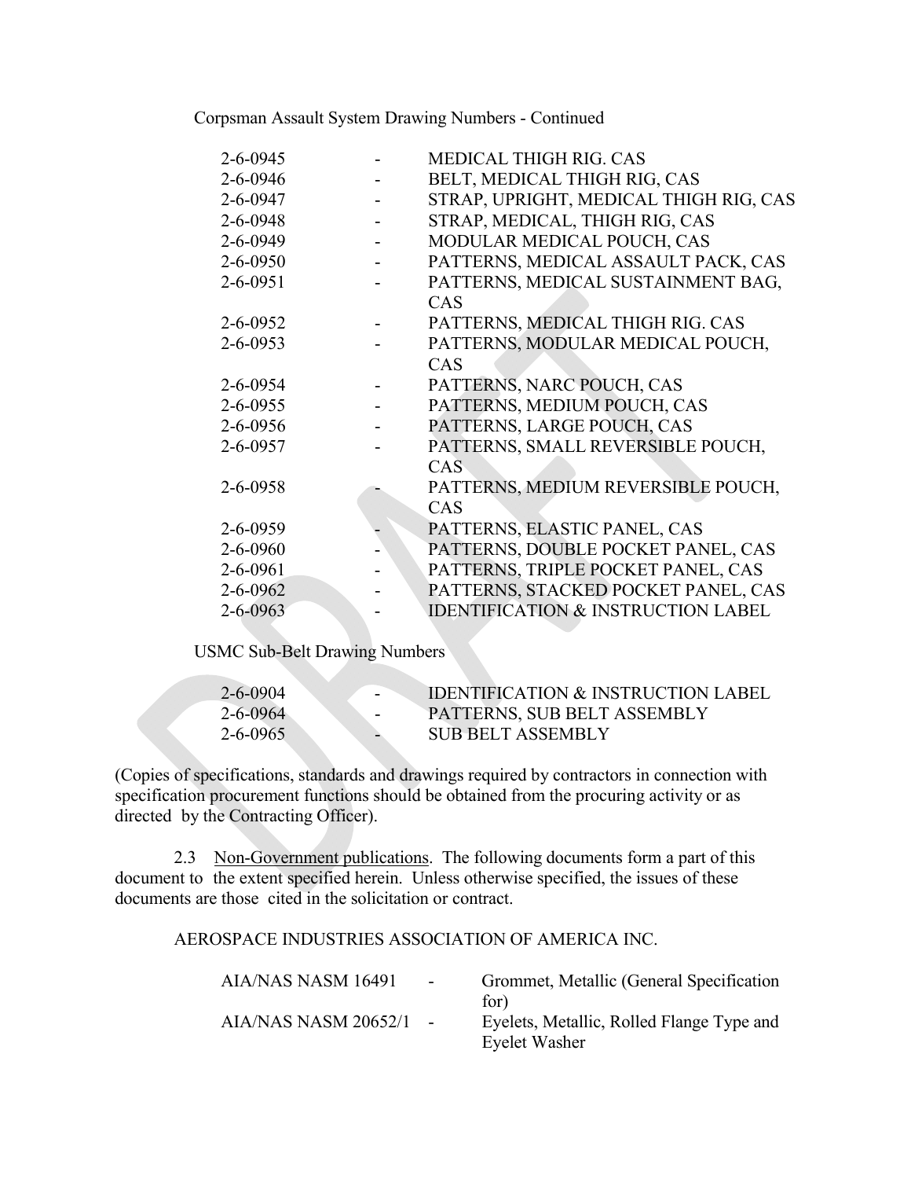Corpsman Assault System Drawing Numbers - Continued

| | | |
|---|---|---|
| 2-6-0945 | - | MEDICAL THIGH RIG. CAS |
| 2-6-0946 | - | BELT, MEDICAL THIGH RIG, CAS |
| 2-6-0947 | - | STRAP, UPRIGHT, MEDICAL THIGH RIG, CAS |
| 2-6-0948 | - | STRAP, MEDICAL, THIGH RIG, CAS |
| 2-6-0949 | - | MODULAR MEDICAL POUCH, CAS |
| 2-6-0950 | - | PATTERNS, MEDICAL ASSAULT PACK, CAS |
| 2-6-0951 | - | PATTERNS, MEDICAL SUSTAINMENT BAG, CAS |
| 2-6-0952 | - | PATTERNS, MEDICAL THIGH RIG. CAS |
| 2-6-0953 | - | PATTERNS, MODULAR MEDICAL POUCH, CAS |
| 2-6-0954 | - | PATTERNS, NARC POUCH, CAS |
| 2-6-0955 | - | PATTERNS, MEDIUM POUCH, CAS |
| 2-6-0956 | - | PATTERNS, LARGE POUCH, CAS |
| 2-6-0957 | - | PATTERNS, SMALL REVERSIBLE POUCH, CAS |
| 2-6-0958 | - | PATTERNS, MEDIUM REVERSIBLE POUCH, CAS |
| 2-6-0959 | - | PATTERNS, ELASTIC PANEL, CAS |
| 2-6-0960 | - | PATTERNS, DOUBLE POCKET PANEL, CAS |
| 2-6-0961 | - | PATTERNS, TRIPLE POCKET PANEL, CAS |
| 2-6-0962 | - | PATTERNS, STACKED POCKET PANEL, CAS |
| 2-6-0963 | - | IDENTIFICATION & INSTRUCTION LABEL |

USMC Sub-Belt Drawing Numbers

| | | |
|---|---|---|
| 2-6-0904 | - | IDENTIFICATION & INSTRUCTION LABEL |
| 2-6-0964 | - | PATTERNS, SUB BELT ASSEMBLY |
| 2-6-0965 | - | SUB BELT ASSEMBLY |

(Copies of specifications, standards and drawings required by contractors in connection with specification procurement functions should be obtained from the procuring activity or as directed by the Contracting Officer).

2.3 Non-Government publications. The following documents form a part of this document to the extent specified herein. Unless otherwise specified, the issues of these documents are those cited in the solicitation or contract.

AEROSPACE INDUSTRIES ASSOCIATION OF AMERICA INC.

| | | |
|---|---|---|
| AIA/NAS NASM 16491 | - | Grommet, Metallic (General Specification for) |
| AIA/NAS NASM 20652/1 | - | Eyelets, Metallic, Rolled Flange Type and Eyelet Washer |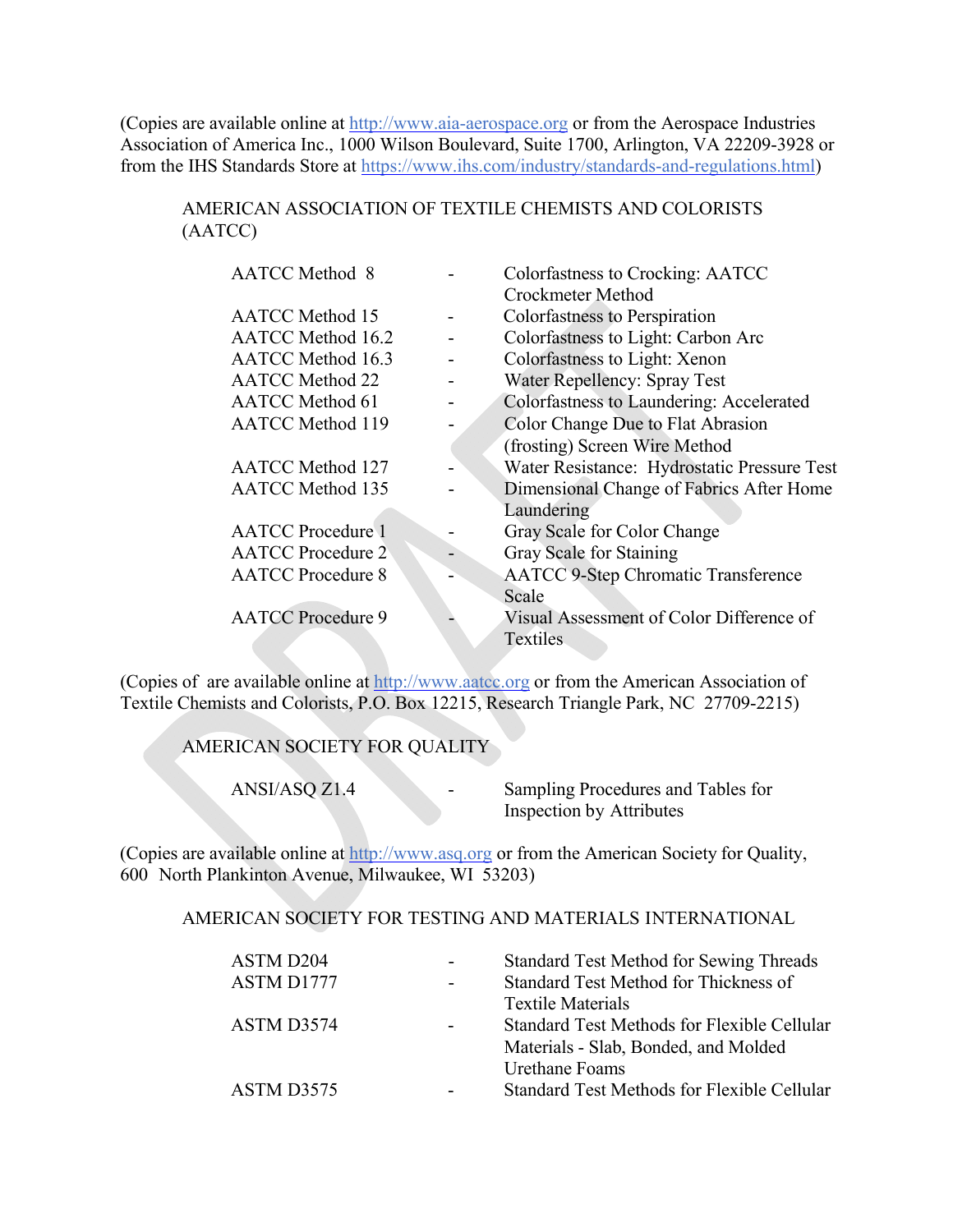(Copies are available online at http://www.aia-aerospace.org or from the Aerospace Industries Association of America Inc., 1000 Wilson Boulevard, Suite 1700, Arlington, VA 22209-3928 or from the IHS Standards Store at https://www.ihs.com/industry/standards-and-regulations.html)

AMERICAN ASSOCIATION OF TEXTILE CHEMISTS AND COLORISTS (AATCC)

| | | |
|---|---|---|
| AATCC Method 8 | - | Colorfastness to Crocking: AATCC Crockmeter Method |
| AATCC Method 15 | - | Colorfastness to Perspiration |
| AATCC Method 16.2 | - | Colorfastness to Light: Carbon Arc |
| AATCC Method 16.3 | - | Colorfastness to Light: Xenon |
| AATCC Method 22 | - | Water Repellency: Spray Test |
| AATCC Method 61 | - | Colorfastness to Laundering: Accelerated |
| AATCC Method 119 | - | Color Change Due to Flat Abrasion (frosting) Screen Wire Method |
| AATCC Method 127 | - | Water Resistance: Hydrostatic Pressure Test |
| AATCC Method 135 | - | Dimensional Change of Fabrics After Home Laundering |
| AATCC Procedure 1 | - | Gray Scale for Color Change |
| AATCC Procedure 2 | - | Gray Scale for Staining |
| AATCC Procedure 8 | - | AATCC 9-Step Chromatic Transference Scale |
| AATCC Procedure 9 | - | Visual Assessment of Color Difference of Textiles |

(Copies of are available online at http://www.aatcc.org or from the American Association of Textile Chemists and Colorists, P.O. Box 12215, Research Triangle Park, NC 27709-2215)

AMERICAN SOCIETY FOR QUALITY

| | | |
|---|---|---|
| ANSI/ASQ Z1.4 | - | Sampling Procedures and Tables for Inspection by Attributes |

(Copies are available online at http://www.asq.org or from the American Society for Quality, 600 North Plankinton Avenue, Milwaukee, WI 53203)

AMERICAN SOCIETY FOR TESTING AND MATERIALS INTERNATIONAL

| | | |
|---|---|---|
| ASTM D204 | - | Standard Test Method for Sewing Threads |
| ASTM D1777 | - | Standard Test Method for Thickness of Textile Materials |
| ASTM D3574 | - | Standard Test Methods for Flexible Cellular Materials - Slab, Bonded, and Molded Urethane Foams |
| ASTM D3575 | - | Standard Test Methods for Flexible Cellular |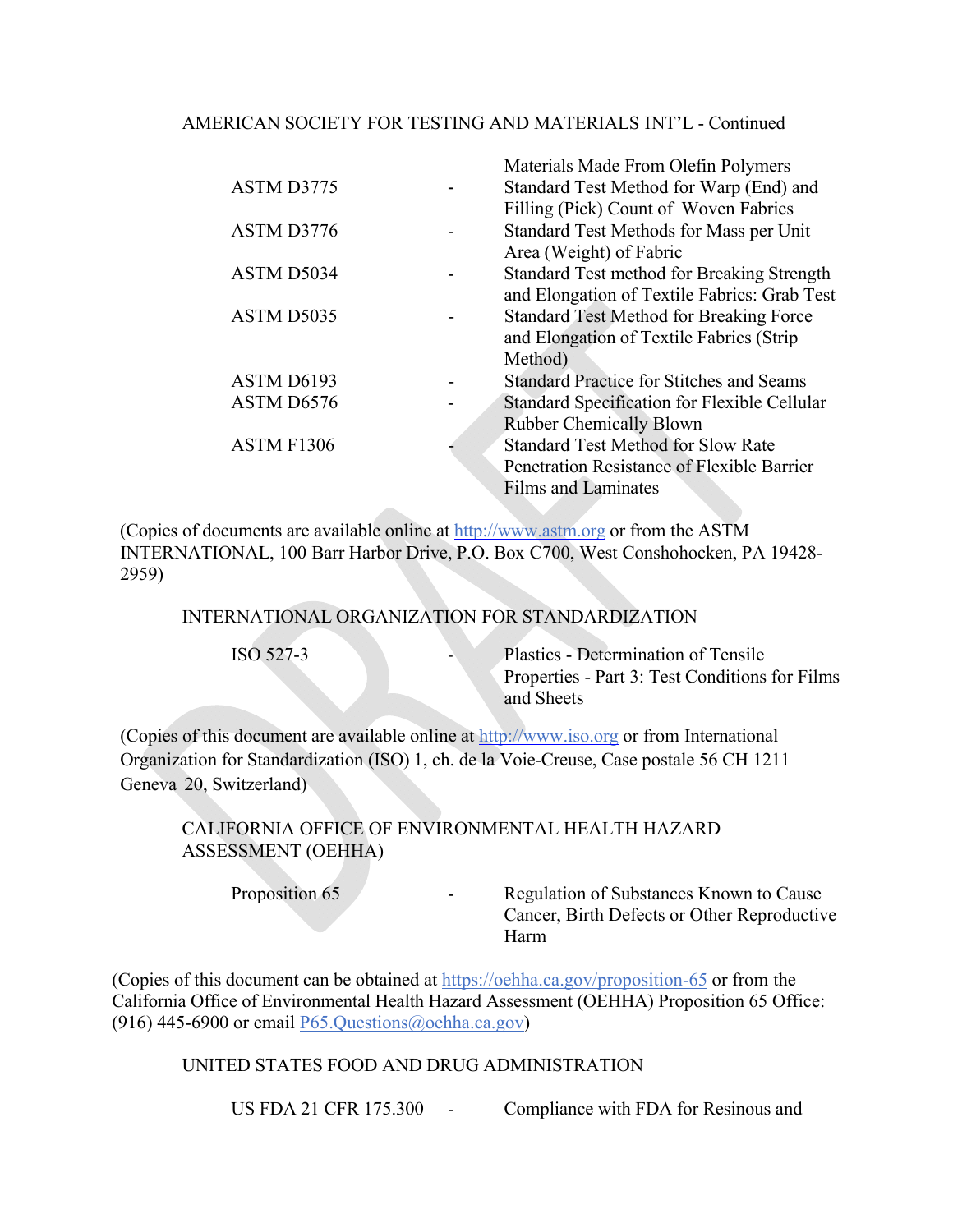AMERICAN SOCIETY FOR TESTING AND MATERIALS INT'L - Continued

| | | |
|---|---|---|
| | | Materials Made From Olefin Polymers |
| ASTM D3775 | - | Standard Test Method for Warp (End) and Filling (Pick) Count of Woven Fabrics |
| ASTM D3776 | - | Standard Test Methods for Mass per Unit Area (Weight) of Fabric |
| ASTM D5034 | - | Standard Test method for Breaking Strength and Elongation of Textile Fabrics: Grab Test |
| ASTM D5035 | - | Standard Test Method for Breaking Force and Elongation of Textile Fabrics (Strip Method) |
| ASTM D6193 | - | Standard Practice for Stitches and Seams |
| ASTM D6576 | - | Standard Specification for Flexible Cellular Rubber Chemically Blown |
| ASTM F1306 | - | Standard Test Method for Slow Rate Penetration Resistance of Flexible Barrier Films and Laminates |

(Copies of documents are available online at http://www.astm.org or from the ASTM INTERNATIONAL, 100 Barr Harbor Drive, P.O. Box C700, West Conshohocken, PA 19428-2959)

INTERNATIONAL ORGANIZATION FOR STANDARDIZATION

| | | |
|---|---|---|
| ISO 527-3 | - | Plastics - Determination of Tensile Properties - Part 3: Test Conditions for Films and Sheets |

(Copies of this document are available online at http://www.iso.org or from International Organization for Standardization (ISO) 1, ch. de la Voie-Creuse, Case postale 56 CH 1211 Geneva 20, Switzerland)

CALIFORNIA OFFICE OF ENVIRONMENTAL HEALTH HAZARD ASSESSMENT (OEHHA)

| | | |
|---|---|---|
| Proposition 65 | - | Regulation of Substances Known to Cause Cancer, Birth Defects or Other Reproductive Harm |

(Copies of this document can be obtained at https://oehha.ca.gov/proposition-65 or from the California Office of Environmental Health Hazard Assessment (OEHHA) Proposition 65 Office: (916) 445-6900 or email P65.Questions@oehha.ca.gov)

UNITED STATES FOOD AND DRUG ADMINISTRATION

| | | |
|---|---|---|
| US FDA 21 CFR 175.300 | - | Compliance with FDA for Resinous and |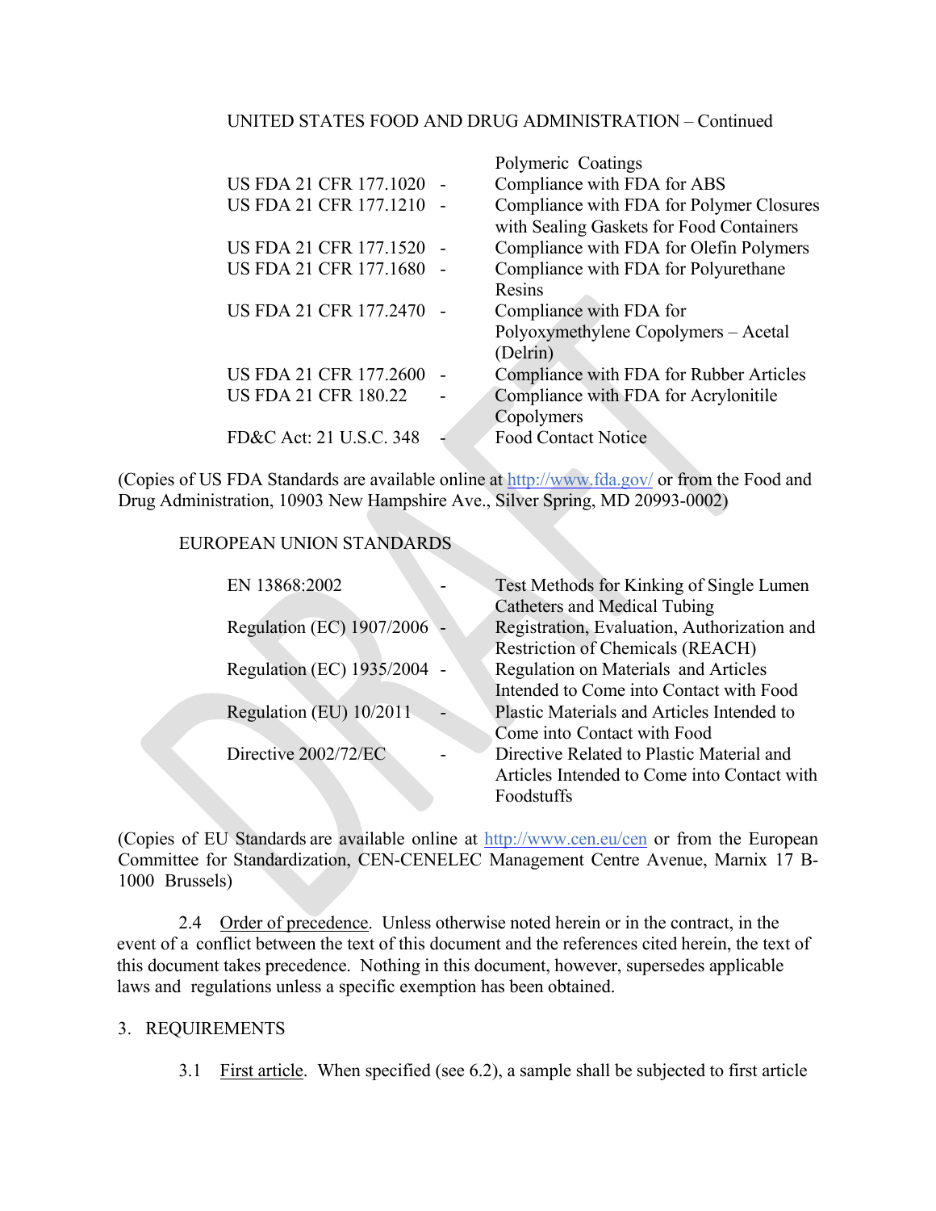UNITED STATES FOOD AND DRUG ADMINISTRATION – Continued

| | | |
|---|---|---|
| | | Polymeric Coatings |
| US FDA 21 CFR 177.1020 | - | Compliance with FDA for ABS |
| US FDA 21 CFR 177.1210 | - | Compliance with FDA for Polymer Closures with Sealing Gaskets for Food Containers |
| US FDA 21 CFR 177.1520 | - | Compliance with FDA for Olefin Polymers |
| US FDA 21 CFR 177.1680 | - | Compliance with FDA for Polyurethane Resins |
| US FDA 21 CFR 177.2470 | - | Compliance with FDA for Polyoxymethylene Copolymers – Acetal (Delrin) |
| US FDA 21 CFR 177.2600 | - | Compliance with FDA for Rubber Articles |
| US FDA 21 CFR 180.22 | - | Compliance with FDA for Acrylonitile Copolymers |
| FD&C Act: 21 U.S.C. 348 | - | Food Contact Notice |

(Copies of US FDA Standards are available online at http://www.fda.gov/ or from the Food and Drug Administration, 10903 New Hampshire Ave., Silver Spring, MD 20993-0002)

EUROPEAN UNION STANDARDS

| | | |
|---|---|---|
| EN 13868:2002 | - | Test Methods for Kinking of Single Lumen Catheters and Medical Tubing |
| Regulation (EC) 1907/2006 | - | Registration, Evaluation, Authorization and Restriction of Chemicals (REACH) |
| Regulation (EC) 1935/2004 | - | Regulation on Materials and Articles Intended to Come into Contact with Food |
| Regulation (EU) 10/2011 | - | Plastic Materials and Articles Intended to Come into Contact with Food |
| Directive 2002/72/EC | - | Directive Related to Plastic Material and Articles Intended to Come into Contact with Foodstuffs |

(Copies of EU Standards are available online at http://www.cen.eu/cen or from the European Committee for Standardization, CEN-CENELEC Management Centre Avenue, Marnix 17 B-1000 Brussels)

2.4 Order of precedence. Unless otherwise noted herein or in the contract, in the event of a conflict between the text of this document and the references cited herein, the text of this document takes precedence. Nothing in this document, however, supersedes applicable laws and regulations unless a specific exemption has been obtained.

3. REQUIREMENTS

3.1 First article. When specified (see 6.2), a sample shall be subjected to first article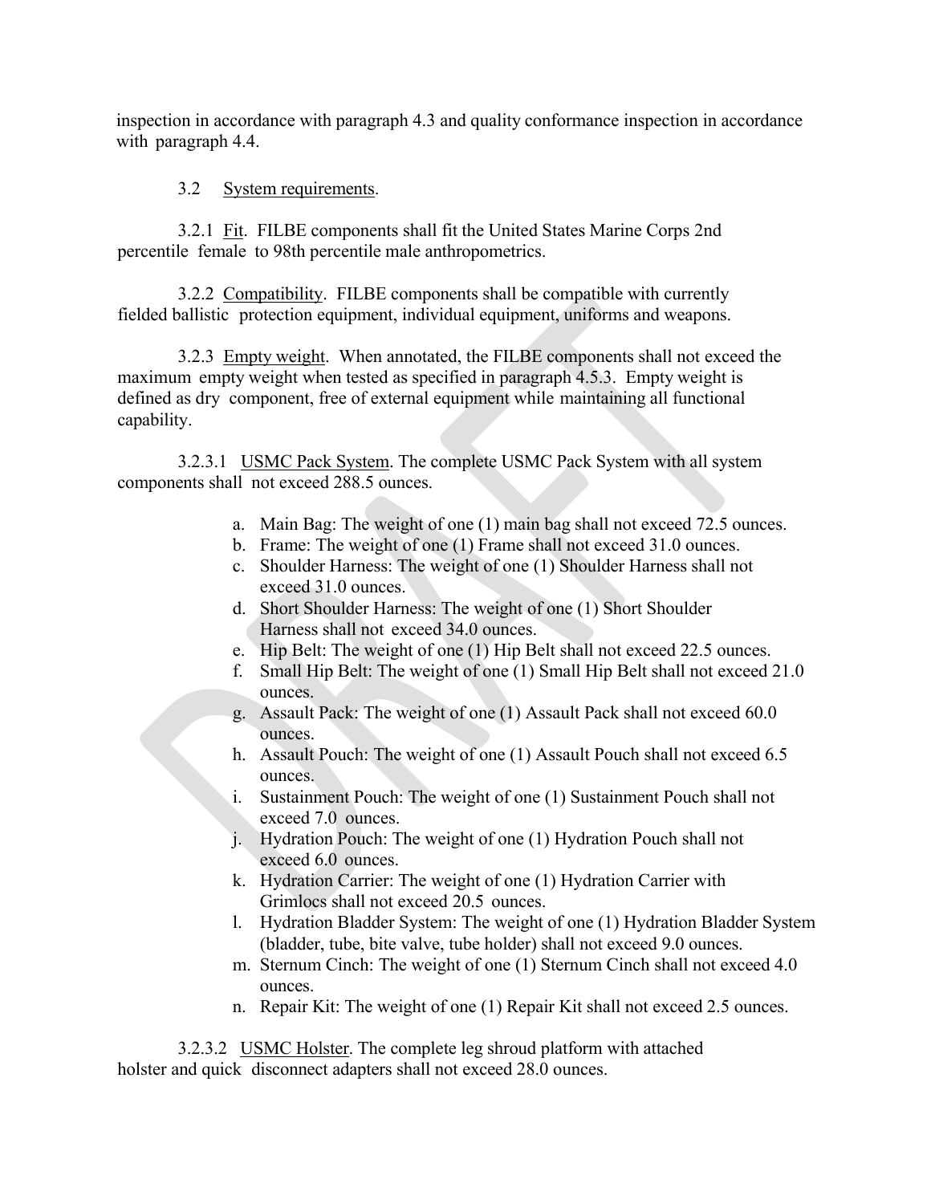inspection in accordance with paragraph 4.3 and quality conformance inspection in accordance with paragraph 4.4.

3.2 System requirements.

3.2.1 Fit. FILBE components shall fit the United States Marine Corps 2nd percentile female to 98th percentile male anthropometrics.

3.2.2 Compatibility. FILBE components shall be compatible with currently fielded ballistic protection equipment, individual equipment, uniforms and weapons.

3.2.3 Empty weight. When annotated, the FILBE components shall not exceed the maximum empty weight when tested as specified in paragraph 4.5.3. Empty weight is defined as dry component, free of external equipment while maintaining all functional capability.

3.2.3.1 USMC Pack System. The complete USMC Pack System with all system components shall not exceed 288.5 ounces.

a. Main Bag: The weight of one (1) main bag shall not exceed 72.5 ounces.
b. Frame: The weight of one (1) Frame shall not exceed 31.0 ounces.
c. Shoulder Harness: The weight of one (1) Shoulder Harness shall not exceed 31.0 ounces.
d. Short Shoulder Harness: The weight of one (1) Short Shoulder Harness shall not exceed 34.0 ounces.
e. Hip Belt: The weight of one (1) Hip Belt shall not exceed 22.5 ounces.
f. Small Hip Belt: The weight of one (1) Small Hip Belt shall not exceed 21.0 ounces.
g. Assault Pack: The weight of one (1) Assault Pack shall not exceed 60.0 ounces.
h. Assault Pouch: The weight of one (1) Assault Pouch shall not exceed 6.5 ounces.
i. Sustainment Pouch: The weight of one (1) Sustainment Pouch shall not exceed 7.0 ounces.
j. Hydration Pouch: The weight of one (1) Hydration Pouch shall not exceed 6.0 ounces.
k. Hydration Carrier: The weight of one (1) Hydration Carrier with Grimlocs shall not exceed 20.5 ounces.
l. Hydration Bladder System: The weight of one (1) Hydration Bladder System (bladder, tube, bite valve, tube holder) shall not exceed 9.0 ounces.
m. Sternum Cinch: The weight of one (1) Sternum Cinch shall not exceed 4.0 ounces.
n. Repair Kit: The weight of one (1) Repair Kit shall not exceed 2.5 ounces.

3.2.3.2 USMC Holster. The complete leg shroud platform with attached holster and quick disconnect adapters shall not exceed 28.0 ounces.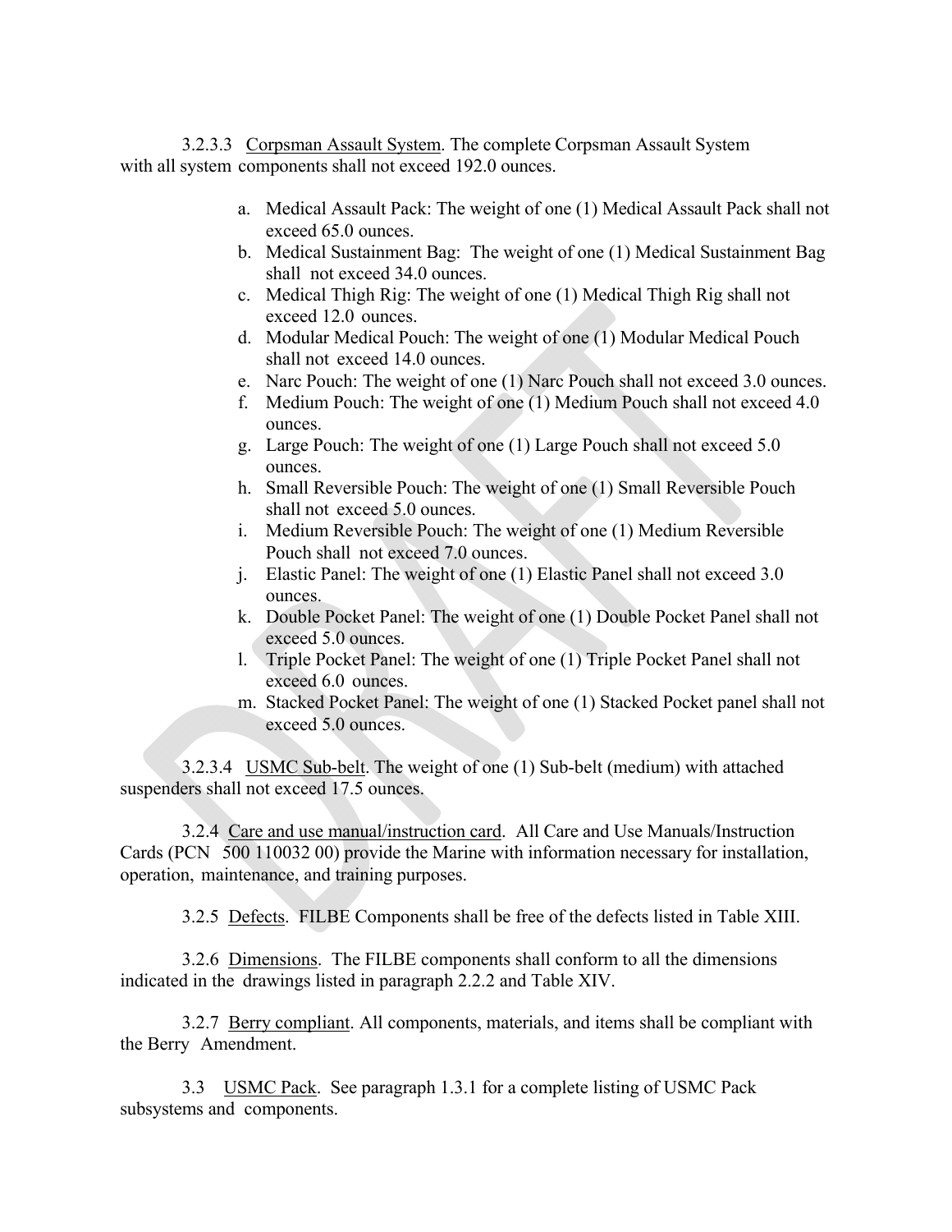3.2.3.3 Corpsman Assault System. The complete Corpsman Assault System with all system components shall not exceed 192.0 ounces.

a. Medical Assault Pack: The weight of one (1) Medical Assault Pack shall not exceed 65.0 ounces.
b. Medical Sustainment Bag: The weight of one (1) Medical Sustainment Bag shall not exceed 34.0 ounces.
c. Medical Thigh Rig: The weight of one (1) Medical Thigh Rig shall not exceed 12.0 ounces.
d. Modular Medical Pouch: The weight of one (1) Modular Medical Pouch shall not exceed 14.0 ounces.
e. Narc Pouch: The weight of one (1) Narc Pouch shall not exceed 3.0 ounces.
f. Medium Pouch: The weight of one (1) Medium Pouch shall not exceed 4.0 ounces.
g. Large Pouch: The weight of one (1) Large Pouch shall not exceed 5.0 ounces.
h. Small Reversible Pouch: The weight of one (1) Small Reversible Pouch shall not exceed 5.0 ounces.
i. Medium Reversible Pouch: The weight of one (1) Medium Reversible Pouch shall not exceed 7.0 ounces.
j. Elastic Panel: The weight of one (1) Elastic Panel shall not exceed 3.0 ounces.
k. Double Pocket Panel: The weight of one (1) Double Pocket Panel shall not exceed 5.0 ounces.
l. Triple Pocket Panel: The weight of one (1) Triple Pocket Panel shall not exceed 6.0 ounces.
m. Stacked Pocket Panel: The weight of one (1) Stacked Pocket panel shall not exceed 5.0 ounces.

3.2.3.4 USMC Sub-belt. The weight of one (1) Sub-belt (medium) with attached suspenders shall not exceed 17.5 ounces.

3.2.4 Care and use manual/instruction card. All Care and Use Manuals/Instruction Cards (PCN 500 110032 00) provide the Marine with information necessary for installation, operation, maintenance, and training purposes.

3.2.5 Defects. FILBE Components shall be free of the defects listed in Table XIII.

3.2.6 Dimensions. The FILBE components shall conform to all the dimensions indicated in the drawings listed in paragraph 2.2.2 and Table XIV.

3.2.7 Berry compliant. All components, materials, and items shall be compliant with the Berry Amendment.

3.3 USMC Pack. See paragraph 1.3.1 for a complete listing of USMC Pack subsystems and components.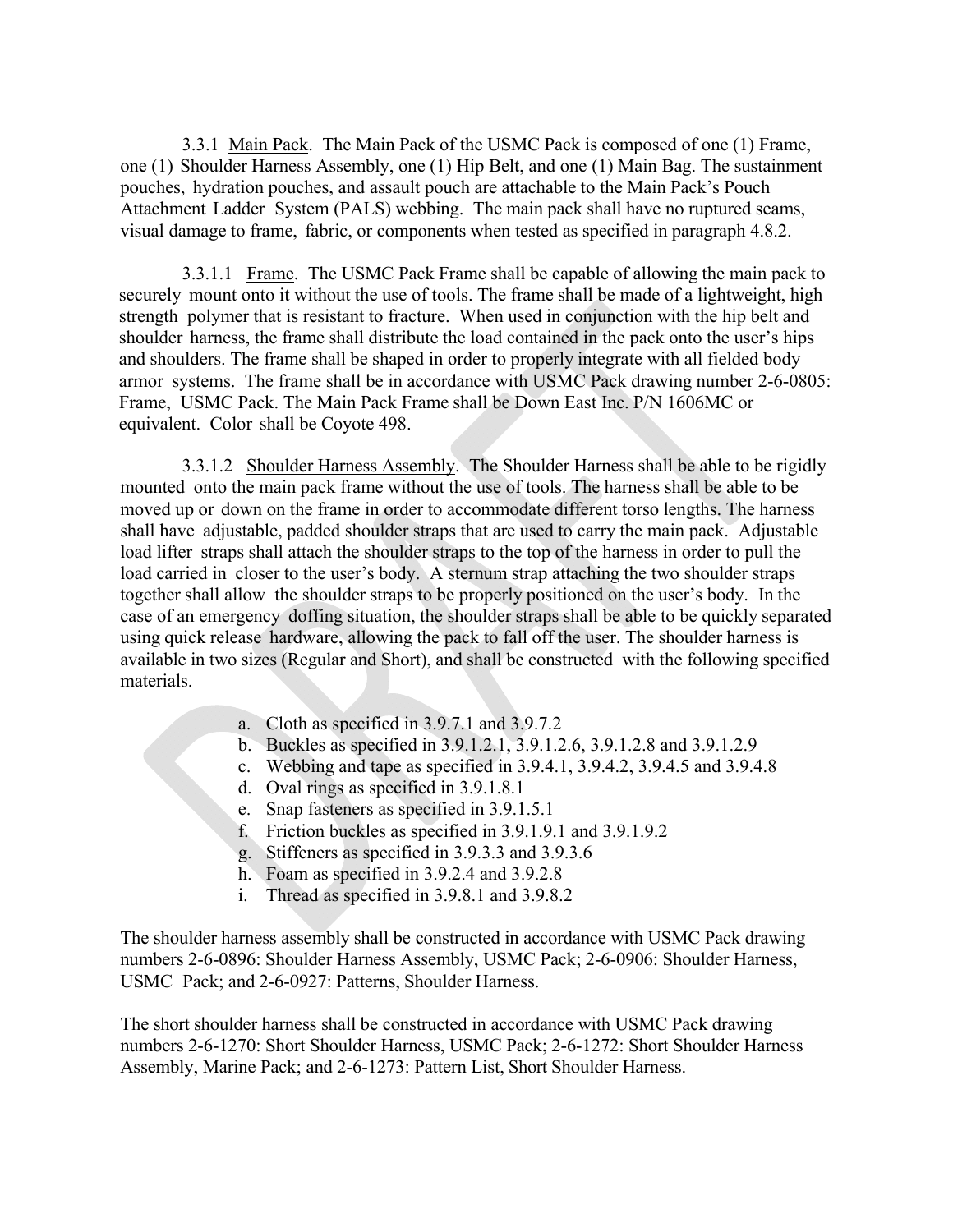3.3.1 Main Pack. The Main Pack of the USMC Pack is composed of one (1) Frame, one (1) Shoulder Harness Assembly, one (1) Hip Belt, and one (1) Main Bag. The sustainment pouches, hydration pouches, and assault pouch are attachable to the Main Pack's Pouch Attachment Ladder System (PALS) webbing. The main pack shall have no ruptured seams, visual damage to frame, fabric, or components when tested as specified in paragraph 4.8.2.

3.3.1.1 Frame. The USMC Pack Frame shall be capable of allowing the main pack to securely mount onto it without the use of tools. The frame shall be made of a lightweight, high strength polymer that is resistant to fracture. When used in conjunction with the hip belt and shoulder harness, the frame shall distribute the load contained in the pack onto the user's hips and shoulders. The frame shall be shaped in order to properly integrate with all fielded body armor systems. The frame shall be in accordance with USMC Pack drawing number 2-6-0805: Frame, USMC Pack. The Main Pack Frame shall be Down East Inc. P/N 1606MC or equivalent. Color shall be Coyote 498.

3.3.1.2 Shoulder Harness Assembly. The Shoulder Harness shall be able to be rigidly mounted onto the main pack frame without the use of tools. The harness shall be able to be moved up or down on the frame in order to accommodate different torso lengths. The harness shall have adjustable, padded shoulder straps that are used to carry the main pack. Adjustable load lifter straps shall attach the shoulder straps to the top of the harness in order to pull the load carried in closer to the user's body. A sternum strap attaching the two shoulder straps together shall allow the shoulder straps to be properly positioned on the user's body. In the case of an emergency doffing situation, the shoulder straps shall be able to be quickly separated using quick release hardware, allowing the pack to fall off the user. The shoulder harness is available in two sizes (Regular and Short), and shall be constructed with the following specified materials.

a. Cloth as specified in 3.9.7.1 and 3.9.7.2
b. Buckles as specified in 3.9.1.2.1, 3.9.1.2.6, 3.9.1.2.8 and 3.9.1.2.9
c. Webbing and tape as specified in 3.9.4.1, 3.9.4.2, 3.9.4.5 and 3.9.4.8
d. Oval rings as specified in 3.9.1.8.1
e. Snap fasteners as specified in 3.9.1.5.1
f. Friction buckles as specified in 3.9.1.9.1 and 3.9.1.9.2
g. Stiffeners as specified in 3.9.3.3 and 3.9.3.6
h. Foam as specified in 3.9.2.4 and 3.9.2.8
i. Thread as specified in 3.9.8.1 and 3.9.8.2

The shoulder harness assembly shall be constructed in accordance with USMC Pack drawing numbers 2-6-0896: Shoulder Harness Assembly, USMC Pack; 2-6-0906: Shoulder Harness, USMC Pack; and 2-6-0927: Patterns, Shoulder Harness.

The short shoulder harness shall be constructed in accordance with USMC Pack drawing numbers 2-6-1270: Short Shoulder Harness, USMC Pack; 2-6-1272: Short Shoulder Harness Assembly, Marine Pack; and 2-6-1273: Pattern List, Short Shoulder Harness.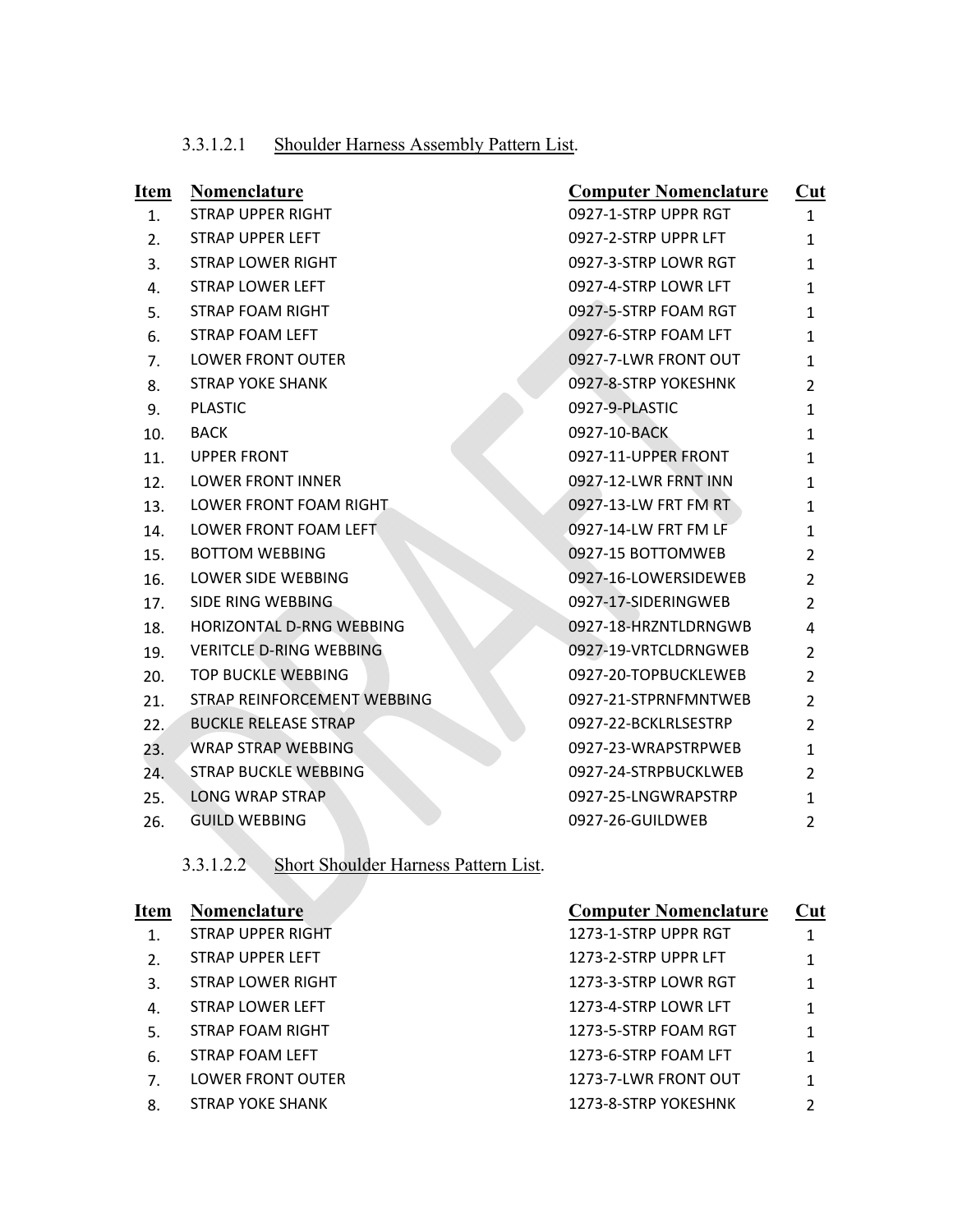#### 3.3.1.2.1 Shoulder Harness Assembly Pattern List.

| Item | Nomenclature | Computer Nomenclature | Cut |
|---|---|---|---|
| 1. | STRAP UPPER RIGHT | 0927-1-STRP UPPR RGT | 1 |
| 2. | STRAP UPPER LEFT | 0927-2-STRP UPPR LFT | 1 |
| 3. | STRAP LOWER RIGHT | 0927-3-STRP LOWR RGT | 1 |
| 4. | STRAP LOWER LEFT | 0927-4-STRP LOWR LFT | 1 |
| 5. | STRAP FOAM RIGHT | 0927-5-STRP FOAM RGT | 1 |
| 6. | STRAP FOAM LEFT | 0927-6-STRP FOAM LFT | 1 |
| 7. | LOWER FRONT OUTER | 0927-7-LWR FRONT OUT | 1 |
| 8. | STRAP YOKE SHANK | 0927-8-STRP YOKESHNK | 2 |
| 9. | PLASTIC | 0927-9-PLASTIC | 1 |
| 10. | BACK | 0927-10-BACK | 1 |
| 11. | UPPER FRONT | 0927-11-UPPER FRONT | 1 |
| 12. | LOWER FRONT INNER | 0927-12-LWR FRNT INN | 1 |
| 13. | LOWER FRONT FOAM RIGHT | 0927-13-LW FRT FM RT | 1 |
| 14. | LOWER FRONT FOAM LEFT | 0927-14-LW FRT FM LF | 1 |
| 15. | BOTTOM WEBBING | 0927-15 BOTTOMWEB | 2 |
| 16. | LOWER SIDE WEBBING | 0927-16-LOWERSIDEWEB | 2 |
| 17. | SIDE RING WEBBING | 0927-17-SIDERINGWEB | 2 |
| 18. | HORIZONTAL D-RNG WEBBING | 0927-18-HRZNTLDRNGWB | 4 |
| 19. | VERITCLE D-RING WEBBING | 0927-19-VRTCLDRNGWEB | 2 |
| 20. | TOP BUCKLE WEBBING | 0927-20-TOPBUCKLEWEB | 2 |
| 21. | STRAP REINFORCEMENT WEBBING | 0927-21-STPRNFMNTWEB | 2 |
| 22. | BUCKLE RELEASE STRAP | 0927-22-BCKLRLSESTRP | 2 |
| 23. | WRAP STRAP WEBBING | 0927-23-WRAPSTRPWEB | 1 |
| 24. | STRAP BUCKLE WEBBING | 0927-24-STRPBUCKLWEB | 2 |
| 25. | LONG WRAP STRAP | 0927-25-LNGWRAPSTRP | 1 |
| 26. | GUILD WEBBING | 0927-26-GUILDWEB | 2 |

#### 3.3.1.2.2 Short Shoulder Harness Pattern List.

| Item | Nomenclature | Computer Nomenclature | Cut |
|---|---|---|---|
| 1. | STRAP UPPER RIGHT | 1273-1-STRP UPPR RGT | 1 |
| 2. | STRAP UPPER LEFT | 1273-2-STRP UPPR LFT | 1 |
| 3. | STRAP LOWER RIGHT | 1273-3-STRP LOWR RGT | 1 |
| 4. | STRAP LOWER LEFT | 1273-4-STRP LOWR LFT | 1 |
| 5. | STRAP FOAM RIGHT | 1273-5-STRP FOAM RGT | 1 |
| 6. | STRAP FOAM LEFT | 1273-6-STRP FOAM LFT | 1 |
| 7. | LOWER FRONT OUTER | 1273-7-LWR FRONT OUT | 1 |
| 8. | STRAP YOKE SHANK | 1273-8-STRP YOKESHNK | 2 |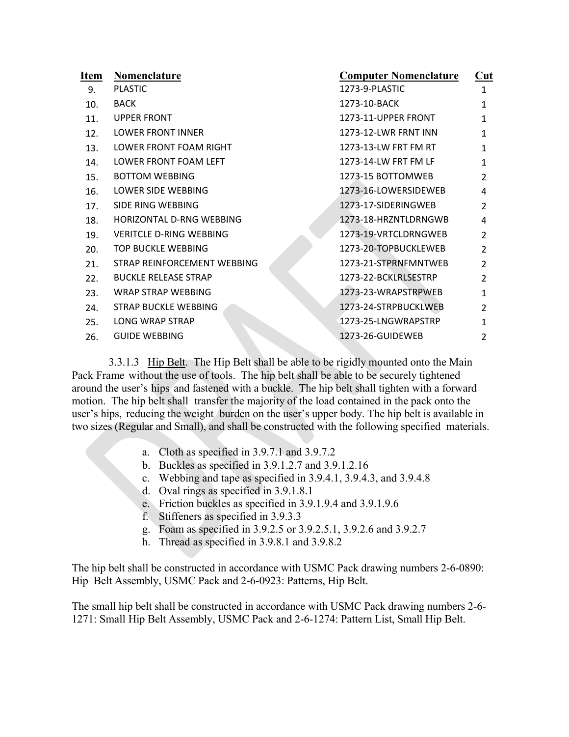| Item | Nomenclature | Computer Nomenclature | Cut |
|---|---|---|---|
| 9. | PLASTIC | 1273-9-PLASTIC | 1 |
| 10. | BACK | 1273-10-BACK | 1 |
| 11. | UPPER FRONT | 1273-11-UPPER FRONT | 1 |
| 12. | LOWER FRONT INNER | 1273-12-LWR FRNT INN | 1 |
| 13. | LOWER FRONT FOAM RIGHT | 1273-13-LW FRT FM RT | 1 |
| 14. | LOWER FRONT FOAM LEFT | 1273-14-LW FRT FM LF | 1 |
| 15. | BOTTOM WEBBING | 1273-15 BOTTOMWEB | 2 |
| 16. | LOWER SIDE WEBBING | 1273-16-LOWERSIDEWEB | 4 |
| 17. | SIDE RING WEBBING | 1273-17-SIDERINGWEB | 2 |
| 18. | HORIZONTAL D-RNG WEBBING | 1273-18-HRZNTLDRNGWB | 4 |
| 19. | VERITCLE D-RING WEBBING | 1273-19-VRTCLDRNGWEB | 2 |
| 20. | TOP BUCKLE WEBBING | 1273-20-TOPBUCKLEWEB | 2 |
| 21. | STRAP REINFORCEMENT WEBBING | 1273-21-STPRNFMNTWEB | 2 |
| 22. | BUCKLE RELEASE STRAP | 1273-22-BCKLRLSESTRP | 2 |
| 23. | WRAP STRAP WEBBING | 1273-23-WRAPSTRPWEB | 1 |
| 24. | STRAP BUCKLE WEBBING | 1273-24-STRPBUCKLWEB | 2 |
| 25. | LONG WRAP STRAP | 1273-25-LNGWRAPSTRP | 1 |
| 26. | GUIDE WEBBING | 1273-26-GUIDEWEB | 2 |

3.3.1.3 Hip Belt. The Hip Belt shall be able to be rigidly mounted onto the Main Pack Frame without the use of tools. The hip belt shall be able to be securely tightened around the user's hips and fastened with a buckle. The hip belt shall tighten with a forward motion. The hip belt shall transfer the majority of the load contained in the pack onto the user's hips, reducing the weight burden on the user's upper body. The hip belt is available in two sizes (Regular and Small), and shall be constructed with the following specified materials.

a. Cloth as specified in 3.9.7.1 and 3.9.7.2
b. Buckles as specified in 3.9.1.2.7 and 3.9.1.2.16
c. Webbing and tape as specified in 3.9.4.1, 3.9.4.3, and 3.9.4.8
d. Oval rings as specified in 3.9.1.8.1
e. Friction buckles as specified in 3.9.1.9.4 and 3.9.1.9.6
f. Stiffeners as specified in 3.9.3.3
g. Foam as specified in 3.9.2.5 or 3.9.2.5.1, 3.9.2.6 and 3.9.2.7
h. Thread as specified in 3.9.8.1 and 3.9.8.2

The hip belt shall be constructed in accordance with USMC Pack drawing numbers 2-6-0890: Hip Belt Assembly, USMC Pack and 2-6-0923: Patterns, Hip Belt.

The small hip belt shall be constructed in accordance with USMC Pack drawing numbers 2-6-1271: Small Hip Belt Assembly, USMC Pack and 2-6-1274: Pattern List, Small Hip Belt.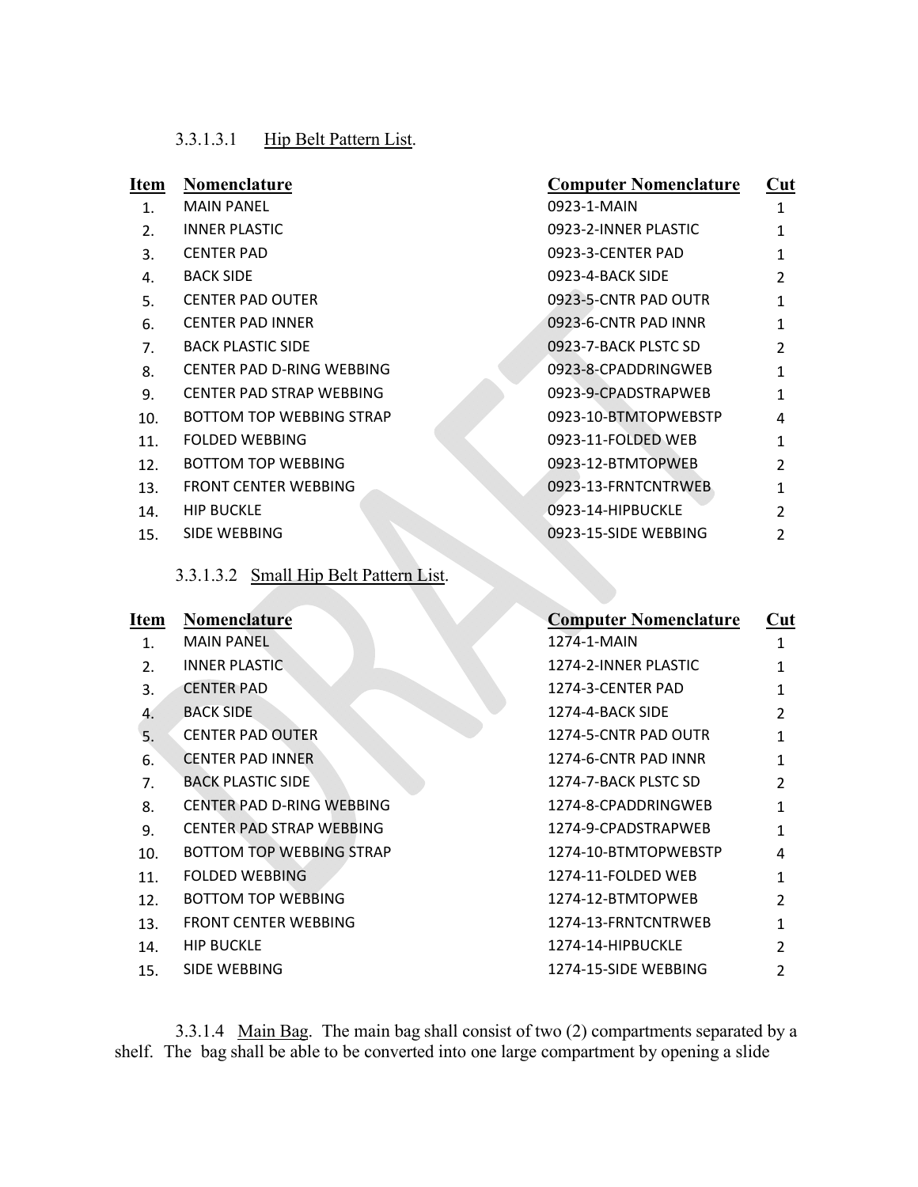3.3.1.3.1 Hip Belt Pattern List.

| Item | Nomenclature | Computer Nomenclature | Cut |
|---|---|---|---|
| 1. | MAIN PANEL | 0923-1-MAIN | 1 |
| 2. | INNER PLASTIC | 0923-2-INNER PLASTIC | 1 |
| 3. | CENTER PAD | 0923-3-CENTER PAD | 1 |
| 4. | BACK SIDE | 0923-4-BACK SIDE | 2 |
| 5. | CENTER PAD OUTER | 0923-5-CNTR PAD OUTR | 1 |
| 6. | CENTER PAD INNER | 0923-6-CNTR PAD INNR | 1 |
| 7. | BACK PLASTIC SIDE | 0923-7-BACK PLSTC SD | 2 |
| 8. | CENTER PAD D-RING WEBBING | 0923-8-CPADDRINGWEB | 1 |
| 9. | CENTER PAD STRAP WEBBING | 0923-9-CPADSTRAPWEB | 1 |
| 10. | BOTTOM TOP WEBBING STRAP | 0923-10-BTMTOPWEBSTP | 4 |
| 11. | FOLDED WEBBING | 0923-11-FOLDED WEB | 1 |
| 12. | BOTTOM TOP WEBBING | 0923-12-BTMTOPWEB | 2 |
| 13. | FRONT CENTER WEBBING | 0923-13-FRNTCNTRWEB | 1 |
| 14. | HIP BUCKLE | 0923-14-HIPBUCKLE | 2 |
| 15. | SIDE WEBBING | 0923-15-SIDE WEBBING | 2 |

3.3.1.3.2 Small Hip Belt Pattern List.

| Item | Nomenclature | Computer Nomenclature | Cut |
|---|---|---|---|
| 1. | MAIN PANEL | 1274-1-MAIN | 1 |
| 2. | INNER PLASTIC | 1274-2-INNER PLASTIC | 1 |
| 3. | CENTER PAD | 1274-3-CENTER PAD | 1 |
| 4. | BACK SIDE | 1274-4-BACK SIDE | 2 |
| 5. | CENTER PAD OUTER | 1274-5-CNTR PAD OUTR | 1 |
| 6. | CENTER PAD INNER | 1274-6-CNTR PAD INNR | 1 |
| 7. | BACK PLASTIC SIDE | 1274-7-BACK PLSTC SD | 2 |
| 8. | CENTER PAD D-RING WEBBING | 1274-8-CPADDRINGWEB | 1 |
| 9. | CENTER PAD STRAP WEBBING | 1274-9-CPADSTRAPWEB | 1 |
| 10. | BOTTOM TOP WEBBING STRAP | 1274-10-BTMTOPWEBSTP | 4 |
| 11. | FOLDED WEBBING | 1274-11-FOLDED WEB | 1 |
| 12. | BOTTOM TOP WEBBING | 1274-12-BTMTOPWEB | 2 |
| 13. | FRONT CENTER WEBBING | 1274-13-FRNTCNTRWEB | 1 |
| 14. | HIP BUCKLE | 1274-14-HIPBUCKLE | 2 |
| 15. | SIDE WEBBING | 1274-15-SIDE WEBBING | 2 |

3.3.1.4 Main Bag. The main bag shall consist of two (2) compartments separated by a shelf. The bag shall be able to be converted into one large compartment by opening a slide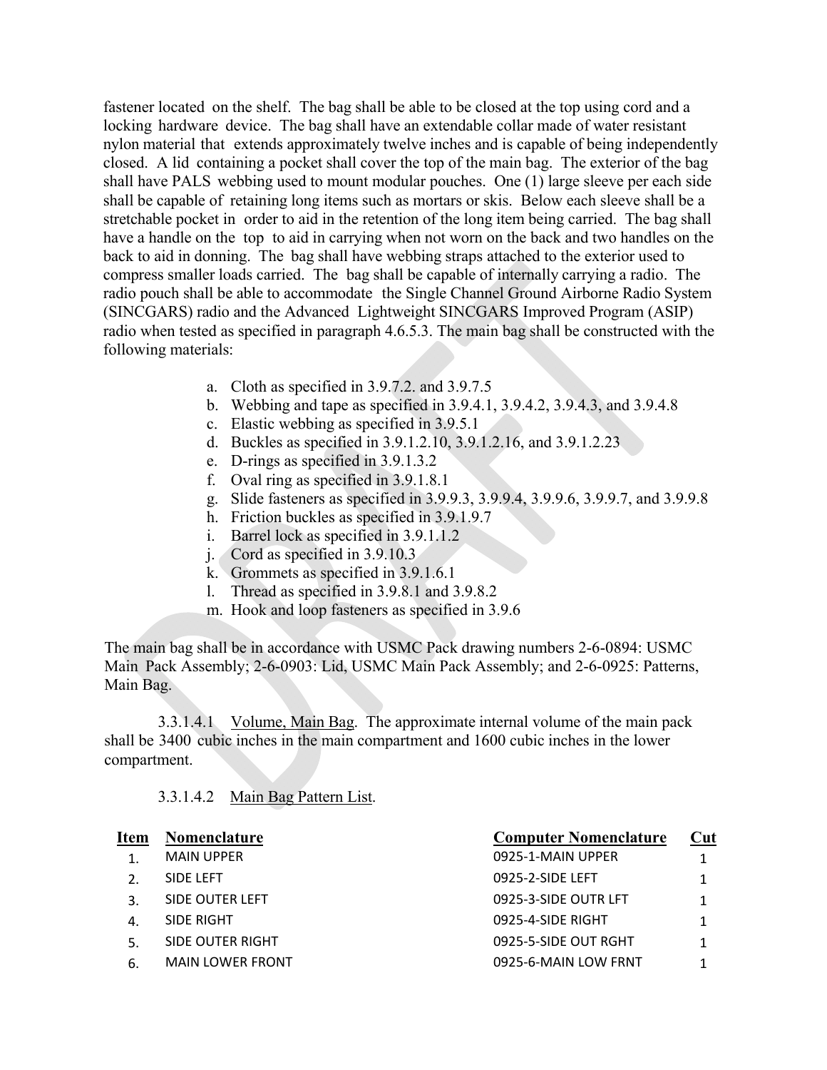fastener located on the shelf. The bag shall be able to be closed at the top using cord and a locking hardware device. The bag shall have an extendable collar made of water resistant nylon material that extends approximately twelve inches and is capable of being independently closed. A lid containing a pocket shall cover the top of the main bag. The exterior of the bag shall have PALS webbing used to mount modular pouches. One (1) large sleeve per each side shall be capable of retaining long items such as mortars or skis. Below each sleeve shall be a stretchable pocket in order to aid in the retention of the long item being carried. The bag shall have a handle on the top to aid in carrying when not worn on the back and two handles on the back to aid in donning. The bag shall have webbing straps attached to the exterior used to compress smaller loads carried. The bag shall be capable of internally carrying a radio. The radio pouch shall be able to accommodate the Single Channel Ground Airborne Radio System (SINCGARS) radio and the Advanced Lightweight SINCGARS Improved Program (ASIP) radio when tested as specified in paragraph 4.6.5.3. The main bag shall be constructed with the following materials:

a. Cloth as specified in 3.9.7.2. and 3.9.7.5
b. Webbing and tape as specified in 3.9.4.1, 3.9.4.2, 3.9.4.3, and 3.9.4.8
c. Elastic webbing as specified in 3.9.5.1
d. Buckles as specified in 3.9.1.2.10, 3.9.1.2.16, and 3.9.1.2.23
e. D-rings as specified in 3.9.1.3.2
f. Oval ring as specified in 3.9.1.8.1
g. Slide fasteners as specified in 3.9.9.3, 3.9.9.4, 3.9.9.6, 3.9.9.7, and 3.9.9.8
h. Friction buckles as specified in 3.9.1.9.7
i. Barrel lock as specified in 3.9.1.1.2
j. Cord as specified in 3.9.10.3
k. Grommets as specified in 3.9.1.6.1
l. Thread as specified in 3.9.8.1 and 3.9.8.2
m. Hook and loop fasteners as specified in 3.9.6

The main bag shall be in accordance with USMC Pack drawing numbers 2-6-0894: USMC Main Pack Assembly; 2-6-0903: Lid, USMC Main Pack Assembly; and 2-6-0925: Patterns, Main Bag.

3.3.1.4.1 Volume, Main Bag. The approximate internal volume of the main pack shall be 3400 cubic inches in the main compartment and 1600 cubic inches in the lower compartment.

3.3.1.4.2 Main Bag Pattern List.

| Item | Nomenclature | Computer Nomenclature | Cut |
|---|---|---|---|
| 1. | MAIN UPPER | 0925-1-MAIN UPPER | 1 |
| 2. | SIDE LEFT | 0925-2-SIDE LEFT | 1 |
| 3. | SIDE OUTER LEFT | 0925-3-SIDE OUTR LFT | 1 |
| 4. | SIDE RIGHT | 0925-4-SIDE RIGHT | 1 |
| 5. | SIDE OUTER RIGHT | 0925-5-SIDE OUT RGHT | 1 |
| 6. | MAIN LOWER FRONT | 0925-6-MAIN LOW FRNT | 1 |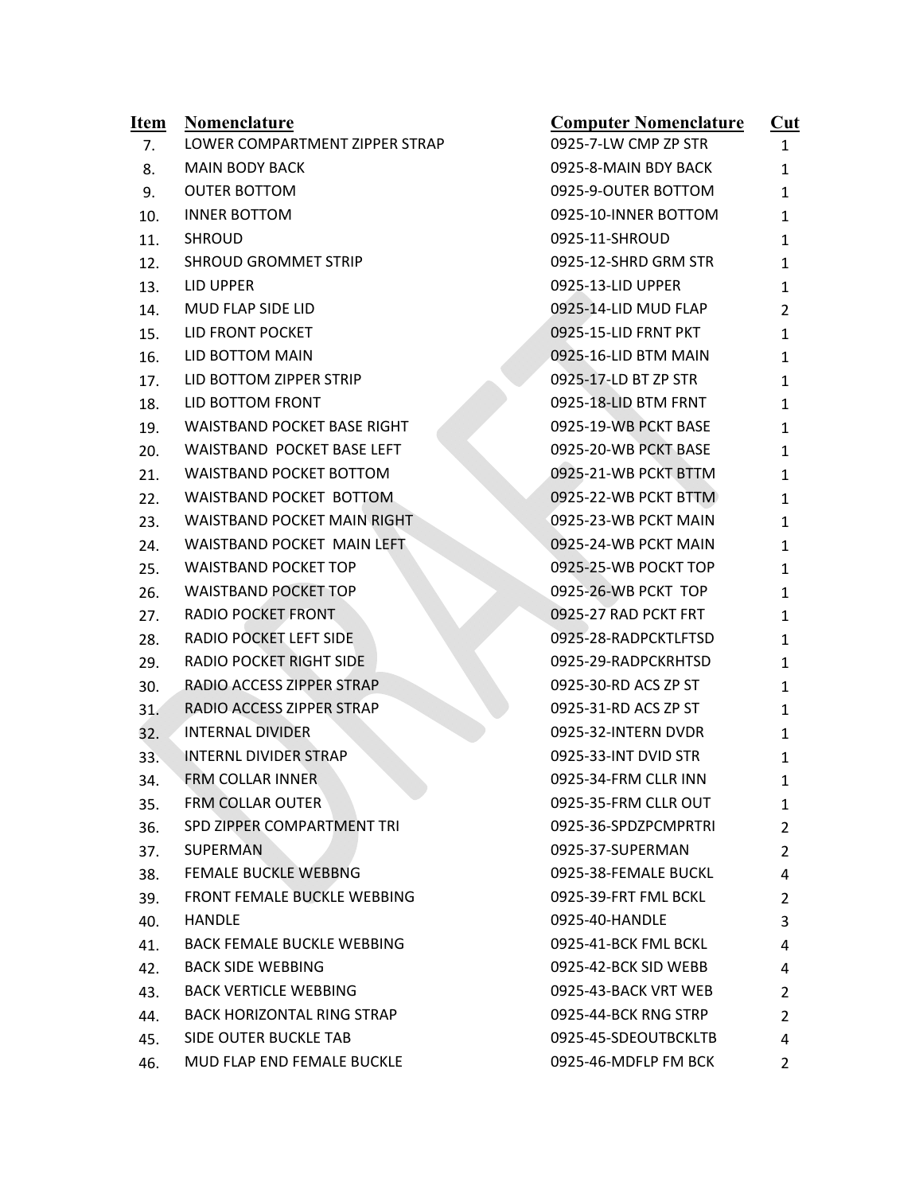| Item | Nomenclature | Computer Nomenclature | Cut |
| --- | --- | --- | --- |
| 7. | LOWER COMPARTMENT ZIPPER STRAP | 0925-7-LW CMP ZP STR | 1 |
| 8. | MAIN BODY BACK | 0925-8-MAIN BDY BACK | 1 |
| 9. | OUTER BOTTOM | 0925-9-OUTER BOTTOM | 1 |
| 10. | INNER BOTTOM | 0925-10-INNER BOTTOM | 1 |
| 11. | SHROUD | 0925-11-SHROUD | 1 |
| 12. | SHROUD GROMMET STRIP | 0925-12-SHRD GRM STR | 1 |
| 13. | LID UPPER | 0925-13-LID UPPER | 1 |
| 14. | MUD FLAP SIDE LID | 0925-14-LID MUD FLAP | 2 |
| 15. | LID FRONT POCKET | 0925-15-LID FRNT PKT | 1 |
| 16. | LID BOTTOM MAIN | 0925-16-LID BTM MAIN | 1 |
| 17. | LID BOTTOM ZIPPER STRIP | 0925-17-LD BT ZP STR | 1 |
| 18. | LID BOTTOM FRONT | 0925-18-LID BTM FRNT | 1 |
| 19. | WAISTBAND POCKET BASE RIGHT | 0925-19-WB PCKT BASE | 1 |
| 20. | WAISTBAND  POCKET BASE LEFT | 0925-20-WB PCKT BASE | 1 |
| 21. | WAISTBAND POCKET BOTTOM | 0925-21-WB PCKT BTTM | 1 |
| 22. | WAISTBAND POCKET  BOTTOM | 0925-22-WB PCKT BTTM | 1 |
| 23. | WAISTBAND POCKET MAIN RIGHT | 0925-23-WB PCKT MAIN | 1 |
| 24. | WAISTBAND POCKET  MAIN LEFT | 0925-24-WB PCKT MAIN | 1 |
| 25. | WAISTBAND POCKET TOP | 0925-25-WB POCKT TOP | 1 |
| 26. | WAISTBAND POCKET TOP | 0925-26-WB PCKT  TOP | 1 |
| 27. | RADIO POCKET FRONT | 0925-27 RAD PCKT FRT | 1 |
| 28. | RADIO POCKET LEFT SIDE | 0925-28-RADPCKTLFTSD | 1 |
| 29. | RADIO POCKET RIGHT SIDE | 0925-29-RADPCKRHTSD | 1 |
| 30. | RADIO ACCESS ZIPPER STRAP | 0925-30-RD ACS ZP ST | 1 |
| 31. | RADIO ACCESS ZIPPER STRAP | 0925-31-RD ACS ZP ST | 1 |
| 32. | INTERNAL DIVIDER | 0925-32-INTERN DVDR | 1 |
| 33. | INTERNL DIVIDER STRAP | 0925-33-INT DVID STR | 1 |
| 34. | FRM COLLAR INNER | 0925-34-FRM CLLR INN | 1 |
| 35. | FRM COLLAR OUTER | 0925-35-FRM CLLR OUT | 1 |
| 36. | SPD ZIPPER COMPARTMENT TRI | 0925-36-SPDZPCMPRTRI | 2 |
| 37. | SUPERMAN | 0925-37-SUPERMAN | 2 |
| 38. | FEMALE BUCKLE WEBBNG | 0925-38-FEMALE BUCKL | 4 |
| 39. | FRONT FEMALE BUCKLE WEBBING | 0925-39-FRT FML BCKL | 2 |
| 40. | HANDLE | 0925-40-HANDLE | 3 |
| 41. | BACK FEMALE BUCKLE WEBBING | 0925-41-BCK FML BCKL | 4 |
| 42. | BACK SIDE WEBBING | 0925-42-BCK SID WEBB | 4 |
| 43. | BACK VERTICLE WEBBING | 0925-43-BACK VRT WEB | 2 |
| 44. | BACK HORIZONTAL RING STRAP | 0925-44-BCK RNG STRP | 2 |
| 45. | SIDE OUTER BUCKLE TAB | 0925-45-SDEOUTBCKLTB | 4 |
| 46. | MUD FLAP END FEMALE BUCKLE | 0925-46-MDFLP FM BCK | 2 |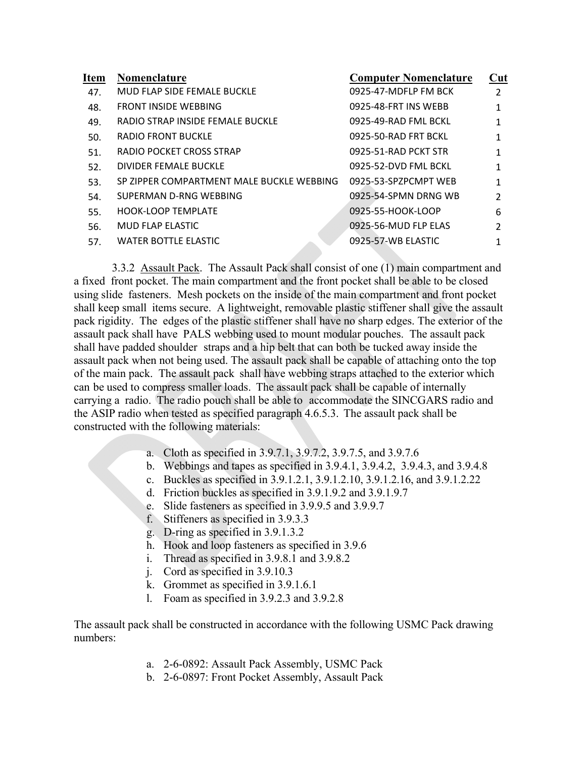| Item | Nomenclature | Computer Nomenclature | Cut |
|---|---|---|---|
| 47. | MUD FLAP SIDE FEMALE BUCKLE | 0925-47-MDFLP FM BCK | 2 |
| 48. | FRONT INSIDE WEBBING | 0925-48-FRT INS WEBB | 1 |
| 49. | RADIO STRAP INSIDE FEMALE BUCKLE | 0925-49-RAD FML BCKL | 1 |
| 50. | RADIO FRONT BUCKLE | 0925-50-RAD FRT BCKL | 1 |
| 51. | RADIO POCKET CROSS STRAP | 0925-51-RAD PCKT STR | 1 |
| 52. | DIVIDER FEMALE BUCKLE | 0925-52-DVD FML BCKL | 1 |
| 53. | SP ZIPPER COMPARTMENT MALE BUCKLE WEBBING | 0925-53-SPZPCMPT WEB | 1 |
| 54. | SUPERMAN D-RNG WEBBING | 0925-54-SPMN DRNG WB | 2 |
| 55. | HOOK-LOOP TEMPLATE | 0925-55-HOOK-LOOP | 6 |
| 56. | MUD FLAP ELASTIC | 0925-56-MUD FLP ELAS | 2 |
| 57. | WATER BOTTLE ELASTIC | 0925-57-WB ELASTIC | 1 |

3.3.2 Assault Pack. The Assault Pack shall consist of one (1) main compartment and a fixed front pocket. The main compartment and the front pocket shall be able to be closed using slide fasteners. Mesh pockets on the inside of the main compartment and front pocket shall keep small items secure. A lightweight, removable plastic stiffener shall give the assault pack rigidity. The edges of the plastic stiffener shall have no sharp edges. The exterior of the assault pack shall have PALS webbing used to mount modular pouches. The assault pack shall have padded shoulder straps and a hip belt that can both be tucked away inside the assault pack when not being used. The assault pack shall be capable of attaching onto the top of the main pack. The assault pack shall have webbing straps attached to the exterior which can be used to compress smaller loads. The assault pack shall be capable of internally carrying a radio. The radio pouch shall be able to accommodate the SINCGARS radio and the ASIP radio when tested as specified paragraph 4.6.5.3. The assault pack shall be constructed with the following materials:

a. Cloth as specified in 3.9.7.1, 3.9.7.2, 3.9.7.5, and 3.9.7.6
b. Webbings and tapes as specified in 3.9.4.1, 3.9.4.2, 3.9.4.3, and 3.9.4.8
c. Buckles as specified in 3.9.1.2.1, 3.9.1.2.10, 3.9.1.2.16, and 3.9.1.2.22
d. Friction buckles as specified in 3.9.1.9.2 and 3.9.1.9.7
e. Slide fasteners as specified in 3.9.9.5 and 3.9.9.7
f. Stiffeners as specified in 3.9.3.3
g. D-ring as specified in 3.9.1.3.2
h. Hook and loop fasteners as specified in 3.9.6
i. Thread as specified in 3.9.8.1 and 3.9.8.2
j. Cord as specified in 3.9.10.3
k. Grommet as specified in 3.9.1.6.1
l. Foam as specified in 3.9.2.3 and 3.9.2.8

The assault pack shall be constructed in accordance with the following USMC Pack drawing numbers:

a. 2-6-0892: Assault Pack Assembly, USMC Pack
b. 2-6-0897: Front Pocket Assembly, Assault Pack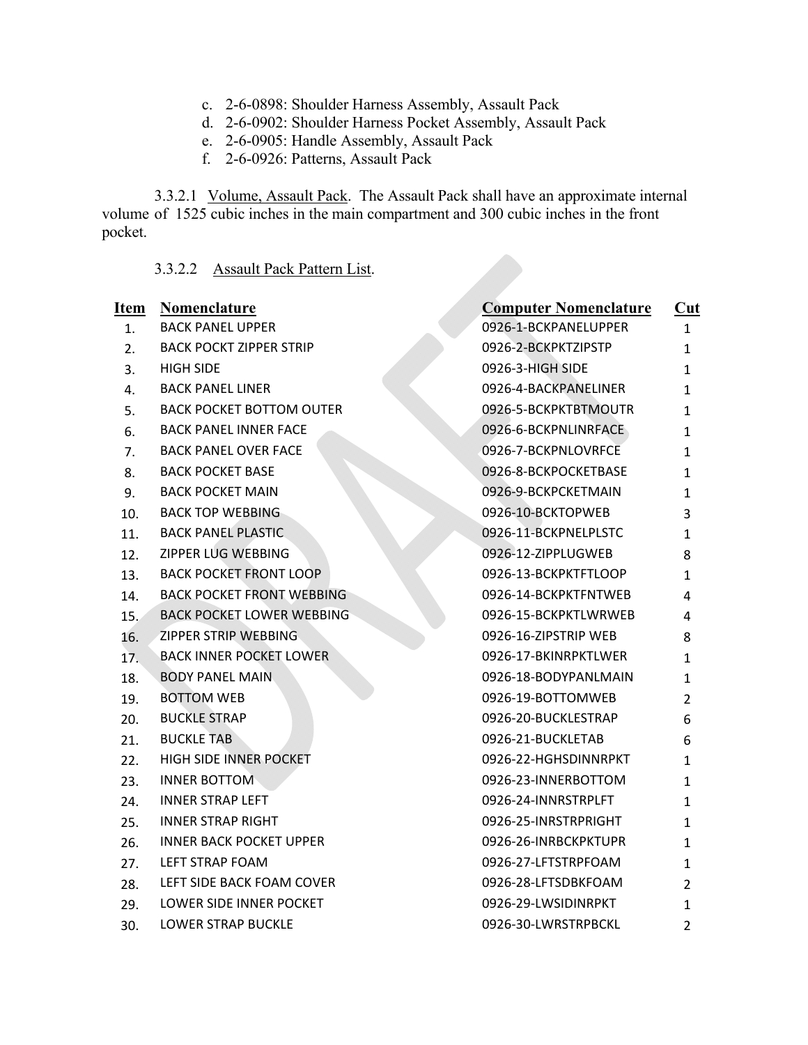c. 2-6-0898: Shoulder Harness Assembly, Assault Pack
d. 2-6-0902: Shoulder Harness Pocket Assembly, Assault Pack
e. 2-6-0905: Handle Assembly, Assault Pack
f. 2-6-0926: Patterns, Assault Pack

3.3.2.1 Volume, Assault Pack. The Assault Pack shall have an approximate internal volume of 1525 cubic inches in the main compartment and 300 cubic inches in the front pocket.

3.3.2.2 Assault Pack Pattern List.

| Item | Nomenclature | Computer Nomenclature | Cut |
|---|---|---|---|
| 1. | BACK PANEL UPPER | 0926-1-BCKPANELUPPER | 1 |
| 2. | BACK POCKT ZIPPER STRIP | 0926-2-BCKPKTZIPSTP | 1 |
| 3. | HIGH SIDE | 0926-3-HIGH SIDE | 1 |
| 4. | BACK PANEL LINER | 0926-4-BACKPANELINER | 1 |
| 5. | BACK POCKET BOTTOM OUTER | 0926-5-BCKPKTBTMOUTR | 1 |
| 6. | BACK PANEL INNER FACE | 0926-6-BCKPNLINRFACE | 1 |
| 7. | BACK PANEL OVER FACE | 0926-7-BCKPNLOVRFCE | 1 |
| 8. | BACK POCKET BASE | 0926-8-BCKPOCKETBASE | 1 |
| 9. | BACK POCKET MAIN | 0926-9-BCKPCKETMAIN | 1 |
| 10. | BACK TOP WEBBING | 0926-10-BCKTOPWEB | 3 |
| 11. | BACK PANEL PLASTIC | 0926-11-BCKPNELPLSTC | 1 |
| 12. | ZIPPER LUG WEBBING | 0926-12-ZIPPLUGWEB | 8 |
| 13. | BACK POCKET FRONT LOOP | 0926-13-BCKPKTFTLOOP | 1 |
| 14. | BACK POCKET FRONT WEBBING | 0926-14-BCKPKTFNTWEB | 4 |
| 15. | BACK POCKET LOWER WEBBING | 0926-15-BCKPKTLWRWEB | 4 |
| 16. | ZIPPER STRIP WEBBING | 0926-16-ZIPSTRIP WEB | 8 |
| 17. | BACK INNER POCKET LOWER | 0926-17-BKINRPKTLWER | 1 |
| 18. | BODY PANEL MAIN | 0926-18-BODYPANLMAIN | 1 |
| 19. | BOTTOM WEB | 0926-19-BOTTOMWEB | 2 |
| 20. | BUCKLE STRAP | 0926-20-BUCKLESTRAP | 6 |
| 21. | BUCKLE TAB | 0926-21-BUCKLETAB | 6 |
| 22. | HIGH SIDE INNER POCKET | 0926-22-HGHSDINNRPKT | 1 |
| 23. | INNER BOTTOM | 0926-23-INNERBOTTOM | 1 |
| 24. | INNER STRAP LEFT | 0926-24-INNRSTRPLFT | 1 |
| 25. | INNER STRAP RIGHT | 0926-25-INRSTRPRIGHT | 1 |
| 26. | INNER BACK POCKET UPPER | 0926-26-INRBCKPKTUPR | 1 |
| 27. | LEFT STRAP FOAM | 0926-27-LFTSTRPFOAM | 1 |
| 28. | LEFT SIDE BACK FOAM COVER | 0926-28-LFTSDBKFOAM | 2 |
| 29. | LOWER SIDE INNER POCKET | 0926-29-LWSIDINRPKT | 1 |
| 30. | LOWER STRAP BUCKLE | 0926-30-LWRSTRPBCKL | 2 |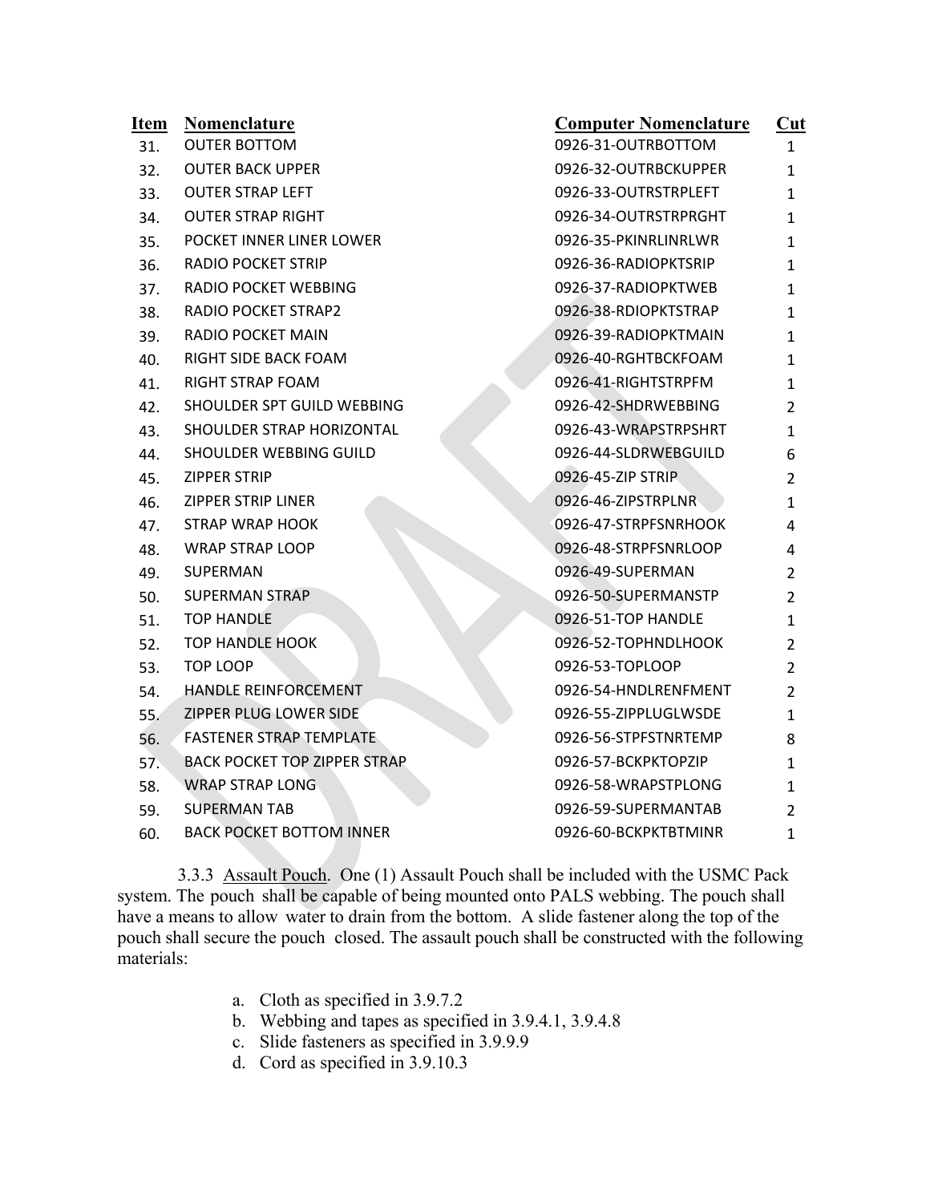| Item | Nomenclature | Computer Nomenclature | Cut |
|---|---|---|---|
| 31. | OUTER BOTTOM | 0926-31-OUTRBOTTOM | 1 |
| 32. | OUTER BACK UPPER | 0926-32-OUTRBCKUPPER | 1 |
| 33. | OUTER STRAP LEFT | 0926-33-OUTRSTRPLEFT | 1 |
| 34. | OUTER STRAP RIGHT | 0926-34-OUTRSTRPRGHT | 1 |
| 35. | POCKET INNER LINER LOWER | 0926-35-PKINRLINRLWR | 1 |
| 36. | RADIO POCKET STRIP | 0926-36-RADIOPKTSRIP | 1 |
| 37. | RADIO POCKET WEBBING | 0926-37-RADIOPKTWEB | 1 |
| 38. | RADIO POCKET STRAP2 | 0926-38-RDIOPKTSTRAP | 1 |
| 39. | RADIO POCKET MAIN | 0926-39-RADIOPKTMAIN | 1 |
| 40. | RIGHT SIDE BACK FOAM | 0926-40-RGHTBCKFOAM | 1 |
| 41. | RIGHT STRAP FOAM | 0926-41-RIGHTSTRPFM | 1 |
| 42. | SHOULDER SPT GUILD WEBBING | 0926-42-SHDRWEBBING | 2 |
| 43. | SHOULDER STRAP HORIZONTAL | 0926-43-WRAPSTRPSHRT | 1 |
| 44. | SHOULDER WEBBING GUILD | 0926-44-SLDRWEBGUILD | 6 |
| 45. | ZIPPER STRIP | 0926-45-ZIP STRIP | 2 |
| 46. | ZIPPER STRIP LINER | 0926-46-ZIPSTRPLNR | 1 |
| 47. | STRAP WRAP HOOK | 0926-47-STRPFSNRHOOK | 4 |
| 48. | WRAP STRAP LOOP | 0926-48-STRPFSNRLOOP | 4 |
| 49. | SUPERMAN | 0926-49-SUPERMAN | 2 |
| 50. | SUPERMAN STRAP | 0926-50-SUPERMANSTP | 2 |
| 51. | TOP HANDLE | 0926-51-TOP HANDLE | 1 |
| 52. | TOP HANDLE HOOK | 0926-52-TOPHNDLHOOK | 2 |
| 53. | TOP LOOP | 0926-53-TOPLOOP | 2 |
| 54. | HANDLE REINFORCEMENT | 0926-54-HNDLRENFMENT | 2 |
| 55. | ZIPPER PLUG LOWER SIDE | 0926-55-ZIPPLUGLWSDE | 1 |
| 56. | FASTENER STRAP TEMPLATE | 0926-56-STPFSTNRTEMP | 8 |
| 57. | BACK POCKET TOP ZIPPER STRAP | 0926-57-BCKPKTOPZIP | 1 |
| 58. | WRAP STRAP LONG | 0926-58-WRAPSTPLONG | 1 |
| 59. | SUPERMAN TAB | 0926-59-SUPERMANTAB | 2 |
| 60. | BACK POCKET BOTTOM INNER | 0926-60-BCKPKTBTMINR | 1 |

3.3.3 Assault Pouch. One (1) Assault Pouch shall be included with the USMC Pack system. The pouch shall be capable of being mounted onto PALS webbing. The pouch shall have a means to allow water to drain from the bottom. A slide fastener along the top of the pouch shall secure the pouch closed. The assault pouch shall be constructed with the following materials:

a. Cloth as specified in 3.9.7.2
b. Webbing and tapes as specified in 3.9.4.1, 3.9.4.8
c. Slide fasteners as specified in 3.9.9.9
d. Cord as specified in 3.9.10.3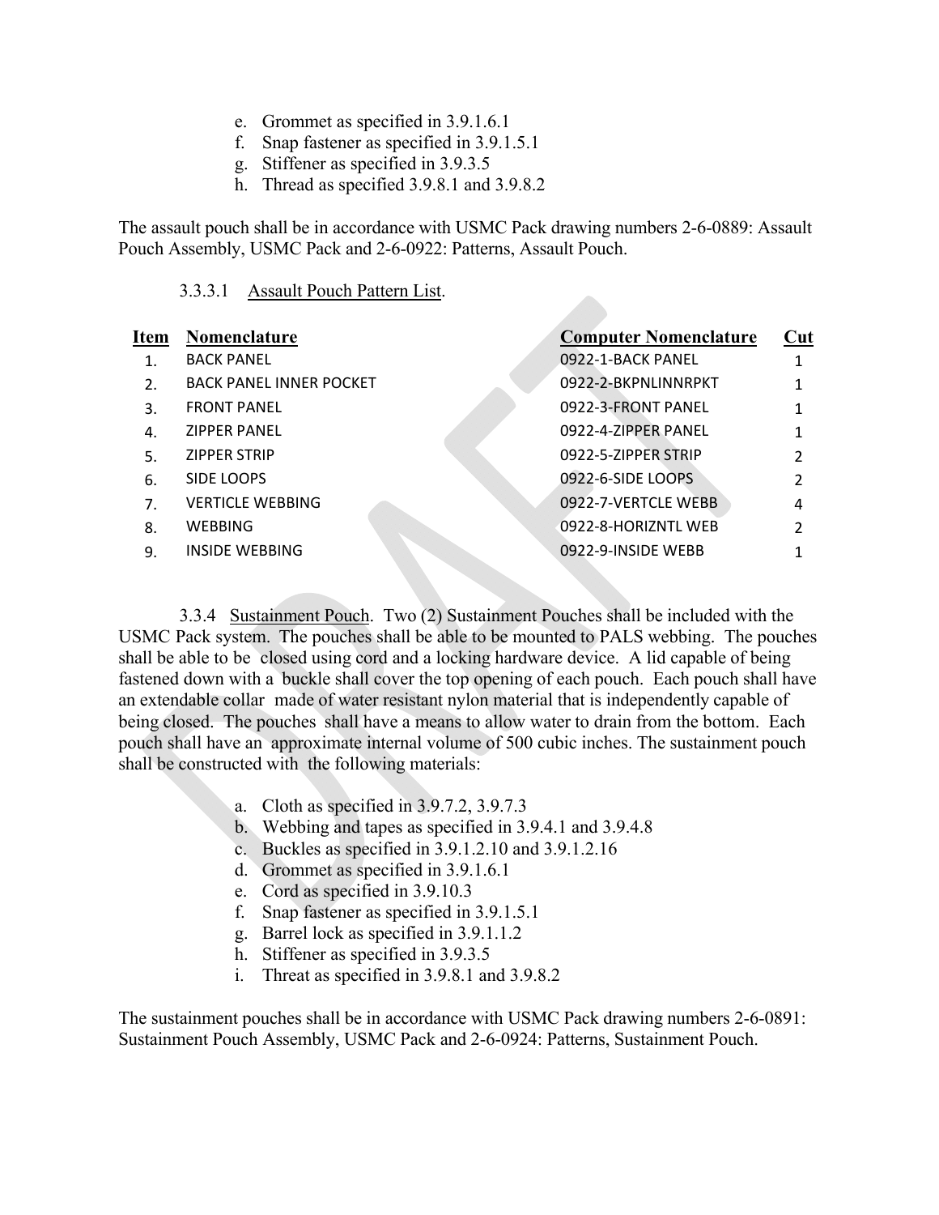e. Grommet as specified in 3.9.1.6.1
f. Snap fastener as specified in 3.9.1.5.1
g. Stiffener as specified in 3.9.3.5
h. Thread as specified 3.9.8.1 and 3.9.8.2

The assault pouch shall be in accordance with USMC Pack drawing numbers 2-6-0889: Assault Pouch Assembly, USMC Pack and 2-6-0922: Patterns, Assault Pouch.

3.3.3.1 Assault Pouch Pattern List.

| Item | Nomenclature | Computer Nomenclature | Cut |
|---|---|---|---|
| 1. | BACK PANEL | 0922-1-BACK PANEL | 1 |
| 2. | BACK PANEL INNER POCKET | 0922-2-BKPNLINNRPKT | 1 |
| 3. | FRONT PANEL | 0922-3-FRONT PANEL | 1 |
| 4. | ZIPPER PANEL | 0922-4-ZIPPER PANEL | 1 |
| 5. | ZIPPER STRIP | 0922-5-ZIPPER STRIP | 2 |
| 6. | SIDE LOOPS | 0922-6-SIDE LOOPS | 2 |
| 7. | VERTICLE WEBBING | 0922-7-VERTCLE WEBB | 4 |
| 8. | WEBBING | 0922-8-HORIZNTL WEB | 2 |
| 9. | INSIDE WEBBING | 0922-9-INSIDE WEBB | 1 |

3.3.4 Sustainment Pouch. Two (2) Sustainment Pouches shall be included with the USMC Pack system. The pouches shall be able to be mounted to PALS webbing. The pouches shall be able to be closed using cord and a locking hardware device. A lid capable of being fastened down with a buckle shall cover the top opening of each pouch. Each pouch shall have an extendable collar made of water resistant nylon material that is independently capable of being closed. The pouches shall have a means to allow water to drain from the bottom. Each pouch shall have an approximate internal volume of 500 cubic inches. The sustainment pouch shall be constructed with the following materials:

a. Cloth as specified in 3.9.7.2, 3.9.7.3
b. Webbing and tapes as specified in 3.9.4.1 and 3.9.4.8
c. Buckles as specified in 3.9.1.2.10 and 3.9.1.2.16
d. Grommet as specified in 3.9.1.6.1
e. Cord as specified in 3.9.10.3
f. Snap fastener as specified in 3.9.1.5.1
g. Barrel lock as specified in 3.9.1.1.2
h. Stiffener as specified in 3.9.3.5
i. Threat as specified in 3.9.8.1 and 3.9.8.2

The sustainment pouches shall be in accordance with USMC Pack drawing numbers 2-6-0891: Sustainment Pouch Assembly, USMC Pack and 2-6-0924: Patterns, Sustainment Pouch.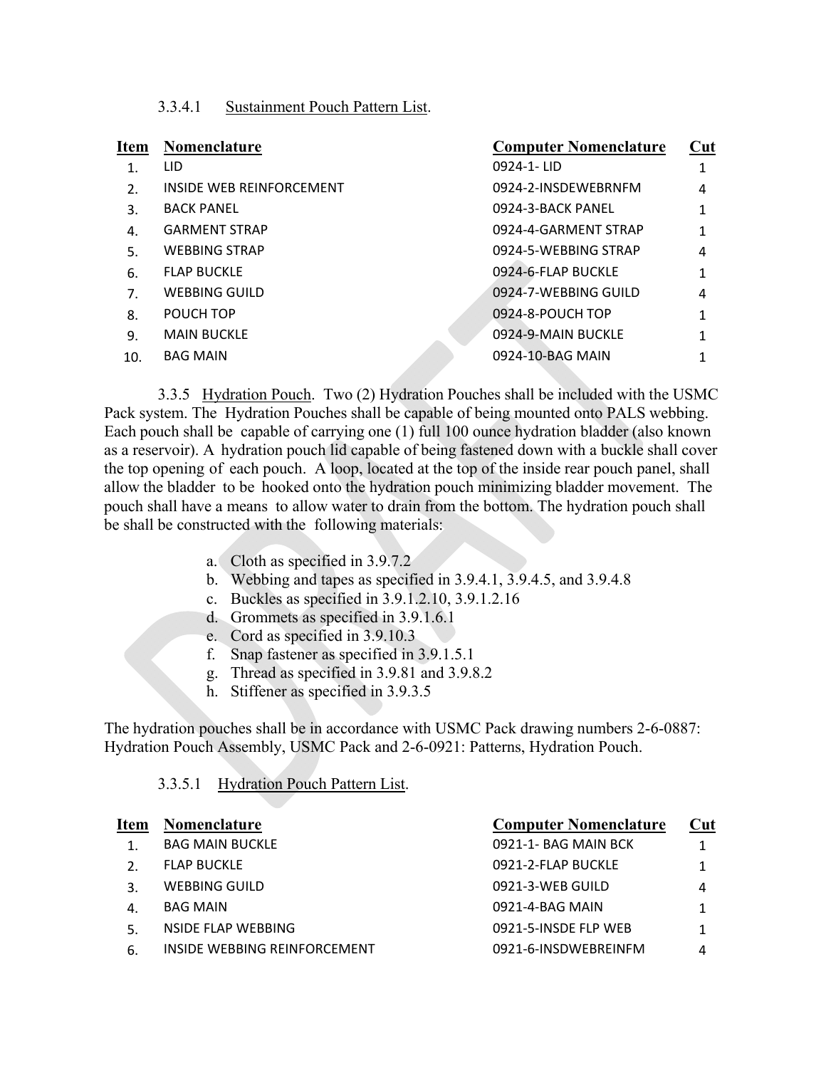3.3.4.1 Sustainment Pouch Pattern List.

| Item | Nomenclature | Computer Nomenclature | Cut |
|---|---|---|---|
| 1. | LID | 0924-1- LID | 1 |
| 2. | INSIDE WEB REINFORCEMENT | 0924-2-INSDEWEBRNFM | 4 |
| 3. | BACK PANEL | 0924-3-BACK PANEL | 1 |
| 4. | GARMENT STRAP | 0924-4-GARMENT STRAP | 1 |
| 5. | WEBBING STRAP | 0924-5-WEBBING STRAP | 4 |
| 6. | FLAP BUCKLE | 0924-6-FLAP BUCKLE | 1 |
| 7. | WEBBING GUILD | 0924-7-WEBBING GUILD | 4 |
| 8. | POUCH TOP | 0924-8-POUCH TOP | 1 |
| 9. | MAIN BUCKLE | 0924-9-MAIN BUCKLE | 1 |
| 10. | BAG MAIN | 0924-10-BAG MAIN | 1 |

3.3.5 Hydration Pouch. Two (2) Hydration Pouches shall be included with the USMC Pack system. The Hydration Pouches shall be capable of being mounted onto PALS webbing. Each pouch shall be capable of carrying one (1) full 100 ounce hydration bladder (also known as a reservoir). A hydration pouch lid capable of being fastened down with a buckle shall cover the top opening of each pouch. A loop, located at the top of the inside rear pouch panel, shall allow the bladder to be hooked onto the hydration pouch minimizing bladder movement. The pouch shall have a means to allow water to drain from the bottom. The hydration pouch shall be shall be constructed with the following materials:

a. Cloth as specified in 3.9.7.2
b. Webbing and tapes as specified in 3.9.4.1, 3.9.4.5, and 3.9.4.8
c. Buckles as specified in 3.9.1.2.10, 3.9.1.2.16
d. Grommets as specified in 3.9.1.6.1
e. Cord as specified in 3.9.10.3
f. Snap fastener as specified in 3.9.1.5.1
g. Thread as specified in 3.9.81 and 3.9.8.2
h. Stiffener as specified in 3.9.3.5

The hydration pouches shall be in accordance with USMC Pack drawing numbers 2-6-0887: Hydration Pouch Assembly, USMC Pack and 2-6-0921: Patterns, Hydration Pouch.

3.3.5.1 Hydration Pouch Pattern List.

| Item | Nomenclature | Computer Nomenclature | Cut |
|---|---|---|---|
| 1. | BAG MAIN BUCKLE | 0921-1- BAG MAIN BCK | 1 |
| 2. | FLAP BUCKLE | 0921-2-FLAP BUCKLE | 1 |
| 3. | WEBBING GUILD | 0921-3-WEB GUILD | 4 |
| 4. | BAG MAIN | 0921-4-BAG MAIN | 1 |
| 5. | NSIDE FLAP WEBBING | 0921-5-INSDE FLP WEB | 1 |
| 6. | INSIDE WEBBING REINFORCEMENT | 0921-6-INSDWEBREINFM | 4 |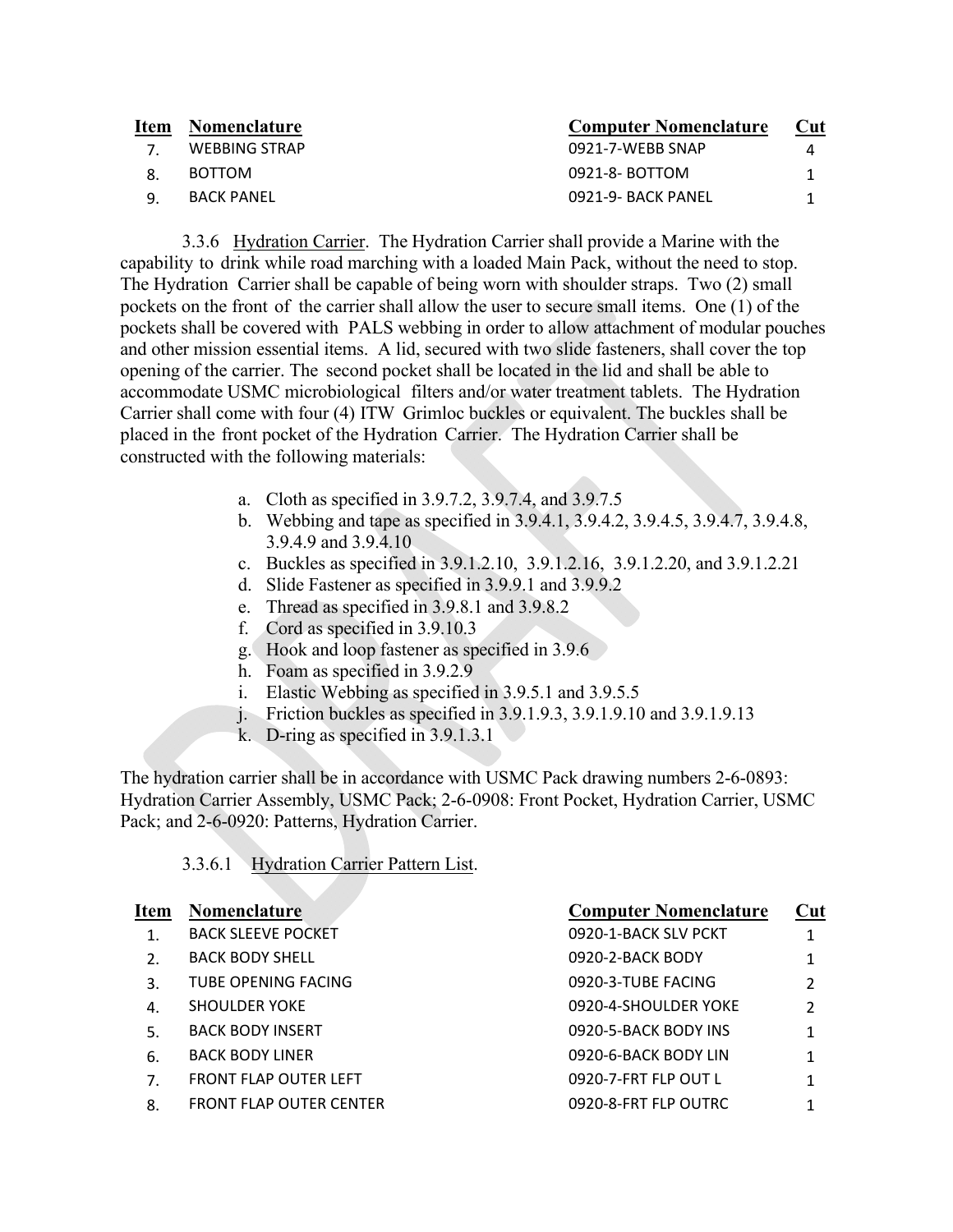| Item | Nomenclature | Computer Nomenclature | Cut |
|---|---|---|---|
| 7. | WEBBING STRAP | 0921-7-WEBB SNAP | 4 |
| 8. | BOTTOM | 0921-8- BOTTOM | 1 |
| 9. | BACK PANEL | 0921-9- BACK PANEL | 1 |

3.3.6 Hydration Carrier. The Hydration Carrier shall provide a Marine with the capability to drink while road marching with a loaded Main Pack, without the need to stop. The Hydration Carrier shall be capable of being worn with shoulder straps. Two (2) small pockets on the front of the carrier shall allow the user to secure small items. One (1) of the pockets shall be covered with PALS webbing in order to allow attachment of modular pouches and other mission essential items. A lid, secured with two slide fasteners, shall cover the top opening of the carrier. The second pocket shall be located in the lid and shall be able to accommodate USMC microbiological filters and/or water treatment tablets. The Hydration Carrier shall come with four (4) ITW Grimloc buckles or equivalent. The buckles shall be placed in the front pocket of the Hydration Carrier. The Hydration Carrier shall be constructed with the following materials:

a. Cloth as specified in 3.9.7.2, 3.9.7.4, and 3.9.7.5
b. Webbing and tape as specified in 3.9.4.1, 3.9.4.2, 3.9.4.5, 3.9.4.7, 3.9.4.8, 3.9.4.9 and 3.9.4.10
c. Buckles as specified in 3.9.1.2.10, 3.9.1.2.16, 3.9.1.2.20, and 3.9.1.2.21
d. Slide Fastener as specified in 3.9.9.1 and 3.9.9.2
e. Thread as specified in 3.9.8.1 and 3.9.8.2
f. Cord as specified in 3.9.10.3
g. Hook and loop fastener as specified in 3.9.6
h. Foam as specified in 3.9.2.9
i. Elastic Webbing as specified in 3.9.5.1 and 3.9.5.5
j. Friction buckles as specified in 3.9.1.9.3, 3.9.1.9.10 and 3.9.1.9.13
k. D-ring as specified in 3.9.1.3.1

The hydration carrier shall be in accordance with USMC Pack drawing numbers 2-6-0893: Hydration Carrier Assembly, USMC Pack; 2-6-0908: Front Pocket, Hydration Carrier, USMC Pack; and 2-6-0920: Patterns, Hydration Carrier.

3.3.6.1 Hydration Carrier Pattern List.

| Item | Nomenclature | Computer Nomenclature | Cut |
|---|---|---|---|
| 1. | BACK SLEEVE POCKET | 0920-1-BACK SLV PCKT | 1 |
| 2. | BACK BODY SHELL | 0920-2-BACK BODY | 1 |
| 3. | TUBE OPENING FACING | 0920-3-TUBE FACING | 2 |
| 4. | SHOULDER YOKE | 0920-4-SHOULDER YOKE | 2 |
| 5. | BACK BODY INSERT | 0920-5-BACK BODY INS | 1 |
| 6. | BACK BODY LINER | 0920-6-BACK BODY LIN | 1 |
| 7. | FRONT FLAP OUTER LEFT | 0920-7-FRT FLP OUT L | 1 |
| 8. | FRONT FLAP OUTER CENTER | 0920-8-FRT FLP OUTRC | 1 |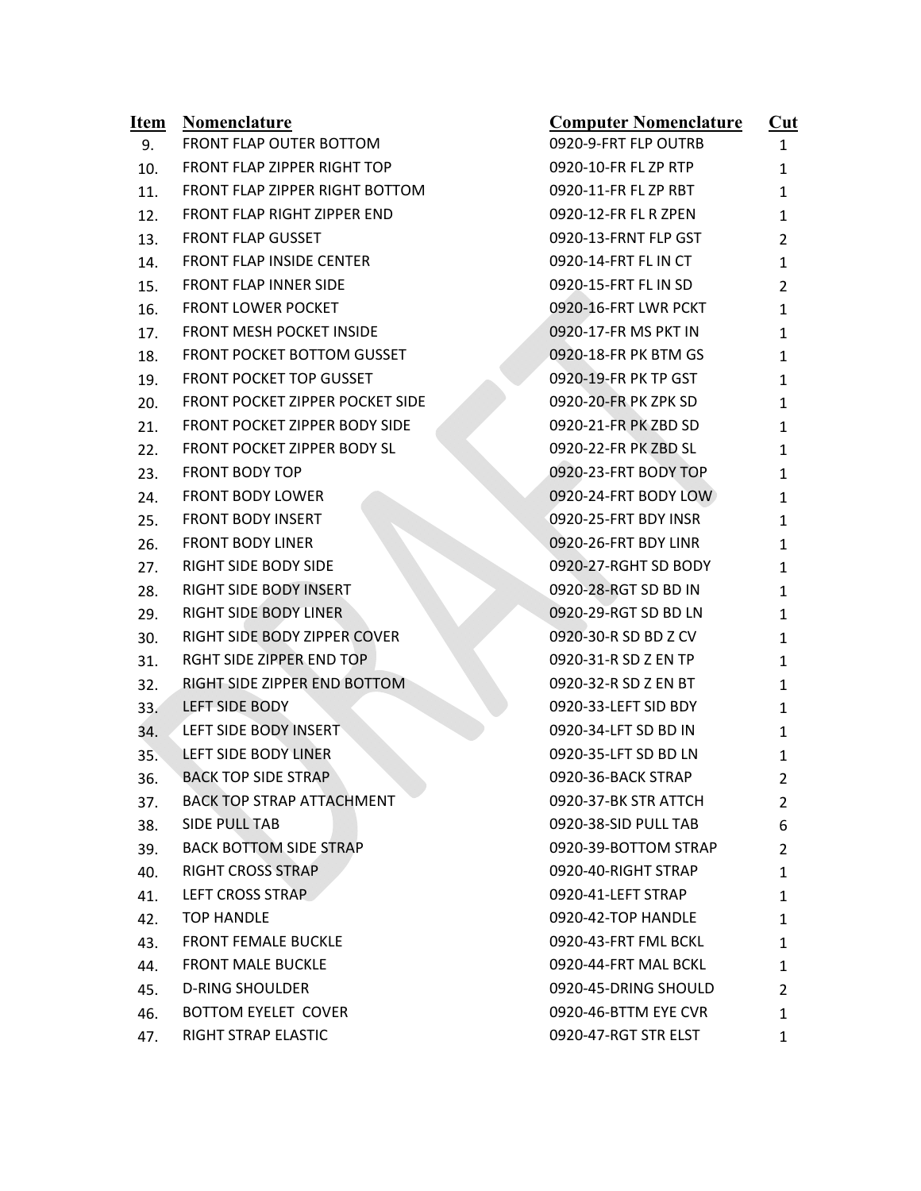| Item | Nomenclature | Computer Nomenclature | Cut |
|---|---|---|---|
| 9. | FRONT FLAP OUTER BOTTOM | 0920-9-FRT FLP OUTRB | 1 |
| 10. | FRONT FLAP ZIPPER RIGHT TOP | 0920-10-FR FL ZP RTP | 1 |
| 11. | FRONT FLAP ZIPPER RIGHT BOTTOM | 0920-11-FR FL ZP RBT | 1 |
| 12. | FRONT FLAP RIGHT ZIPPER END | 0920-12-FR FL R ZPEN | 1 |
| 13. | FRONT FLAP GUSSET | 0920-13-FRNT FLP GST | 2 |
| 14. | FRONT FLAP INSIDE CENTER | 0920-14-FRT FL IN CT | 1 |
| 15. | FRONT FLAP INNER SIDE | 0920-15-FRT FL IN SD | 2 |
| 16. | FRONT LOWER POCKET | 0920-16-FRT LWR PCKT | 1 |
| 17. | FRONT MESH POCKET INSIDE | 0920-17-FR MS PKT IN | 1 |
| 18. | FRONT POCKET BOTTOM GUSSET | 0920-18-FR PK BTM GS | 1 |
| 19. | FRONT POCKET TOP GUSSET | 0920-19-FR PK TP GST | 1 |
| 20. | FRONT POCKET ZIPPER POCKET SIDE | 0920-20-FR PK ZPK SD | 1 |
| 21. | FRONT POCKET ZIPPER BODY SIDE | 0920-21-FR PK ZBD SD | 1 |
| 22. | FRONT POCKET ZIPPER BODY SL | 0920-22-FR PK ZBD SL | 1 |
| 23. | FRONT BODY TOP | 0920-23-FRT BODY TOP | 1 |
| 24. | FRONT BODY LOWER | 0920-24-FRT BODY LOW | 1 |
| 25. | FRONT BODY INSERT | 0920-25-FRT BDY INSR | 1 |
| 26. | FRONT BODY LINER | 0920-26-FRT BDY LINR | 1 |
| 27. | RIGHT SIDE BODY SIDE | 0920-27-RGHT SD BODY | 1 |
| 28. | RIGHT SIDE BODY INSERT | 0920-28-RGT SD BD IN | 1 |
| 29. | RIGHT SIDE BODY LINER | 0920-29-RGT SD BD LN | 1 |
| 30. | RIGHT SIDE BODY ZIPPER COVER | 0920-30-R SD BD Z CV | 1 |
| 31. | RGHT SIDE ZIPPER END TOP | 0920-31-R SD Z EN TP | 1 |
| 32. | RIGHT SIDE ZIPPER END BOTTOM | 0920-32-R SD Z EN BT | 1 |
| 33. | LEFT SIDE BODY | 0920-33-LEFT SID BDY | 1 |
| 34. | LEFT SIDE BODY INSERT | 0920-34-LFT SD BD IN | 1 |
| 35. | LEFT SIDE BODY LINER | 0920-35-LFT SD BD LN | 1 |
| 36. | BACK TOP SIDE STRAP | 0920-36-BACK STRAP | 2 |
| 37. | BACK TOP STRAP ATTACHMENT | 0920-37-BK STR ATTCH | 2 |
| 38. | SIDE PULL TAB | 0920-38-SID PULL TAB | 6 |
| 39. | BACK BOTTOM SIDE STRAP | 0920-39-BOTTOM STRAP | 2 |
| 40. | RIGHT CROSS STRAP | 0920-40-RIGHT STRAP | 1 |
| 41. | LEFT CROSS STRAP | 0920-41-LEFT STRAP | 1 |
| 42. | TOP HANDLE | 0920-42-TOP HANDLE | 1 |
| 43. | FRONT FEMALE BUCKLE | 0920-43-FRT FML BCKL | 1 |
| 44. | FRONT MALE BUCKLE | 0920-44-FRT MAL BCKL | 1 |
| 45. | D-RING SHOULDER | 0920-45-DRING SHOULD | 2 |
| 46. | BOTTOM EYELET COVER | 0920-46-BTTM EYE CVR | 1 |
| 47. | RIGHT STRAP ELASTIC | 0920-47-RGT STR ELST | 1 |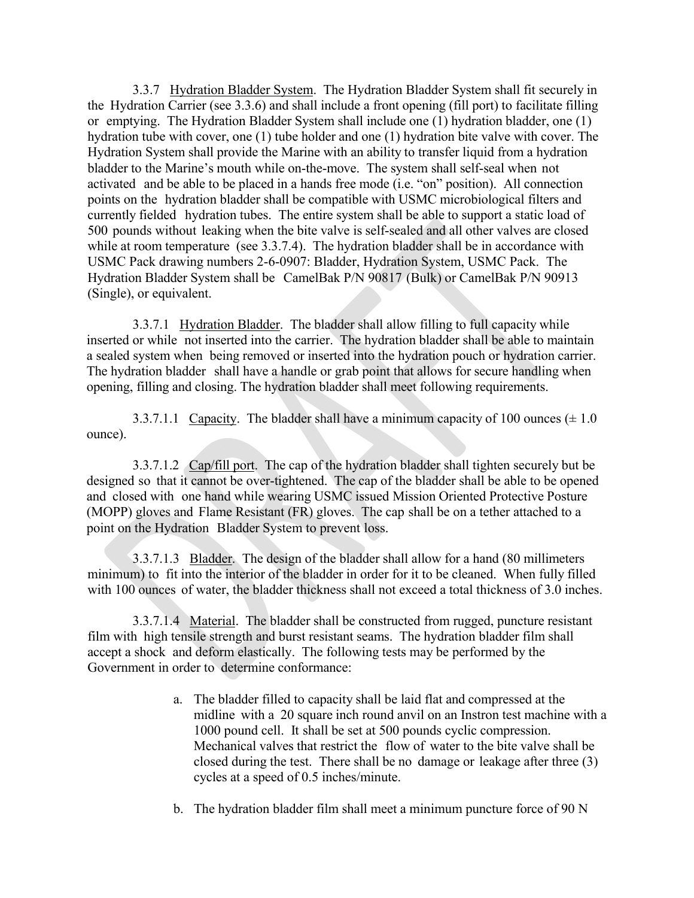3.3.7 Hydration Bladder System. The Hydration Bladder System shall fit securely in the Hydration Carrier (see 3.3.6) and shall include a front opening (fill port) to facilitate filling or emptying. The Hydration Bladder System shall include one (1) hydration bladder, one (1) hydration tube with cover, one (1) tube holder and one (1) hydration bite valve with cover. The Hydration System shall provide the Marine with an ability to transfer liquid from a hydration bladder to the Marine's mouth while on-the-move. The system shall self-seal when not activated and be able to be placed in a hands free mode (i.e. "on" position). All connection points on the hydration bladder shall be compatible with USMC microbiological filters and currently fielded hydration tubes. The entire system shall be able to support a static load of 500 pounds without leaking when the bite valve is self-sealed and all other valves are closed while at room temperature (see 3.3.7.4). The hydration bladder shall be in accordance with USMC Pack drawing numbers 2-6-0907: Bladder, Hydration System, USMC Pack. The Hydration Bladder System shall be CamelBak P/N 90817 (Bulk) or CamelBak P/N 90913 (Single), or equivalent.

3.3.7.1 Hydration Bladder. The bladder shall allow filling to full capacity while inserted or while not inserted into the carrier. The hydration bladder shall be able to maintain a sealed system when being removed or inserted into the hydration pouch or hydration carrier. The hydration bladder shall have a handle or grab point that allows for secure handling when opening, filling and closing. The hydration bladder shall meet following requirements.

3.3.7.1.1 Capacity. The bladder shall have a minimum capacity of 100 ounces (± 1.0 ounce).

3.3.7.1.2 Cap/fill port. The cap of the hydration bladder shall tighten securely but be designed so that it cannot be over-tightened. The cap of the bladder shall be able to be opened and closed with one hand while wearing USMC issued Mission Oriented Protective Posture (MOPP) gloves and Flame Resistant (FR) gloves. The cap shall be on a tether attached to a point on the Hydration Bladder System to prevent loss.

3.3.7.1.3 Bladder. The design of the bladder shall allow for a hand (80 millimeters minimum) to fit into the interior of the bladder in order for it to be cleaned. When fully filled with 100 ounces of water, the bladder thickness shall not exceed a total thickness of 3.0 inches.

3.3.7.1.4 Material. The bladder shall be constructed from rugged, puncture resistant film with high tensile strength and burst resistant seams. The hydration bladder film shall accept a shock and deform elastically. The following tests may be performed by the Government in order to determine conformance:

a. The bladder filled to capacity shall be laid flat and compressed at the midline with a 20 square inch round anvil on an Instron test machine with a 1000 pound cell. It shall be set at 500 pounds cyclic compression. Mechanical valves that restrict the flow of water to the bite valve shall be closed during the test. There shall be no damage or leakage after three (3) cycles at a speed of 0.5 inches/minute.

b. The hydration bladder film shall meet a minimum puncture force of 90 N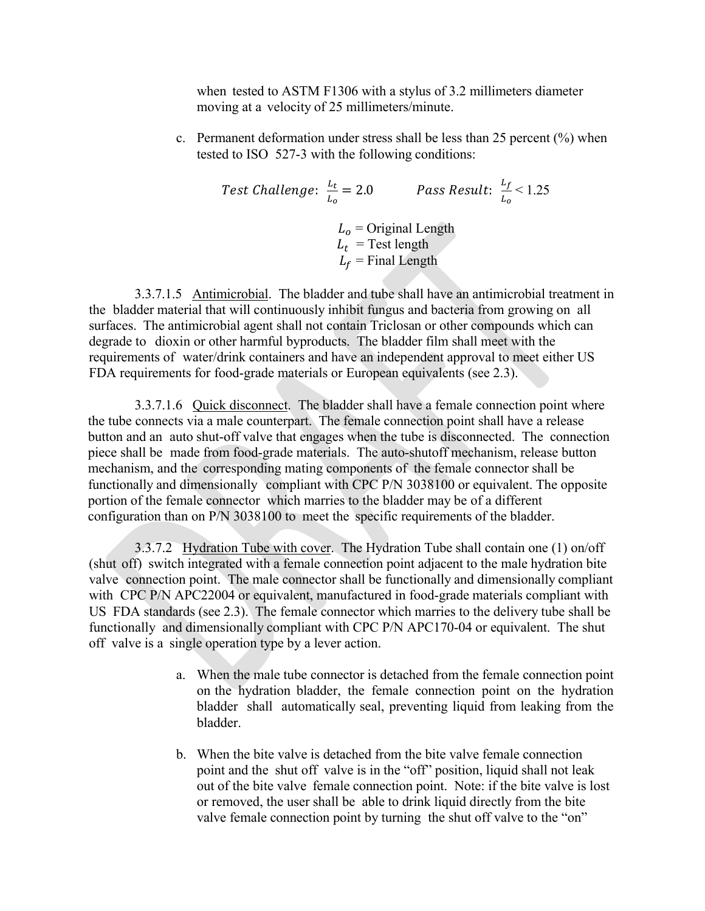when tested to ASTM F1306 with a stylus of 3.2 millimeters diameter moving at a velocity of 25 millimeters/minute.

c. Permanent deformation under stress shall be less than 25 percent (%) when tested to ISO 527-3 with the following conditions:

$$Test\ Challenge\text{:}\ \frac{L_t}{L_o} = 2.0 \qquad Pass\ Result\text{:}\ \frac{L_f}{L_o} < 1.25$$

$L_o$ = Original Length
$L_t$ = Test length
$L_f$ = Final Length

3.3.7.1.5 Antimicrobial. The bladder and tube shall have an antimicrobial treatment in the bladder material that will continuously inhibit fungus and bacteria from growing on all surfaces. The antimicrobial agent shall not contain Triclosan or other compounds which can degrade to dioxin or other harmful byproducts. The bladder film shall meet with the requirements of water/drink containers and have an independent approval to meet either US FDA requirements for food-grade materials or European equivalents (see 2.3).

3.3.7.1.6 Quick disconnect. The bladder shall have a female connection point where the tube connects via a male counterpart. The female connection point shall have a release button and an auto shut-off valve that engages when the tube is disconnected. The connection piece shall be made from food-grade materials. The auto-shutoff mechanism, release button mechanism, and the corresponding mating components of the female connector shall be functionally and dimensionally compliant with CPC P/N 3038100 or equivalent. The opposite portion of the female connector which marries to the bladder may be of a different configuration than on P/N 3038100 to meet the specific requirements of the bladder.

3.3.7.2 Hydration Tube with cover. The Hydration Tube shall contain one (1) on/off (shut off) switch integrated with a female connection point adjacent to the male hydration bite valve connection point. The male connector shall be functionally and dimensionally compliant with CPC P/N APC22004 or equivalent, manufactured in food-grade materials compliant with US FDA standards (see 2.3). The female connector which marries to the delivery tube shall be functionally and dimensionally compliant with CPC P/N APC170-04 or equivalent. The shut off valve is a single operation type by a lever action.

a. When the male tube connector is detached from the female connection point on the hydration bladder, the female connection point on the hydration bladder shall automatically seal, preventing liquid from leaking from the bladder.

b. When the bite valve is detached from the bite valve female connection point and the shut off valve is in the "off" position, liquid shall not leak out of the bite valve female connection point. Note: if the bite valve is lost or removed, the user shall be able to drink liquid directly from the bite valve female connection point by turning the shut off valve to the "on"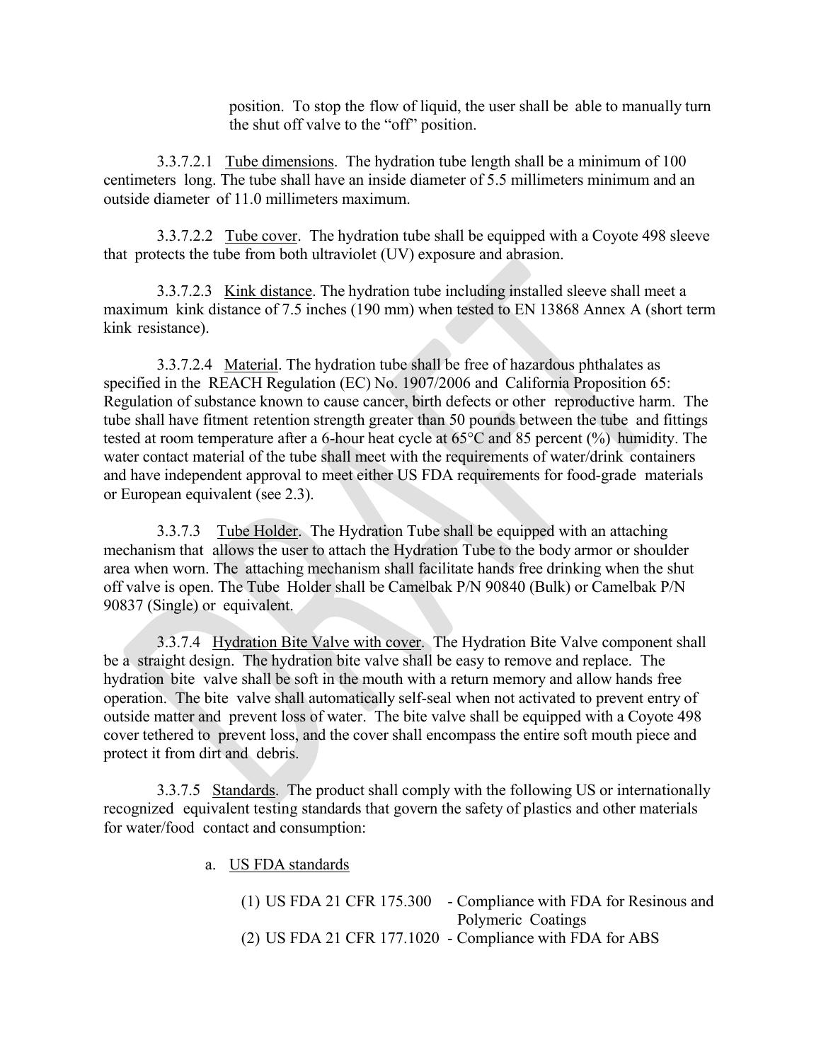position. To stop the flow of liquid, the user shall be able to manually turn the shut off valve to the "off" position.

3.3.7.2.1 Tube dimensions. The hydration tube length shall be a minimum of 100 centimeters long. The tube shall have an inside diameter of 5.5 millimeters minimum and an outside diameter of 11.0 millimeters maximum.

3.3.7.2.2 Tube cover. The hydration tube shall be equipped with a Coyote 498 sleeve that protects the tube from both ultraviolet (UV) exposure and abrasion.

3.3.7.2.3 Kink distance. The hydration tube including installed sleeve shall meet a maximum kink distance of 7.5 inches (190 mm) when tested to EN 13868 Annex A (short term kink resistance).

3.3.7.2.4 Material. The hydration tube shall be free of hazardous phthalates as specified in the REACH Regulation (EC) No. 1907/2006 and California Proposition 65: Regulation of substance known to cause cancer, birth defects or other reproductive harm. The tube shall have fitment retention strength greater than 50 pounds between the tube and fittings tested at room temperature after a 6-hour heat cycle at 65°C and 85 percent (%) humidity. The water contact material of the tube shall meet with the requirements of water/drink containers and have independent approval to meet either US FDA requirements for food-grade materials or European equivalent (see 2.3).

3.3.7.3 Tube Holder. The Hydration Tube shall be equipped with an attaching mechanism that allows the user to attach the Hydration Tube to the body armor or shoulder area when worn. The attaching mechanism shall facilitate hands free drinking when the shut off valve is open. The Tube Holder shall be Camelbak P/N 90840 (Bulk) or Camelbak P/N 90837 (Single) or equivalent.

3.3.7.4 Hydration Bite Valve with cover. The Hydration Bite Valve component shall be a straight design. The hydration bite valve shall be easy to remove and replace. The hydration bite valve shall be soft in the mouth with a return memory and allow hands free operation. The bite valve shall automatically self-seal when not activated to prevent entry of outside matter and prevent loss of water. The bite valve shall be equipped with a Coyote 498 cover tethered to prevent loss, and the cover shall encompass the entire soft mouth piece and protect it from dirt and debris.

3.3.7.5 Standards. The product shall comply with the following US or internationally recognized equivalent testing standards that govern the safety of plastics and other materials for water/food contact and consumption:

a. US FDA standards

(1) US FDA 21 CFR 175.300 - Compliance with FDA for Resinous and Polymeric Coatings

(2) US FDA 21 CFR 177.1020 - Compliance with FDA for ABS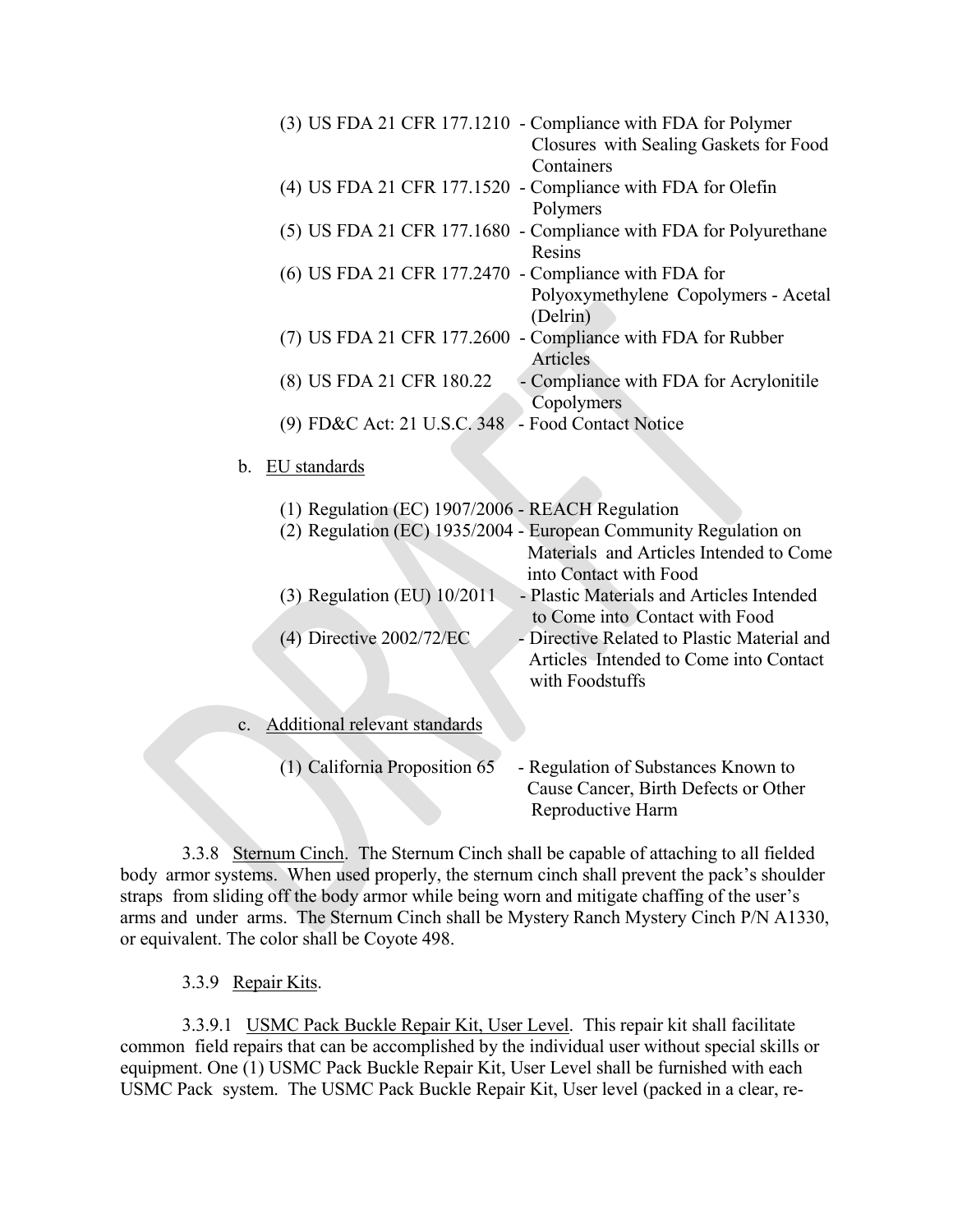(3) US FDA 21 CFR 177.1210 - Compliance with FDA for Polymer Closures with Sealing Gaskets for Food Containers

(4) US FDA 21 CFR 177.1520 - Compliance with FDA for Olefin Polymers

(5) US FDA 21 CFR 177.1680 - Compliance with FDA for Polyurethane Resins

(6) US FDA 21 CFR 177.2470 - Compliance with FDA for Polyoxymethylene Copolymers - Acetal (Delrin)

(7) US FDA 21 CFR 177.2600 - Compliance with FDA for Rubber Articles

(8) US FDA 21 CFR 180.22 - Compliance with FDA for Acrylonitile Copolymers

(9) FD&C Act: 21 U.S.C. 348 - Food Contact Notice

b. EU standards

(1) Regulation (EC) 1907/2006 - REACH Regulation

(2) Regulation (EC) 1935/2004 - European Community Regulation on Materials and Articles Intended to Come into Contact with Food

(3) Regulation (EU) 10/2011 - Plastic Materials and Articles Intended to Come into Contact with Food

(4) Directive 2002/72/EC - Directive Related to Plastic Material and Articles Intended to Come into Contact with Foodstuffs

c. Additional relevant standards

(1) California Proposition 65 - Regulation of Substances Known to Cause Cancer, Birth Defects or Other Reproductive Harm

3.3.8 Sternum Cinch. The Sternum Cinch shall be capable of attaching to all fielded body armor systems. When used properly, the sternum cinch shall prevent the pack's shoulder straps from sliding off the body armor while being worn and mitigate chaffing of the user's arms and under arms. The Sternum Cinch shall be Mystery Ranch Mystery Cinch P/N A1330, or equivalent. The color shall be Coyote 498.

3.3.9 Repair Kits.

3.3.9.1 USMC Pack Buckle Repair Kit, User Level. This repair kit shall facilitate common field repairs that can be accomplished by the individual user without special skills or equipment. One (1) USMC Pack Buckle Repair Kit, User Level shall be furnished with each USMC Pack system. The USMC Pack Buckle Repair Kit, User level (packed in a clear, re-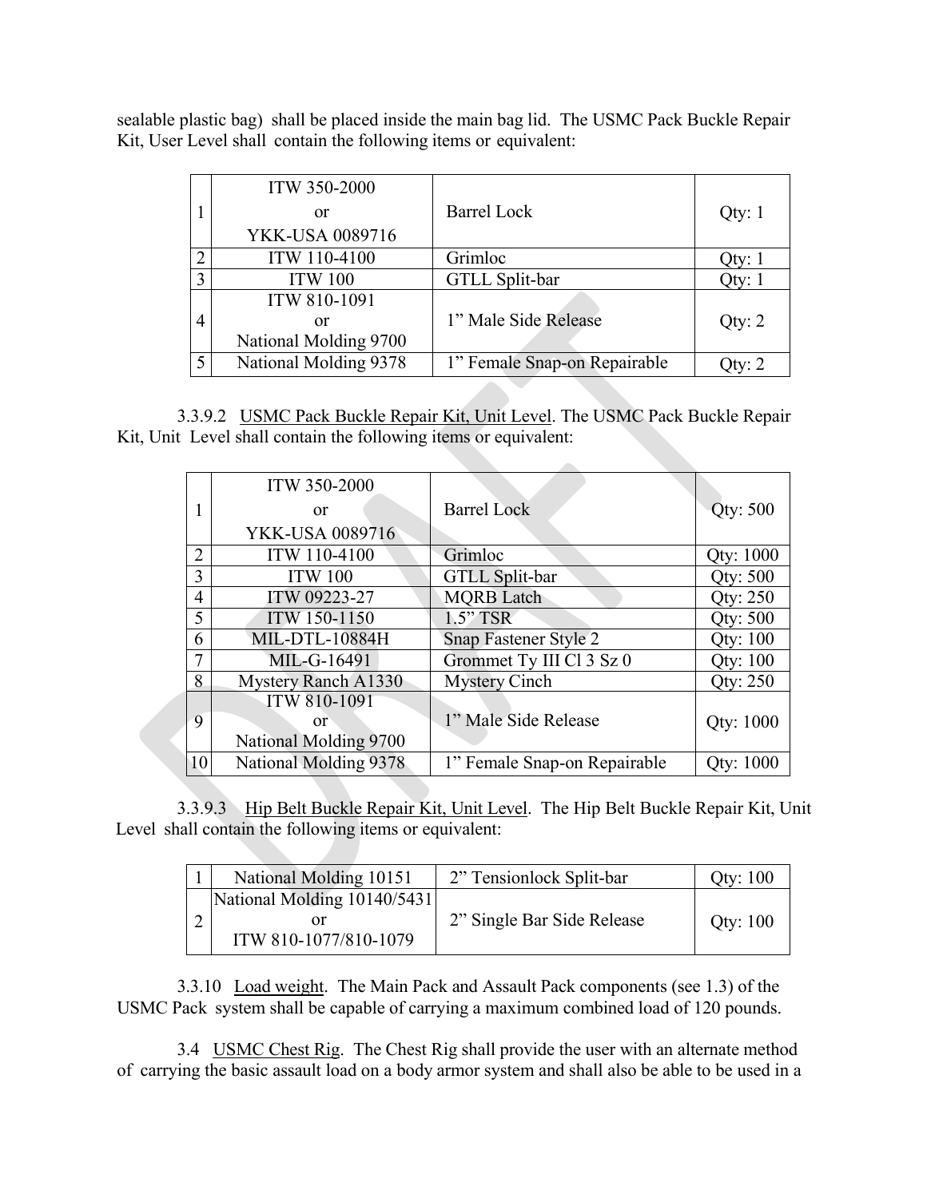sealable plastic bag) shall be placed inside the main bag lid. The USMC Pack Buckle Repair Kit, User Level shall contain the following items or equivalent:

| | | | |
|---|---|---|---|
| 1 | ITW 350-2000 or YKK-USA 0089716 | Barrel Lock | Qty: 1 |
| 2 | ITW 110-4100 | Grimloc | Qty: 1 |
| 3 | ITW 100 | GTLL Split-bar | Qty: 1 |
| 4 | ITW 810-1091 or National Molding 9700 | 1" Male Side Release | Qty: 2 |
| 5 | National Molding 9378 | 1" Female Snap-on Repairable | Qty: 2 |

3.3.9.2 USMC Pack Buckle Repair Kit, Unit Level. The USMC Pack Buckle Repair Kit, Unit Level shall contain the following items or equivalent:

| | | | |
|---|---|---|---|
| 1 | ITW 350-2000 or YKK-USA 0089716 | Barrel Lock | Qty: 500 |
| 2 | ITW 110-4100 | Grimloc | Qty: 1000 |
| 3 | ITW 100 | GTLL Split-bar | Qty: 500 |
| 4 | ITW 09223-27 | MQRB Latch | Qty: 250 |
| 5 | ITW 150-1150 | 1.5" TSR | Qty: 500 |
| 6 | MIL-DTL-10884H | Snap Fastener Style 2 | Qty: 100 |
| 7 | MIL-G-16491 | Grommet Ty III Cl 3 Sz 0 | Qty: 100 |
| 8 | Mystery Ranch A1330 | Mystery Cinch | Qty: 250 |
| 9 | ITW 810-1091 or National Molding 9700 | 1" Male Side Release | Qty: 1000 |
| 10 | National Molding 9378 | 1" Female Snap-on Repairable | Qty: 1000 |

3.3.9.3 Hip Belt Buckle Repair Kit, Unit Level. The Hip Belt Buckle Repair Kit, Unit Level shall contain the following items or equivalent:

| | | | |
|---|---|---|---|
| 1 | National Molding 10151 | 2" Tensionlock Split-bar | Qty: 100 |
| 2 | National Molding 10140/5431 or ITW 810-1077/810-1079 | 2" Single Bar Side Release | Qty: 100 |

3.3.10 Load weight. The Main Pack and Assault Pack components (see 1.3) of the USMC Pack system shall be capable of carrying a maximum combined load of 120 pounds.

3.4 USMC Chest Rig. The Chest Rig shall provide the user with an alternate method of carrying the basic assault load on a body armor system and shall also be able to be used in a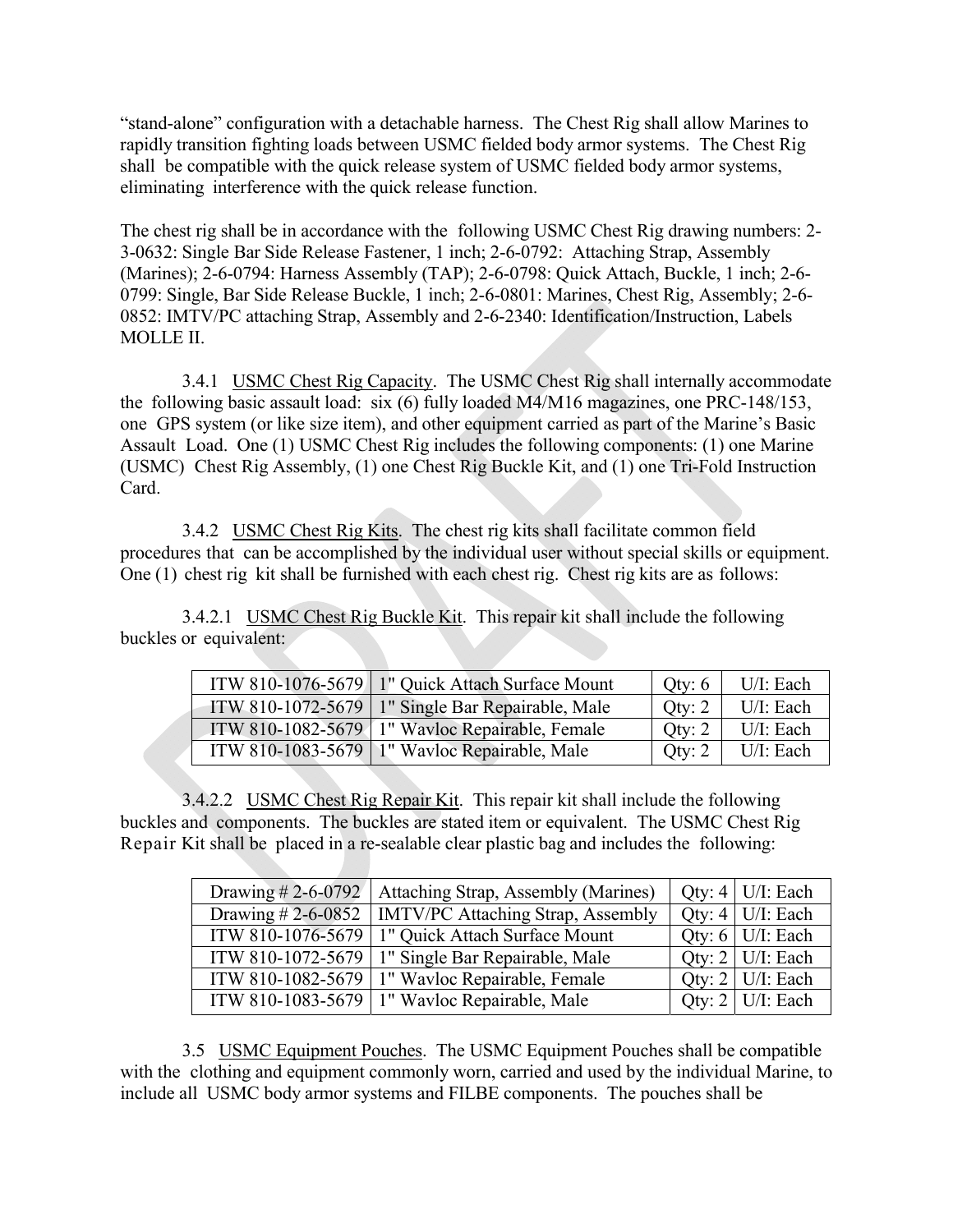"stand-alone" configuration with a detachable harness. The Chest Rig shall allow Marines to rapidly transition fighting loads between USMC fielded body armor systems. The Chest Rig shall be compatible with the quick release system of USMC fielded body armor systems, eliminating interference with the quick release function.

The chest rig shall be in accordance with the following USMC Chest Rig drawing numbers: 2-3-0632: Single Bar Side Release Fastener, 1 inch; 2-6-0792: Attaching Strap, Assembly (Marines); 2-6-0794: Harness Assembly (TAP); 2-6-0798: Quick Attach, Buckle, 1 inch; 2-6-0799: Single, Bar Side Release Buckle, 1 inch; 2-6-0801: Marines, Chest Rig, Assembly; 2-6-0852: IMTV/PC attaching Strap, Assembly and 2-6-2340: Identification/Instruction, Labels MOLLE II.

3.4.1 USMC Chest Rig Capacity. The USMC Chest Rig shall internally accommodate the following basic assault load: six (6) fully loaded M4/M16 magazines, one PRC-148/153, one GPS system (or like size item), and other equipment carried as part of the Marine's Basic Assault Load. One (1) USMC Chest Rig includes the following components: (1) one Marine (USMC) Chest Rig Assembly, (1) one Chest Rig Buckle Kit, and (1) one Tri-Fold Instruction Card.

3.4.2 USMC Chest Rig Kits. The chest rig kits shall facilitate common field procedures that can be accomplished by the individual user without special skills or equipment. One (1) chest rig kit shall be furnished with each chest rig. Chest rig kits are as follows:

3.4.2.1 USMC Chest Rig Buckle Kit. This repair kit shall include the following buckles or equivalent:

| | | | |
|---|---|---|---|
| ITW 810-1076-5679 | 1" Quick Attach Surface Mount | Qty: 6 | U/I: Each |
| ITW 810-1072-5679 | 1" Single Bar Repairable, Male | Qty: 2 | U/I: Each |
| ITW 810-1082-5679 | 1" Wavloc Repairable, Female | Qty: 2 | U/I: Each |
| ITW 810-1083-5679 | 1" Wavloc Repairable, Male | Qty: 2 | U/I: Each |

3.4.2.2 USMC Chest Rig Repair Kit. This repair kit shall include the following buckles and components. The buckles are stated item or equivalent. The USMC Chest Rig Repair Kit shall be placed in a re-sealable clear plastic bag and includes the following:

| | | | |
|---|---|---|---|
| Drawing # 2-6-0792 | Attaching Strap, Assembly (Marines) | Qty: 4 | U/I: Each |
| Drawing # 2-6-0852 | IMTV/PC Attaching Strap, Assembly | Qty: 4 | U/I: Each |
| ITW 810-1076-5679 | 1" Quick Attach Surface Mount | Qty: 6 | U/I: Each |
| ITW 810-1072-5679 | 1" Single Bar Repairable, Male | Qty: 2 | U/I: Each |
| ITW 810-1082-5679 | 1" Wavloc Repairable, Female | Qty: 2 | U/I: Each |
| ITW 810-1083-5679 | 1" Wavloc Repairable, Male | Qty: 2 | U/I: Each |

3.5 USMC Equipment Pouches. The USMC Equipment Pouches shall be compatible with the clothing and equipment commonly worn, carried and used by the individual Marine, to include all USMC body armor systems and FILBE components. The pouches shall be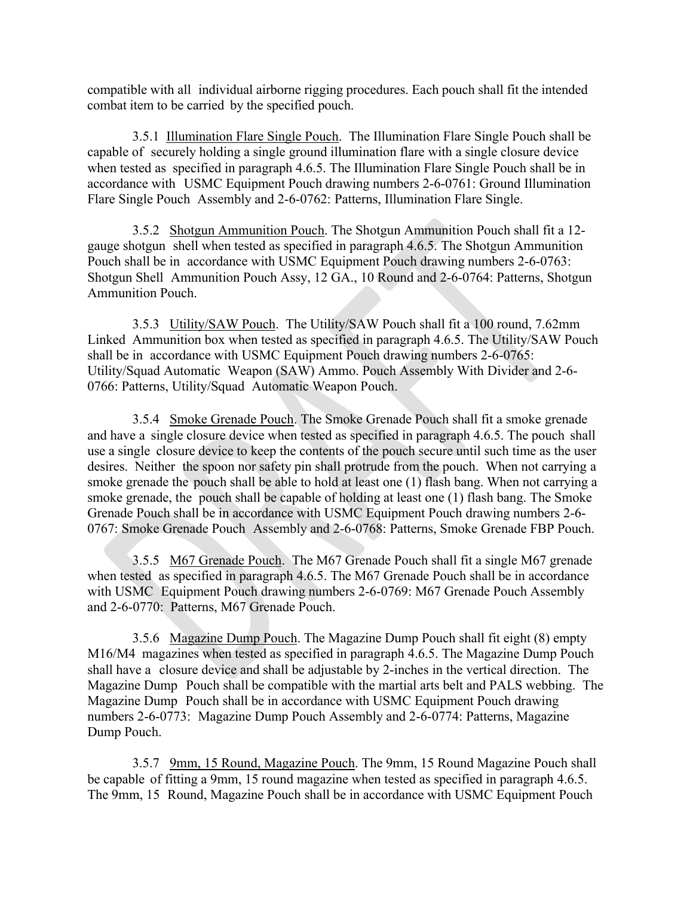compatible with all individual airborne rigging procedures. Each pouch shall fit the intended combat item to be carried by the specified pouch.

3.5.1 Illumination Flare Single Pouch. The Illumination Flare Single Pouch shall be capable of securely holding a single ground illumination flare with a single closure device when tested as specified in paragraph 4.6.5. The Illumination Flare Single Pouch shall be in accordance with USMC Equipment Pouch drawing numbers 2-6-0761: Ground Illumination Flare Single Pouch Assembly and 2-6-0762: Patterns, Illumination Flare Single.

3.5.2 Shotgun Ammunition Pouch. The Shotgun Ammunition Pouch shall fit a 12-gauge shotgun shell when tested as specified in paragraph 4.6.5. The Shotgun Ammunition Pouch shall be in accordance with USMC Equipment Pouch drawing numbers 2-6-0763: Shotgun Shell Ammunition Pouch Assy, 12 GA., 10 Round and 2-6-0764: Patterns, Shotgun Ammunition Pouch.

3.5.3 Utility/SAW Pouch. The Utility/SAW Pouch shall fit a 100 round, 7.62mm Linked Ammunition box when tested as specified in paragraph 4.6.5. The Utility/SAW Pouch shall be in accordance with USMC Equipment Pouch drawing numbers 2-6-0765: Utility/Squad Automatic Weapon (SAW) Ammo. Pouch Assembly With Divider and 2-6-0766: Patterns, Utility/Squad Automatic Weapon Pouch.

3.5.4 Smoke Grenade Pouch. The Smoke Grenade Pouch shall fit a smoke grenade and have a single closure device when tested as specified in paragraph 4.6.5. The pouch shall use a single closure device to keep the contents of the pouch secure until such time as the user desires. Neither the spoon nor safety pin shall protrude from the pouch. When not carrying a smoke grenade the pouch shall be able to hold at least one (1) flash bang. When not carrying a smoke grenade, the pouch shall be capable of holding at least one (1) flash bang. The Smoke Grenade Pouch shall be in accordance with USMC Equipment Pouch drawing numbers 2-6-0767: Smoke Grenade Pouch Assembly and 2-6-0768: Patterns, Smoke Grenade FBP Pouch.

3.5.5 M67 Grenade Pouch. The M67 Grenade Pouch shall fit a single M67 grenade when tested as specified in paragraph 4.6.5. The M67 Grenade Pouch shall be in accordance with USMC Equipment Pouch drawing numbers 2-6-0769: M67 Grenade Pouch Assembly and 2-6-0770: Patterns, M67 Grenade Pouch.

3.5.6 Magazine Dump Pouch. The Magazine Dump Pouch shall fit eight (8) empty M16/M4 magazines when tested as specified in paragraph 4.6.5. The Magazine Dump Pouch shall have a closure device and shall be adjustable by 2-inches in the vertical direction. The Magazine Dump Pouch shall be compatible with the martial arts belt and PALS webbing. The Magazine Dump Pouch shall be in accordance with USMC Equipment Pouch drawing numbers 2-6-0773: Magazine Dump Pouch Assembly and 2-6-0774: Patterns, Magazine Dump Pouch.

3.5.7 9mm, 15 Round, Magazine Pouch. The 9mm, 15 Round Magazine Pouch shall be capable of fitting a 9mm, 15 round magazine when tested as specified in paragraph 4.6.5. The 9mm, 15 Round, Magazine Pouch shall be in accordance with USMC Equipment Pouch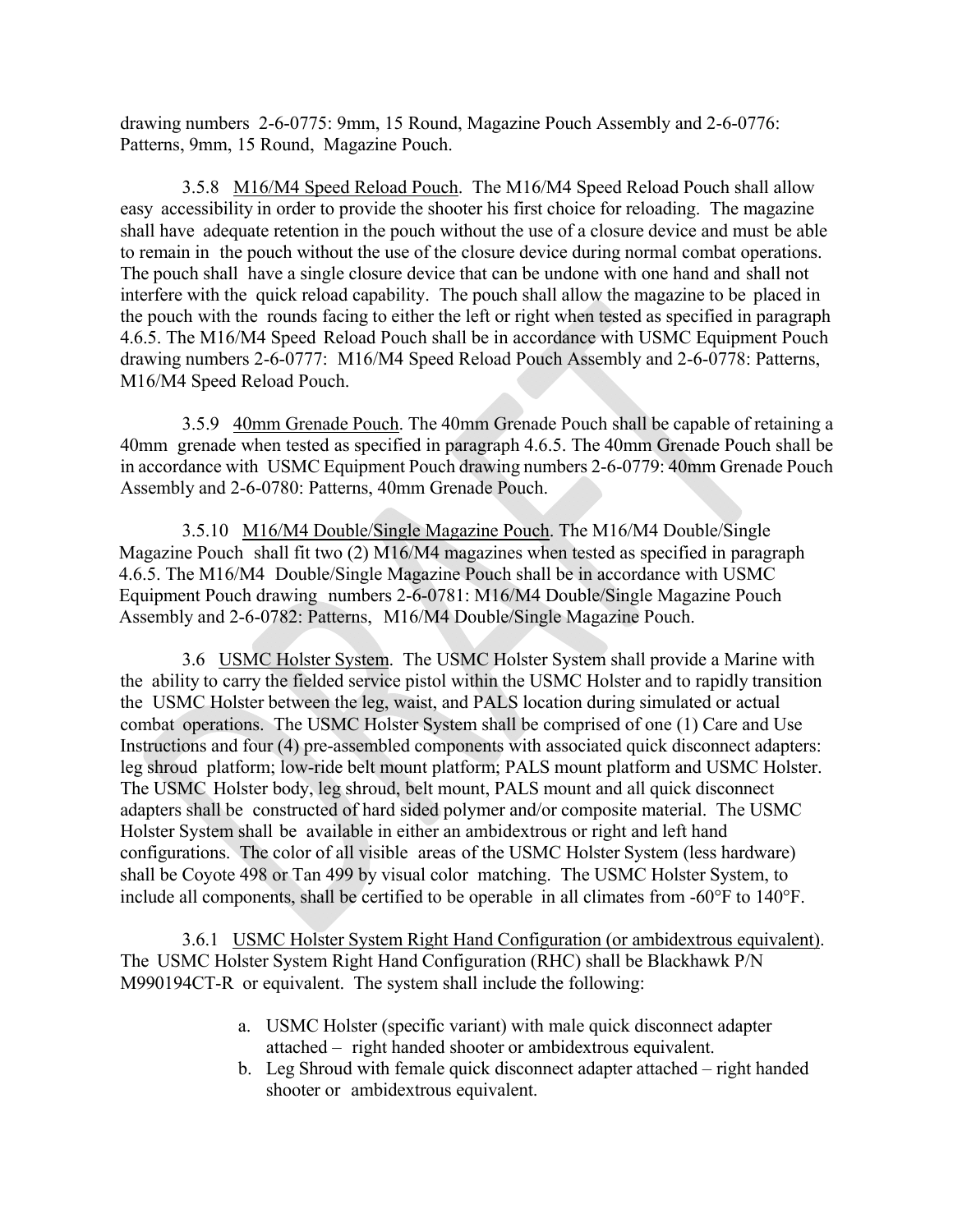drawing numbers 2-6-0775: 9mm, 15 Round, Magazine Pouch Assembly and 2-6-0776: Patterns, 9mm, 15 Round, Magazine Pouch.

3.5.8 M16/M4 Speed Reload Pouch. The M16/M4 Speed Reload Pouch shall allow easy accessibility in order to provide the shooter his first choice for reloading. The magazine shall have adequate retention in the pouch without the use of a closure device and must be able to remain in the pouch without the use of the closure device during normal combat operations. The pouch shall have a single closure device that can be undone with one hand and shall not interfere with the quick reload capability. The pouch shall allow the magazine to be placed in the pouch with the rounds facing to either the left or right when tested as specified in paragraph 4.6.5. The M16/M4 Speed Reload Pouch shall be in accordance with USMC Equipment Pouch drawing numbers 2-6-0777: M16/M4 Speed Reload Pouch Assembly and 2-6-0778: Patterns, M16/M4 Speed Reload Pouch.

3.5.9 40mm Grenade Pouch. The 40mm Grenade Pouch shall be capable of retaining a 40mm grenade when tested as specified in paragraph 4.6.5. The 40mm Grenade Pouch shall be in accordance with USMC Equipment Pouch drawing numbers 2-6-0779: 40mm Grenade Pouch Assembly and 2-6-0780: Patterns, 40mm Grenade Pouch.

3.5.10 M16/M4 Double/Single Magazine Pouch. The M16/M4 Double/Single Magazine Pouch shall fit two (2) M16/M4 magazines when tested as specified in paragraph 4.6.5. The M16/M4 Double/Single Magazine Pouch shall be in accordance with USMC Equipment Pouch drawing numbers 2-6-0781: M16/M4 Double/Single Magazine Pouch Assembly and 2-6-0782: Patterns, M16/M4 Double/Single Magazine Pouch.

3.6 USMC Holster System. The USMC Holster System shall provide a Marine with the ability to carry the fielded service pistol within the USMC Holster and to rapidly transition the USMC Holster between the leg, waist, and PALS location during simulated or actual combat operations. The USMC Holster System shall be comprised of one (1) Care and Use Instructions and four (4) pre-assembled components with associated quick disconnect adapters: leg shroud platform; low-ride belt mount platform; PALS mount platform and USMC Holster. The USMC Holster body, leg shroud, belt mount, PALS mount and all quick disconnect adapters shall be constructed of hard sided polymer and/or composite material. The USMC Holster System shall be available in either an ambidextrous or right and left hand configurations. The color of all visible areas of the USMC Holster System (less hardware) shall be Coyote 498 or Tan 499 by visual color matching. The USMC Holster System, to include all components, shall be certified to be operable in all climates from -60°F to 140°F.

3.6.1 USMC Holster System Right Hand Configuration (or ambidextrous equivalent). The USMC Holster System Right Hand Configuration (RHC) shall be Blackhawk P/N M990194CT-R or equivalent. The system shall include the following:

a. USMC Holster (specific variant) with male quick disconnect adapter attached – right handed shooter or ambidextrous equivalent.
b. Leg Shroud with female quick disconnect adapter attached – right handed shooter or ambidextrous equivalent.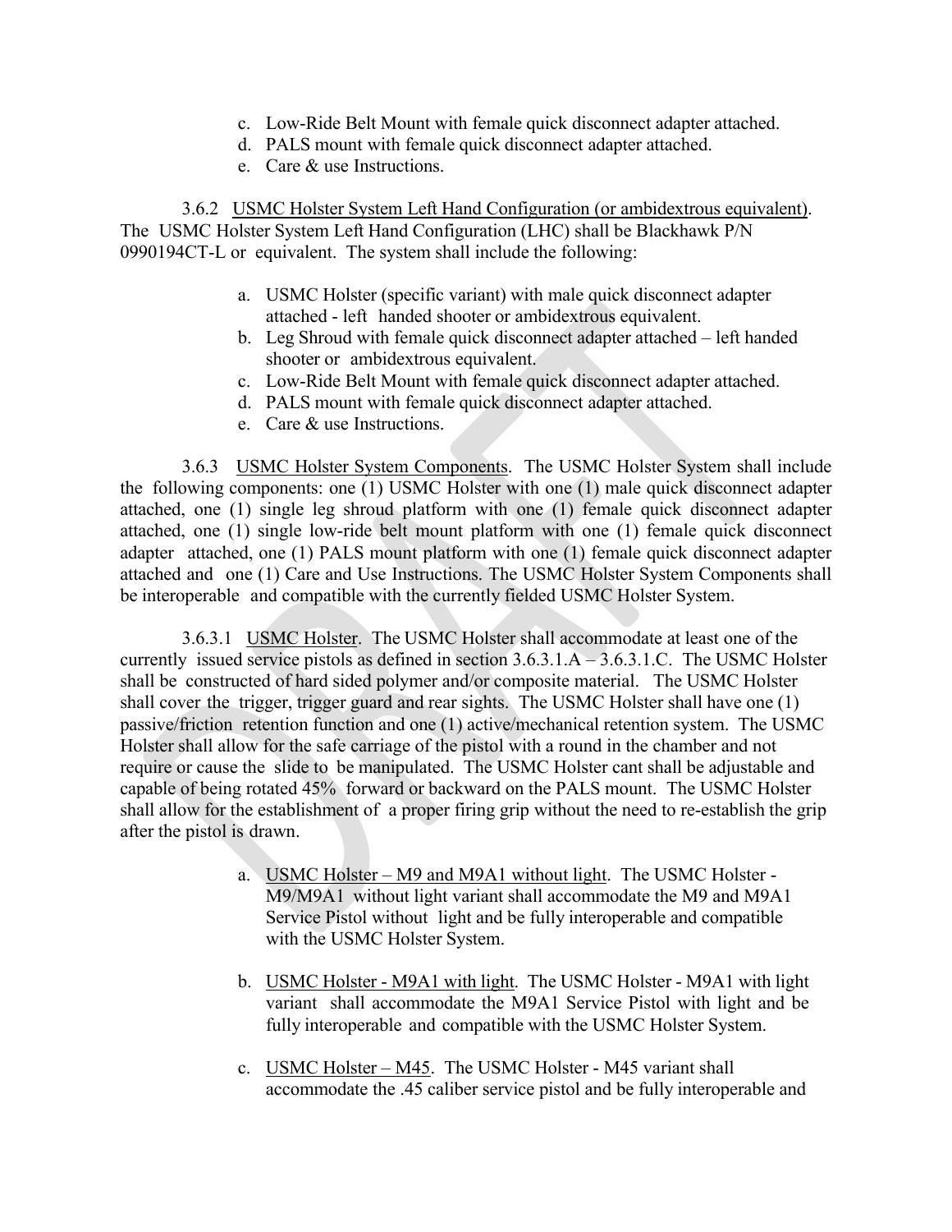c. Low-Ride Belt Mount with female quick disconnect adapter attached.
d. PALS mount with female quick disconnect adapter attached.
e. Care & use Instructions.

3.6.2 USMC Holster System Left Hand Configuration (or ambidextrous equivalent). The USMC Holster System Left Hand Configuration (LHC) shall be Blackhawk P/N 0990194CT-L or equivalent. The system shall include the following:

a. USMC Holster (specific variant) with male quick disconnect adapter attached - left handed shooter or ambidextrous equivalent.
b. Leg Shroud with female quick disconnect adapter attached – left handed shooter or ambidextrous equivalent.
c. Low-Ride Belt Mount with female quick disconnect adapter attached.
d. PALS mount with female quick disconnect adapter attached.
e. Care & use Instructions.

3.6.3 USMC Holster System Components. The USMC Holster System shall include the following components: one (1) USMC Holster with one (1) male quick disconnect adapter attached, one (1) single leg shroud platform with one (1) female quick disconnect adapter attached, one (1) single low-ride belt mount platform with one (1) female quick disconnect adapter attached, one (1) PALS mount platform with one (1) female quick disconnect adapter attached and one (1) Care and Use Instructions. The USMC Holster System Components shall be interoperable and compatible with the currently fielded USMC Holster System.

3.6.3.1 USMC Holster. The USMC Holster shall accommodate at least one of the currently issued service pistols as defined in section 3.6.3.1.A – 3.6.3.1.C. The USMC Holster shall be constructed of hard sided polymer and/or composite material. The USMC Holster shall cover the trigger, trigger guard and rear sights. The USMC Holster shall have one (1) passive/friction retention function and one (1) active/mechanical retention system. The USMC Holster shall allow for the safe carriage of the pistol with a round in the chamber and not require or cause the slide to be manipulated. The USMC Holster cant shall be adjustable and capable of being rotated 45% forward or backward on the PALS mount. The USMC Holster shall allow for the establishment of a proper firing grip without the need to re-establish the grip after the pistol is drawn.

a. USMC Holster – M9 and M9A1 without light. The USMC Holster - M9/M9A1 without light variant shall accommodate the M9 and M9A1 Service Pistol without light and be fully interoperable and compatible with the USMC Holster System.

b. USMC Holster - M9A1 with light. The USMC Holster - M9A1 with light variant shall accommodate the M9A1 Service Pistol with light and be fully interoperable and compatible with the USMC Holster System.

c. USMC Holster – M45. The USMC Holster - M45 variant shall accommodate the .45 caliber service pistol and be fully interoperable and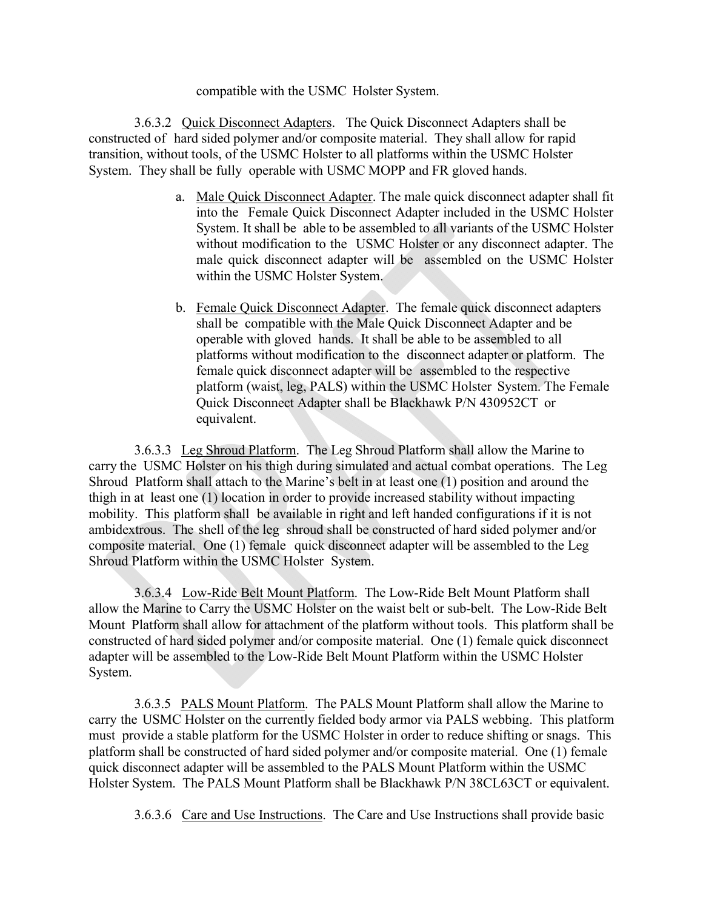compatible with the USMC Holster System.

3.6.3.2 Quick Disconnect Adapters. The Quick Disconnect Adapters shall be constructed of hard sided polymer and/or composite material. They shall allow for rapid transition, without tools, of the USMC Holster to all platforms within the USMC Holster System. They shall be fully operable with USMC MOPP and FR gloved hands.

a. Male Quick Disconnect Adapter. The male quick disconnect adapter shall fit into the Female Quick Disconnect Adapter included in the USMC Holster System. It shall be able to be assembled to all variants of the USMC Holster without modification to the USMC Holster or any disconnect adapter. The male quick disconnect adapter will be assembled on the USMC Holster within the USMC Holster System.

b. Female Quick Disconnect Adapter. The female quick disconnect adapters shall be compatible with the Male Quick Disconnect Adapter and be operable with gloved hands. It shall be able to be assembled to all platforms without modification to the disconnect adapter or platform. The female quick disconnect adapter will be assembled to the respective platform (waist, leg, PALS) within the USMC Holster System. The Female Quick Disconnect Adapter shall be Blackhawk P/N 430952CT or equivalent.

3.6.3.3 Leg Shroud Platform. The Leg Shroud Platform shall allow the Marine to carry the USMC Holster on his thigh during simulated and actual combat operations. The Leg Shroud Platform shall attach to the Marine's belt in at least one (1) position and around the thigh in at least one (1) location in order to provide increased stability without impacting mobility. This platform shall be available in right and left handed configurations if it is not ambidextrous. The shell of the leg shroud shall be constructed of hard sided polymer and/or composite material. One (1) female quick disconnect adapter will be assembled to the Leg Shroud Platform within the USMC Holster System.

3.6.3.4 Low-Ride Belt Mount Platform. The Low-Ride Belt Mount Platform shall allow the Marine to Carry the USMC Holster on the waist belt or sub-belt. The Low-Ride Belt Mount Platform shall allow for attachment of the platform without tools. This platform shall be constructed of hard sided polymer and/or composite material. One (1) female quick disconnect adapter will be assembled to the Low-Ride Belt Mount Platform within the USMC Holster System.

3.6.3.5 PALS Mount Platform. The PALS Mount Platform shall allow the Marine to carry the USMC Holster on the currently fielded body armor via PALS webbing. This platform must provide a stable platform for the USMC Holster in order to reduce shifting or snags. This platform shall be constructed of hard sided polymer and/or composite material. One (1) female quick disconnect adapter will be assembled to the PALS Mount Platform within the USMC Holster System. The PALS Mount Platform shall be Blackhawk P/N 38CL63CT or equivalent.

3.6.3.6 Care and Use Instructions. The Care and Use Instructions shall provide basic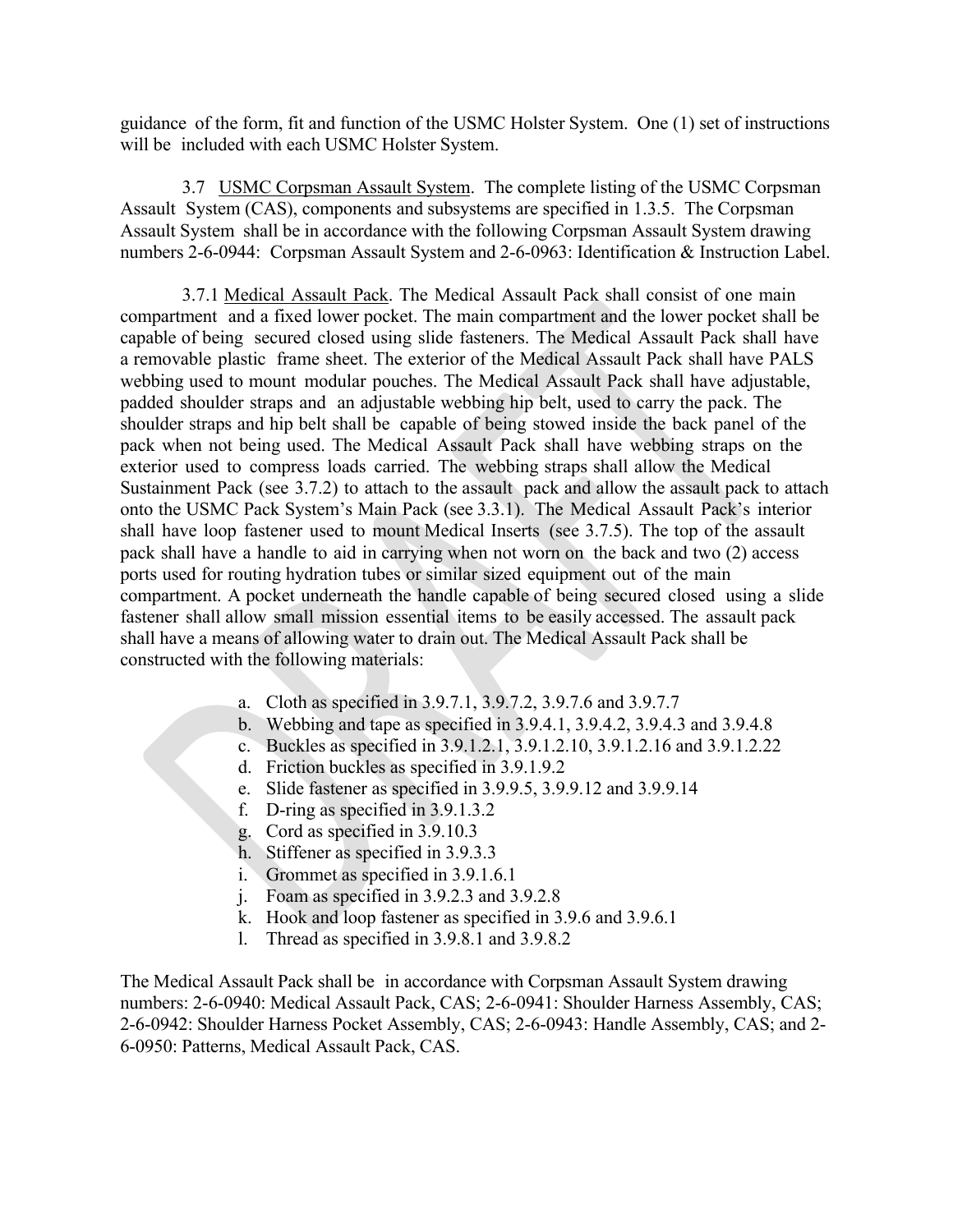guidance of the form, fit and function of the USMC Holster System. One (1) set of instructions will be included with each USMC Holster System.

3.7 USMC Corpsman Assault System. The complete listing of the USMC Corpsman Assault System (CAS), components and subsystems are specified in 1.3.5. The Corpsman Assault System shall be in accordance with the following Corpsman Assault System drawing numbers 2-6-0944: Corpsman Assault System and 2-6-0963: Identification & Instruction Label.

3.7.1 Medical Assault Pack. The Medical Assault Pack shall consist of one main compartment and a fixed lower pocket. The main compartment and the lower pocket shall be capable of being secured closed using slide fasteners. The Medical Assault Pack shall have a removable plastic frame sheet. The exterior of the Medical Assault Pack shall have PALS webbing used to mount modular pouches. The Medical Assault Pack shall have adjustable, padded shoulder straps and an adjustable webbing hip belt, used to carry the pack. The shoulder straps and hip belt shall be capable of being stowed inside the back panel of the pack when not being used. The Medical Assault Pack shall have webbing straps on the exterior used to compress loads carried. The webbing straps shall allow the Medical Sustainment Pack (see 3.7.2) to attach to the assault pack and allow the assault pack to attach onto the USMC Pack System's Main Pack (see 3.3.1). The Medical Assault Pack's interior shall have loop fastener used to mount Medical Inserts (see 3.7.5). The top of the assault pack shall have a handle to aid in carrying when not worn on the back and two (2) access ports used for routing hydration tubes or similar sized equipment out of the main compartment. A pocket underneath the handle capable of being secured closed using a slide fastener shall allow small mission essential items to be easily accessed. The assault pack shall have a means of allowing water to drain out. The Medical Assault Pack shall be constructed with the following materials:

a. Cloth as specified in 3.9.7.1, 3.9.7.2, 3.9.7.6 and 3.9.7.7
b. Webbing and tape as specified in 3.9.4.1, 3.9.4.2, 3.9.4.3 and 3.9.4.8
c. Buckles as specified in 3.9.1.2.1, 3.9.1.2.10, 3.9.1.2.16 and 3.9.1.2.22
d. Friction buckles as specified in 3.9.1.9.2
e. Slide fastener as specified in 3.9.9.5, 3.9.9.12 and 3.9.9.14
f. D-ring as specified in 3.9.1.3.2
g. Cord as specified in 3.9.10.3
h. Stiffener as specified in 3.9.3.3
i. Grommet as specified in 3.9.1.6.1
j. Foam as specified in 3.9.2.3 and 3.9.2.8
k. Hook and loop fastener as specified in 3.9.6 and 3.9.6.1
l. Thread as specified in 3.9.8.1 and 3.9.8.2

The Medical Assault Pack shall be in accordance with Corpsman Assault System drawing numbers: 2-6-0940: Medical Assault Pack, CAS; 2-6-0941: Shoulder Harness Assembly, CAS; 2-6-0942: Shoulder Harness Pocket Assembly, CAS; 2-6-0943: Handle Assembly, CAS; and 2-6-0950: Patterns, Medical Assault Pack, CAS.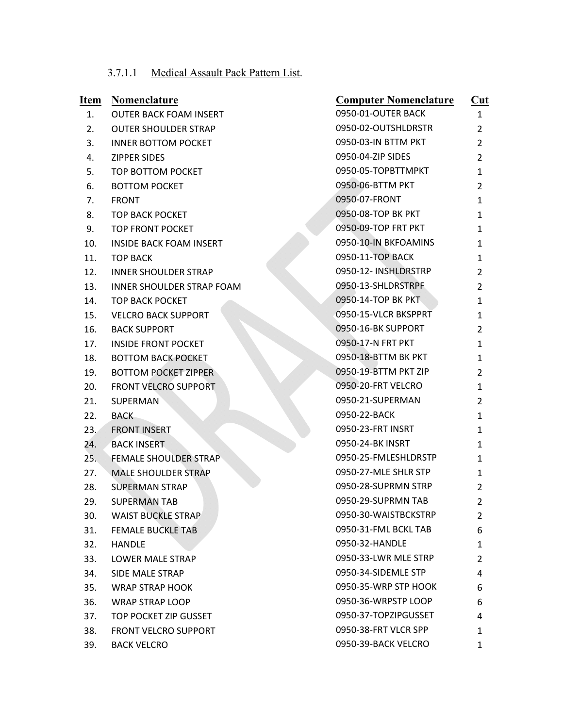3.7.1.1 Medical Assault Pack Pattern List.

| Item | Nomenclature | Computer Nomenclature | Cut |
|---|---|---|---|
| 1. | OUTER BACK FOAM INSERT | 0950-01-OUTER BACK | 1 |
| 2. | OUTER SHOULDER STRAP | 0950-02-OUTSHLDRSTR | 2 |
| 3. | INNER BOTTOM POCKET | 0950-03-IN BTTM PKT | 2 |
| 4. | ZIPPER SIDES | 0950-04-ZIP SIDES | 2 |
| 5. | TOP BOTTOM POCKET | 0950-05-TOPBTTMPKT | 1 |
| 6. | BOTTOM POCKET | 0950-06-BTTM PKT | 2 |
| 7. | FRONT | 0950-07-FRONT | 1 |
| 8. | TOP BACK POCKET | 0950-08-TOP BK PKT | 1 |
| 9. | TOP FRONT POCKET | 0950-09-TOP FRT PKT | 1 |
| 10. | INSIDE BACK FOAM INSERT | 0950-10-IN BKFOAMINS | 1 |
| 11. | TOP BACK | 0950-11-TOP BACK | 1 |
| 12. | INNER SHOULDER STRAP | 0950-12- INSHLDRSTRP | 2 |
| 13. | INNER SHOULDER STRAP FOAM | 0950-13-SHLDRSTRPF | 2 |
| 14. | TOP BACK POCKET | 0950-14-TOP BK PKT | 1 |
| 15. | VELCRO BACK SUPPORT | 0950-15-VLCR BKSPPRT | 1 |
| 16. | BACK SUPPORT | 0950-16-BK SUPPORT | 2 |
| 17. | INSIDE FRONT POCKET | 0950-17-N FRT PKT | 1 |
| 18. | BOTTOM BACK POCKET | 0950-18-BTTM BK PKT | 1 |
| 19. | BOTTOM POCKET ZIPPER | 0950-19-BTTM PKT ZIP | 2 |
| 20. | FRONT VELCRO SUPPORT | 0950-20-FRT VELCRO | 1 |
| 21. | SUPERMAN | 0950-21-SUPERMAN | 2 |
| 22. | BACK | 0950-22-BACK | 1 |
| 23. | FRONT INSERT | 0950-23-FRT INSRT | 1 |
| 24. | BACK INSERT | 0950-24-BK INSRT | 1 |
| 25. | FEMALE SHOULDER STRAP | 0950-25-FMLESHLDRSTP | 1 |
| 27. | MALE SHOULDER STRAP | 0950-27-MLE SHLR STP | 1 |
| 28. | SUPERMAN STRAP | 0950-28-SUPRMN STRP | 2 |
| 29. | SUPERMAN TAB | 0950-29-SUPRMN TAB | 2 |
| 30. | WAIST BUCKLE STRAP | 0950-30-WAISTBCKSTRP | 2 |
| 31. | FEMALE BUCKLE TAB | 0950-31-FML BCKL TAB | 6 |
| 32. | HANDLE | 0950-32-HANDLE | 1 |
| 33. | LOWER MALE STRAP | 0950-33-LWR MLE STRP | 2 |
| 34. | SIDE MALE STRAP | 0950-34-SIDEMLE STP | 4 |
| 35. | WRAP STRAP HOOK | 0950-35-WRP STP HOOK | 6 |
| 36. | WRAP STRAP LOOP | 0950-36-WRPSTP LOOP | 6 |
| 37. | TOP POCKET ZIP GUSSET | 0950-37-TOPZIPGUSSET | 4 |
| 38. | FRONT VELCRO SUPPORT | 0950-38-FRT VLCR SPP | 1 |
| 39. | BACK VELCRO | 0950-39-BACK VELCRO | 1 |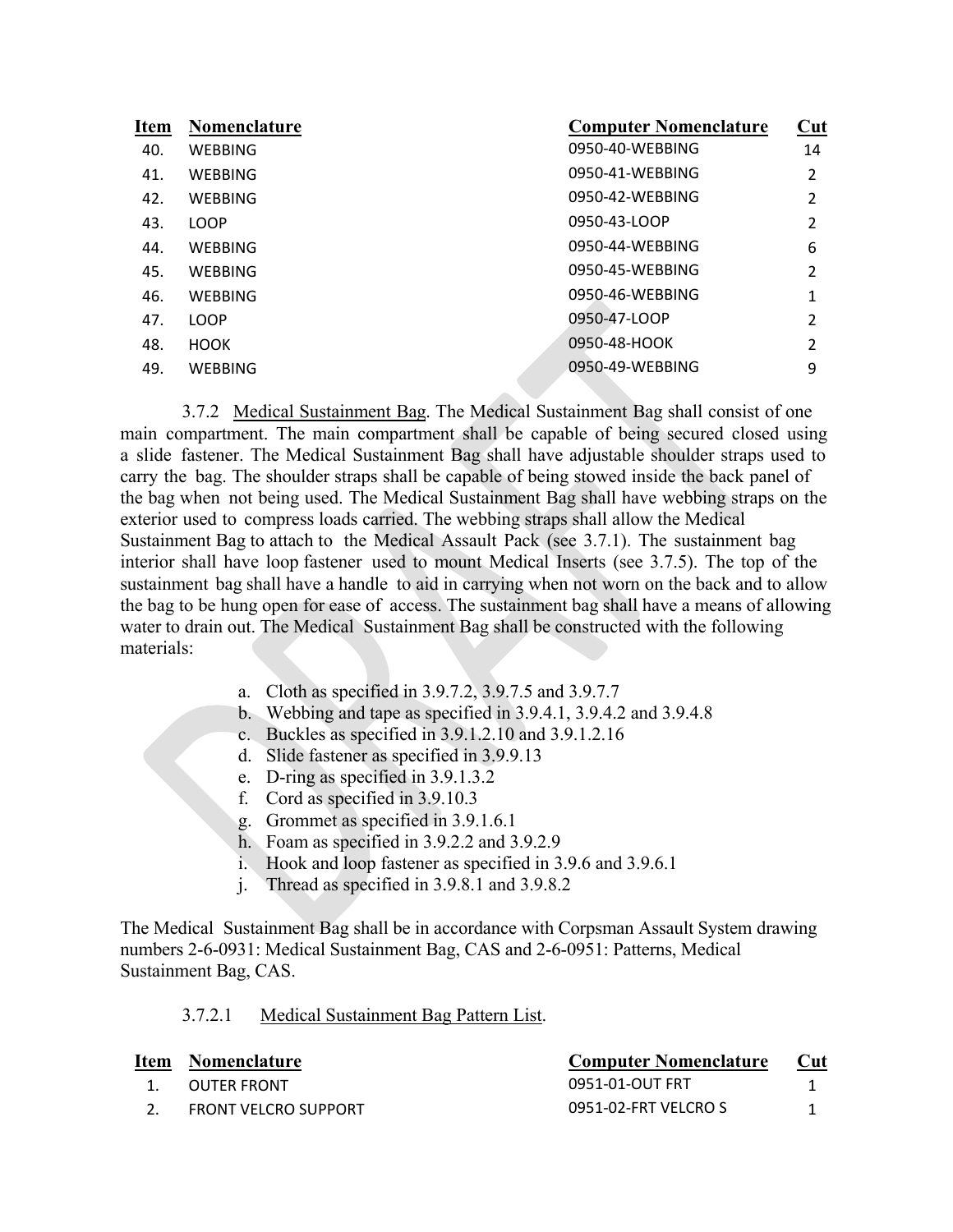| Item | Nomenclature | Computer Nomenclature | Cut |
|---|---|---|---|
| 40. | WEBBING | 0950-40-WEBBING | 14 |
| 41. | WEBBING | 0950-41-WEBBING | 2 |
| 42. | WEBBING | 0950-42-WEBBING | 2 |
| 43. | LOOP | 0950-43-LOOP | 2 |
| 44. | WEBBING | 0950-44-WEBBING | 6 |
| 45. | WEBBING | 0950-45-WEBBING | 2 |
| 46. | WEBBING | 0950-46-WEBBING | 1 |
| 47. | LOOP | 0950-47-LOOP | 2 |
| 48. | HOOK | 0950-48-HOOK | 2 |
| 49. | WEBBING | 0950-49-WEBBING | 9 |

3.7.2 Medical Sustainment Bag. The Medical Sustainment Bag shall consist of one main compartment. The main compartment shall be capable of being secured closed using a slide fastener. The Medical Sustainment Bag shall have adjustable shoulder straps used to carry the bag. The shoulder straps shall be capable of being stowed inside the back panel of the bag when not being used. The Medical Sustainment Bag shall have webbing straps on the exterior used to compress loads carried. The webbing straps shall allow the Medical Sustainment Bag to attach to the Medical Assault Pack (see 3.7.1). The sustainment bag interior shall have loop fastener used to mount Medical Inserts (see 3.7.5). The top of the sustainment bag shall have a handle to aid in carrying when not worn on the back and to allow the bag to be hung open for ease of access. The sustainment bag shall have a means of allowing water to drain out. The Medical Sustainment Bag shall be constructed with the following materials:

a. Cloth as specified in 3.9.7.2, 3.9.7.5 and 3.9.7.7
b. Webbing and tape as specified in 3.9.4.1, 3.9.4.2 and 3.9.4.8
c. Buckles as specified in 3.9.1.2.10 and 3.9.1.2.16
d. Slide fastener as specified in 3.9.9.13
e. D-ring as specified in 3.9.1.3.2
f. Cord as specified in 3.9.10.3
g. Grommet as specified in 3.9.1.6.1
h. Foam as specified in 3.9.2.2 and 3.9.2.9
i. Hook and loop fastener as specified in 3.9.6 and 3.9.6.1
j. Thread as specified in 3.9.8.1 and 3.9.8.2

The Medical Sustainment Bag shall be in accordance with Corpsman Assault System drawing numbers 2-6-0931: Medical Sustainment Bag, CAS and 2-6-0951: Patterns, Medical Sustainment Bag, CAS.

3.7.2.1 Medical Sustainment Bag Pattern List.

| Item | Nomenclature | Computer Nomenclature | Cut |
|---|---|---|---|
| 1. | OUTER FRONT | 0951-01-OUT FRT | 1 |
| 2. | FRONT VELCRO SUPPORT | 0951-02-FRT VELCRO S | 1 |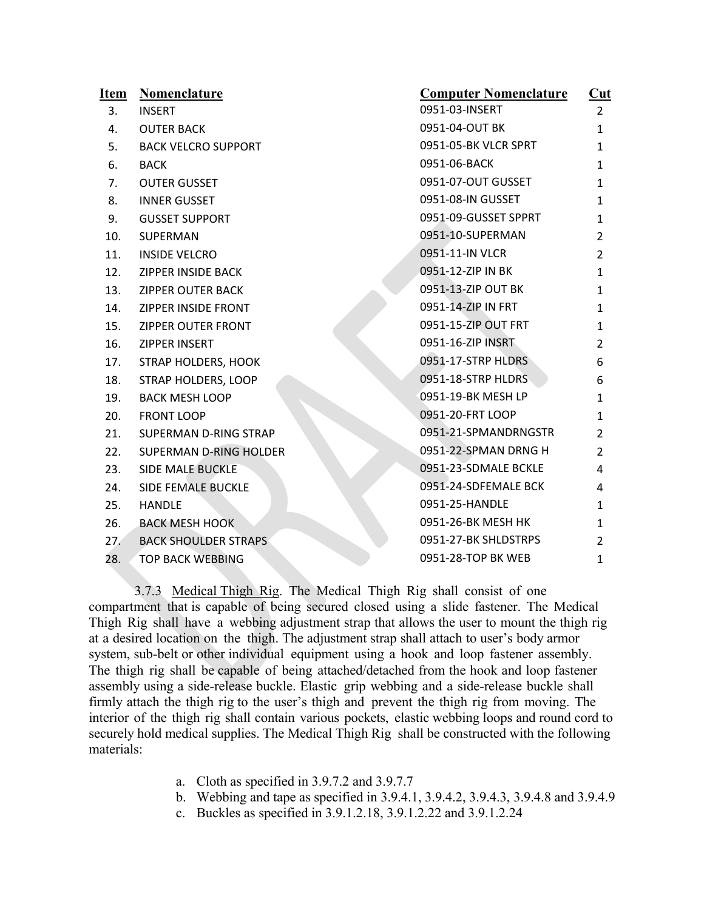| Item | Nomenclature | Computer Nomenclature | Cut |
|---|---|---|---|
| 3. | INSERT | 0951-03-INSERT | 2 |
| 4. | OUTER BACK | 0951-04-OUT BK | 1 |
| 5. | BACK VELCRO SUPPORT | 0951-05-BK VLCR SPRT | 1 |
| 6. | BACK | 0951-06-BACK | 1 |
| 7. | OUTER GUSSET | 0951-07-OUT GUSSET | 1 |
| 8. | INNER GUSSET | 0951-08-IN GUSSET | 1 |
| 9. | GUSSET SUPPORT | 0951-09-GUSSET SPPRT | 1 |
| 10. | SUPERMAN | 0951-10-SUPERMAN | 2 |
| 11. | INSIDE VELCRO | 0951-11-IN VLCR | 2 |
| 12. | ZIPPER INSIDE BACK | 0951-12-ZIP IN BK | 1 |
| 13. | ZIPPER OUTER BACK | 0951-13-ZIP OUT BK | 1 |
| 14. | ZIPPER INSIDE FRONT | 0951-14-ZIP IN FRT | 1 |
| 15. | ZIPPER OUTER FRONT | 0951-15-ZIP OUT FRT | 1 |
| 16. | ZIPPER INSERT | 0951-16-ZIP INSRT | 2 |
| 17. | STRAP HOLDERS, HOOK | 0951-17-STRP HLDRS | 6 |
| 18. | STRAP HOLDERS, LOOP | 0951-18-STRP HLDRS | 6 |
| 19. | BACK MESH LOOP | 0951-19-BK MESH LP | 1 |
| 20. | FRONT LOOP | 0951-20-FRT LOOP | 1 |
| 21. | SUPERMAN D-RING STRAP | 0951-21-SPMANDRNGSTR | 2 |
| 22. | SUPERMAN D-RING HOLDER | 0951-22-SPMAN DRNG H | 2 |
| 23. | SIDE MALE BUCKLE | 0951-23-SDMALE BCKLE | 4 |
| 24. | SIDE FEMALE BUCKLE | 0951-24-SDFEMALE BCK | 4 |
| 25. | HANDLE | 0951-25-HANDLE | 1 |
| 26. | BACK MESH HOOK | 0951-26-BK MESH HK | 1 |
| 27. | BACK SHOULDER STRAPS | 0951-27-BK SHLDSTRPS | 2 |
| 28. | TOP BACK WEBBING | 0951-28-TOP BK WEB | 1 |

3.7.3 Medical Thigh Rig. The Medical Thigh Rig shall consist of one compartment that is capable of being secured closed using a slide fastener. The Medical Thigh Rig shall have a webbing adjustment strap that allows the user to mount the thigh rig at a desired location on the thigh. The adjustment strap shall attach to user's body armor system, sub-belt or other individual equipment using a hook and loop fastener assembly. The thigh rig shall be capable of being attached/detached from the hook and loop fastener assembly using a side-release buckle. Elastic grip webbing and a side-release buckle shall firmly attach the thigh rig to the user's thigh and prevent the thigh rig from moving. The interior of the thigh rig shall contain various pockets, elastic webbing loops and round cord to securely hold medical supplies. The Medical Thigh Rig shall be constructed with the following materials:

a. Cloth as specified in 3.9.7.2 and 3.9.7.7
b. Webbing and tape as specified in 3.9.4.1, 3.9.4.2, 3.9.4.3, 3.9.4.8 and 3.9.4.9
c. Buckles as specified in 3.9.1.2.18, 3.9.1.2.22 and 3.9.1.2.24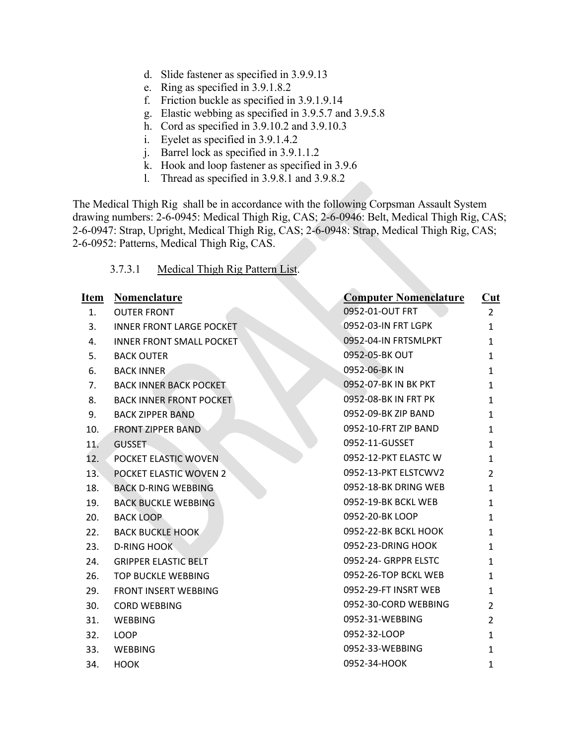d. Slide fastener as specified in 3.9.9.13
e. Ring as specified in 3.9.1.8.2
f. Friction buckle as specified in 3.9.1.9.14
g. Elastic webbing as specified in 3.9.5.7 and 3.9.5.8
h. Cord as specified in 3.9.10.2 and 3.9.10.3
i. Eyelet as specified in 3.9.1.4.2
j. Barrel lock as specified in 3.9.1.1.2
k. Hook and loop fastener as specified in 3.9.6
l. Thread as specified in 3.9.8.1 and 3.9.8.2

The Medical Thigh Rig shall be in accordance with the following Corpsman Assault System drawing numbers: 2-6-0945: Medical Thigh Rig, CAS; 2-6-0946: Belt, Medical Thigh Rig, CAS; 2-6-0947: Strap, Upright, Medical Thigh Rig, CAS; 2-6-0948: Strap, Medical Thigh Rig, CAS; 2-6-0952: Patterns, Medical Thigh Rig, CAS.

3.7.3.1 Medical Thigh Rig Pattern List.

| Item | Nomenclature | Computer Nomenclature | Cut |
|---|---|---|---|
| 1. | OUTER FRONT | 0952-01-OUT FRT | 2 |
| 3. | INNER FRONT LARGE POCKET | 0952-03-IN FRT LGPK | 1 |
| 4. | INNER FRONT SMALL POCKET | 0952-04-IN FRTSMLPKT | 1 |
| 5. | BACK OUTER | 0952-05-BK OUT | 1 |
| 6. | BACK INNER | 0952-06-BK IN | 1 |
| 7. | BACK INNER BACK POCKET | 0952-07-BK IN BK PKT | 1 |
| 8. | BACK INNER FRONT POCKET | 0952-08-BK IN FRT PK | 1 |
| 9. | BACK ZIPPER BAND | 0952-09-BK ZIP BAND | 1 |
| 10. | FRONT ZIPPER BAND | 0952-10-FRT ZIP BAND | 1 |
| 11. | GUSSET | 0952-11-GUSSET | 1 |
| 12. | POCKET ELASTIC WOVEN | 0952-12-PKT ELASTC W | 1 |
| 13. | POCKET ELASTIC WOVEN 2 | 0952-13-PKT ELSTCWV2 | 2 |
| 18. | BACK D-RING WEBBING | 0952-18-BK DRING WEB | 1 |
| 19. | BACK BUCKLE WEBBING | 0952-19-BK BCKL WEB | 1 |
| 20. | BACK LOOP | 0952-20-BK LOOP | 1 |
| 22. | BACK BUCKLE HOOK | 0952-22-BK BCKL HOOK | 1 |
| 23. | D-RING HOOK | 0952-23-DRING HOOK | 1 |
| 24. | GRIPPER ELASTIC BELT | 0952-24- GRPPR ELSTC | 1 |
| 26. | TOP BUCKLE WEBBING | 0952-26-TOP BCKL WEB | 1 |
| 29. | FRONT INSERT WEBBING | 0952-29-FT INSRT WEB | 1 |
| 30. | CORD WEBBING | 0952-30-CORD WEBBING | 2 |
| 31. | WEBBING | 0952-31-WEBBING | 2 |
| 32. | LOOP | 0952-32-LOOP | 1 |
| 33. | WEBBING | 0952-33-WEBBING | 1 |
| 34. | HOOK | 0952-34-HOOK | 1 |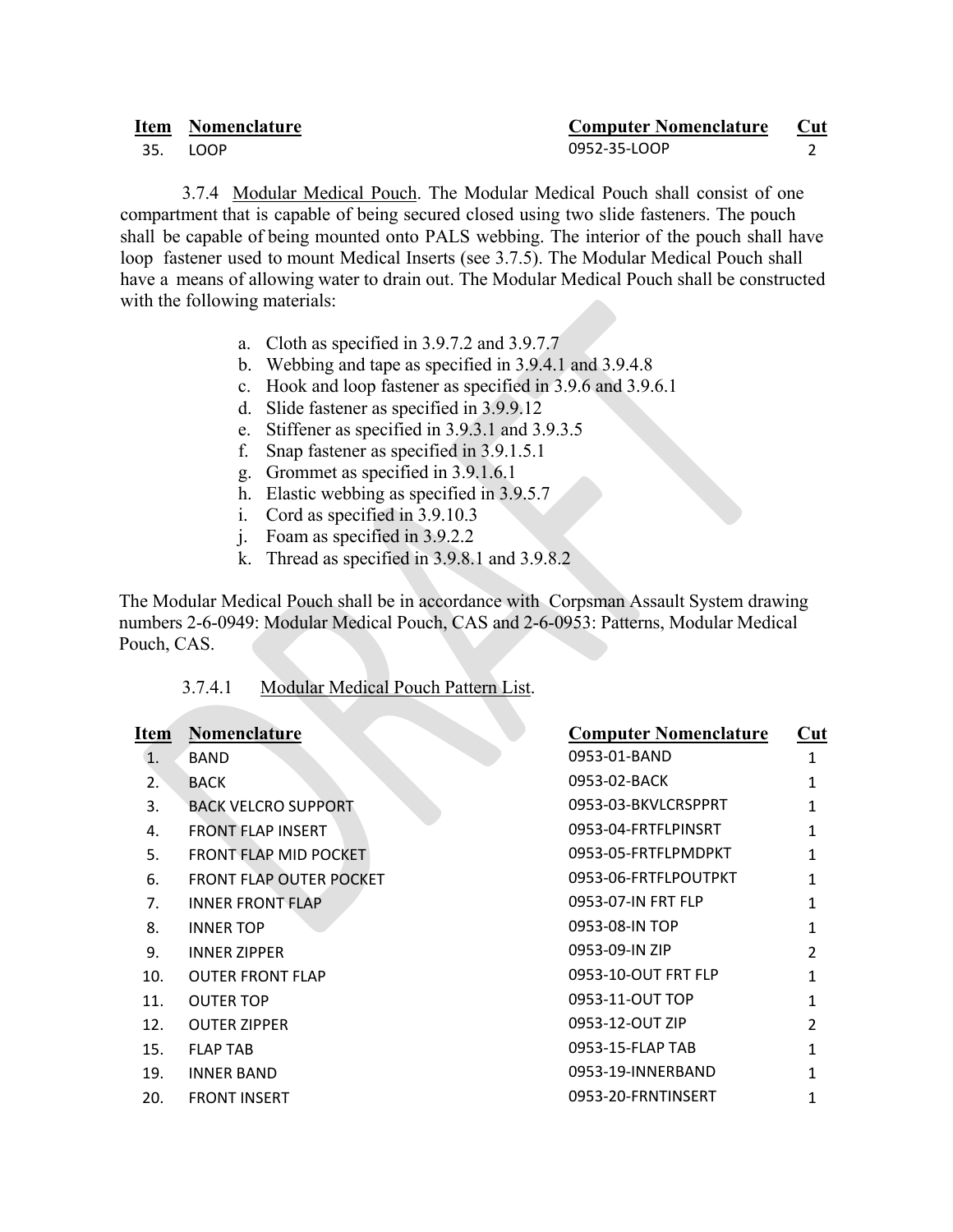| Item | Nomenclature | Computer Nomenclature | Cut |
|---|---|---|---|
| 35. | LOOP | 0952-35-LOOP | 2 |

3.7.4 Modular Medical Pouch. The Modular Medical Pouch shall consist of one compartment that is capable of being secured closed using two slide fasteners. The pouch shall be capable of being mounted onto PALS webbing. The interior of the pouch shall have loop fastener used to mount Medical Inserts (see 3.7.5). The Modular Medical Pouch shall have a means of allowing water to drain out. The Modular Medical Pouch shall be constructed with the following materials:

a. Cloth as specified in 3.9.7.2 and 3.9.7.7
b. Webbing and tape as specified in 3.9.4.1 and 3.9.4.8
c. Hook and loop fastener as specified in 3.9.6 and 3.9.6.1
d. Slide fastener as specified in 3.9.9.12
e. Stiffener as specified in 3.9.3.1 and 3.9.3.5
f. Snap fastener as specified in 3.9.1.5.1
g. Grommet as specified in 3.9.1.6.1
h. Elastic webbing as specified in 3.9.5.7
i. Cord as specified in 3.9.10.3
j. Foam as specified in 3.9.2.2
k. Thread as specified in 3.9.8.1 and 3.9.8.2

The Modular Medical Pouch shall be in accordance with Corpsman Assault System drawing numbers 2-6-0949: Modular Medical Pouch, CAS and 2-6-0953: Patterns, Modular Medical Pouch, CAS.

3.7.4.1 Modular Medical Pouch Pattern List.

| Item | Nomenclature | Computer Nomenclature | Cut |
|---|---|---|---|
| 1. | BAND | 0953-01-BAND | 1 |
| 2. | BACK | 0953-02-BACK | 1 |
| 3. | BACK VELCRO SUPPORT | 0953-03-BKVLCRSPPRT | 1 |
| 4. | FRONT FLAP INSERT | 0953-04-FRTFLPINSRT | 1 |
| 5. | FRONT FLAP MID POCKET | 0953-05-FRTFLPMDPKT | 1 |
| 6. | FRONT FLAP OUTER POCKET | 0953-06-FRTFLPOUTPKT | 1 |
| 7. | INNER FRONT FLAP | 0953-07-IN FRT FLP | 1 |
| 8. | INNER TOP | 0953-08-IN TOP | 1 |
| 9. | INNER ZIPPER | 0953-09-IN ZIP | 2 |
| 10. | OUTER FRONT FLAP | 0953-10-OUT FRT FLP | 1 |
| 11. | OUTER TOP | 0953-11-OUT TOP | 1 |
| 12. | OUTER ZIPPER | 0953-12-OUT ZIP | 2 |
| 15. | FLAP TAB | 0953-15-FLAP TAB | 1 |
| 19. | INNER BAND | 0953-19-INNERBAND | 1 |
| 20. | FRONT INSERT | 0953-20-FRNTINSERT | 1 |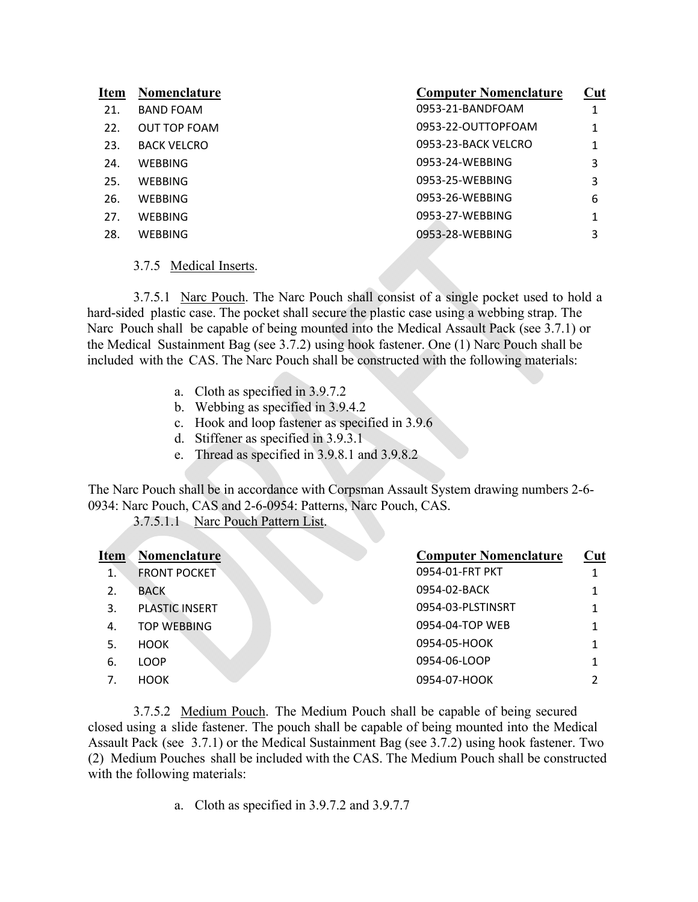| Item | Nomenclature | Computer Nomenclature | Cut |
|---|---|---|---|
| 21. | BAND FOAM | 0953-21-BANDFOAM | 1 |
| 22. | OUT TOP FOAM | 0953-22-OUTTOPFOAM | 1 |
| 23. | BACK VELCRO | 0953-23-BACK VELCRO | 1 |
| 24. | WEBBING | 0953-24-WEBBING | 3 |
| 25. | WEBBING | 0953-25-WEBBING | 3 |
| 26. | WEBBING | 0953-26-WEBBING | 6 |
| 27. | WEBBING | 0953-27-WEBBING | 1 |
| 28. | WEBBING | 0953-28-WEBBING | 3 |

3.7.5 Medical Inserts.

3.7.5.1 Narc Pouch. The Narc Pouch shall consist of a single pocket used to hold a hard-sided plastic case. The pocket shall secure the plastic case using a webbing strap. The Narc Pouch shall be capable of being mounted into the Medical Assault Pack (see 3.7.1) or the Medical Sustainment Bag (see 3.7.2) using hook fastener. One (1) Narc Pouch shall be included with the CAS. The Narc Pouch shall be constructed with the following materials:

a. Cloth as specified in 3.9.7.2
b. Webbing as specified in 3.9.4.2
c. Hook and loop fastener as specified in 3.9.6
d. Stiffener as specified in 3.9.3.1
e. Thread as specified in 3.9.8.1 and 3.9.8.2

The Narc Pouch shall be in accordance with Corpsman Assault System drawing numbers 2-6-0934: Narc Pouch, CAS and 2-6-0954: Patterns, Narc Pouch, CAS.

3.7.5.1.1 Narc Pouch Pattern List.

| Item | Nomenclature | Computer Nomenclature | Cut |
|---|---|---|---|
| 1. | FRONT POCKET | 0954-01-FRT PKT | 1 |
| 2. | BACK | 0954-02-BACK | 1 |
| 3. | PLASTIC INSERT | 0954-03-PLSTINSRT | 1 |
| 4. | TOP WEBBING | 0954-04-TOP WEB | 1 |
| 5. | HOOK | 0954-05-HOOK | 1 |
| 6. | LOOP | 0954-06-LOOP | 1 |
| 7. | HOOK | 0954-07-HOOK | 2 |

3.7.5.2 Medium Pouch. The Medium Pouch shall be capable of being secured closed using a slide fastener. The pouch shall be capable of being mounted into the Medical Assault Pack (see 3.7.1) or the Medical Sustainment Bag (see 3.7.2) using hook fastener. Two (2) Medium Pouches shall be included with the CAS. The Medium Pouch shall be constructed with the following materials:

a. Cloth as specified in 3.9.7.2 and 3.9.7.7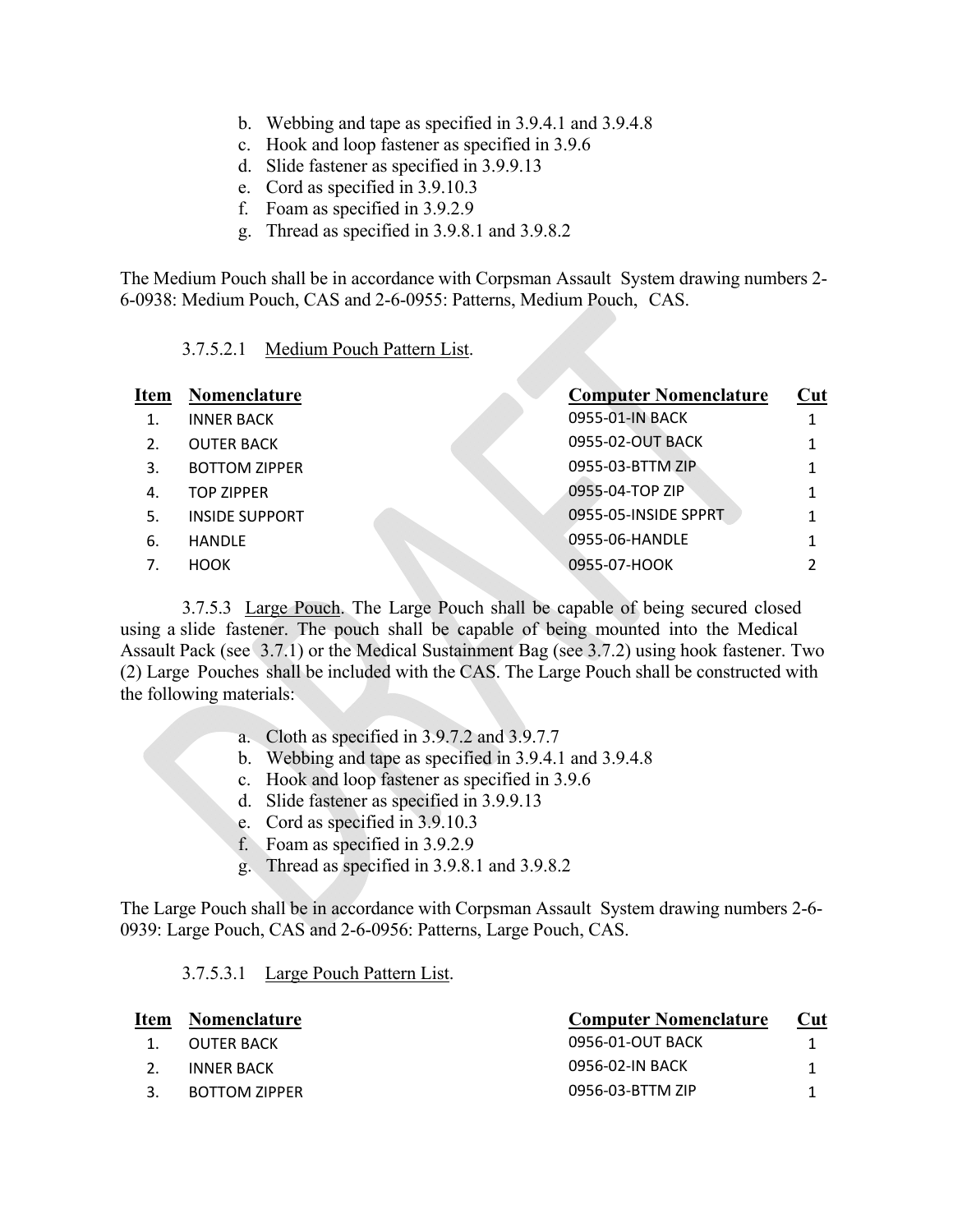b. Webbing and tape as specified in 3.9.4.1 and 3.9.4.8
c. Hook and loop fastener as specified in 3.9.6
d. Slide fastener as specified in 3.9.9.13
e. Cord as specified in 3.9.10.3
f. Foam as specified in 3.9.2.9
g. Thread as specified in 3.9.8.1 and 3.9.8.2

The Medium Pouch shall be in accordance with Corpsman Assault System drawing numbers 2-6-0938: Medium Pouch, CAS and 2-6-0955: Patterns, Medium Pouch, CAS.

3.7.5.2.1 Medium Pouch Pattern List.

| Item | Nomenclature | Computer Nomenclature | Cut |
|---|---|---|---|
| 1. | INNER BACK | 0955-01-IN BACK | 1 |
| 2. | OUTER BACK | 0955-02-OUT BACK | 1 |
| 3. | BOTTOM ZIPPER | 0955-03-BTTM ZIP | 1 |
| 4. | TOP ZIPPER | 0955-04-TOP ZIP | 1 |
| 5. | INSIDE SUPPORT | 0955-05-INSIDE SPPRT | 1 |
| 6. | HANDLE | 0955-06-HANDLE | 1 |
| 7. | HOOK | 0955-07-HOOK | 2 |

3.7.5.3 Large Pouch. The Large Pouch shall be capable of being secured closed using a slide fastener. The pouch shall be capable of being mounted into the Medical Assault Pack (see 3.7.1) or the Medical Sustainment Bag (see 3.7.2) using hook fastener. Two (2) Large Pouches shall be included with the CAS. The Large Pouch shall be constructed with the following materials:

a. Cloth as specified in 3.9.7.2 and 3.9.7.7
b. Webbing and tape as specified in 3.9.4.1 and 3.9.4.8
c. Hook and loop fastener as specified in 3.9.6
d. Slide fastener as specified in 3.9.9.13
e. Cord as specified in 3.9.10.3
f. Foam as specified in 3.9.2.9
g. Thread as specified in 3.9.8.1 and 3.9.8.2

The Large Pouch shall be in accordance with Corpsman Assault System drawing numbers 2-6-0939: Large Pouch, CAS and 2-6-0956: Patterns, Large Pouch, CAS.

3.7.5.3.1 Large Pouch Pattern List.

| Item | Nomenclature | Computer Nomenclature | Cut |
|---|---|---|---|
| 1. | OUTER BACK | 0956-01-OUT BACK | 1 |
| 2. | INNER BACK | 0956-02-IN BACK | 1 |
| 3. | BOTTOM ZIPPER | 0956-03-BTTM ZIP | 1 |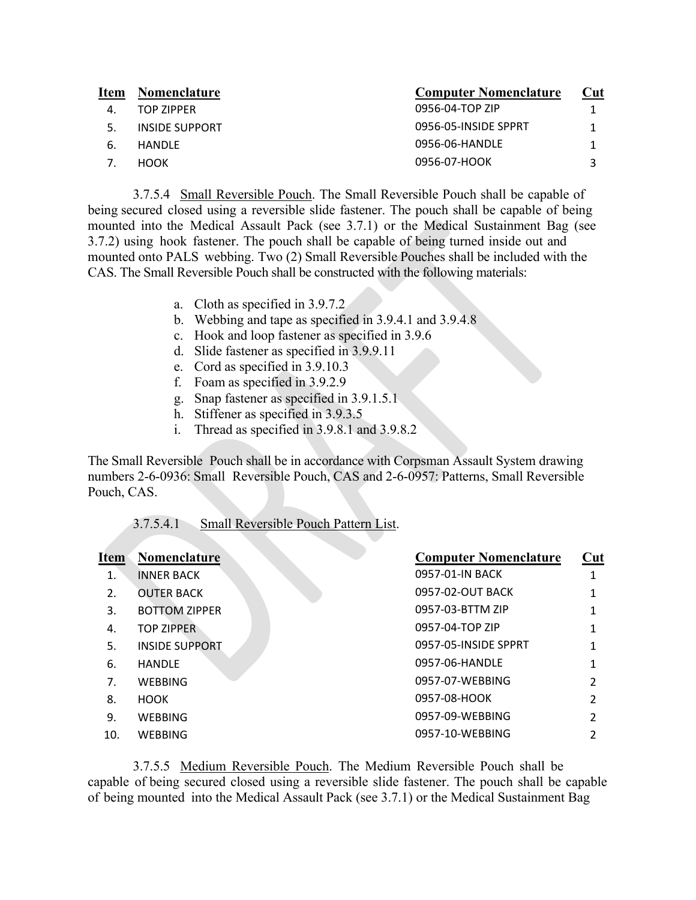| Item | Nomenclature | Computer Nomenclature | Cut |
|---|---|---|---|
| 4. | TOP ZIPPER | 0956-04-TOP ZIP | 1 |
| 5. | INSIDE SUPPORT | 0956-05-INSIDE SPPRT | 1 |
| 6. | HANDLE | 0956-06-HANDLE | 1 |
| 7. | HOOK | 0956-07-HOOK | 3 |

3.7.5.4 Small Reversible Pouch. The Small Reversible Pouch shall be capable of being secured closed using a reversible slide fastener. The pouch shall be capable of being mounted into the Medical Assault Pack (see 3.7.1) or the Medical Sustainment Bag (see 3.7.2) using hook fastener. The pouch shall be capable of being turned inside out and mounted onto PALS webbing. Two (2) Small Reversible Pouches shall be included with the CAS. The Small Reversible Pouch shall be constructed with the following materials:

a. Cloth as specified in 3.9.7.2
b. Webbing and tape as specified in 3.9.4.1 and 3.9.4.8
c. Hook and loop fastener as specified in 3.9.6
d. Slide fastener as specified in 3.9.9.11
e. Cord as specified in 3.9.10.3
f. Foam as specified in 3.9.2.9
g. Snap fastener as specified in 3.9.1.5.1
h. Stiffener as specified in 3.9.3.5
i. Thread as specified in 3.9.8.1 and 3.9.8.2

The Small Reversible Pouch shall be in accordance with Corpsman Assault System drawing numbers 2-6-0936: Small Reversible Pouch, CAS and 2-6-0957: Patterns, Small Reversible Pouch, CAS.

3.7.5.4.1 Small Reversible Pouch Pattern List.

| Item | Nomenclature | Computer Nomenclature | Cut |
|---|---|---|---|
| 1. | INNER BACK | 0957-01-IN BACK | 1 |
| 2. | OUTER BACK | 0957-02-OUT BACK | 1 |
| 3. | BOTTOM ZIPPER | 0957-03-BTTM ZIP | 1 |
| 4. | TOP ZIPPER | 0957-04-TOP ZIP | 1 |
| 5. | INSIDE SUPPORT | 0957-05-INSIDE SPPRT | 1 |
| 6. | HANDLE | 0957-06-HANDLE | 1 |
| 7. | WEBBING | 0957-07-WEBBING | 2 |
| 8. | HOOK | 0957-08-HOOK | 2 |
| 9. | WEBBING | 0957-09-WEBBING | 2 |
| 10. | WEBBING | 0957-10-WEBBING | 2 |

3.7.5.5 Medium Reversible Pouch. The Medium Reversible Pouch shall be capable of being secured closed using a reversible slide fastener. The pouch shall be capable of being mounted into the Medical Assault Pack (see 3.7.1) or the Medical Sustainment Bag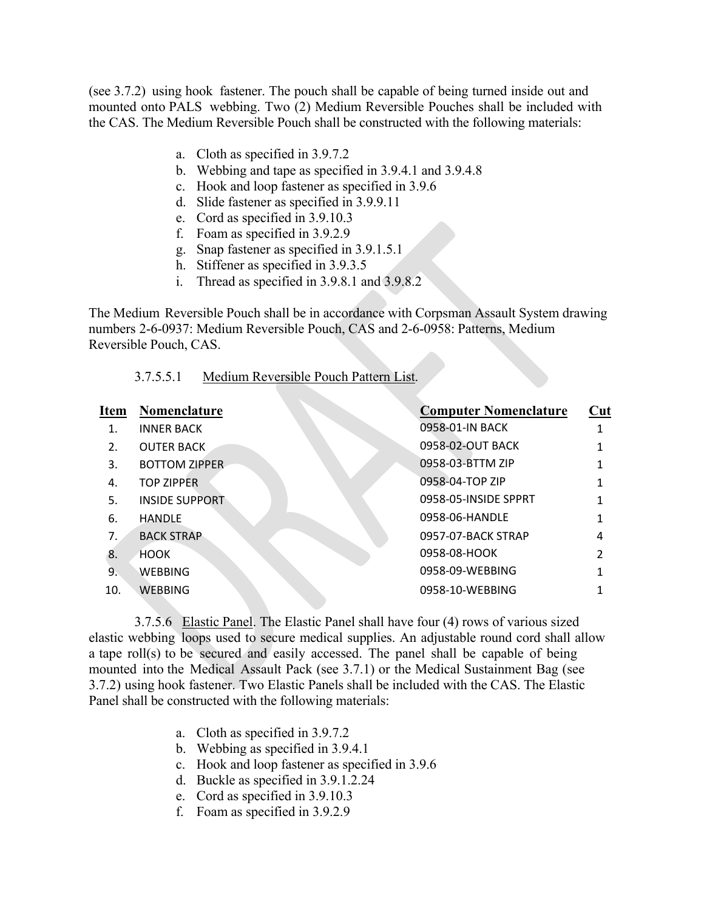(see 3.7.2) using hook fastener. The pouch shall be capable of being turned inside out and mounted onto PALS webbing. Two (2) Medium Reversible Pouches shall be included with the CAS. The Medium Reversible Pouch shall be constructed with the following materials:

a. Cloth as specified in 3.9.7.2
b. Webbing and tape as specified in 3.9.4.1 and 3.9.4.8
c. Hook and loop fastener as specified in 3.9.6
d. Slide fastener as specified in 3.9.9.11
e. Cord as specified in 3.9.10.3
f. Foam as specified in 3.9.2.9
g. Snap fastener as specified in 3.9.1.5.1
h. Stiffener as specified in 3.9.3.5
i. Thread as specified in 3.9.8.1 and 3.9.8.2

The Medium Reversible Pouch shall be in accordance with Corpsman Assault System drawing numbers 2-6-0937: Medium Reversible Pouch, CAS and 2-6-0958: Patterns, Medium Reversible Pouch, CAS.

3.7.5.5.1 Medium Reversible Pouch Pattern List.

| Item | Nomenclature | Computer Nomenclature | Cut |
|---|---|---|---|
| 1. | INNER BACK | 0958-01-IN BACK | 1 |
| 2. | OUTER BACK | 0958-02-OUT BACK | 1 |
| 3. | BOTTOM ZIPPER | 0958-03-BTTM ZIP | 1 |
| 4. | TOP ZIPPER | 0958-04-TOP ZIP | 1 |
| 5. | INSIDE SUPPORT | 0958-05-INSIDE SPPRT | 1 |
| 6. | HANDLE | 0958-06-HANDLE | 1 |
| 7. | BACK STRAP | 0957-07-BACK STRAP | 4 |
| 8. | HOOK | 0958-08-HOOK | 2 |
| 9. | WEBBING | 0958-09-WEBBING | 1 |
| 10. | WEBBING | 0958-10-WEBBING | 1 |

3.7.5.6 Elastic Panel. The Elastic Panel shall have four (4) rows of various sized elastic webbing loops used to secure medical supplies. An adjustable round cord shall allow a tape roll(s) to be secured and easily accessed. The panel shall be capable of being mounted into the Medical Assault Pack (see 3.7.1) or the Medical Sustainment Bag (see 3.7.2) using hook fastener. Two Elastic Panels shall be included with the CAS. The Elastic Panel shall be constructed with the following materials:

a. Cloth as specified in 3.9.7.2
b. Webbing as specified in 3.9.4.1
c. Hook and loop fastener as specified in 3.9.6
d. Buckle as specified in 3.9.1.2.24
e. Cord as specified in 3.9.10.3
f. Foam as specified in 3.9.2.9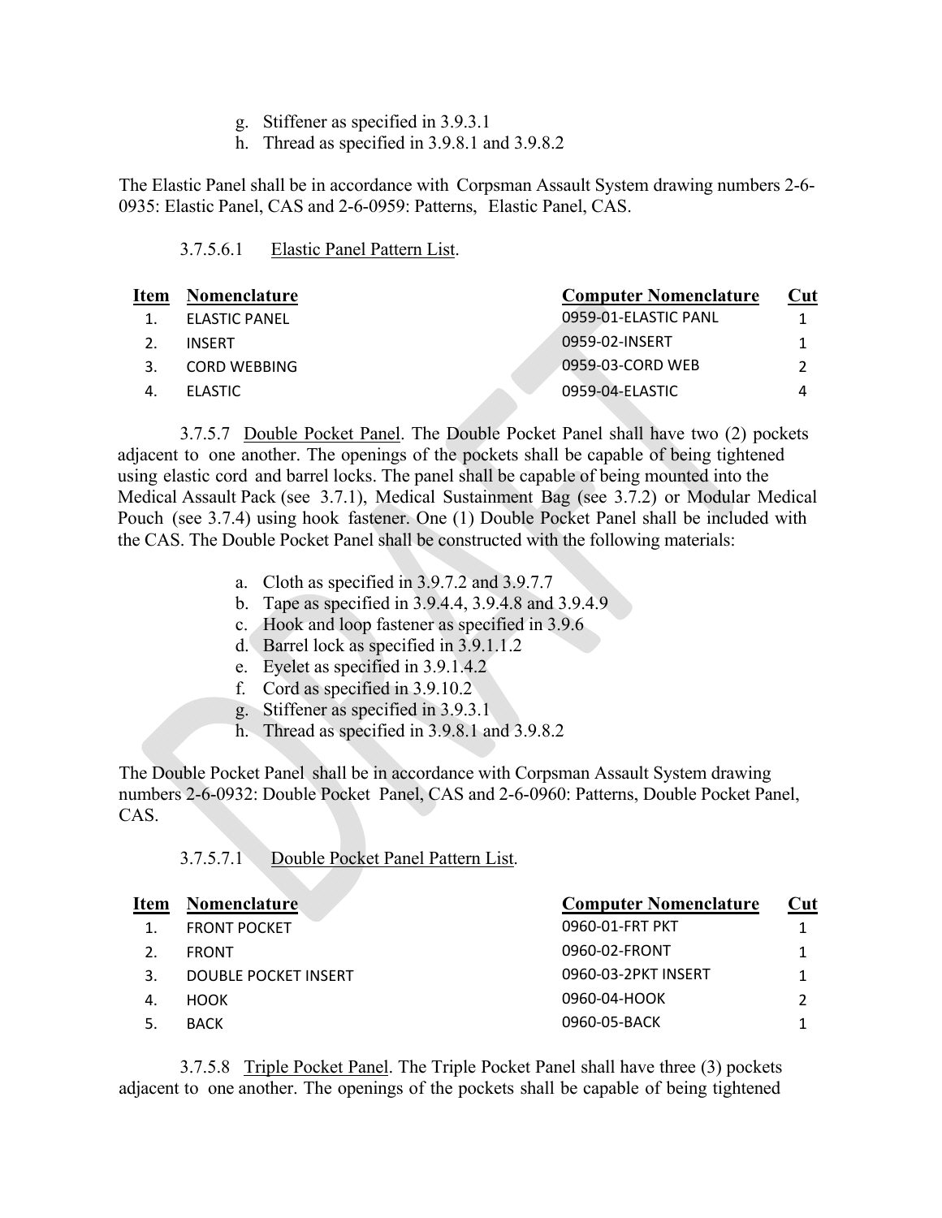g. Stiffener as specified in 3.9.3.1
h. Thread as specified in 3.9.8.1 and 3.9.8.2

The Elastic Panel shall be in accordance with Corpsman Assault System drawing numbers 2-6-0935: Elastic Panel, CAS and 2-6-0959: Patterns, Elastic Panel, CAS.

3.7.5.6.1 Elastic Panel Pattern List.

| Item | Nomenclature | Computer Nomenclature | Cut |
|---|---|---|---|
| 1. | ELASTIC PANEL | 0959-01-ELASTIC PANL | 1 |
| 2. | INSERT | 0959-02-INSERT | 1 |
| 3. | CORD WEBBING | 0959-03-CORD WEB | 2 |
| 4. | ELASTIC | 0959-04-ELASTIC | 4 |

3.7.5.7 Double Pocket Panel. The Double Pocket Panel shall have two (2) pockets adjacent to one another. The openings of the pockets shall be capable of being tightened using elastic cord and barrel locks. The panel shall be capable of being mounted into the Medical Assault Pack (see 3.7.1), Medical Sustainment Bag (see 3.7.2) or Modular Medical Pouch (see 3.7.4) using hook fastener. One (1) Double Pocket Panel shall be included with the CAS. The Double Pocket Panel shall be constructed with the following materials:

a. Cloth as specified in 3.9.7.2 and 3.9.7.7
b. Tape as specified in 3.9.4.4, 3.9.4.8 and 3.9.4.9
c. Hook and loop fastener as specified in 3.9.6
d. Barrel lock as specified in 3.9.1.1.2
e. Eyelet as specified in 3.9.1.4.2
f. Cord as specified in 3.9.10.2
g. Stiffener as specified in 3.9.3.1
h. Thread as specified in 3.9.8.1 and 3.9.8.2

The Double Pocket Panel shall be in accordance with Corpsman Assault System drawing numbers 2-6-0932: Double Pocket Panel, CAS and 2-6-0960: Patterns, Double Pocket Panel, CAS.

3.7.5.7.1 Double Pocket Panel Pattern List.

| Item | Nomenclature | Computer Nomenclature | Cut |
|---|---|---|---|
| 1. | FRONT POCKET | 0960-01-FRT PKT | 1 |
| 2. | FRONT | 0960-02-FRONT | 1 |
| 3. | DOUBLE POCKET INSERT | 0960-03-2PKT INSERT | 1 |
| 4. | HOOK | 0960-04-HOOK | 2 |
| 5. | BACK | 0960-05-BACK | 1 |

3.7.5.8 Triple Pocket Panel. The Triple Pocket Panel shall have three (3) pockets adjacent to one another. The openings of the pockets shall be capable of being tightened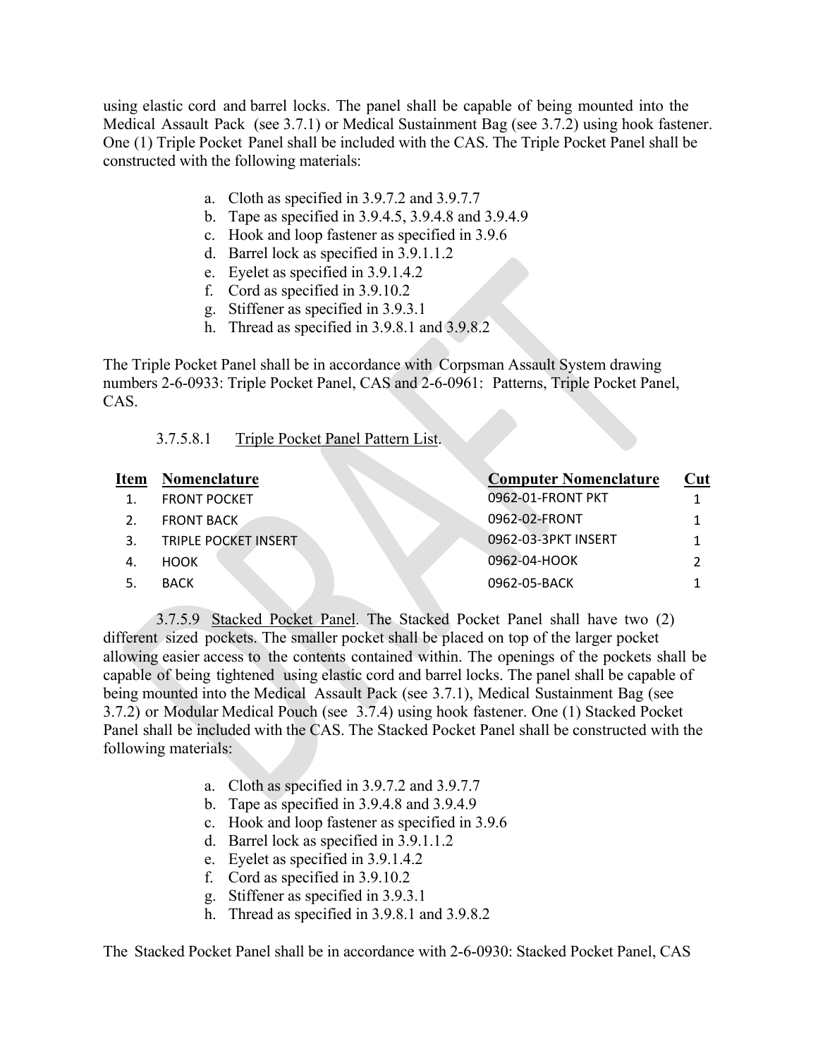using elastic cord and barrel locks. The panel shall be capable of being mounted into the Medical Assault Pack (see 3.7.1) or Medical Sustainment Bag (see 3.7.2) using hook fastener. One (1) Triple Pocket Panel shall be included with the CAS. The Triple Pocket Panel shall be constructed with the following materials:

a. Cloth as specified in 3.9.7.2 and 3.9.7.7
b. Tape as specified in 3.9.4.5, 3.9.4.8 and 3.9.4.9
c. Hook and loop fastener as specified in 3.9.6
d. Barrel lock as specified in 3.9.1.1.2
e. Eyelet as specified in 3.9.1.4.2
f. Cord as specified in 3.9.10.2
g. Stiffener as specified in 3.9.3.1
h. Thread as specified in 3.9.8.1 and 3.9.8.2

The Triple Pocket Panel shall be in accordance with Corpsman Assault System drawing numbers 2-6-0933: Triple Pocket Panel, CAS and 2-6-0961: Patterns, Triple Pocket Panel, CAS.

3.7.5.8.1 Triple Pocket Panel Pattern List.

| Item | Nomenclature | Computer Nomenclature | Cut |
|---|---|---|---|
| 1. | FRONT POCKET | 0962-01-FRONT PKT | 1 |
| 2. | FRONT BACK | 0962-02-FRONT | 1 |
| 3. | TRIPLE POCKET INSERT | 0962-03-3PKT INSERT | 1 |
| 4. | HOOK | 0962-04-HOOK | 2 |
| 5. | BACK | 0962-05-BACK | 1 |

3.7.5.9 Stacked Pocket Panel. The Stacked Pocket Panel shall have two (2) different sized pockets. The smaller pocket shall be placed on top of the larger pocket allowing easier access to the contents contained within. The openings of the pockets shall be capable of being tightened using elastic cord and barrel locks. The panel shall be capable of being mounted into the Medical Assault Pack (see 3.7.1), Medical Sustainment Bag (see 3.7.2) or Modular Medical Pouch (see 3.7.4) using hook fastener. One (1) Stacked Pocket Panel shall be included with the CAS. The Stacked Pocket Panel shall be constructed with the following materials:

a. Cloth as specified in 3.9.7.2 and 3.9.7.7
b. Tape as specified in 3.9.4.8 and 3.9.4.9
c. Hook and loop fastener as specified in 3.9.6
d. Barrel lock as specified in 3.9.1.1.2
e. Eyelet as specified in 3.9.1.4.2
f. Cord as specified in 3.9.10.2
g. Stiffener as specified in 3.9.3.1
h. Thread as specified in 3.9.8.1 and 3.9.8.2

The Stacked Pocket Panel shall be in accordance with 2-6-0930: Stacked Pocket Panel, CAS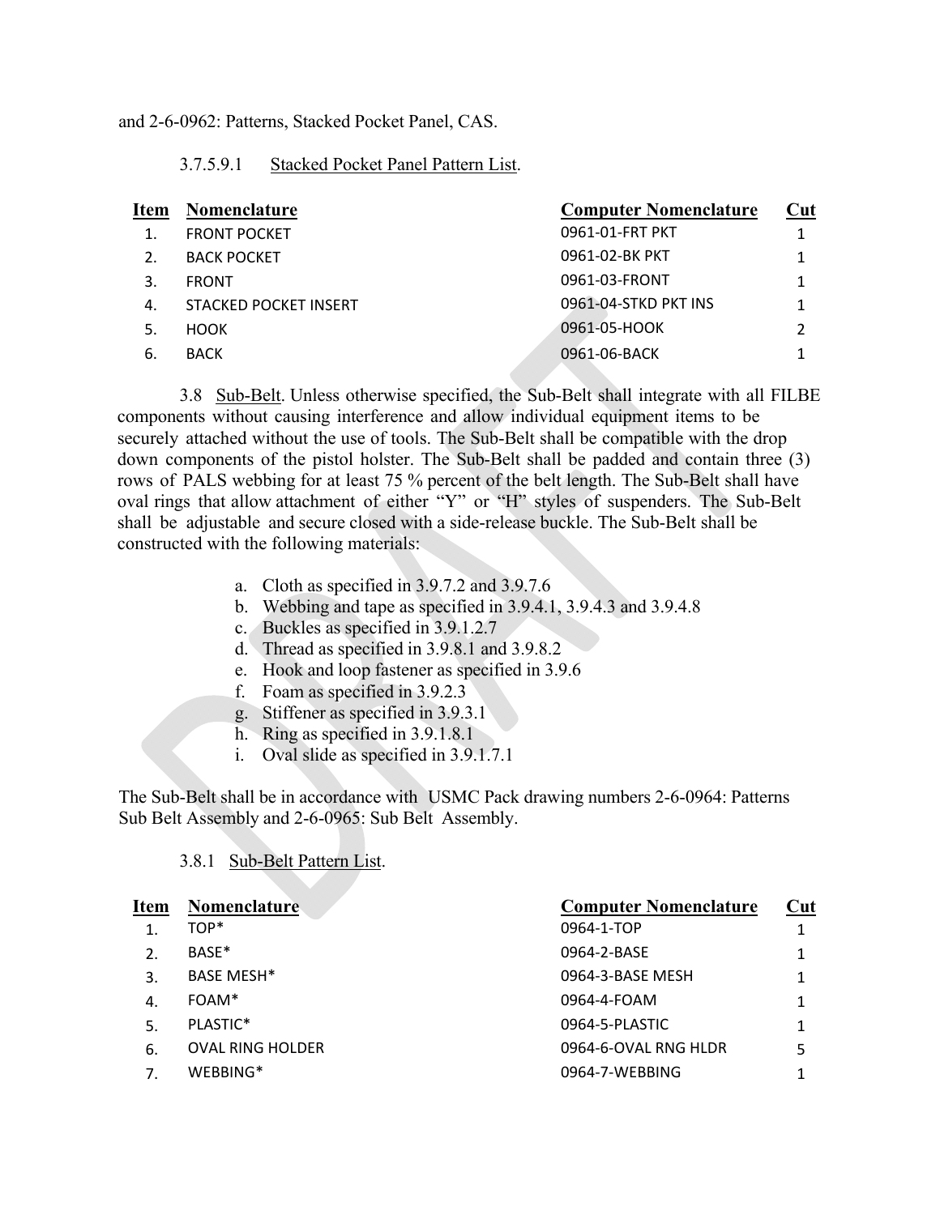and 2-6-0962: Patterns, Stacked Pocket Panel, CAS.

3.7.5.9.1 Stacked Pocket Panel Pattern List.

| Item | Nomenclature | Computer Nomenclature | Cut |
|---|---|---|---|
| 1. | FRONT POCKET | 0961-01-FRT PKT | 1 |
| 2. | BACK POCKET | 0961-02-BK PKT | 1 |
| 3. | FRONT | 0961-03-FRONT | 1 |
| 4. | STACKED POCKET INSERT | 0961-04-STKD PKT INS | 1 |
| 5. | HOOK | 0961-05-HOOK | 2 |
| 6. | BACK | 0961-06-BACK | 1 |

3.8 Sub-Belt. Unless otherwise specified, the Sub-Belt shall integrate with all FILBE components without causing interference and allow individual equipment items to be securely attached without the use of tools. The Sub-Belt shall be compatible with the drop down components of the pistol holster. The Sub-Belt shall be padded and contain three (3) rows of PALS webbing for at least 75 % percent of the belt length. The Sub-Belt shall have oval rings that allow attachment of either "Y" or "H" styles of suspenders. The Sub-Belt shall be adjustable and secure closed with a side-release buckle. The Sub-Belt shall be constructed with the following materials:

a. Cloth as specified in 3.9.7.2 and 3.9.7.6
b. Webbing and tape as specified in 3.9.4.1, 3.9.4.3 and 3.9.4.8
c. Buckles as specified in 3.9.1.2.7
d. Thread as specified in 3.9.8.1 and 3.9.8.2
e. Hook and loop fastener as specified in 3.9.6
f. Foam as specified in 3.9.2.3
g. Stiffener as specified in 3.9.3.1
h. Ring as specified in 3.9.1.8.1
i. Oval slide as specified in 3.9.1.7.1

The Sub-Belt shall be in accordance with USMC Pack drawing numbers 2-6-0964: Patterns Sub Belt Assembly and 2-6-0965: Sub Belt Assembly.

3.8.1 Sub-Belt Pattern List.

| Item | Nomenclature | Computer Nomenclature | Cut |
|---|---|---|---|
| 1. | TOP* | 0964-1-TOP | 1 |
| 2. | BASE* | 0964-2-BASE | 1 |
| 3. | BASE MESH* | 0964-3-BASE MESH | 1 |
| 4. | FOAM* | 0964-4-FOAM | 1 |
| 5. | PLASTIC* | 0964-5-PLASTIC | 1 |
| 6. | OVAL RING HOLDER | 0964-6-OVAL RNG HLDR | 5 |
| 7. | WEBBING* | 0964-7-WEBBING | 1 |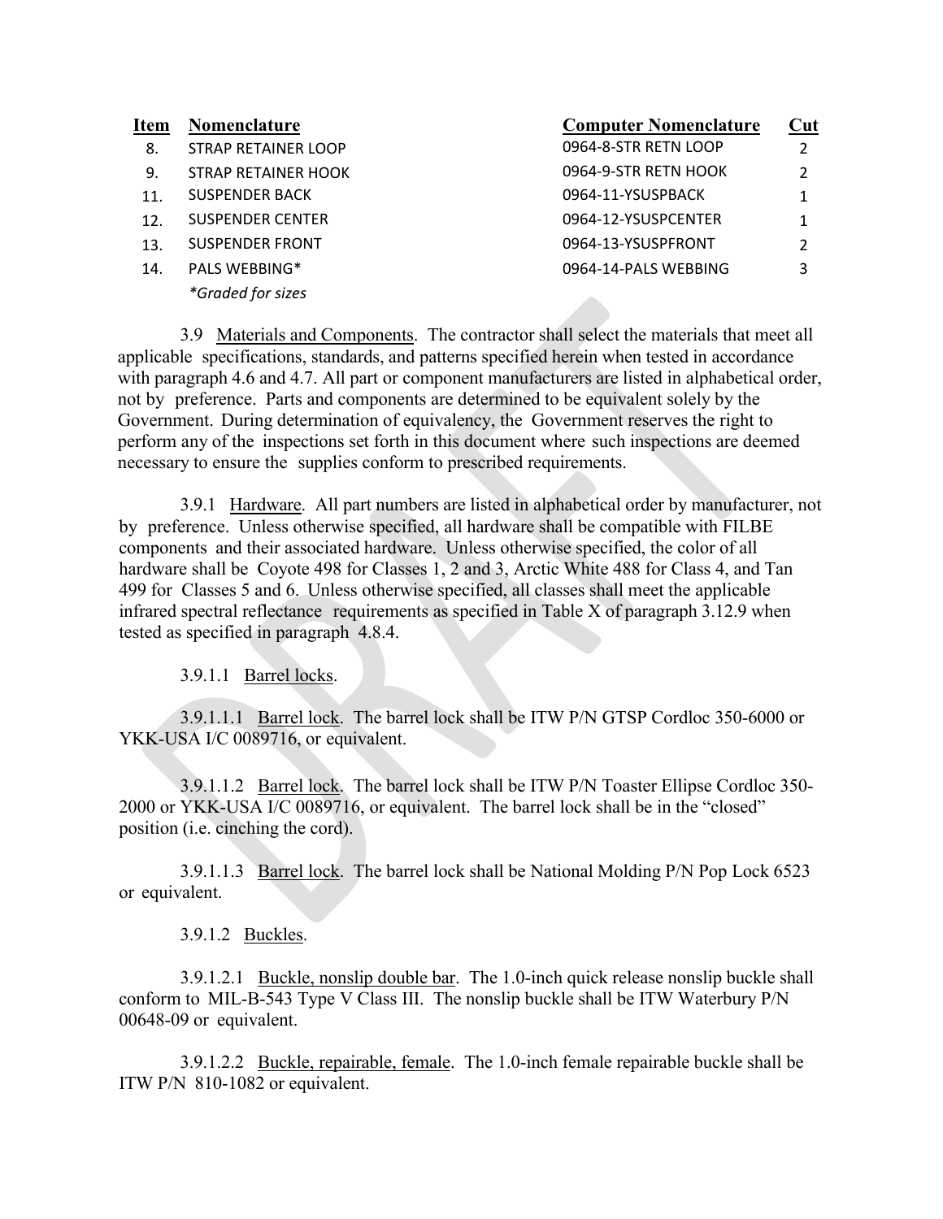| Item | Nomenclature | Computer Nomenclature | Cut |
|---|---|---|---|
| 8. | STRAP RETAINER LOOP | 0964-8-STR RETN LOOP | 2 |
| 9. | STRAP RETAINER HOOK | 0964-9-STR RETN HOOK | 2 |
| 11. | SUSPENDER BACK | 0964-11-YSUSPBACK | 1 |
| 12. | SUSPENDER CENTER | 0964-12-YSUSPCENTER | 1 |
| 13. | SUSPENDER FRONT | 0964-13-YSUSPFRONT | 2 |
| 14. | PALS WEBBING* | 0964-14-PALS WEBBING | 3 |
| | *Graded for sizes* | | |

3.9 Materials and Components. The contractor shall select the materials that meet all applicable specifications, standards, and patterns specified herein when tested in accordance with paragraph 4.6 and 4.7. All part or component manufacturers are listed in alphabetical order, not by preference. Parts and components are determined to be equivalent solely by the Government. During determination of equivalency, the Government reserves the right to perform any of the inspections set forth in this document where such inspections are deemed necessary to ensure the supplies conform to prescribed requirements.

3.9.1 Hardware. All part numbers are listed in alphabetical order by manufacturer, not by preference. Unless otherwise specified, all hardware shall be compatible with FILBE components and their associated hardware. Unless otherwise specified, the color of all hardware shall be Coyote 498 for Classes 1, 2 and 3, Arctic White 488 for Class 4, and Tan 499 for Classes 5 and 6. Unless otherwise specified, all classes shall meet the applicable infrared spectral reflectance requirements as specified in Table X of paragraph 3.12.9 when tested as specified in paragraph 4.8.4.

3.9.1.1 Barrel locks.

3.9.1.1.1 Barrel lock. The barrel lock shall be ITW P/N GTSP Cordloc 350-6000 or YKK-USA I/C 0089716, or equivalent.

3.9.1.1.2 Barrel lock. The barrel lock shall be ITW P/N Toaster Ellipse Cordloc 350-2000 or YKK-USA I/C 0089716, or equivalent. The barrel lock shall be in the "closed" position (i.e. cinching the cord).

3.9.1.1.3 Barrel lock. The barrel lock shall be National Molding P/N Pop Lock 6523 or equivalent.

3.9.1.2 Buckles.

3.9.1.2.1 Buckle, nonslip double bar. The 1.0-inch quick release nonslip buckle shall conform to MIL-B-543 Type V Class III. The nonslip buckle shall be ITW Waterbury P/N 00648-09 or equivalent.

3.9.1.2.2 Buckle, repairable, female. The 1.0-inch female repairable buckle shall be ITW P/N 810-1082 or equivalent.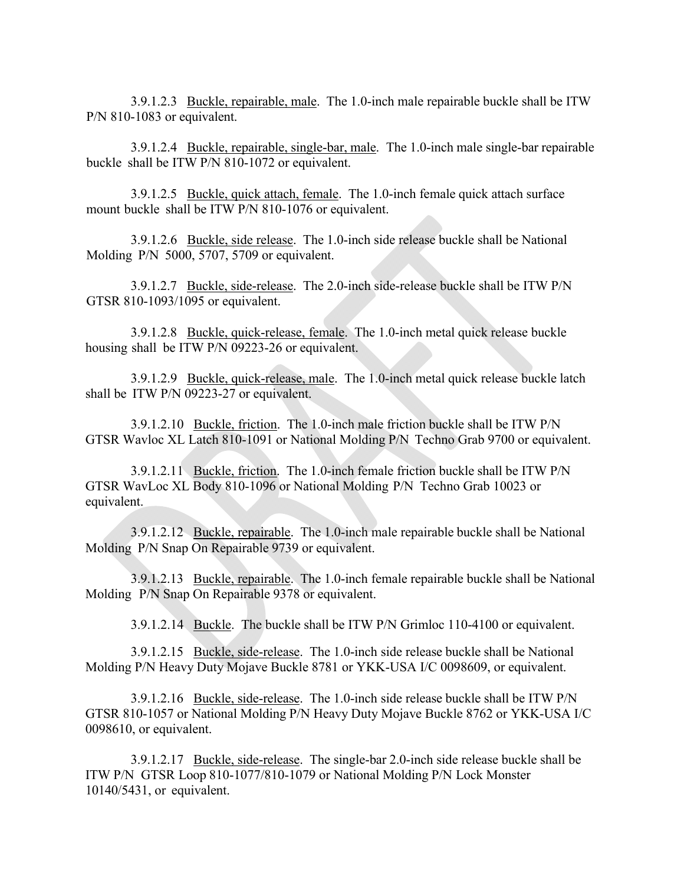3.9.1.2.3 Buckle, repairable, male. The 1.0-inch male repairable buckle shall be ITW P/N 810-1083 or equivalent.

3.9.1.2.4 Buckle, repairable, single-bar, male. The 1.0-inch male single-bar repairable buckle shall be ITW P/N 810-1072 or equivalent.

3.9.1.2.5 Buckle, quick attach, female. The 1.0-inch female quick attach surface mount buckle shall be ITW P/N 810-1076 or equivalent.

3.9.1.2.6 Buckle, side release. The 1.0-inch side release buckle shall be National Molding P/N 5000, 5707, 5709 or equivalent.

3.9.1.2.7 Buckle, side-release. The 2.0-inch side-release buckle shall be ITW P/N GTSR 810-1093/1095 or equivalent.

3.9.1.2.8 Buckle, quick-release, female. The 1.0-inch metal quick release buckle housing shall be ITW P/N 09223-26 or equivalent.

3.9.1.2.9 Buckle, quick-release, male. The 1.0-inch metal quick release buckle latch shall be ITW P/N 09223-27 or equivalent.

3.9.1.2.10 Buckle, friction. The 1.0-inch male friction buckle shall be ITW P/N GTSR Wavloc XL Latch 810-1091 or National Molding P/N Techno Grab 9700 or equivalent.

3.9.1.2.11 Buckle, friction. The 1.0-inch female friction buckle shall be ITW P/N GTSR WavLoc XL Body 810-1096 or National Molding P/N Techno Grab 10023 or equivalent.

3.9.1.2.12 Buckle, repairable. The 1.0-inch male repairable buckle shall be National Molding P/N Snap On Repairable 9739 or equivalent.

3.9.1.2.13 Buckle, repairable. The 1.0-inch female repairable buckle shall be National Molding P/N Snap On Repairable 9378 or equivalent.

3.9.1.2.14 Buckle. The buckle shall be ITW P/N Grimloc 110-4100 or equivalent.

3.9.1.2.15 Buckle, side-release. The 1.0-inch side release buckle shall be National Molding P/N Heavy Duty Mojave Buckle 8781 or YKK-USA I/C 0098609, or equivalent.

3.9.1.2.16 Buckle, side-release. The 1.0-inch side release buckle shall be ITW P/N GTSR 810-1057 or National Molding P/N Heavy Duty Mojave Buckle 8762 or YKK-USA I/C 0098610, or equivalent.

3.9.1.2.17 Buckle, side-release. The single-bar 2.0-inch side release buckle shall be ITW P/N GTSR Loop 810-1077/810-1079 or National Molding P/N Lock Monster 10140/5431, or equivalent.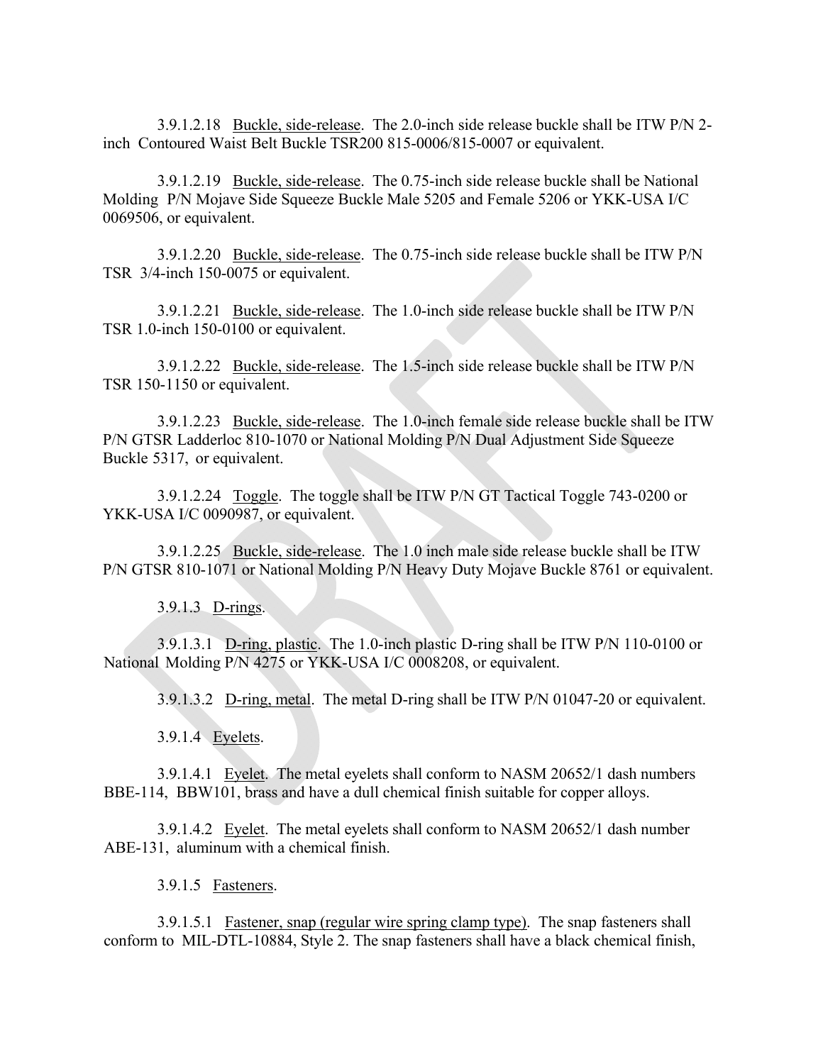3.9.1.2.18 Buckle, side-release. The 2.0-inch side release buckle shall be ITW P/N 2-inch Contoured Waist Belt Buckle TSR200 815-0006/815-0007 or equivalent.

3.9.1.2.19 Buckle, side-release. The 0.75-inch side release buckle shall be National Molding P/N Mojave Side Squeeze Buckle Male 5205 and Female 5206 or YKK-USA I/C 0069506, or equivalent.

3.9.1.2.20 Buckle, side-release. The 0.75-inch side release buckle shall be ITW P/N TSR 3/4-inch 150-0075 or equivalent.

3.9.1.2.21 Buckle, side-release. The 1.0-inch side release buckle shall be ITW P/N TSR 1.0-inch 150-0100 or equivalent.

3.9.1.2.22 Buckle, side-release. The 1.5-inch side release buckle shall be ITW P/N TSR 150-1150 or equivalent.

3.9.1.2.23 Buckle, side-release. The 1.0-inch female side release buckle shall be ITW P/N GTSR Ladderloc 810-1070 or National Molding P/N Dual Adjustment Side Squeeze Buckle 5317, or equivalent.

3.9.1.2.24 Toggle. The toggle shall be ITW P/N GT Tactical Toggle 743-0200 or YKK-USA I/C 0090987, or equivalent.

3.9.1.2.25 Buckle, side-release. The 1.0 inch male side release buckle shall be ITW P/N GTSR 810-1071 or National Molding P/N Heavy Duty Mojave Buckle 8761 or equivalent.

3.9.1.3 D-rings.

3.9.1.3.1 D-ring, plastic. The 1.0-inch plastic D-ring shall be ITW P/N 110-0100 or National Molding P/N 4275 or YKK-USA I/C 0008208, or equivalent.

3.9.1.3.2 D-ring, metal. The metal D-ring shall be ITW P/N 01047-20 or equivalent.

3.9.1.4 Eyelets.

3.9.1.4.1 Eyelet. The metal eyelets shall conform to NASM 20652/1 dash numbers BBE-114, BBW101, brass and have a dull chemical finish suitable for copper alloys.

3.9.1.4.2 Eyelet. The metal eyelets shall conform to NASM 20652/1 dash number ABE-131, aluminum with a chemical finish.

3.9.1.5 Fasteners.

3.9.1.5.1 Fastener, snap (regular wire spring clamp type). The snap fasteners shall conform to MIL-DTL-10884, Style 2. The snap fasteners shall have a black chemical finish,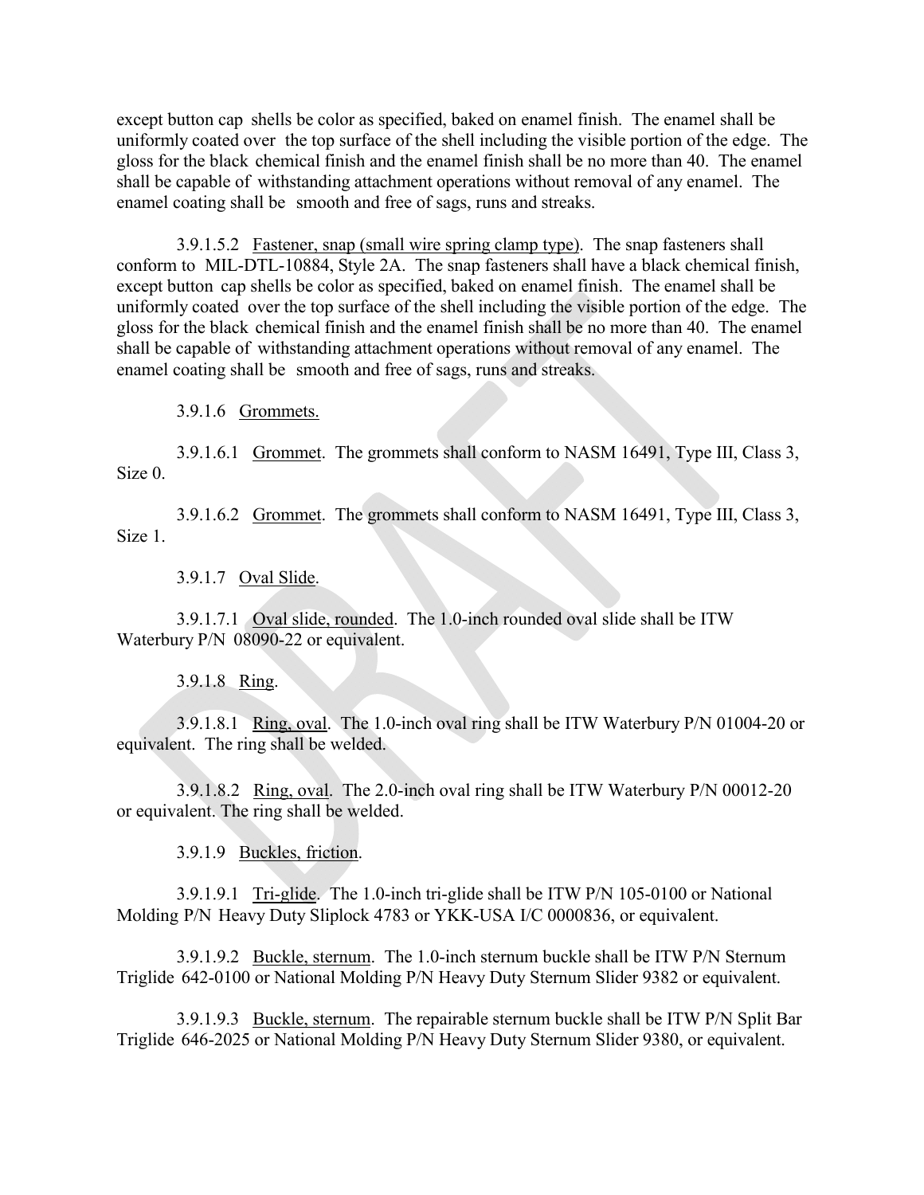except button cap shells be color as specified, baked on enamel finish. The enamel shall be uniformly coated over the top surface of the shell including the visible portion of the edge. The gloss for the black chemical finish and the enamel finish shall be no more than 40. The enamel shall be capable of withstanding attachment operations without removal of any enamel. The enamel coating shall be smooth and free of sags, runs and streaks.

3.9.1.5.2 Fastener, snap (small wire spring clamp type). The snap fasteners shall conform to MIL-DTL-10884, Style 2A. The snap fasteners shall have a black chemical finish, except button cap shells be color as specified, baked on enamel finish. The enamel shall be uniformly coated over the top surface of the shell including the visible portion of the edge. The gloss for the black chemical finish and the enamel finish shall be no more than 40. The enamel shall be capable of withstanding attachment operations without removal of any enamel. The enamel coating shall be smooth and free of sags, runs and streaks.

3.9.1.6 Grommets.

3.9.1.6.1 Grommet. The grommets shall conform to NASM 16491, Type III, Class 3, Size 0.

3.9.1.6.2 Grommet. The grommets shall conform to NASM 16491, Type III, Class 3, Size 1.

3.9.1.7 Oval Slide.

3.9.1.7.1 Oval slide, rounded. The 1.0-inch rounded oval slide shall be ITW Waterbury P/N 08090-22 or equivalent.

3.9.1.8 Ring.

3.9.1.8.1 Ring, oval. The 1.0-inch oval ring shall be ITW Waterbury P/N 01004-20 or equivalent. The ring shall be welded.

3.9.1.8.2 Ring, oval. The 2.0-inch oval ring shall be ITW Waterbury P/N 00012-20 or equivalent. The ring shall be welded.

3.9.1.9 Buckles, friction.

3.9.1.9.1 Tri-glide. The 1.0-inch tri-glide shall be ITW P/N 105-0100 or National Molding P/N Heavy Duty Sliplock 4783 or YKK-USA I/C 0000836, or equivalent.

3.9.1.9.2 Buckle, sternum. The 1.0-inch sternum buckle shall be ITW P/N Sternum Triglide 642-0100 or National Molding P/N Heavy Duty Sternum Slider 9382 or equivalent.

3.9.1.9.3 Buckle, sternum. The repairable sternum buckle shall be ITW P/N Split Bar Triglide 646-2025 or National Molding P/N Heavy Duty Sternum Slider 9380, or equivalent.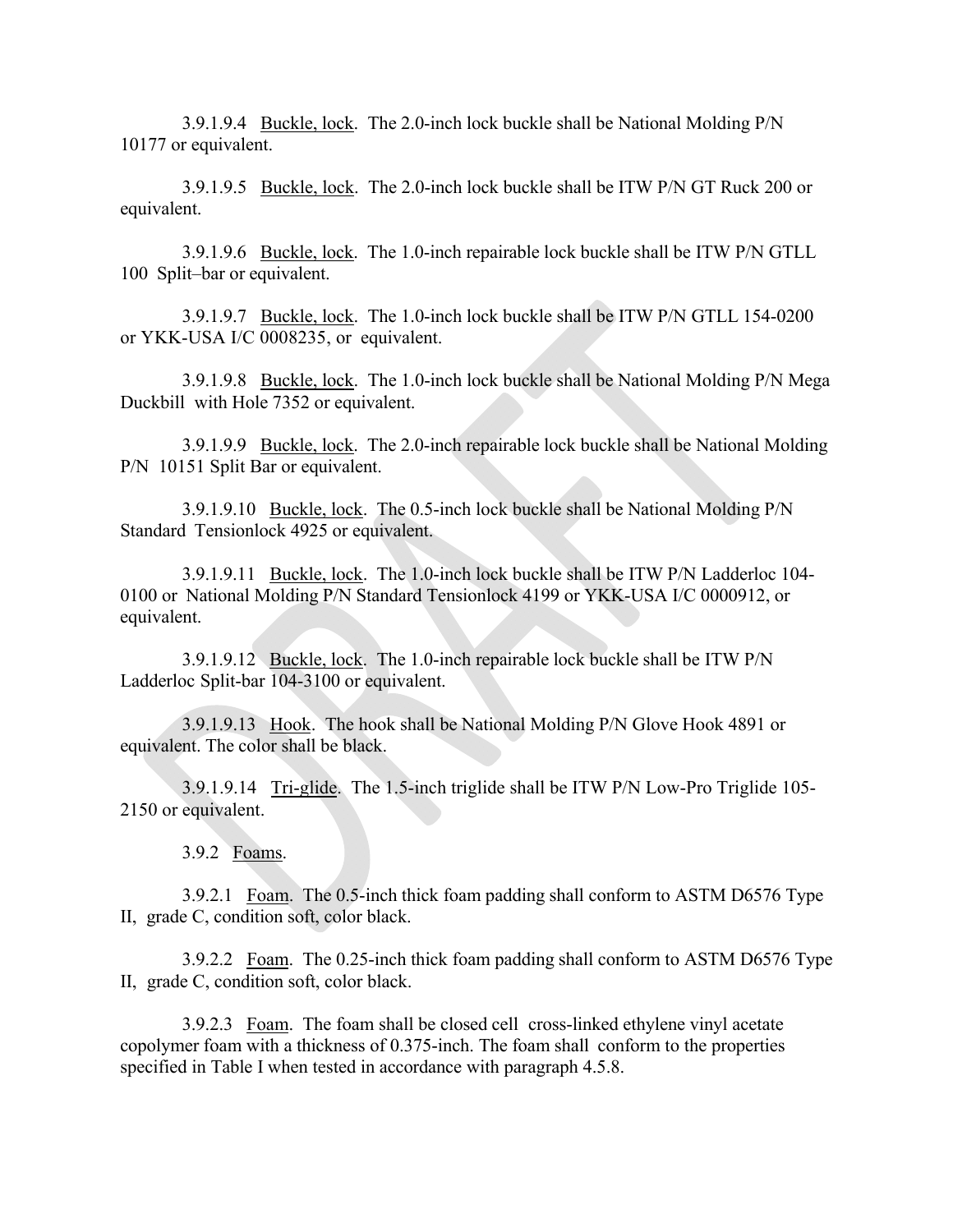3.9.1.9.4 Buckle, lock. The 2.0-inch lock buckle shall be National Molding P/N 10177 or equivalent.

3.9.1.9.5 Buckle, lock. The 2.0-inch lock buckle shall be ITW P/N GT Ruck 200 or equivalent.

3.9.1.9.6 Buckle, lock. The 1.0-inch repairable lock buckle shall be ITW P/N GTLL 100 Split–bar or equivalent.

3.9.1.9.7 Buckle, lock. The 1.0-inch lock buckle shall be ITW P/N GTLL 154-0200 or YKK-USA I/C 0008235, or equivalent.

3.9.1.9.8 Buckle, lock. The 1.0-inch lock buckle shall be National Molding P/N Mega Duckbill with Hole 7352 or equivalent.

3.9.1.9.9 Buckle, lock. The 2.0-inch repairable lock buckle shall be National Molding P/N 10151 Split Bar or equivalent.

3.9.1.9.10 Buckle, lock. The 0.5-inch lock buckle shall be National Molding P/N Standard Tensionlock 4925 or equivalent.

3.9.1.9.11 Buckle, lock. The 1.0-inch lock buckle shall be ITW P/N Ladderloc 104-0100 or National Molding P/N Standard Tensionlock 4199 or YKK-USA I/C 0000912, or equivalent.

3.9.1.9.12 Buckle, lock. The 1.0-inch repairable lock buckle shall be ITW P/N Ladderloc Split-bar 104-3100 or equivalent.

3.9.1.9.13 Hook. The hook shall be National Molding P/N Glove Hook 4891 or equivalent. The color shall be black.

3.9.1.9.14 Tri-glide. The 1.5-inch triglide shall be ITW P/N Low-Pro Triglide 105-2150 or equivalent.

3.9.2 Foams.

3.9.2.1 Foam. The 0.5-inch thick foam padding shall conform to ASTM D6576 Type II, grade C, condition soft, color black.

3.9.2.2 Foam. The 0.25-inch thick foam padding shall conform to ASTM D6576 Type II, grade C, condition soft, color black.

3.9.2.3 Foam. The foam shall be closed cell cross-linked ethylene vinyl acetate copolymer foam with a thickness of 0.375-inch. The foam shall conform to the properties specified in Table I when tested in accordance with paragraph 4.5.8.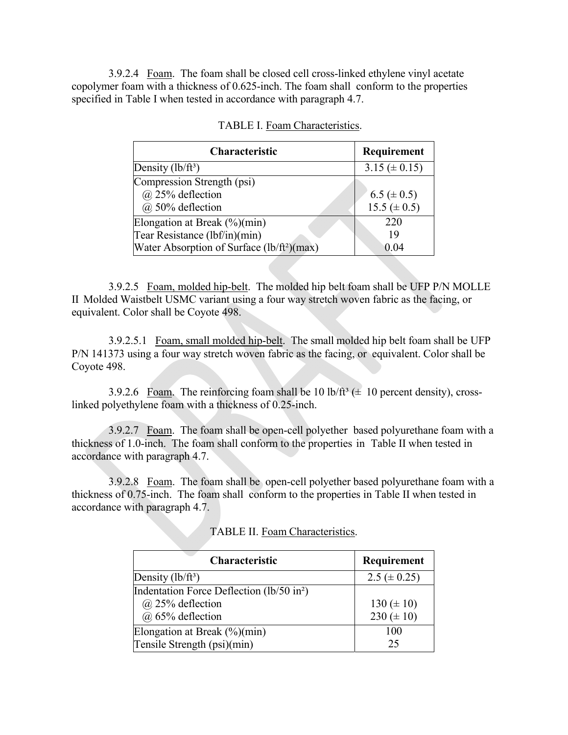3.9.2.4 Foam. The foam shall be closed cell cross-linked ethylene vinyl acetate copolymer foam with a thickness of 0.625-inch. The foam shall conform to the properties specified in Table I when tested in accordance with paragraph 4.7.

TABLE I. Foam Characteristics.

| Characteristic | Requirement |
|---|---|
| Density (lb/ft³) | 3.15 (± 0.15) |
| Compression Strength (psi)<br>@ 25% deflection<br>@ 50% deflection | <br>6.5 (± 0.5)<br>15.5 (± 0.5) |
| Elongation at Break (%)(min)<br>Tear Resistance (lbf/in)(min)<br>Water Absorption of Surface (lb/ft²)(max) | 220<br>19<br>0.04 |

3.9.2.5 Foam, molded hip-belt. The molded hip belt foam shall be UFP P/N MOLLE II Molded Waistbelt USMC variant using a four way stretch woven fabric as the facing, or equivalent. Color shall be Coyote 498.

3.9.2.5.1 Foam, small molded hip-belt. The small molded hip belt foam shall be UFP P/N 141373 using a four way stretch woven fabric as the facing, or equivalent. Color shall be Coyote 498.

3.9.2.6 Foam. The reinforcing foam shall be 10 lb/ft³ (± 10 percent density), cross-linked polyethylene foam with a thickness of 0.25-inch.

3.9.2.7 Foam. The foam shall be open-cell polyether based polyurethane foam with a thickness of 1.0-inch. The foam shall conform to the properties in Table II when tested in accordance with paragraph 4.7.

3.9.2.8 Foam. The foam shall be open-cell polyether based polyurethane foam with a thickness of 0.75-inch. The foam shall conform to the properties in Table II when tested in accordance with paragraph 4.7.

TABLE II. Foam Characteristics.

| Characteristic | Requirement |
|---|---|
| Density (lb/ft³) | 2.5 (± 0.25) |
| Indentation Force Deflection (lb/50 in²)<br>@ 25% deflection<br>@ 65% deflection | <br>130 (± 10)<br>230 (± 10) |
| Elongation at Break (%)(min)<br>Tensile Strength (psi)(min) | 100<br>25 |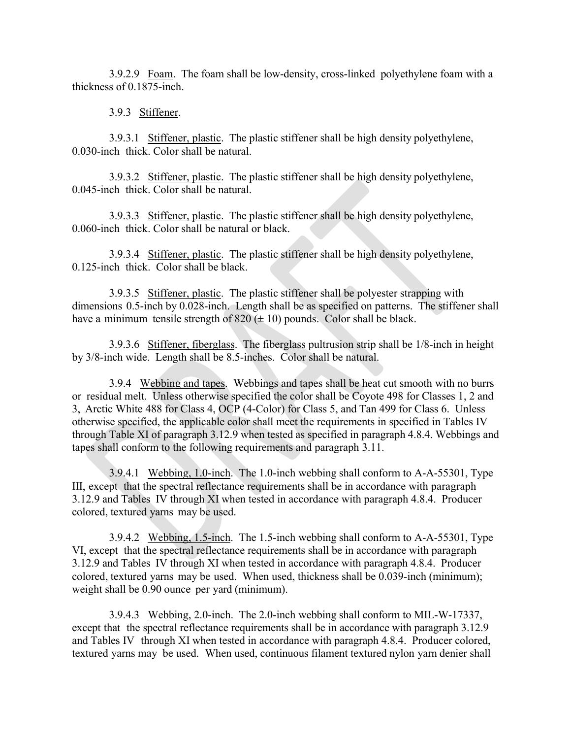3.9.2.9 Foam. The foam shall be low-density, cross-linked polyethylene foam with a thickness of 0.1875-inch.

3.9.3 Stiffener.

3.9.3.1 Stiffener, plastic. The plastic stiffener shall be high density polyethylene, 0.030-inch thick. Color shall be natural.

3.9.3.2 Stiffener, plastic. The plastic stiffener shall be high density polyethylene, 0.045-inch thick. Color shall be natural.

3.9.3.3 Stiffener, plastic. The plastic stiffener shall be high density polyethylene, 0.060-inch thick. Color shall be natural or black.

3.9.3.4 Stiffener, plastic. The plastic stiffener shall be high density polyethylene, 0.125-inch thick. Color shall be black.

3.9.3.5 Stiffener, plastic. The plastic stiffener shall be polyester strapping with dimensions 0.5-inch by 0.028-inch. Length shall be as specified on patterns. The stiffener shall have a minimum tensile strength of 820 (± 10) pounds. Color shall be black.

3.9.3.6 Stiffener, fiberglass. The fiberglass pultrusion strip shall be 1/8-inch in height by 3/8-inch wide. Length shall be 8.5-inches. Color shall be natural.

3.9.4 Webbing and tapes. Webbings and tapes shall be heat cut smooth with no burrs or residual melt. Unless otherwise specified the color shall be Coyote 498 for Classes 1, 2 and 3, Arctic White 488 for Class 4, OCP (4-Color) for Class 5, and Tan 499 for Class 6. Unless otherwise specified, the applicable color shall meet the requirements in specified in Tables IV through Table XI of paragraph 3.12.9 when tested as specified in paragraph 4.8.4. Webbings and tapes shall conform to the following requirements and paragraph 3.11.

3.9.4.1 Webbing, 1.0-inch. The 1.0-inch webbing shall conform to A-A-55301, Type III, except that the spectral reflectance requirements shall be in accordance with paragraph 3.12.9 and Tables IV through XI when tested in accordance with paragraph 4.8.4. Producer colored, textured yarns may be used.

3.9.4.2 Webbing, 1.5-inch. The 1.5-inch webbing shall conform to A-A-55301, Type VI, except that the spectral reflectance requirements shall be in accordance with paragraph 3.12.9 and Tables IV through XI when tested in accordance with paragraph 4.8.4. Producer colored, textured yarns may be used. When used, thickness shall be 0.039-inch (minimum); weight shall be 0.90 ounce per yard (minimum).

3.9.4.3 Webbing, 2.0-inch. The 2.0-inch webbing shall conform to MIL-W-17337, except that the spectral reflectance requirements shall be in accordance with paragraph 3.12.9 and Tables IV through XI when tested in accordance with paragraph 4.8.4. Producer colored, textured yarns may be used. When used, continuous filament textured nylon yarn denier shall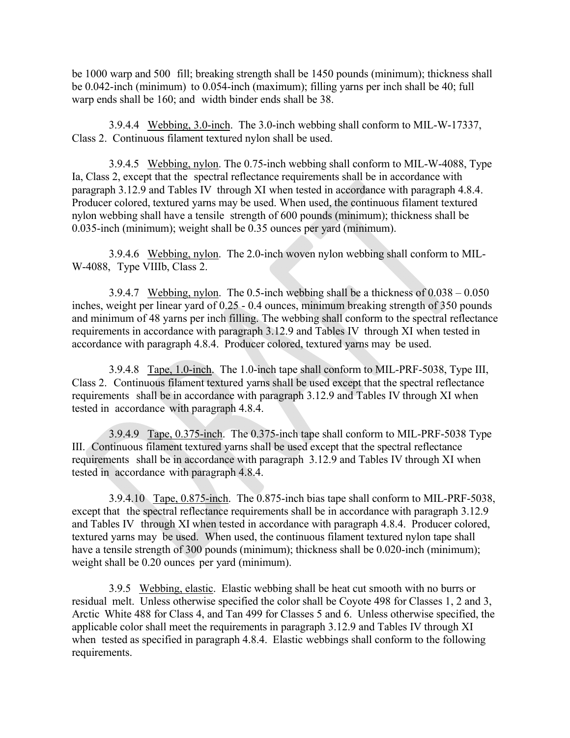be 1000 warp and 500 fill; breaking strength shall be 1450 pounds (minimum); thickness shall be 0.042-inch (minimum) to 0.054-inch (maximum); filling yarns per inch shall be 40; full warp ends shall be 160; and width binder ends shall be 38.

3.9.4.4 Webbing, 3.0-inch. The 3.0-inch webbing shall conform to MIL-W-17337, Class 2. Continuous filament textured nylon shall be used.

3.9.4.5 Webbing, nylon. The 0.75-inch webbing shall conform to MIL-W-4088, Type Ia, Class 2, except that the spectral reflectance requirements shall be in accordance with paragraph 3.12.9 and Tables IV through XI when tested in accordance with paragraph 4.8.4. Producer colored, textured yarns may be used. When used, the continuous filament textured nylon webbing shall have a tensile strength of 600 pounds (minimum); thickness shall be 0.035-inch (minimum); weight shall be 0.35 ounces per yard (minimum).

3.9.4.6 Webbing, nylon. The 2.0-inch woven nylon webbing shall conform to MIL-W-4088, Type VIIIb, Class 2.

3.9.4.7 Webbing, nylon. The 0.5-inch webbing shall be a thickness of 0.038 – 0.050 inches, weight per linear yard of 0.25 - 0.4 ounces, minimum breaking strength of 350 pounds and minimum of 48 yarns per inch filling. The webbing shall conform to the spectral reflectance requirements in accordance with paragraph 3.12.9 and Tables IV through XI when tested in accordance with paragraph 4.8.4. Producer colored, textured yarns may be used.

3.9.4.8 Tape, 1.0-inch. The 1.0-inch tape shall conform to MIL-PRF-5038, Type III, Class 2. Continuous filament textured yarns shall be used except that the spectral reflectance requirements shall be in accordance with paragraph 3.12.9 and Tables IV through XI when tested in accordance with paragraph 4.8.4.

3.9.4.9 Tape, 0.375-inch. The 0.375-inch tape shall conform to MIL-PRF-5038 Type III. Continuous filament textured yarns shall be used except that the spectral reflectance requirements shall be in accordance with paragraph 3.12.9 and Tables IV through XI when tested in accordance with paragraph 4.8.4.

3.9.4.10 Tape, 0.875-inch. The 0.875-inch bias tape shall conform to MIL-PRF-5038, except that the spectral reflectance requirements shall be in accordance with paragraph 3.12.9 and Tables IV through XI when tested in accordance with paragraph 4.8.4. Producer colored, textured yarns may be used. When used, the continuous filament textured nylon tape shall have a tensile strength of 300 pounds (minimum); thickness shall be 0.020-inch (minimum); weight shall be 0.20 ounces per yard (minimum).

3.9.5 Webbing, elastic. Elastic webbing shall be heat cut smooth with no burrs or residual melt. Unless otherwise specified the color shall be Coyote 498 for Classes 1, 2 and 3, Arctic White 488 for Class 4, and Tan 499 for Classes 5 and 6. Unless otherwise specified, the applicable color shall meet the requirements in paragraph 3.12.9 and Tables IV through XI when tested as specified in paragraph 4.8.4. Elastic webbings shall conform to the following requirements.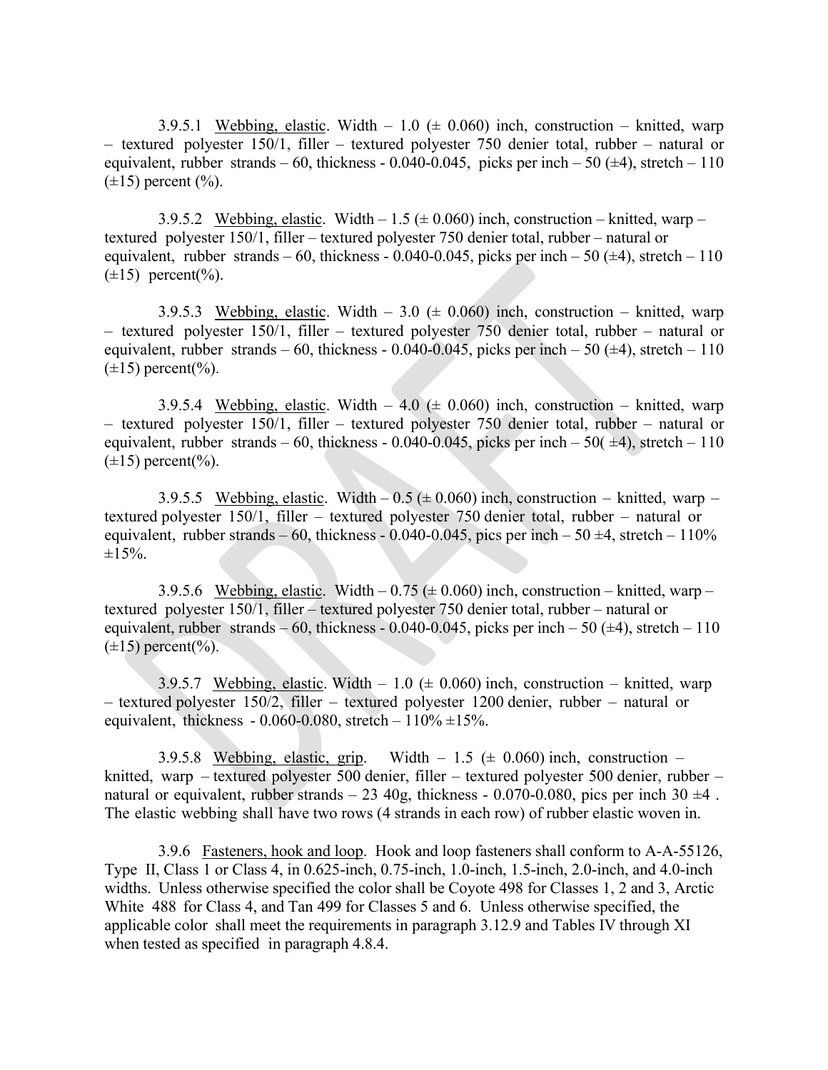3.9.5.1 Webbing, elastic. Width – 1.0 (± 0.060) inch, construction – knitted, warp – textured polyester 150/1, filler – textured polyester 750 denier total, rubber – natural or equivalent, rubber strands – 60, thickness - 0.040-0.045, picks per inch – 50 (±4), stretch – 110 (±15) percent (%).

3.9.5.2 Webbing, elastic. Width – 1.5 (± 0.060) inch, construction – knitted, warp – textured polyester 150/1, filler – textured polyester 750 denier total, rubber – natural or equivalent, rubber strands – 60, thickness - 0.040-0.045, picks per inch – 50 (±4), stretch – 110 (±15) percent(%).

3.9.5.3 Webbing, elastic. Width – 3.0 (± 0.060) inch, construction – knitted, warp – textured polyester 150/1, filler – textured polyester 750 denier total, rubber – natural or equivalent, rubber strands – 60, thickness - 0.040-0.045, picks per inch – 50 (±4), stretch – 110 (±15) percent(%).

3.9.5.4 Webbing, elastic. Width – 4.0 (± 0.060) inch, construction – knitted, warp – textured polyester 150/1, filler – textured polyester 750 denier total, rubber – natural or equivalent, rubber strands – 60, thickness - 0.040-0.045, picks per inch – 50( ±4), stretch – 110 (±15) percent(%).

3.9.5.5 Webbing, elastic. Width – 0.5 (± 0.060) inch, construction – knitted, warp – textured polyester 150/1, filler – textured polyester 750 denier total, rubber – natural or equivalent, rubber strands – 60, thickness - 0.040-0.045, pics per inch – 50 ±4, stretch – 110% ±15%.

3.9.5.6 Webbing, elastic. Width – 0.75 (± 0.060) inch, construction – knitted, warp – textured polyester 150/1, filler – textured polyester 750 denier total, rubber – natural or equivalent, rubber strands – 60, thickness - 0.040-0.045, picks per inch – 50 (±4), stretch – 110 (±15) percent(%).

3.9.5.7 Webbing, elastic. Width – 1.0 (± 0.060) inch, construction – knitted, warp – textured polyester 150/2, filler – textured polyester 1200 denier, rubber – natural or equivalent, thickness - 0.060-0.080, stretch – 110% ±15%.

3.9.5.8 Webbing, elastic, grip. Width – 1.5 (± 0.060) inch, construction – knitted, warp – textured polyester 500 denier, filler – textured polyester 500 denier, rubber – natural or equivalent, rubber strands – 23 40g, thickness - 0.070-0.080, pics per inch 30 ±4 . The elastic webbing shall have two rows (4 strands in each row) of rubber elastic woven in.

3.9.6 Fasteners, hook and loop. Hook and loop fasteners shall conform to A-A-55126, Type II, Class 1 or Class 4, in 0.625-inch, 0.75-inch, 1.0-inch, 1.5-inch, 2.0-inch, and 4.0-inch widths. Unless otherwise specified the color shall be Coyote 498 for Classes 1, 2 and 3, Arctic White 488 for Class 4, and Tan 499 for Classes 5 and 6. Unless otherwise specified, the applicable color shall meet the requirements in paragraph 3.12.9 and Tables IV through XI when tested as specified in paragraph 4.8.4.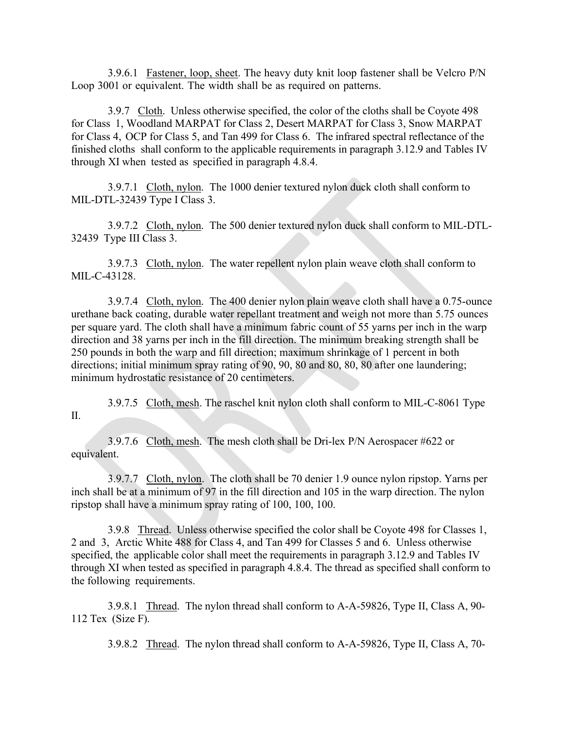3.9.6.1 Fastener, loop, sheet. The heavy duty knit loop fastener shall be Velcro P/N Loop 3001 or equivalent. The width shall be as required on patterns.

3.9.7 Cloth. Unless otherwise specified, the color of the cloths shall be Coyote 498 for Class 1, Woodland MARPAT for Class 2, Desert MARPAT for Class 3, Snow MARPAT for Class 4, OCP for Class 5, and Tan 499 for Class 6. The infrared spectral reflectance of the finished cloths shall conform to the applicable requirements in paragraph 3.12.9 and Tables IV through XI when tested as specified in paragraph 4.8.4.

3.9.7.1 Cloth, nylon. The 1000 denier textured nylon duck cloth shall conform to MIL-DTL-32439 Type I Class 3.

3.9.7.2 Cloth, nylon. The 500 denier textured nylon duck shall conform to MIL-DTL-32439 Type III Class 3.

3.9.7.3 Cloth, nylon. The water repellent nylon plain weave cloth shall conform to MIL-C-43128.

3.9.7.4 Cloth, nylon. The 400 denier nylon plain weave cloth shall have a 0.75-ounce urethane back coating, durable water repellant treatment and weigh not more than 5.75 ounces per square yard. The cloth shall have a minimum fabric count of 55 yarns per inch in the warp direction and 38 yarns per inch in the fill direction. The minimum breaking strength shall be 250 pounds in both the warp and fill direction; maximum shrinkage of 1 percent in both directions; initial minimum spray rating of 90, 90, 80 and 80, 80, 80 after one laundering; minimum hydrostatic resistance of 20 centimeters.

3.9.7.5 Cloth, mesh. The raschel knit nylon cloth shall conform to MIL-C-8061 Type II.

3.9.7.6 Cloth, mesh. The mesh cloth shall be Dri-lex P/N Aerospacer #622 or equivalent.

3.9.7.7 Cloth, nylon. The cloth shall be 70 denier 1.9 ounce nylon ripstop. Yarns per inch shall be at a minimum of 97 in the fill direction and 105 in the warp direction. The nylon ripstop shall have a minimum spray rating of 100, 100, 100.

3.9.8 Thread. Unless otherwise specified the color shall be Coyote 498 for Classes 1, 2 and 3, Arctic White 488 for Class 4, and Tan 499 for Classes 5 and 6. Unless otherwise specified, the applicable color shall meet the requirements in paragraph 3.12.9 and Tables IV through XI when tested as specified in paragraph 4.8.4. The thread as specified shall conform to the following requirements.

3.9.8.1 Thread. The nylon thread shall conform to A-A-59826, Type II, Class A, 90-112 Tex (Size F).

3.9.8.2 Thread. The nylon thread shall conform to A-A-59826, Type II, Class A, 70-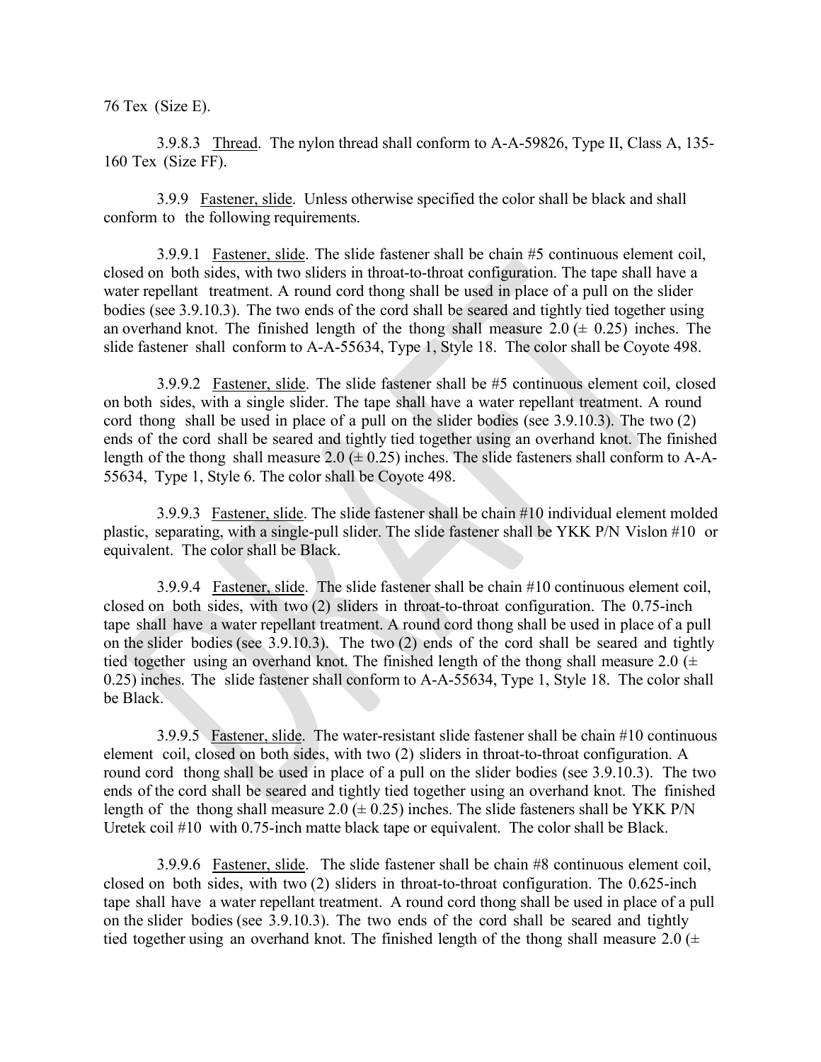76 Tex (Size E).

3.9.8.3 Thread. The nylon thread shall conform to A-A-59826, Type II, Class A, 135-160 Tex (Size FF).

3.9.9 Fastener, slide. Unless otherwise specified the color shall be black and shall conform to the following requirements.

3.9.9.1 Fastener, slide. The slide fastener shall be chain #5 continuous element coil, closed on both sides, with two sliders in throat-to-throat configuration. The tape shall have a water repellant treatment. A round cord thong shall be used in place of a pull on the slider bodies (see 3.9.10.3). The two ends of the cord shall be seared and tightly tied together using an overhand knot. The finished length of the thong shall measure 2.0 (± 0.25) inches. The slide fastener shall conform to A-A-55634, Type 1, Style 18. The color shall be Coyote 498.

3.9.9.2 Fastener, slide. The slide fastener shall be #5 continuous element coil, closed on both sides, with a single slider. The tape shall have a water repellant treatment. A round cord thong shall be used in place of a pull on the slider bodies (see 3.9.10.3). The two (2) ends of the cord shall be seared and tightly tied together using an overhand knot. The finished length of the thong shall measure 2.0 (± 0.25) inches. The slide fasteners shall conform to A-A-55634, Type 1, Style 6. The color shall be Coyote 498.

3.9.9.3 Fastener, slide. The slide fastener shall be chain #10 individual element molded plastic, separating, with a single-pull slider. The slide fastener shall be YKK P/N Vislon #10 or equivalent. The color shall be Black.

3.9.9.4 Fastener, slide. The slide fastener shall be chain #10 continuous element coil, closed on both sides, with two (2) sliders in throat-to-throat configuration. The 0.75-inch tape shall have a water repellant treatment. A round cord thong shall be used in place of a pull on the slider bodies (see 3.9.10.3). The two (2) ends of the cord shall be seared and tightly tied together using an overhand knot. The finished length of the thong shall measure 2.0 (± 0.25) inches. The slide fastener shall conform to A-A-55634, Type 1, Style 18. The color shall be Black.

3.9.9.5 Fastener, slide. The water-resistant slide fastener shall be chain #10 continuous element coil, closed on both sides, with two (2) sliders in throat-to-throat configuration. A round cord thong shall be used in place of a pull on the slider bodies (see 3.9.10.3). The two ends of the cord shall be seared and tightly tied together using an overhand knot. The finished length of the thong shall measure 2.0 (± 0.25) inches. The slide fasteners shall be YKK P/N Uretek coil #10 with 0.75-inch matte black tape or equivalent. The color shall be Black.

3.9.9.6 Fastener, slide. The slide fastener shall be chain #8 continuous element coil, closed on both sides, with two (2) sliders in throat-to-throat configuration. The 0.625-inch tape shall have a water repellant treatment. A round cord thong shall be used in place of a pull on the slider bodies (see 3.9.10.3). The two ends of the cord shall be seared and tightly tied together using an overhand knot. The finished length of the thong shall measure 2.0 (±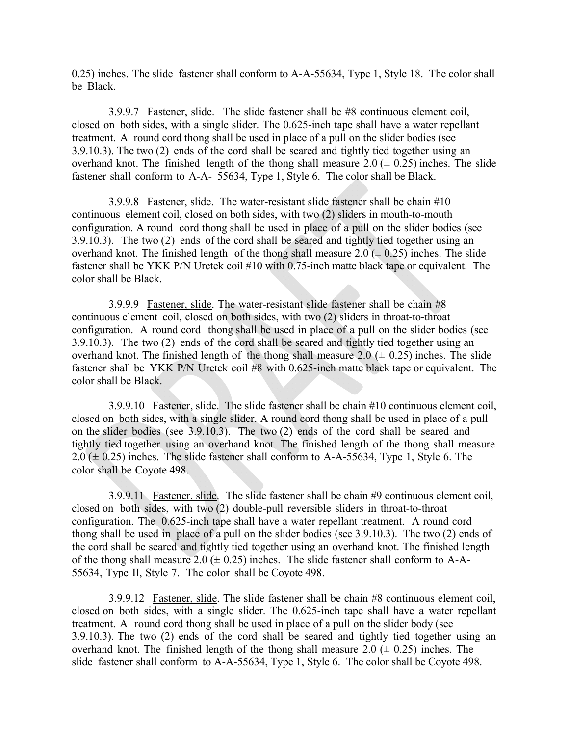0.25) inches. The slide fastener shall conform to A-A-55634, Type 1, Style 18. The color shall be Black.

3.9.9.7 Fastener, slide. The slide fastener shall be #8 continuous element coil, closed on both sides, with a single slider. The 0.625-inch tape shall have a water repellant treatment. A round cord thong shall be used in place of a pull on the slider bodies (see 3.9.10.3). The two (2) ends of the cord shall be seared and tightly tied together using an overhand knot. The finished length of the thong shall measure 2.0 (± 0.25) inches. The slide fastener shall conform to A-A- 55634, Type 1, Style 6. The color shall be Black.

3.9.9.8 Fastener, slide. The water-resistant slide fastener shall be chain #10 continuous element coil, closed on both sides, with two (2) sliders in mouth-to-mouth configuration. A round cord thong shall be used in place of a pull on the slider bodies (see 3.9.10.3). The two (2) ends of the cord shall be seared and tightly tied together using an overhand knot. The finished length of the thong shall measure 2.0 (± 0.25) inches. The slide fastener shall be YKK P/N Uretek coil #10 with 0.75-inch matte black tape or equivalent. The color shall be Black.

3.9.9.9 Fastener, slide. The water-resistant slide fastener shall be chain #8 continuous element coil, closed on both sides, with two (2) sliders in throat-to-throat configuration. A round cord thong shall be used in place of a pull on the slider bodies (see 3.9.10.3). The two (2) ends of the cord shall be seared and tightly tied together using an overhand knot. The finished length of the thong shall measure 2.0 (± 0.25) inches. The slide fastener shall be YKK P/N Uretek coil #8 with 0.625-inch matte black tape or equivalent. The color shall be Black.

3.9.9.10 Fastener, slide. The slide fastener shall be chain #10 continuous element coil, closed on both sides, with a single slider. A round cord thong shall be used in place of a pull on the slider bodies (see 3.9.10.3). The two (2) ends of the cord shall be seared and tightly tied together using an overhand knot. The finished length of the thong shall measure 2.0 (± 0.25) inches. The slide fastener shall conform to A-A-55634, Type 1, Style 6. The color shall be Coyote 498.

3.9.9.11 Fastener, slide. The slide fastener shall be chain #9 continuous element coil, closed on both sides, with two (2) double-pull reversible sliders in throat-to-throat configuration. The 0.625-inch tape shall have a water repellant treatment. A round cord thong shall be used in place of a pull on the slider bodies (see 3.9.10.3). The two (2) ends of the cord shall be seared and tightly tied together using an overhand knot. The finished length of the thong shall measure 2.0 (± 0.25) inches. The slide fastener shall conform to A-A-55634, Type II, Style 7. The color shall be Coyote 498.

3.9.9.12 Fastener, slide. The slide fastener shall be chain #8 continuous element coil, closed on both sides, with a single slider. The 0.625-inch tape shall have a water repellant treatment. A round cord thong shall be used in place of a pull on the slider body (see 3.9.10.3). The two (2) ends of the cord shall be seared and tightly tied together using an overhand knot. The finished length of the thong shall measure 2.0 (± 0.25) inches. The slide fastener shall conform to A-A-55634, Type 1, Style 6. The color shall be Coyote 498.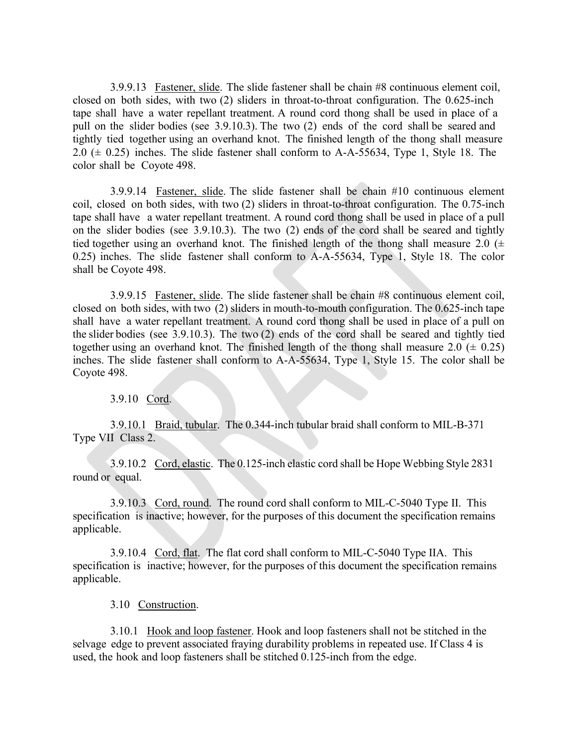3.9.9.13 Fastener, slide. The slide fastener shall be chain #8 continuous element coil, closed on both sides, with two (2) sliders in throat-to-throat configuration. The 0.625-inch tape shall have a water repellant treatment. A round cord thong shall be used in place of a pull on the slider bodies (see 3.9.10.3). The two (2) ends of the cord shall be seared and tightly tied together using an overhand knot. The finished length of the thong shall measure 2.0 (± 0.25) inches. The slide fastener shall conform to A-A-55634, Type 1, Style 18. The color shall be Coyote 498.

3.9.9.14 Fastener, slide. The slide fastener shall be chain #10 continuous element coil, closed on both sides, with two (2) sliders in throat-to-throat configuration. The 0.75-inch tape shall have a water repellant treatment. A round cord thong shall be used in place of a pull on the slider bodies (see 3.9.10.3). The two (2) ends of the cord shall be seared and tightly tied together using an overhand knot. The finished length of the thong shall measure 2.0 (± 0.25) inches. The slide fastener shall conform to A-A-55634, Type 1, Style 18. The color shall be Coyote 498.

3.9.9.15 Fastener, slide. The slide fastener shall be chain #8 continuous element coil, closed on both sides, with two (2) sliders in mouth-to-mouth configuration. The 0.625-inch tape shall have a water repellant treatment. A round cord thong shall be used in place of a pull on the slider bodies (see 3.9.10.3). The two (2) ends of the cord shall be seared and tightly tied together using an overhand knot. The finished length of the thong shall measure 2.0 (± 0.25) inches. The slide fastener shall conform to A-A-55634, Type 1, Style 15. The color shall be Coyote 498.

3.9.10 Cord.

3.9.10.1 Braid, tubular. The 0.344-inch tubular braid shall conform to MIL-B-371 Type VII Class 2.

3.9.10.2 Cord, elastic. The 0.125-inch elastic cord shall be Hope Webbing Style 2831 round or equal.

3.9.10.3 Cord, round. The round cord shall conform to MIL-C-5040 Type II. This specification is inactive; however, for the purposes of this document the specification remains applicable.

3.9.10.4 Cord, flat. The flat cord shall conform to MIL-C-5040 Type IIA. This specification is inactive; however, for the purposes of this document the specification remains applicable.

3.10 Construction.

3.10.1 Hook and loop fastener. Hook and loop fasteners shall not be stitched in the selvage edge to prevent associated fraying durability problems in repeated use. If Class 4 is used, the hook and loop fasteners shall be stitched 0.125-inch from the edge.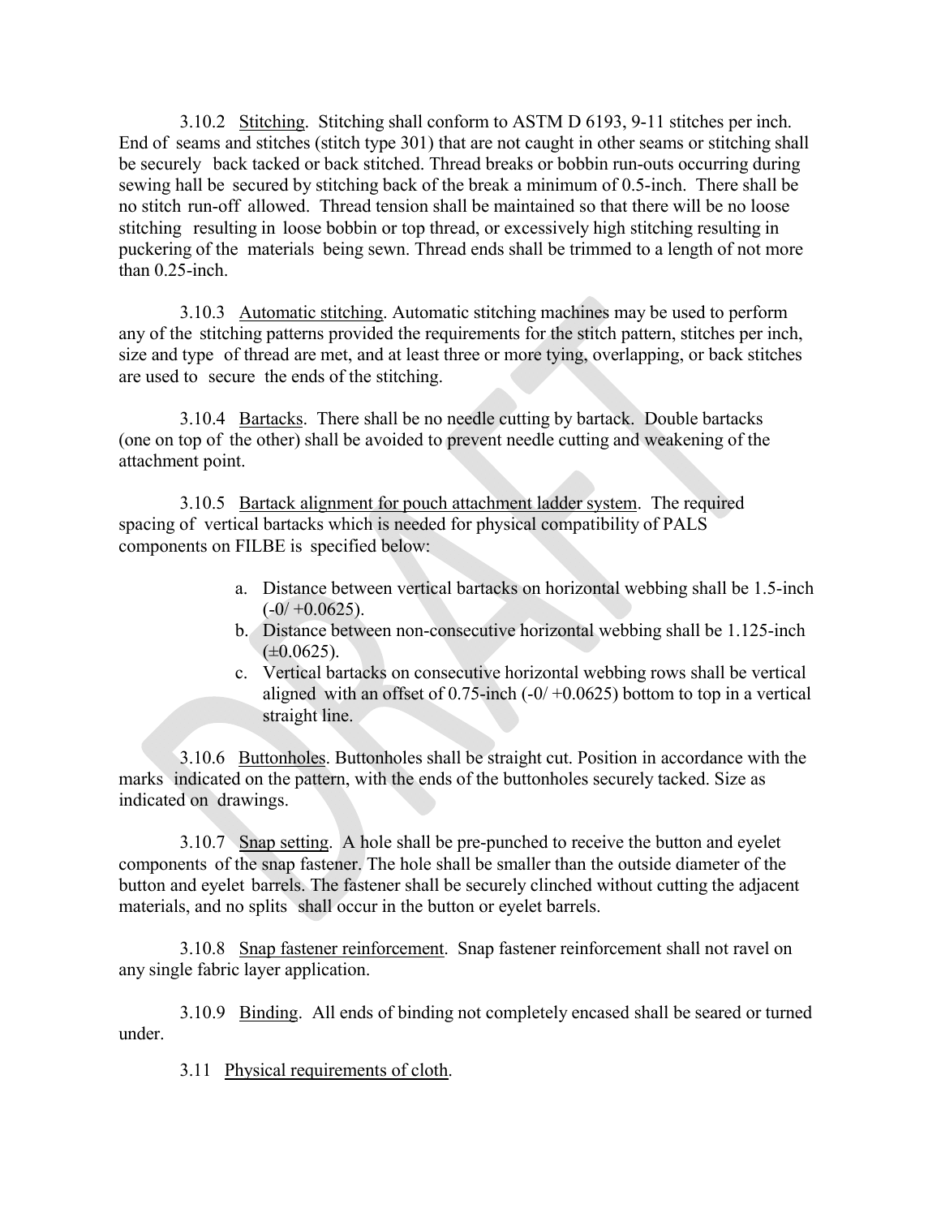3.10.2 Stitching. Stitching shall conform to ASTM D 6193, 9-11 stitches per inch. End of seams and stitches (stitch type 301) that are not caught in other seams or stitching shall be securely back tacked or back stitched. Thread breaks or bobbin run-outs occurring during sewing hall be secured by stitching back of the break a minimum of 0.5-inch. There shall be no stitch run-off allowed. Thread tension shall be maintained so that there will be no loose stitching resulting in loose bobbin or top thread, or excessively high stitching resulting in puckering of the materials being sewn. Thread ends shall be trimmed to a length of not more than 0.25-inch.

3.10.3 Automatic stitching. Automatic stitching machines may be used to perform any of the stitching patterns provided the requirements for the stitch pattern, stitches per inch, size and type of thread are met, and at least three or more tying, overlapping, or back stitches are used to secure the ends of the stitching.

3.10.4 Bartacks. There shall be no needle cutting by bartack. Double bartacks (one on top of the other) shall be avoided to prevent needle cutting and weakening of the attachment point.

3.10.5 Bartack alignment for pouch attachment ladder system. The required spacing of vertical bartacks which is needed for physical compatibility of PALS components on FILBE is specified below:

a. Distance between vertical bartacks on horizontal webbing shall be 1.5-inch (-0/ +0.0625).
b. Distance between non-consecutive horizontal webbing shall be 1.125-inch (±0.0625).
c. Vertical bartacks on consecutive horizontal webbing rows shall be vertical aligned with an offset of 0.75-inch (-0/ +0.0625) bottom to top in a vertical straight line.

3.10.6 Buttonholes. Buttonholes shall be straight cut. Position in accordance with the marks indicated on the pattern, with the ends of the buttonholes securely tacked. Size as indicated on drawings.

3.10.7 Snap setting. A hole shall be pre-punched to receive the button and eyelet components of the snap fastener. The hole shall be smaller than the outside diameter of the button and eyelet barrels. The fastener shall be securely clinched without cutting the adjacent materials, and no splits shall occur in the button or eyelet barrels.

3.10.8 Snap fastener reinforcement. Snap fastener reinforcement shall not ravel on any single fabric layer application.

3.10.9 Binding. All ends of binding not completely encased shall be seared or turned under.

3.11 Physical requirements of cloth.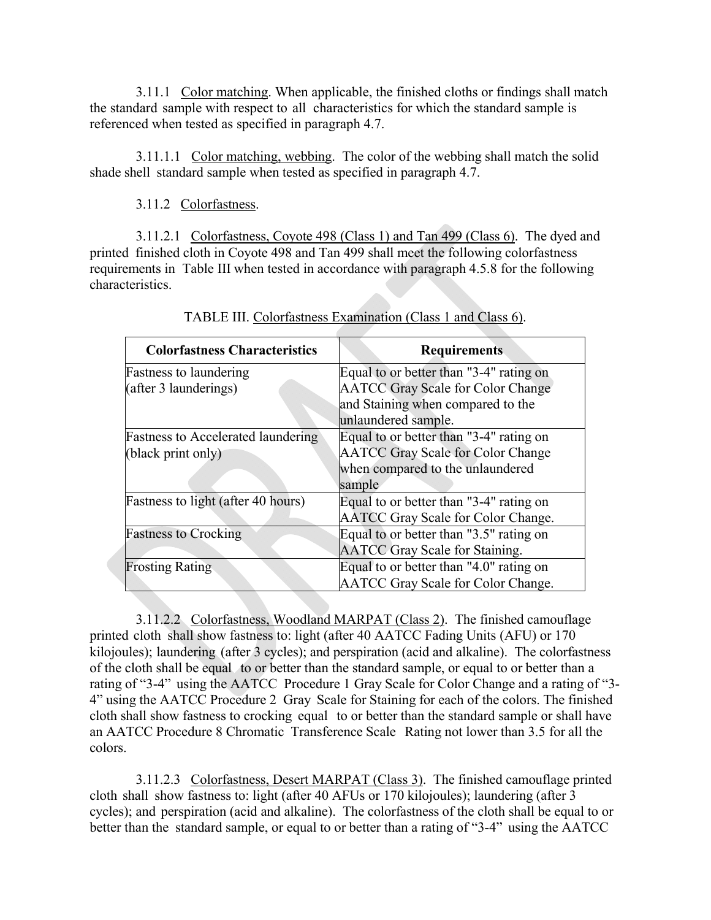3.11.1 Color matching. When applicable, the finished cloths or findings shall match the standard sample with respect to all characteristics for which the standard sample is referenced when tested as specified in paragraph 4.7.

3.11.1.1 Color matching, webbing. The color of the webbing shall match the solid shade shell standard sample when tested as specified in paragraph 4.7.

3.11.2 Colorfastness.

3.11.2.1 Colorfastness, Coyote 498 (Class 1) and Tan 499 (Class 6). The dyed and printed finished cloth in Coyote 498 and Tan 499 shall meet the following colorfastness requirements in Table III when tested in accordance with paragraph 4.5.8 for the following characteristics.

TABLE III. Colorfastness Examination (Class 1 and Class 6).

| Colorfastness Characteristics | Requirements |
|---|---|
| Fastness to laundering (after 3 launderings) | Equal to or better than "3-4" rating on AATCC Gray Scale for Color Change and Staining when compared to the unlaundered sample. |
| Fastness to Accelerated laundering (black print only) | Equal to or better than "3-4" rating on AATCC Gray Scale for Color Change when compared to the unlaundered sample |
| Fastness to light (after 40 hours) | Equal to or better than "3-4" rating on AATCC Gray Scale for Color Change. |
| Fastness to Crocking | Equal to or better than "3.5" rating on AATCC Gray Scale for Staining. |
| Frosting Rating | Equal to or better than "4.0" rating on AATCC Gray Scale for Color Change. |

3.11.2.2 Colorfastness, Woodland MARPAT (Class 2). The finished camouflage printed cloth shall show fastness to: light (after 40 AATCC Fading Units (AFU) or 170 kilojoules); laundering (after 3 cycles); and perspiration (acid and alkaline). The colorfastness of the cloth shall be equal to or better than the standard sample, or equal to or better than a rating of "3-4" using the AATCC Procedure 1 Gray Scale for Color Change and a rating of "3-4" using the AATCC Procedure 2 Gray Scale for Staining for each of the colors. The finished cloth shall show fastness to crocking equal to or better than the standard sample or shall have an AATCC Procedure 8 Chromatic Transference Scale Rating not lower than 3.5 for all the colors.

3.11.2.3 Colorfastness, Desert MARPAT (Class 3). The finished camouflage printed cloth shall show fastness to: light (after 40 AFUs or 170 kilojoules); laundering (after 3 cycles); and perspiration (acid and alkaline). The colorfastness of the cloth shall be equal to or better than the standard sample, or equal to or better than a rating of "3-4" using the AATCC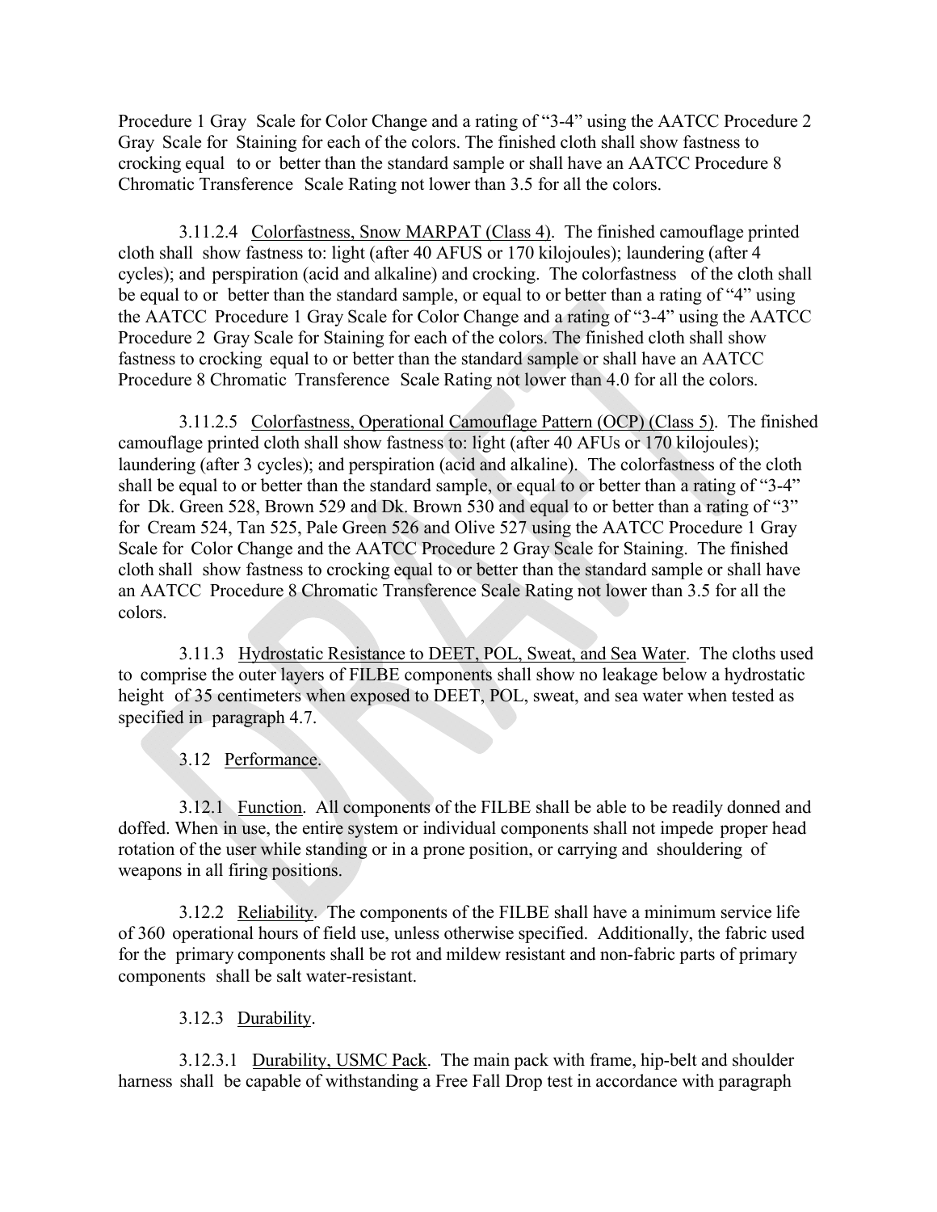Procedure 1 Gray Scale for Color Change and a rating of "3-4" using the AATCC Procedure 2 Gray Scale for Staining for each of the colors. The finished cloth shall show fastness to crocking equal to or better than the standard sample or shall have an AATCC Procedure 8 Chromatic Transference Scale Rating not lower than 3.5 for all the colors.

3.11.2.4 Colorfastness, Snow MARPAT (Class 4). The finished camouflage printed cloth shall show fastness to: light (after 40 AFUS or 170 kilojoules); laundering (after 4 cycles); and perspiration (acid and alkaline) and crocking. The colorfastness of the cloth shall be equal to or better than the standard sample, or equal to or better than a rating of "4" using the AATCC Procedure 1 Gray Scale for Color Change and a rating of "3-4" using the AATCC Procedure 2 Gray Scale for Staining for each of the colors. The finished cloth shall show fastness to crocking equal to or better than the standard sample or shall have an AATCC Procedure 8 Chromatic Transference Scale Rating not lower than 4.0 for all the colors.

3.11.2.5 Colorfastness, Operational Camouflage Pattern (OCP) (Class 5). The finished camouflage printed cloth shall show fastness to: light (after 40 AFUs or 170 kilojoules); laundering (after 3 cycles); and perspiration (acid and alkaline). The colorfastness of the cloth shall be equal to or better than the standard sample, or equal to or better than a rating of "3-4" for Dk. Green 528, Brown 529 and Dk. Brown 530 and equal to or better than a rating of "3" for Cream 524, Tan 525, Pale Green 526 and Olive 527 using the AATCC Procedure 1 Gray Scale for Color Change and the AATCC Procedure 2 Gray Scale for Staining. The finished cloth shall show fastness to crocking equal to or better than the standard sample or shall have an AATCC Procedure 8 Chromatic Transference Scale Rating not lower than 3.5 for all the colors.

3.11.3 Hydrostatic Resistance to DEET, POL, Sweat, and Sea Water. The cloths used to comprise the outer layers of FILBE components shall show no leakage below a hydrostatic height of 35 centimeters when exposed to DEET, POL, sweat, and sea water when tested as specified in paragraph 4.7.

3.12 Performance.

3.12.1 Function. All components of the FILBE shall be able to be readily donned and doffed. When in use, the entire system or individual components shall not impede proper head rotation of the user while standing or in a prone position, or carrying and shouldering of weapons in all firing positions.

3.12.2 Reliability. The components of the FILBE shall have a minimum service life of 360 operational hours of field use, unless otherwise specified. Additionally, the fabric used for the primary components shall be rot and mildew resistant and non-fabric parts of primary components shall be salt water-resistant.

3.12.3 Durability.

3.12.3.1 Durability, USMC Pack. The main pack with frame, hip-belt and shoulder harness shall be capable of withstanding a Free Fall Drop test in accordance with paragraph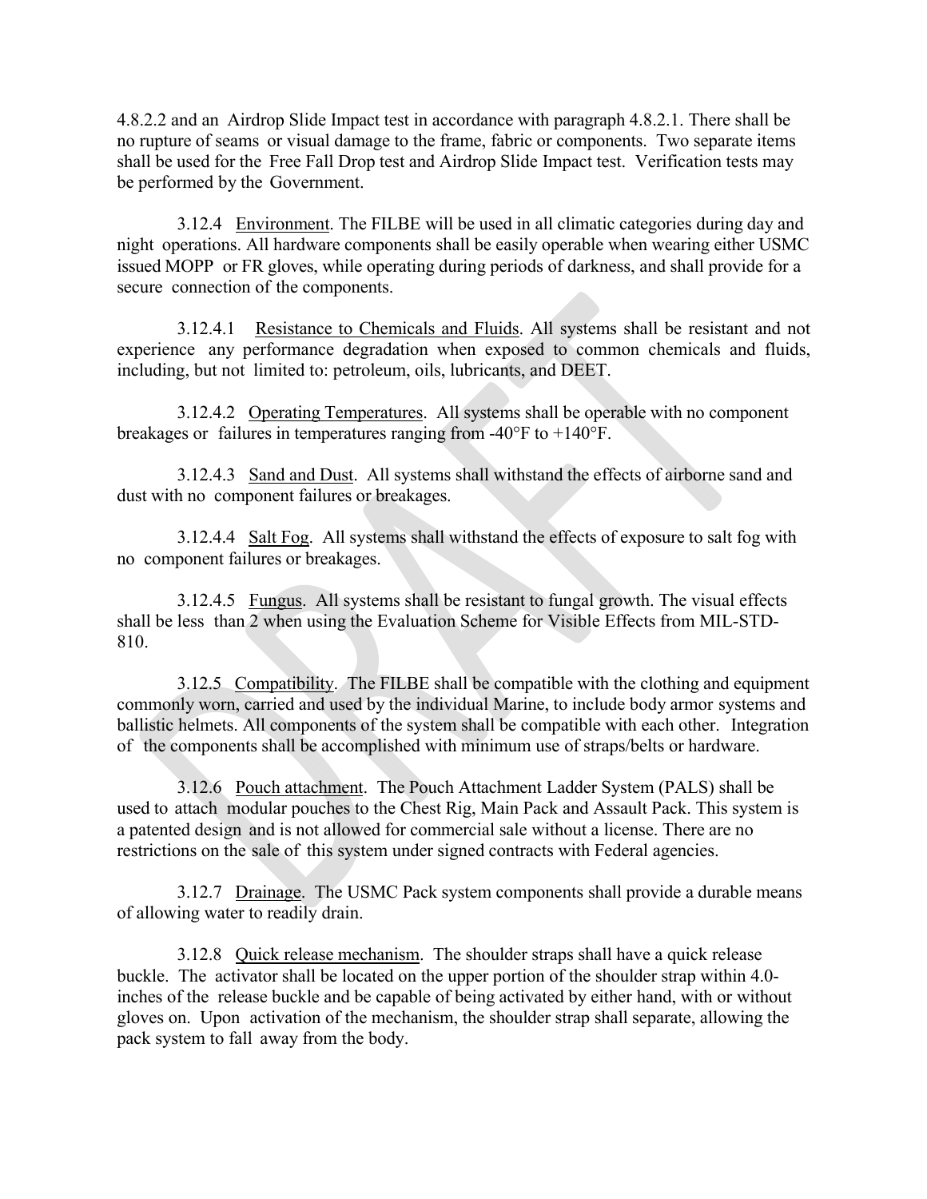4.8.2.2 and an Airdrop Slide Impact test in accordance with paragraph 4.8.2.1. There shall be no rupture of seams or visual damage to the frame, fabric or components. Two separate items shall be used for the Free Fall Drop test and Airdrop Slide Impact test. Verification tests may be performed by the Government.

3.12.4 Environment. The FILBE will be used in all climatic categories during day and night operations. All hardware components shall be easily operable when wearing either USMC issued MOPP or FR gloves, while operating during periods of darkness, and shall provide for a secure connection of the components.

3.12.4.1 Resistance to Chemicals and Fluids. All systems shall be resistant and not experience any performance degradation when exposed to common chemicals and fluids, including, but not limited to: petroleum, oils, lubricants, and DEET.

3.12.4.2 Operating Temperatures. All systems shall be operable with no component breakages or failures in temperatures ranging from -40°F to +140°F.

3.12.4.3 Sand and Dust. All systems shall withstand the effects of airborne sand and dust with no component failures or breakages.

3.12.4.4 Salt Fog. All systems shall withstand the effects of exposure to salt fog with no component failures or breakages.

3.12.4.5 Fungus. All systems shall be resistant to fungal growth. The visual effects shall be less than 2 when using the Evaluation Scheme for Visible Effects from MIL-STD-810.

3.12.5 Compatibility. The FILBE shall be compatible with the clothing and equipment commonly worn, carried and used by the individual Marine, to include body armor systems and ballistic helmets. All components of the system shall be compatible with each other. Integration of the components shall be accomplished with minimum use of straps/belts or hardware.

3.12.6 Pouch attachment. The Pouch Attachment Ladder System (PALS) shall be used to attach modular pouches to the Chest Rig, Main Pack and Assault Pack. This system is a patented design and is not allowed for commercial sale without a license. There are no restrictions on the sale of this system under signed contracts with Federal agencies.

3.12.7 Drainage. The USMC Pack system components shall provide a durable means of allowing water to readily drain.

3.12.8 Quick release mechanism. The shoulder straps shall have a quick release buckle. The activator shall be located on the upper portion of the shoulder strap within 4.0-inches of the release buckle and be capable of being activated by either hand, with or without gloves on. Upon activation of the mechanism, the shoulder strap shall separate, allowing the pack system to fall away from the body.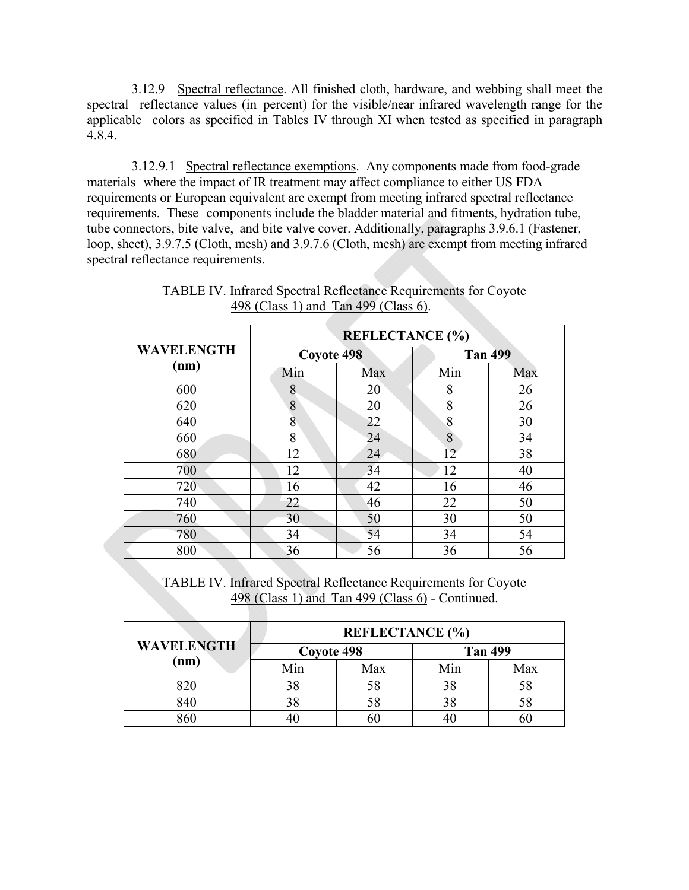3.12.9 Spectral reflectance. All finished cloth, hardware, and webbing shall meet the spectral reflectance values (in percent) for the visible/near infrared wavelength range for the applicable colors as specified in Tables IV through XI when tested as specified in paragraph 4.8.4.

3.12.9.1 Spectral reflectance exemptions. Any components made from food-grade materials where the impact of IR treatment may affect compliance to either US FDA requirements or European equivalent are exempt from meeting infrared spectral reflectance requirements. These components include the bladder material and fitments, hydration tube, tube connectors, bite valve, and bite valve cover. Additionally, paragraphs 3.9.6.1 (Fastener, loop, sheet), 3.9.7.5 (Cloth, mesh) and 3.9.7.6 (Cloth, mesh) are exempt from meeting infrared spectral reflectance requirements.

TABLE IV. Infrared Spectral Reflectance Requirements for Coyote 498 (Class 1) and Tan 499 (Class 6).

| WAVELENGTH (nm) | REFLECTANCE (%) | | | |
|---|---|---|---|---|
| | Coyote 498 | | Tan 499 | |
| | Min | Max | Min | Max |
| 600 | 8 | 20 | 8 | 26 |
| 620 | 8 | 20 | 8 | 26 |
| 640 | 8 | 22 | 8 | 30 |
| 660 | 8 | 24 | 8 | 34 |
| 680 | 12 | 24 | 12 | 38 |
| 700 | 12 | 34 | 12 | 40 |
| 720 | 16 | 42 | 16 | 46 |
| 740 | 22 | 46 | 22 | 50 |
| 760 | 30 | 50 | 30 | 50 |
| 780 | 34 | 54 | 34 | 54 |
| 800 | 36 | 56 | 36 | 56 |
| 820 | 38 | 58 | 38 | 58 |
| 840 | 38 | 58 | 38 | 58 |
| 860 | 40 | 60 | 40 | 60 |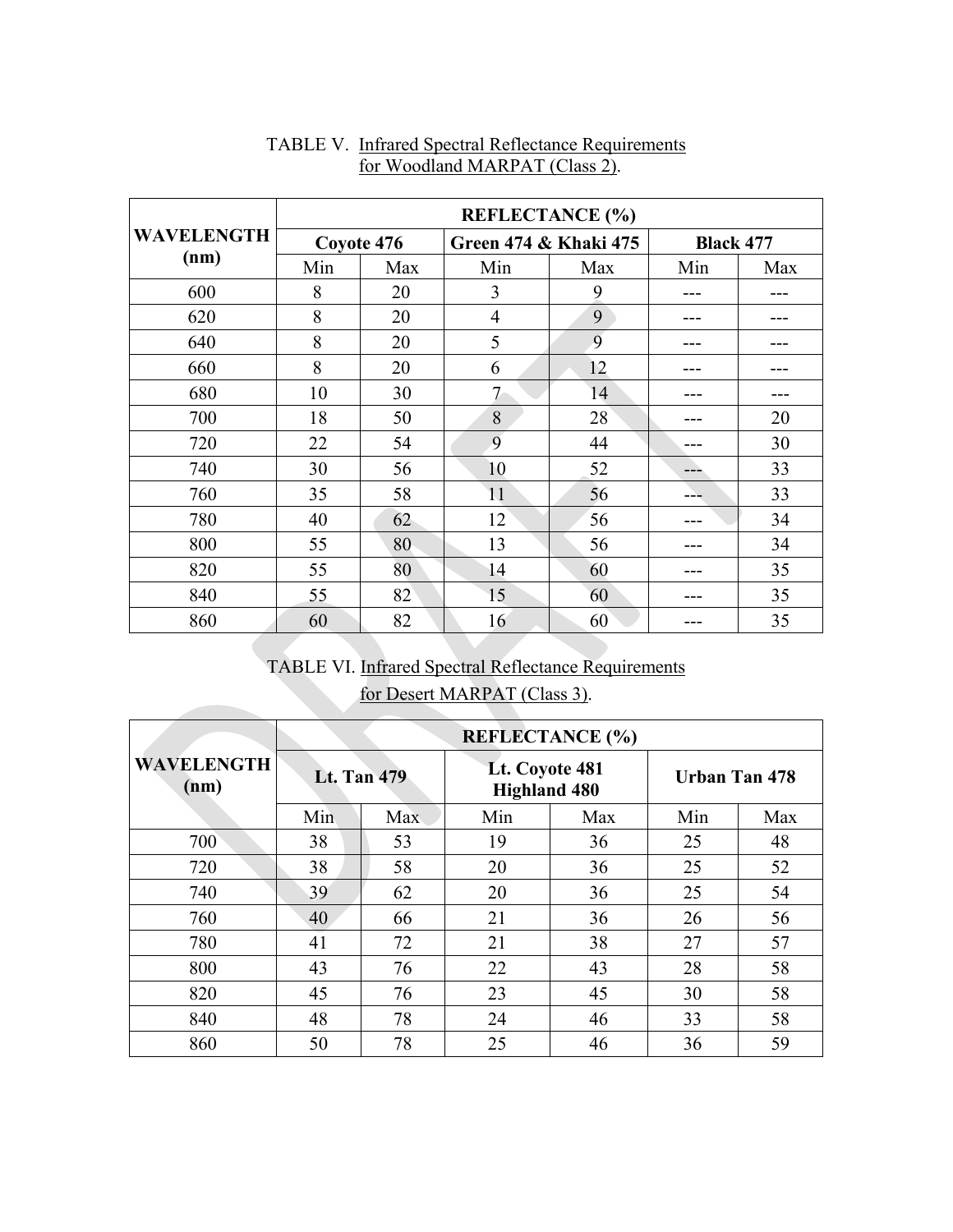TABLE V. Infrared Spectral Reflectance Requirements for Woodland MARPAT (Class 2).

| WAVELENGTH (nm) | REFLECTANCE (%) | | | | | |
|---|---|---|---|---|---|---|
| | Coyote 476 | | Green 474 & Khaki 475 | | Black 477 | |
| | Min | Max | Min | Max | Min | Max |
| 600 | 8 | 20 | 3 | 9 | --- | --- |
| 620 | 8 | 20 | 4 | 9 | --- | --- |
| 640 | 8 | 20 | 5 | 9 | --- | --- |
| 660 | 8 | 20 | 6 | 12 | --- | --- |
| 680 | 10 | 30 | 7 | 14 | --- | --- |
| 700 | 18 | 50 | 8 | 28 | --- | 20 |
| 720 | 22 | 54 | 9 | 44 | --- | 30 |
| 740 | 30 | 56 | 10 | 52 | --- | 33 |
| 760 | 35 | 58 | 11 | 56 | --- | 33 |
| 780 | 40 | 62 | 12 | 56 | --- | 34 |
| 800 | 55 | 80 | 13 | 56 | --- | 34 |
| 820 | 55 | 80 | 14 | 60 | --- | 35 |
| 840 | 55 | 82 | 15 | 60 | --- | 35 |
| 860 | 60 | 82 | 16 | 60 | --- | 35 |

TABLE VI. Infrared Spectral Reflectance Requirements for Desert MARPAT (Class 3).

| WAVELENGTH (nm) | REFLECTANCE (%) | | | | | |
|---|---|---|---|---|---|---|
| | Lt. Tan 479 | | Lt. Coyote 481 Highland 480 | | Urban Tan 478 | |
| | Min | Max | Min | Max | Min | Max |
| 700 | 38 | 53 | 19 | 36 | 25 | 48 |
| 720 | 38 | 58 | 20 | 36 | 25 | 52 |
| 740 | 39 | 62 | 20 | 36 | 25 | 54 |
| 760 | 40 | 66 | 21 | 36 | 26 | 56 |
| 780 | 41 | 72 | 21 | 38 | 27 | 57 |
| 800 | 43 | 76 | 22 | 43 | 28 | 58 |
| 820 | 45 | 76 | 23 | 45 | 30 | 58 |
| 840 | 48 | 78 | 24 | 46 | 33 | 58 |
| 860 | 50 | 78 | 25 | 46 | 36 | 59 |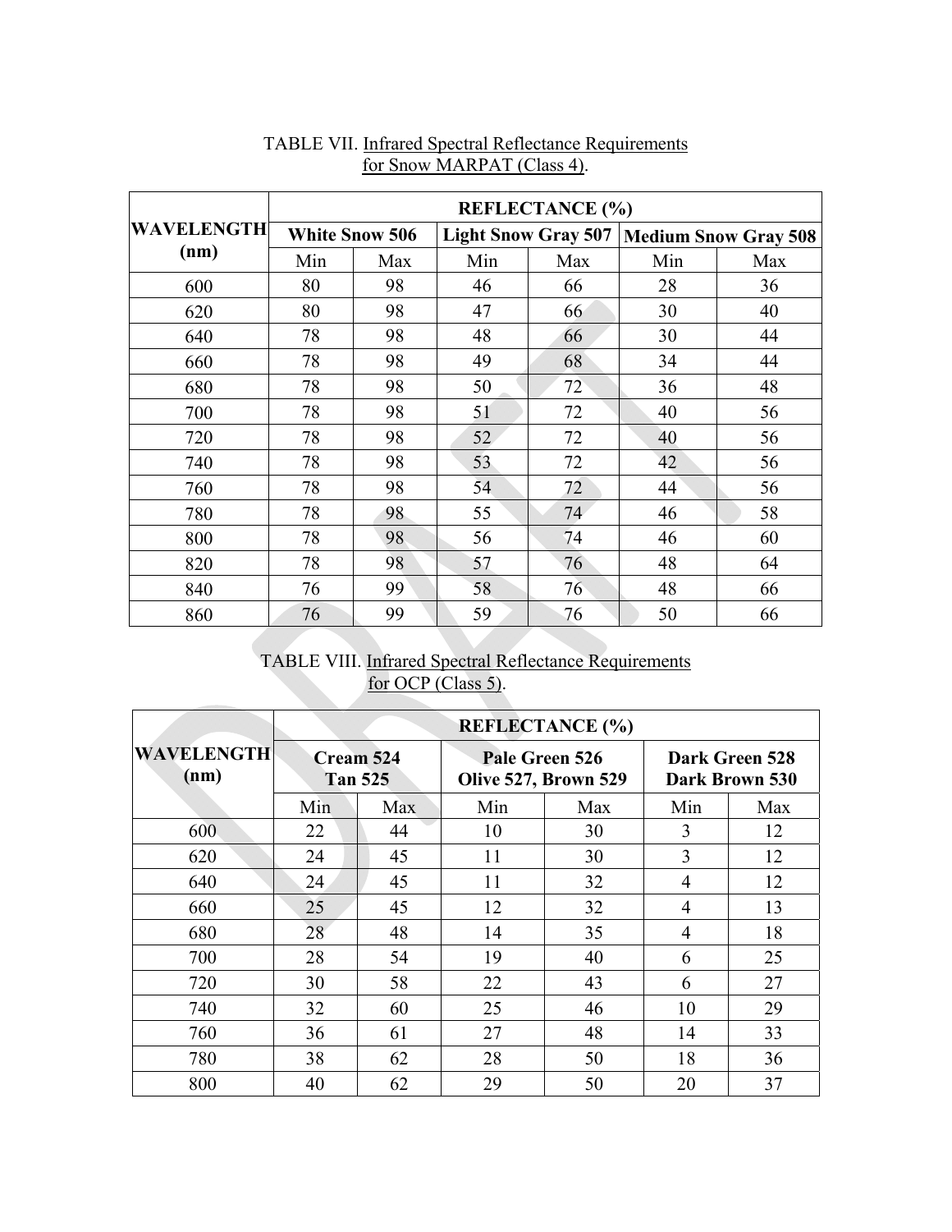TABLE VII. Infrared Spectral Reflectance Requirements for Snow MARPAT (Class 4).

| WAVELENGTH (nm) | REFLECTANCE (%) | | | | | |
|---|---|---|---|---|---|---|
| | White Snow 506 | | Light Snow Gray 507 | | Medium Snow Gray 508 | |
| | Min | Max | Min | Max | Min | Max |
| 600 | 80 | 98 | 46 | 66 | 28 | 36 |
| 620 | 80 | 98 | 47 | 66 | 30 | 40 |
| 640 | 78 | 98 | 48 | 66 | 30 | 44 |
| 660 | 78 | 98 | 49 | 68 | 34 | 44 |
| 680 | 78 | 98 | 50 | 72 | 36 | 48 |
| 700 | 78 | 98 | 51 | 72 | 40 | 56 |
| 720 | 78 | 98 | 52 | 72 | 40 | 56 |
| 740 | 78 | 98 | 53 | 72 | 42 | 56 |
| 760 | 78 | 98 | 54 | 72 | 44 | 56 |
| 780 | 78 | 98 | 55 | 74 | 46 | 58 |
| 800 | 78 | 98 | 56 | 74 | 46 | 60 |
| 820 | 78 | 98 | 57 | 76 | 48 | 64 |
| 840 | 76 | 99 | 58 | 76 | 48 | 66 |
| 860 | 76 | 99 | 59 | 76 | 50 | 66 |

TABLE VIII. Infrared Spectral Reflectance Requirements for OCP (Class 5).

| WAVELENGTH (nm) | REFLECTANCE (%) | | | | | |
|---|---|---|---|---|---|---|
| | Cream 524 Tan 525 | | Pale Green 526 Olive 527, Brown 529 | | Dark Green 528 Dark Brown 530 | |
| | Min | Max | Min | Max | Min | Max |
| 600 | 22 | 44 | 10 | 30 | 3 | 12 |
| 620 | 24 | 45 | 11 | 30 | 3 | 12 |
| 640 | 24 | 45 | 11 | 32 | 4 | 12 |
| 660 | 25 | 45 | 12 | 32 | 4 | 13 |
| 680 | 28 | 48 | 14 | 35 | 4 | 18 |
| 700 | 28 | 54 | 19 | 40 | 6 | 25 |
| 720 | 30 | 58 | 22 | 43 | 6 | 27 |
| 740 | 32 | 60 | 25 | 46 | 10 | 29 |
| 760 | 36 | 61 | 27 | 48 | 14 | 33 |
| 780 | 38 | 62 | 28 | 50 | 18 | 36 |
| 800 | 40 | 62 | 29 | 50 | 20 | 37 |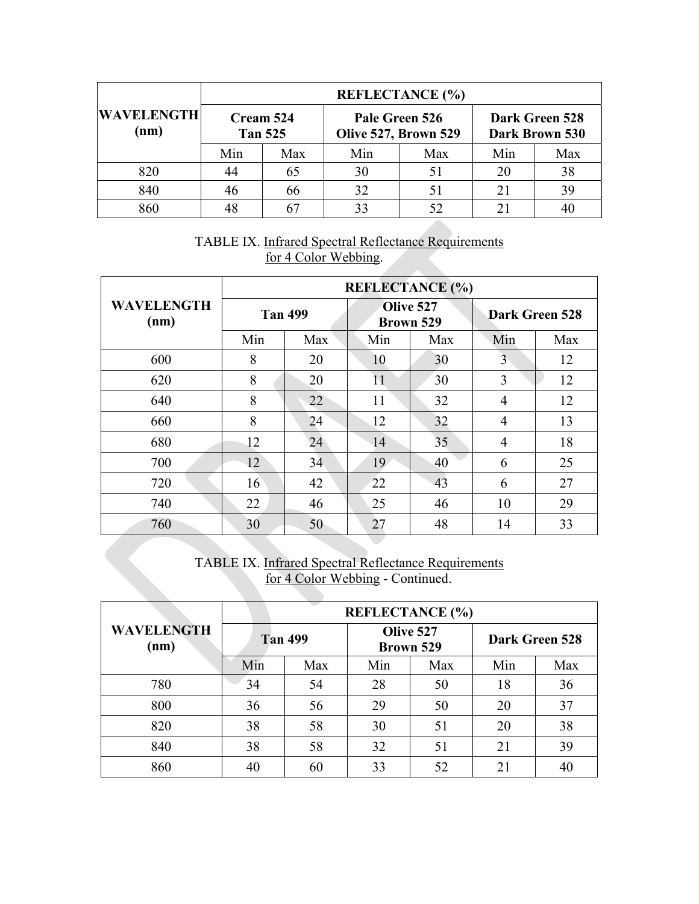| WAVELENGTH (nm) | REFLECTANCE (%) | | | | | |
|---|---|---|---|---|---|---|
| | Cream 524 Tan 525 | | Pale Green 526 Olive 527, Brown 529 | | Dark Green 528 Dark Brown 530 | |
| | Min | Max | Min | Max | Min | Max |
| 820 | 44 | 65 | 30 | 51 | 20 | 38 |
| 840 | 46 | 66 | 32 | 51 | 21 | 39 |
| 860 | 48 | 67 | 33 | 52 | 21 | 40 |

TABLE IX. Infrared Spectral Reflectance Requirements for 4 Color Webbing.

| WAVELENGTH (nm) | REFLECTANCE (%) | | | | | |
|---|---|---|---|---|---|---|
| | Tan 499 | | Olive 527 Brown 529 | | Dark Green 528 | |
| | Min | Max | Min | Max | Min | Max |
| 600 | 8 | 20 | 10 | 30 | 3 | 12 |
| 620 | 8 | 20 | 11 | 30 | 3 | 12 |
| 640 | 8 | 22 | 11 | 32 | 4 | 12 |
| 660 | 8 | 24 | 12 | 32 | 4 | 13 |
| 680 | 12 | 24 | 14 | 35 | 4 | 18 |
| 700 | 12 | 34 | 19 | 40 | 6 | 25 |
| 720 | 16 | 42 | 22 | 43 | 6 | 27 |
| 740 | 22 | 46 | 25 | 46 | 10 | 29 |
| 760 | 30 | 50 | 27 | 48 | 14 | 33 |

TABLE IX. Infrared Spectral Reflectance Requirements for 4 Color Webbing - Continued.

| WAVELENGTH (nm) | REFLECTANCE (%) | | | | | |
|---|---|---|---|---|---|---|
| | Tan 499 | | Olive 527 Brown 529 | | Dark Green 528 | |
| | Min | Max | Min | Max | Min | Max |
| 780 | 34 | 54 | 28 | 50 | 18 | 36 |
| 800 | 36 | 56 | 29 | 50 | 20 | 37 |
| 820 | 38 | 58 | 30 | 51 | 20 | 38 |
| 840 | 38 | 58 | 32 | 51 | 21 | 39 |
| 860 | 40 | 60 | 33 | 52 | 21 | 40 |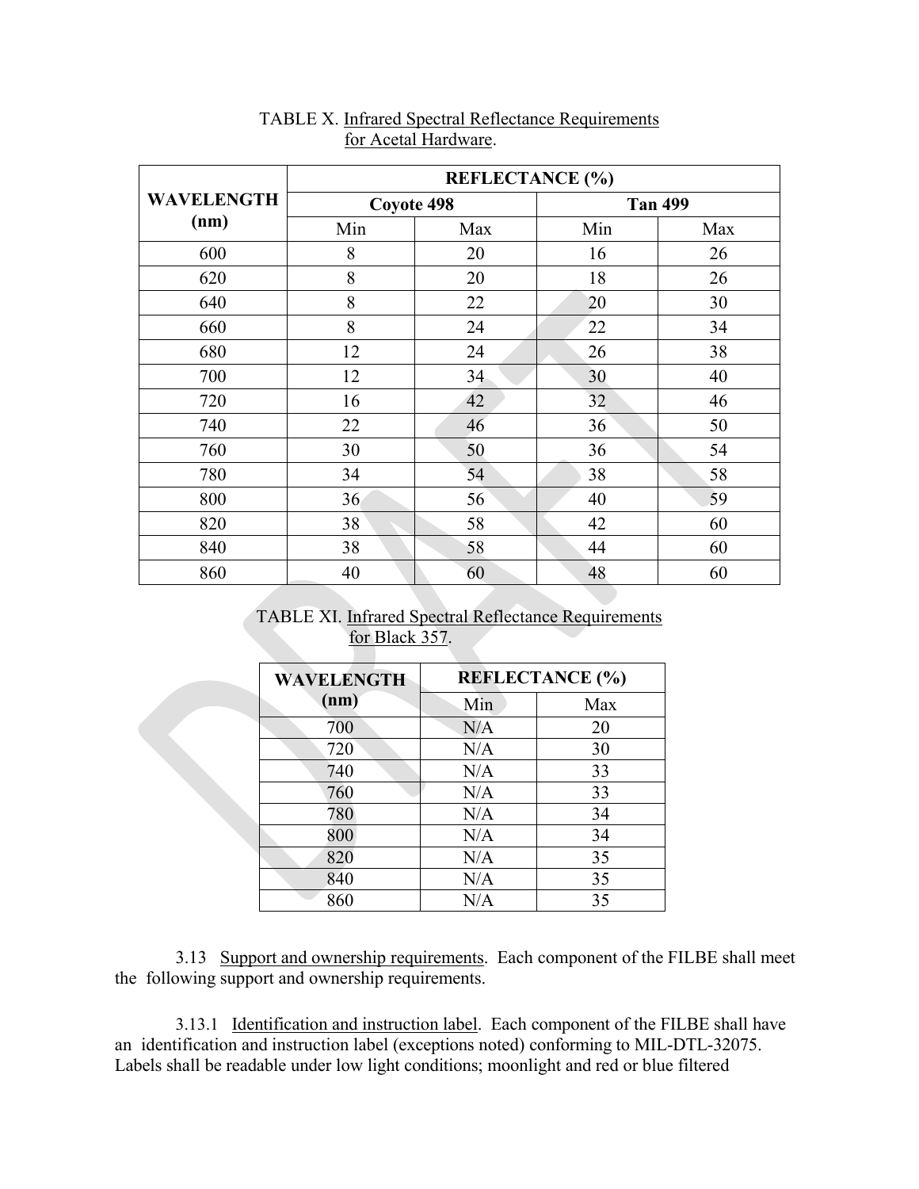TABLE X. Infrared Spectral Reflectance Requirements for Acetal Hardware.

| WAVELENGTH (nm) | REFLECTANCE (%) | | | |
|---|---|---|---|---|
| | Coyote 498 | | Tan 499 | |
| | Min | Max | Min | Max |
| 600 | 8 | 20 | 16 | 26 |
| 620 | 8 | 20 | 18 | 26 |
| 640 | 8 | 22 | 20 | 30 |
| 660 | 8 | 24 | 22 | 34 |
| 680 | 12 | 24 | 26 | 38 |
| 700 | 12 | 34 | 30 | 40 |
| 720 | 16 | 42 | 32 | 46 |
| 740 | 22 | 46 | 36 | 50 |
| 760 | 30 | 50 | 36 | 54 |
| 780 | 34 | 54 | 38 | 58 |
| 800 | 36 | 56 | 40 | 59 |
| 820 | 38 | 58 | 42 | 60 |
| 840 | 38 | 58 | 44 | 60 |
| 860 | 40 | 60 | 48 | 60 |

TABLE XI. Infrared Spectral Reflectance Requirements for Black 357.

| WAVELENGTH (nm) | REFLECTANCE (%) | |
|---|---|---|
| | Min | Max |
| 700 | N/A | 20 |
| 720 | N/A | 30 |
| 740 | N/A | 33 |
| 760 | N/A | 33 |
| 780 | N/A | 34 |
| 800 | N/A | 34 |
| 820 | N/A | 35 |
| 840 | N/A | 35 |
| 860 | N/A | 35 |

3.13 Support and ownership requirements. Each component of the FILBE shall meet the following support and ownership requirements.

3.13.1 Identification and instruction label. Each component of the FILBE shall have an identification and instruction label (exceptions noted) conforming to MIL-DTL-32075. Labels shall be readable under low light conditions; moonlight and red or blue filtered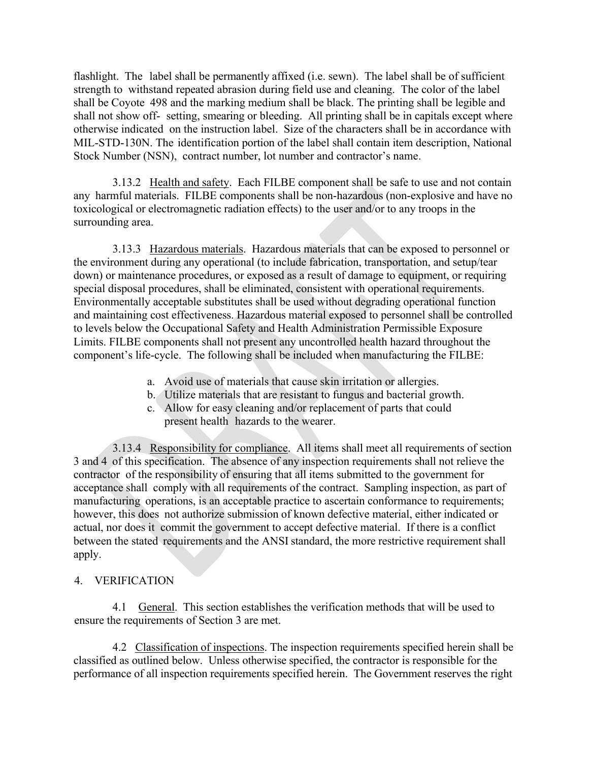flashlight. The label shall be permanently affixed (i.e. sewn). The label shall be of sufficient strength to withstand repeated abrasion during field use and cleaning. The color of the label shall be Coyote 498 and the marking medium shall be black. The printing shall be legible and shall not show off- setting, smearing or bleeding. All printing shall be in capitals except where otherwise indicated on the instruction label. Size of the characters shall be in accordance with MIL-STD-130N. The identification portion of the label shall contain item description, National Stock Number (NSN), contract number, lot number and contractor's name.

3.13.2 Health and safety. Each FILBE component shall be safe to use and not contain any harmful materials. FILBE components shall be non-hazardous (non-explosive and have no toxicological or electromagnetic radiation effects) to the user and/or to any troops in the surrounding area.

3.13.3 Hazardous materials. Hazardous materials that can be exposed to personnel or the environment during any operational (to include fabrication, transportation, and setup/tear down) or maintenance procedures, or exposed as a result of damage to equipment, or requiring special disposal procedures, shall be eliminated, consistent with operational requirements. Environmentally acceptable substitutes shall be used without degrading operational function and maintaining cost effectiveness. Hazardous material exposed to personnel shall be controlled to levels below the Occupational Safety and Health Administration Permissible Exposure Limits. FILBE components shall not present any uncontrolled health hazard throughout the component's life-cycle. The following shall be included when manufacturing the FILBE:

a. Avoid use of materials that cause skin irritation or allergies.
b. Utilize materials that are resistant to fungus and bacterial growth.
c. Allow for easy cleaning and/or replacement of parts that could present health hazards to the wearer.

3.13.4 Responsibility for compliance. All items shall meet all requirements of section 3 and 4 of this specification. The absence of any inspection requirements shall not relieve the contractor of the responsibility of ensuring that all items submitted to the government for acceptance shall comply with all requirements of the contract. Sampling inspection, as part of manufacturing operations, is an acceptable practice to ascertain conformance to requirements; however, this does not authorize submission of known defective material, either indicated or actual, nor does it commit the government to accept defective material. If there is a conflict between the stated requirements and the ANSI standard, the more restrictive requirement shall apply.

## 4. VERIFICATION

4.1 General. This section establishes the verification methods that will be used to ensure the requirements of Section 3 are met.

4.2 Classification of inspections. The inspection requirements specified herein shall be classified as outlined below. Unless otherwise specified, the contractor is responsible for the performance of all inspection requirements specified herein. The Government reserves the right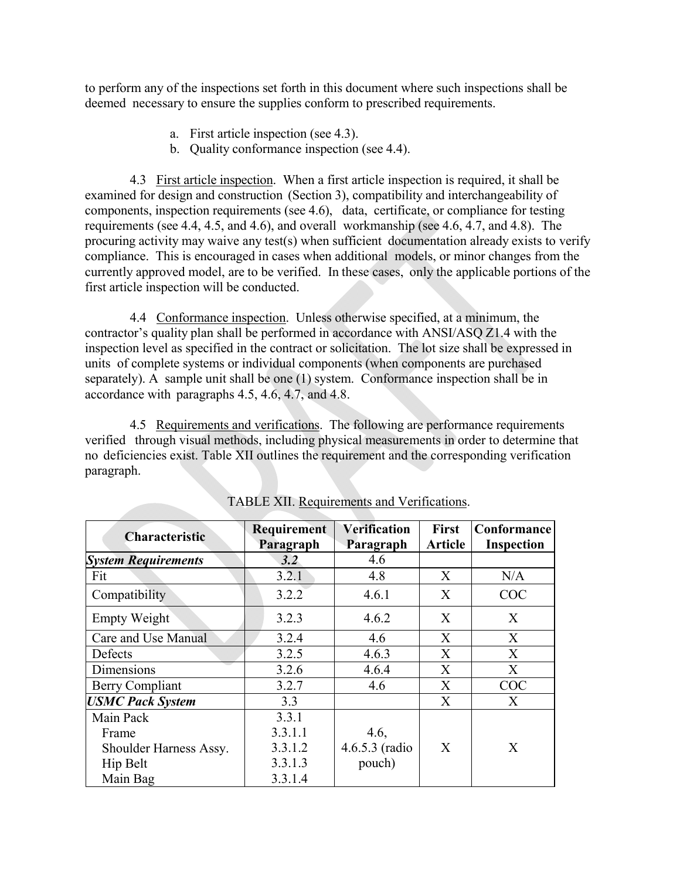to perform any of the inspections set forth in this document where such inspections shall be deemed necessary to ensure the supplies conform to prescribed requirements.

a. First article inspection (see 4.3).
b. Quality conformance inspection (see 4.4).

4.3 First article inspection. When a first article inspection is required, it shall be examined for design and construction (Section 3), compatibility and interchangeability of components, inspection requirements (see 4.6), data, certificate, or compliance for testing requirements (see 4.4, 4.5, and 4.6), and overall workmanship (see 4.6, 4.7, and 4.8). The procuring activity may waive any test(s) when sufficient documentation already exists to verify compliance. This is encouraged in cases when additional models, or minor changes from the currently approved model, are to be verified. In these cases, only the applicable portions of the first article inspection will be conducted.

4.4 Conformance inspection. Unless otherwise specified, at a minimum, the contractor's quality plan shall be performed in accordance with ANSI/ASQ Z1.4 with the inspection level as specified in the contract or solicitation. The lot size shall be expressed in units of complete systems or individual components (when components are purchased separately). A sample unit shall be one (1) system. Conformance inspection shall be in accordance with paragraphs 4.5, 4.6, 4.7, and 4.8.

4.5 Requirements and verifications. The following are performance requirements verified through visual methods, including physical measurements in order to determine that no deficiencies exist. Table XII outlines the requirement and the corresponding verification paragraph.

TABLE XII. Requirements and Verifications.

| Characteristic | Requirement Paragraph | Verification Paragraph | First Article | Conformance Inspection |
|---|---|---|---|---|
| ***System Requirements*** | ***3.2*** | 4.6 | | |
| Fit | 3.2.1 | 4.8 | X | N/A |
| Compatibility | 3.2.2 | 4.6.1 | X | COC |
| Empty Weight | 3.2.3 | 4.6.2 | X | X |
| Care and Use Manual | 3.2.4 | 4.6 | X | X |
| Defects | 3.2.5 | 4.6.3 | X | X |
| Dimensions | 3.2.6 | 4.6.4 | X | X |
| Berry Compliant | 3.2.7 | 4.6 | X | COC |
| ***USMC Pack System*** | 3.3 | | X | X |
| Main Pack<br>Frame<br>Shoulder Harness Assy.<br>Hip Belt<br>Main Bag | 3.3.1<br>3.3.1.1<br>3.3.1.2<br>3.3.1.3<br>3.3.1.4 | 4.6,<br>4.6.5.3 (radio pouch) | X | X |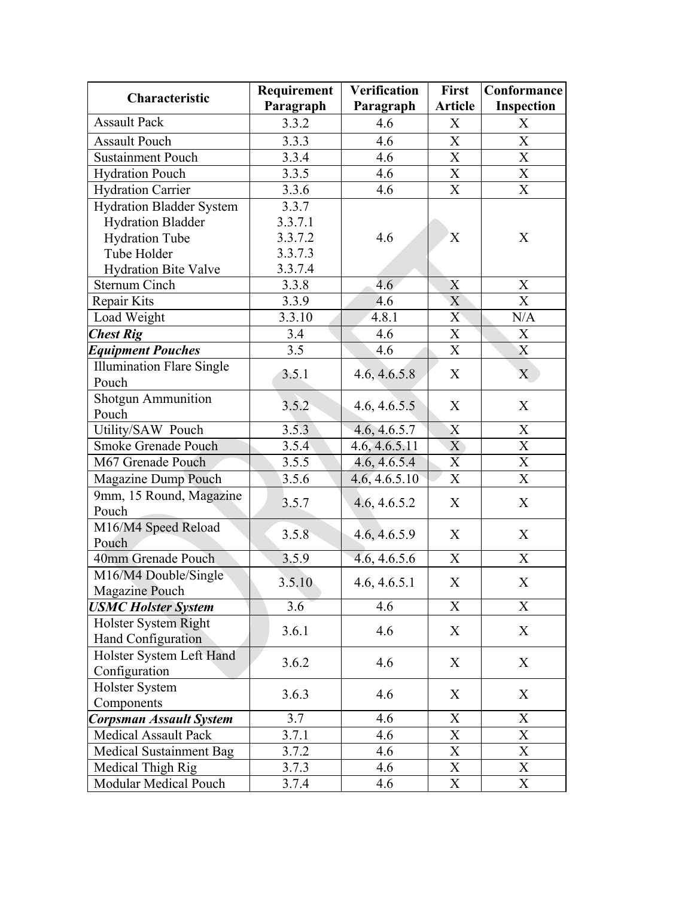| Characteristic | Requirement Paragraph | Verification Paragraph | First Article | Conformance Inspection |
|---|---|---|---|---|
| Assault Pack | 3.3.2 | 4.6 | X | X |
| Assault Pouch | 3.3.3 | 4.6 | X | X |
| Sustainment Pouch | 3.3.4 | 4.6 | X | X |
| Hydration Pouch | 3.3.5 | 4.6 | X | X |
| Hydration Carrier | 3.3.6 | 4.6 | X | X |
| Hydration Bladder System<br>Hydration Bladder<br>Hydration Tube<br>Tube Holder<br>Hydration Bite Valve | 3.3.7<br>3.3.7.1<br>3.3.7.2<br>3.3.7.3<br>3.3.7.4 | 4.6 | X | X |
| Sternum Cinch | 3.3.8 | 4.6 | X | X |
| Repair Kits | 3.3.9 | 4.6 | X | X |
| Load Weight | 3.3.10 | 4.8.1 | X | N/A |
| ***Chest Rig*** | 3.4 | 4.6 | X | X |
| ***Equipment Pouches*** | 3.5 | 4.6 | X | X |
| Illumination Flare Single Pouch | 3.5.1 | 4.6, 4.6.5.8 | X | X |
| Shotgun Ammunition Pouch | 3.5.2 | 4.6, 4.6.5.5 | X | X |
| Utility/SAW Pouch | 3.5.3 | 4.6, 4.6.5.7 | X | X |
| Smoke Grenade Pouch | 3.5.4 | 4.6, 4.6.5.11 | X | X |
| M67 Grenade Pouch | 3.5.5 | 4.6, 4.6.5.4 | X | X |
| Magazine Dump Pouch | 3.5.6 | 4.6, 4.6.5.10 | X | X |
| 9mm, 15 Round, Magazine Pouch | 3.5.7 | 4.6, 4.6.5.2 | X | X |
| M16/M4 Speed Reload Pouch | 3.5.8 | 4.6, 4.6.5.9 | X | X |
| 40mm Grenade Pouch | 3.5.9 | 4.6, 4.6.5.6 | X | X |
| M16/M4 Double/Single Magazine Pouch | 3.5.10 | 4.6, 4.6.5.1 | X | X |
| ***USMC Holster System*** | 3.6 | 4.6 | X | X |
| Holster System Right Hand Configuration | 3.6.1 | 4.6 | X | X |
| Holster System Left Hand Configuration | 3.6.2 | 4.6 | X | X |
| Holster System Components | 3.6.3 | 4.6 | X | X |
| ***Corpsman Assault System*** | 3.7 | 4.6 | X | X |
| Medical Assault Pack | 3.7.1 | 4.6 | X | X |
| Medical Sustainment Bag | 3.7.2 | 4.6 | X | X |
| Medical Thigh Rig | 3.7.3 | 4.6 | X | X |
| Modular Medical Pouch | 3.7.4 | 4.6 | X | X |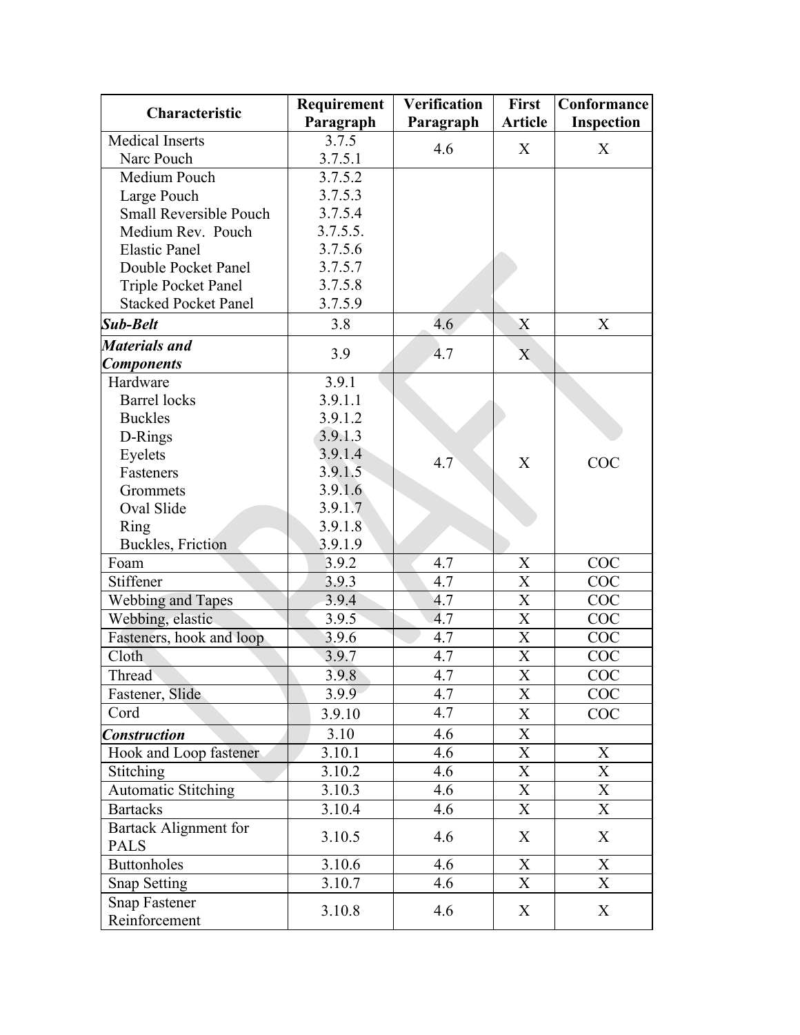| Characteristic | Requirement Paragraph | Verification Paragraph | First Article | Conformance Inspection |
|---|---|---|---|---|
| Medical Inserts | 3.7.5 | 4.6 | X | X |
| Narc Pouch | 3.7.5.1 | | | |
| Medium Pouch | 3.7.5.2 | | | |
| Large Pouch | 3.7.5.3 | | | |
| Small Reversible Pouch | 3.7.5.4 | | | |
| Medium Rev. Pouch | 3.7.5.5. | | | |
| Elastic Panel | 3.7.5.6 | | | |
| Double Pocket Panel | 3.7.5.7 | | | |
| Triple Pocket Panel | 3.7.5.8 | | | |
| Stacked Pocket Panel | 3.7.5.9 | | | |
| ***Sub-Belt*** | 3.8 | 4.6 | X | X |
| ***Materials and Components*** | 3.9 | 4.7 | X | |
| Hardware | 3.9.1 | 4.7 | X | COC |
| Barrel locks | 3.9.1.1 | | | |
| Buckles | 3.9.1.2 | | | |
| D-Rings | 3.9.1.3 | | | |
| Eyelets | 3.9.1.4 | | | |
| Fasteners | 3.9.1.5 | | | |
| Grommets | 3.9.1.6 | | | |
| Oval Slide | 3.9.1.7 | | | |
| Ring | 3.9.1.8 | | | |
| Buckles, Friction | 3.9.1.9 | | | |
| Foam | 3.9.2 | 4.7 | X | COC |
| Stiffener | 3.9.3 | 4.7 | X | COC |
| Webbing and Tapes | 3.9.4 | 4.7 | X | COC |
| Webbing, elastic | 3.9.5 | 4.7 | X | COC |
| Fasteners, hook and loop | 3.9.6 | 4.7 | X | COC |
| Cloth | 3.9.7 | 4.7 | X | COC |
| Thread | 3.9.8 | 4.7 | X | COC |
| Fastener, Slide | 3.9.9 | 4.7 | X | COC |
| Cord | 3.9.10 | 4.7 | X | COC |
| ***Construction*** | 3.10 | 4.6 | X | |
| Hook and Loop fastener | 3.10.1 | 4.6 | X | X |
| Stitching | 3.10.2 | 4.6 | X | X |
| Automatic Stitching | 3.10.3 | 4.6 | X | X |
| Bartacks | 3.10.4 | 4.6 | X | X |
| Bartack Alignment for PALS | 3.10.5 | 4.6 | X | X |
| Buttonholes | 3.10.6 | 4.6 | X | X |
| Snap Setting | 3.10.7 | 4.6 | X | X |
| Snap Fastener Reinforcement | 3.10.8 | 4.6 | X | X |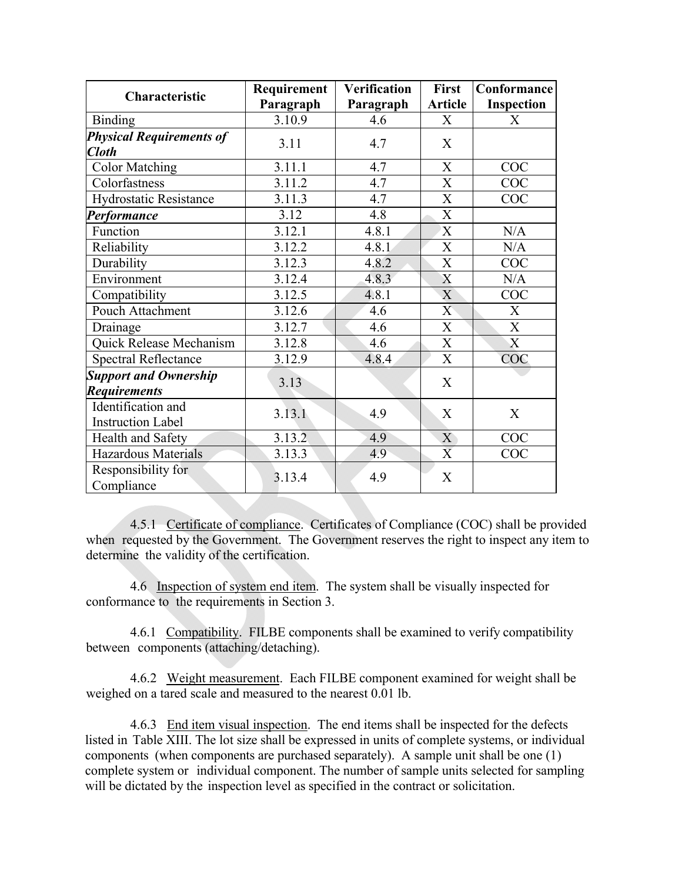| Characteristic | Requirement Paragraph | Verification Paragraph | First Article | Conformance Inspection |
|---|---|---|---|---|
| Binding | 3.10.9 | 4.6 | X | X |
| ***Physical Requirements of Cloth*** | 3.11 | 4.7 | X | |
| Color Matching | 3.11.1 | 4.7 | X | COC |
| Colorfastness | 3.11.2 | 4.7 | X | COC |
| Hydrostatic Resistance | 3.11.3 | 4.7 | X | COC |
| ***Performance*** | 3.12 | 4.8 | X | |
| Function | 3.12.1 | 4.8.1 | X | N/A |
| Reliability | 3.12.2 | 4.8.1 | X | N/A |
| Durability | 3.12.3 | 4.8.2 | X | COC |
| Environment | 3.12.4 | 4.8.3 | X | N/A |
| Compatibility | 3.12.5 | 4.8.1 | X | COC |
| Pouch Attachment | 3.12.6 | 4.6 | X | X |
| Drainage | 3.12.7 | 4.6 | X | X |
| Quick Release Mechanism | 3.12.8 | 4.6 | X | X |
| Spectral Reflectance | 3.12.9 | 4.8.4 | X | COC |
| ***Support and Ownership Requirements*** | 3.13 | | X | |
| Identification and Instruction Label | 3.13.1 | 4.9 | X | X |
| Health and Safety | 3.13.2 | 4.9 | X | COC |
| Hazardous Materials | 3.13.3 | 4.9 | X | COC |
| Responsibility for Compliance | 3.13.4 | 4.9 | X | |

4.5.1 Certificate of compliance. Certificates of Compliance (COC) shall be provided when requested by the Government. The Government reserves the right to inspect any item to determine the validity of the certification.

4.6 Inspection of system end item. The system shall be visually inspected for conformance to the requirements in Section 3.

4.6.1 Compatibility. FILBE components shall be examined to verify compatibility between components (attaching/detaching).

4.6.2 Weight measurement. Each FILBE component examined for weight shall be weighed on a tared scale and measured to the nearest 0.01 lb.

4.6.3 End item visual inspection. The end items shall be inspected for the defects listed in Table XIII. The lot size shall be expressed in units of complete systems, or individual components (when components are purchased separately). A sample unit shall be one (1) complete system or individual component. The number of sample units selected for sampling will be dictated by the inspection level as specified in the contract or solicitation.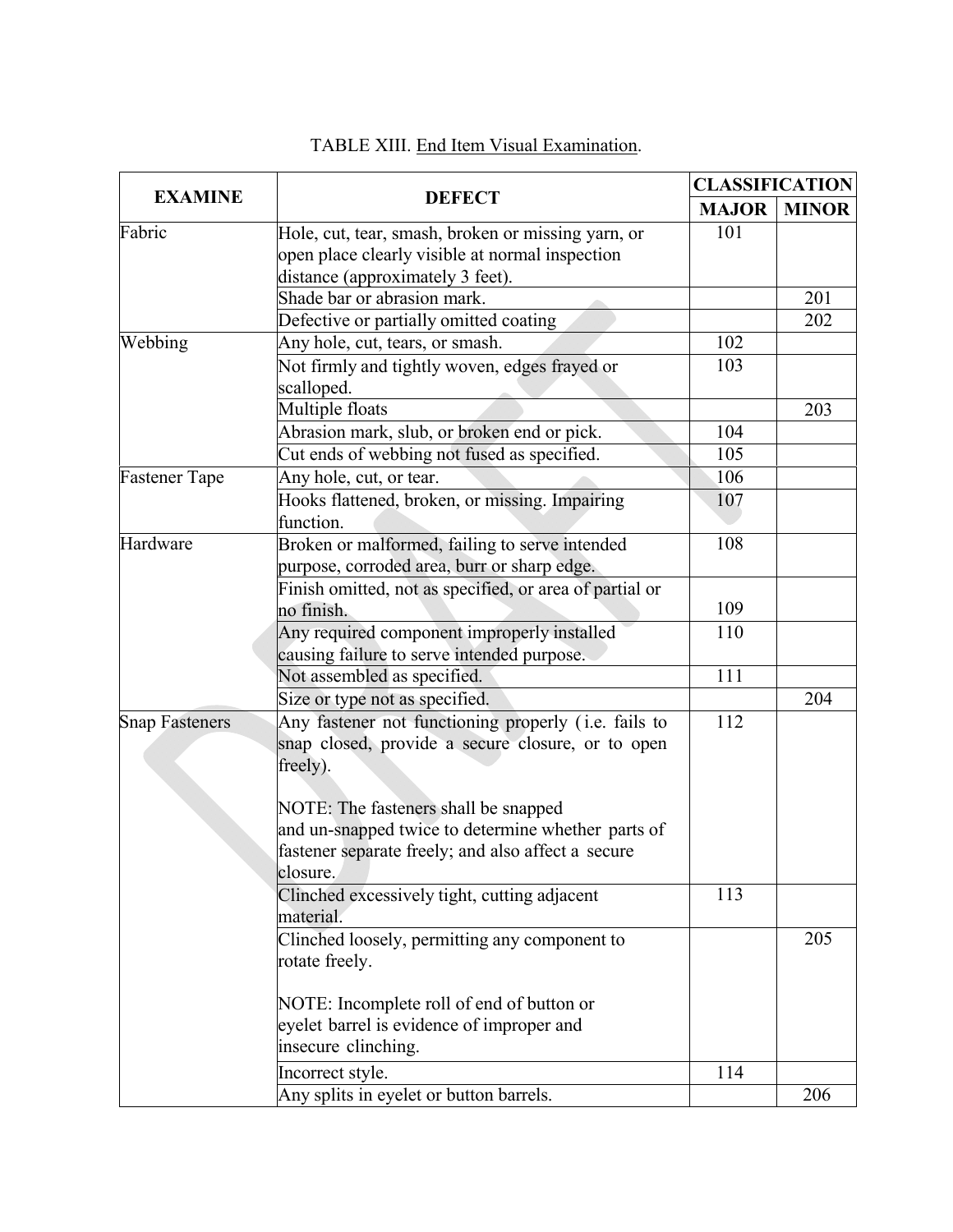TABLE XIII. End Item Visual Examination.

| EXAMINE | DEFECT | CLASSIFICATION | |
|---|---|---|---|
| | | MAJOR | MINOR |
| Fabric | Hole, cut, tear, smash, broken or missing yarn, or open place clearly visible at normal inspection distance (approximately 3 feet). | 101 | |
| | Shade bar or abrasion mark. | | 201 |
| | Defective or partially omitted coating | | 202 |
| Webbing | Any hole, cut, tears, or smash. | 102 | |
| | Not firmly and tightly woven, edges frayed or scalloped. | 103 | |
| | Multiple floats | | 203 |
| | Abrasion mark, slub, or broken end or pick. | 104 | |
| | Cut ends of webbing not fused as specified. | 105 | |
| Fastener Tape | Any hole, cut, or tear. | 106 | |
| | Hooks flattened, broken, or missing. Impairing function. | 107 | |
| Hardware | Broken or malformed, failing to serve intended purpose, corroded area, burr or sharp edge. | 108 | |
| | Finish omitted, not as specified, or area of partial or no finish. | 109 | |
| | Any required component improperly installed causing failure to serve intended purpose. | 110 | |
| | Not assembled as specified. | 111 | |
| | Size or type not as specified. | | 204 |
| Snap Fasteners | Any fastener not functioning properly (i.e. fails to snap closed, provide a secure closure, or to open freely).<br><br>NOTE: The fasteners shall be snapped and un-snapped twice to determine whether parts of fastener separate freely; and also affect a secure closure. | 112 | |
| | Clinched excessively tight, cutting adjacent material. | 113 | |
| | Clinched loosely, permitting any component to rotate freely.<br><br>NOTE: Incomplete roll of end of button or eyelet barrel is evidence of improper and insecure clinching. | | 205 |
| | Incorrect style. | 114 | |
| | Any splits in eyelet or button barrels. | | 206 |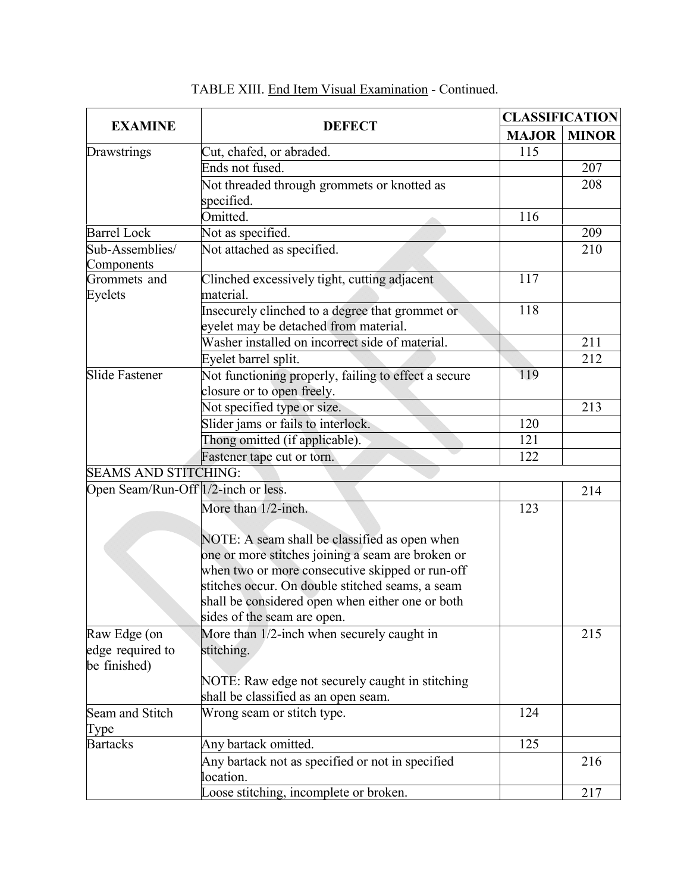TABLE XIII. End Item Visual Examination - Continued.

| EXAMINE | DEFECT | CLASSIFICATION | |
|---|---|---|---|
| | | MAJOR | MINOR |
| Drawstrings | Cut, chafed, or abraded. | 115 | |
| | Ends not fused. | | 207 |
| | Not threaded through grommets or knotted as specified. | | 208 |
| | Omitted. | 116 | |
| Barrel Lock | Not as specified. | | 209 |
| Sub-Assemblies/ Components | Not attached as specified. | | 210 |
| Grommets and Eyelets | Clinched excessively tight, cutting adjacent material. | 117 | |
| | Insecurely clinched to a degree that grommet or eyelet may be detached from material. | 118 | |
| | Washer installed on incorrect side of material. | | 211 |
| | Eyelet barrel split. | | 212 |
| Slide Fastener | Not functioning properly, failing to effect a secure closure or to open freely. | 119 | |
| | Not specified type or size. | | 213 |
| | Slider jams or fails to interlock. | 120 | |
| | Thong omitted (if applicable). | 121 | |
| | Fastener tape cut or torn. | 122 | |
| SEAMS AND STITCHING: | | | |
| Open Seam/Run-Off | 1/2-inch or less. | | 214 |
| | More than 1/2-inch.<br><br>NOTE: A seam shall be classified as open when one or more stitches joining a seam are broken or when two or more consecutive skipped or run-off stitches occur. On double stitched seams, a seam shall be considered open when either one or both sides of the seam are open. | 123 | |
| Raw Edge (on edge required to be finished) | More than 1/2-inch when securely caught in stitching.<br><br>NOTE: Raw edge not securely caught in stitching shall be classified as an open seam. | | 215 |
| Seam and Stitch Type | Wrong seam or stitch type. | 124 | |
| Bartacks | Any bartack omitted. | 125 | |
| | Any bartack not as specified or not in specified location. | | 216 |
| | Loose stitching, incomplete or broken. | | 217 |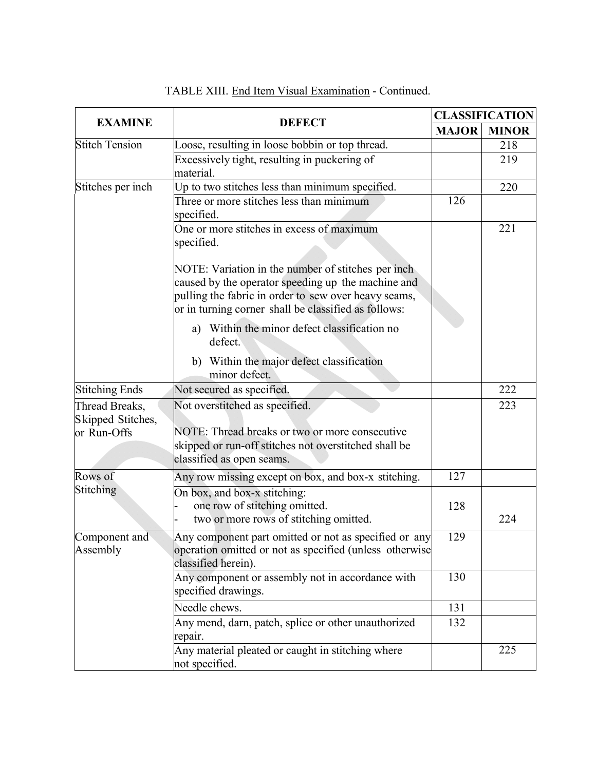TABLE XIII. End Item Visual Examination - Continued.

| EXAMINE | DEFECT | CLASSIFICATION | |
|---|---|---|---|
| | | MAJOR | MINOR |
| Stitch Tension | Loose, resulting in loose bobbin or top thread. | | 218 |
| | Excessively tight, resulting in puckering of material. | | 219 |
| Stitches per inch | Up to two stitches less than minimum specified. | | 220 |
| | Three or more stitches less than minimum specified. | 126 | |
| | One or more stitches in excess of maximum specified.<br><br>NOTE: Variation in the number of stitches per inch caused by the operator speeding up the machine and pulling the fabric in order to sew over heavy seams, or in turning corner shall be classified as follows:<br>a) Within the minor defect classification no defect.<br>b) Within the major defect classification minor defect. | | 221 |
| Stitching Ends | Not secured as specified. | | 222 |
| Thread Breaks, Skipped Stitches, or Run-Offs | Not overstitched as specified.<br><br>NOTE: Thread breaks or two or more consecutive skipped or run-off stitches not overstitched shall be classified as open seams. | | 223 |
| Rows of Stitching | Any row missing except on box, and box-x stitching. | 127 | |
| | On box, and box-x stitching:<br>- one row of stitching omitted.<br>- two or more rows of stitching omitted. | 128 | 224 |
| Component and Assembly | Any component part omitted or not as specified or any operation omitted or not as specified (unless otherwise classified herein). | 129 | |
| | Any component or assembly not in accordance with specified drawings. | 130 | |
| | Needle chews. | 131 | |
| | Any mend, darn, patch, splice or other unauthorized repair. | 132 | |
| | Any material pleated or caught in stitching where not specified. | | 225 |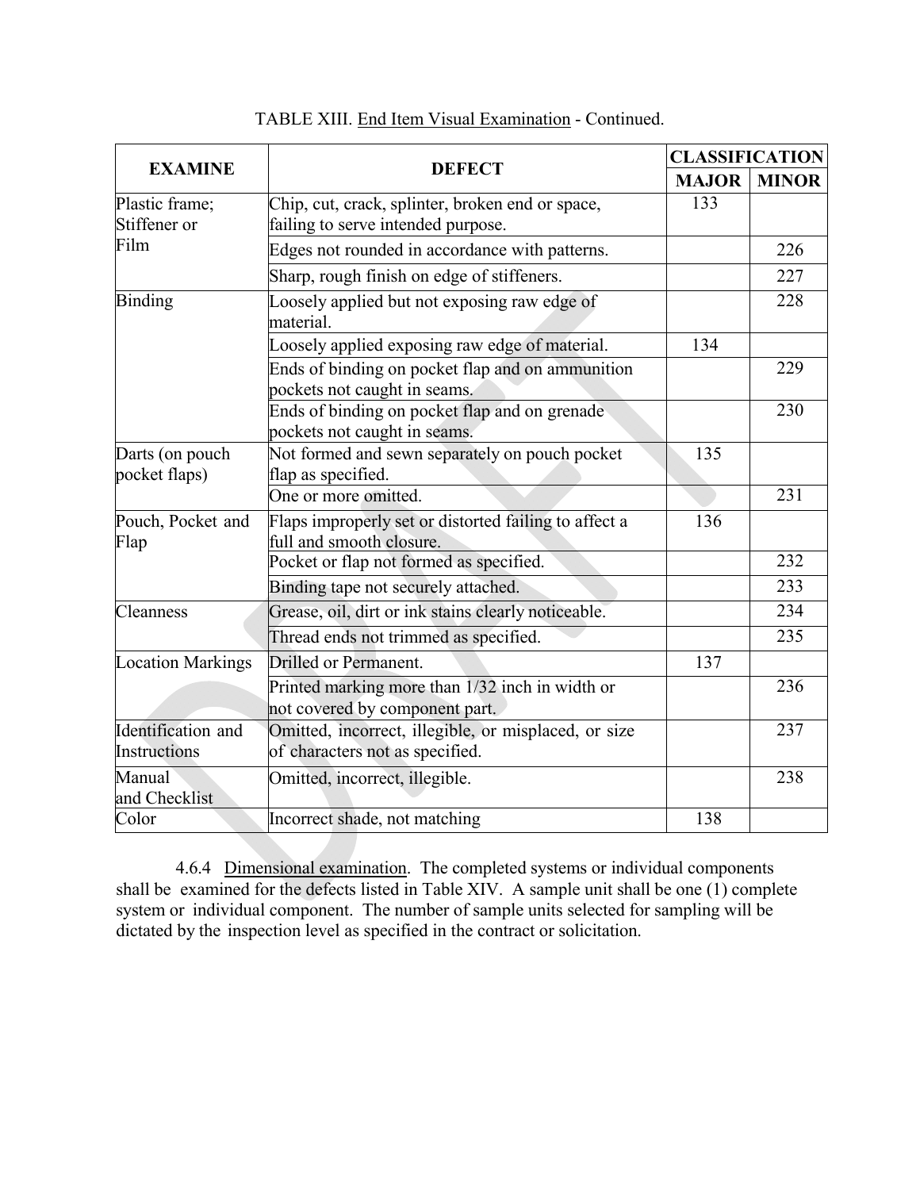TABLE XIII. End Item Visual Examination - Continued.

| EXAMINE | DEFECT | CLASSIFICATION | |
|---|---|---|---|
| | | MAJOR | MINOR |
| Plastic frame; Stiffener or Film | Chip, cut, crack, splinter, broken end or space, failing to serve intended purpose. | 133 | |
| | Edges not rounded in accordance with patterns. | | 226 |
| | Sharp, rough finish on edge of stiffeners. | | 227 |
| Binding | Loosely applied but not exposing raw edge of material. | | 228 |
| | Loosely applied exposing raw edge of material. | 134 | |
| | Ends of binding on pocket flap and on ammunition pockets not caught in seams. | | 229 |
| | Ends of binding on pocket flap and on grenade pockets not caught in seams. | | 230 |
| Darts (on pouch pocket flaps) | Not formed and sewn separately on pouch pocket flap as specified. | 135 | |
| | One or more omitted. | | 231 |
| Pouch, Pocket and Flap | Flaps improperly set or distorted failing to affect a full and smooth closure. | 136 | |
| | Pocket or flap not formed as specified. | | 232 |
| | Binding tape not securely attached. | | 233 |
| Cleanness | Grease, oil, dirt or ink stains clearly noticeable. | | 234 |
| | Thread ends not trimmed as specified. | | 235 |
| Location Markings | Drilled or Permanent. | 137 | |
| | Printed marking more than 1/32 inch in width or not covered by component part. | | 236 |
| Identification and Instructions | Omitted, incorrect, illegible, or misplaced, or size of characters not as specified. | | 237 |
| Manual and Checklist | Omitted, incorrect, illegible. | | 238 |
| Color | Incorrect shade, not matching | 138 | |

4.6.4 Dimensional examination. The completed systems or individual components shall be examined for the defects listed in Table XIV. A sample unit shall be one (1) complete system or individual component. The number of sample units selected for sampling will be dictated by the inspection level as specified in the contract or solicitation.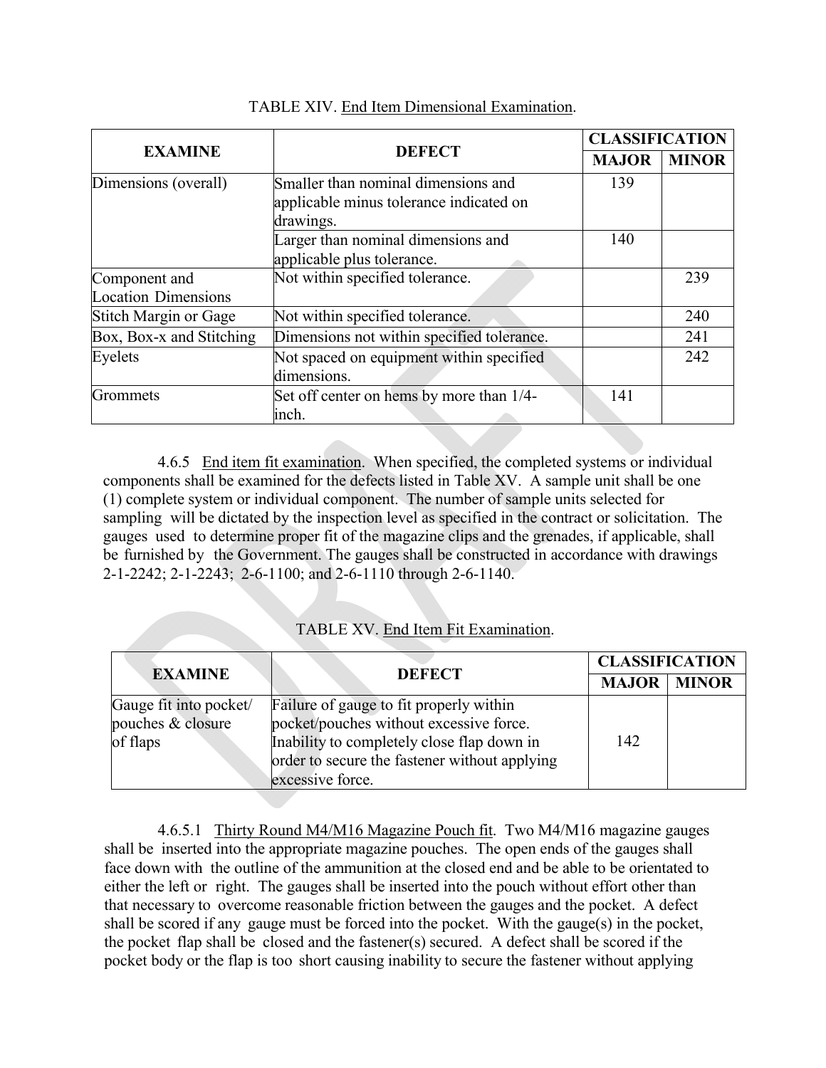TABLE XIV. End Item Dimensional Examination.

| EXAMINE | DEFECT | CLASSIFICATION | |
|---|---|---|---|
| | | MAJOR | MINOR |
| Dimensions (overall) | Smaller than nominal dimensions and applicable minus tolerance indicated on drawings. | 139 | |
| | Larger than nominal dimensions and applicable plus tolerance. | 140 | |
| Component and Location Dimensions | Not within specified tolerance. | | 239 |
| Stitch Margin or Gage | Not within specified tolerance. | | 240 |
| Box, Box-x and Stitching | Dimensions not within specified tolerance. | | 241 |
| Eyelets | Not spaced on equipment within specified dimensions. | | 242 |
| Grommets | Set off center on hems by more than 1/4-inch. | 141 | |

4.6.5 End item fit examination. When specified, the completed systems or individual components shall be examined for the defects listed in Table XV. A sample unit shall be one (1) complete system or individual component. The number of sample units selected for sampling will be dictated by the inspection level as specified in the contract or solicitation. The gauges used to determine proper fit of the magazine clips and the grenades, if applicable, shall be furnished by the Government. The gauges shall be constructed in accordance with drawings 2-1-2242; 2-1-2243; 2-6-1100; and 2-6-1110 through 2-6-1140.

TABLE XV. End Item Fit Examination.

| EXAMINE | DEFECT | CLASSIFICATION | |
|---|---|---|---|
| | | MAJOR | MINOR |
| Gauge fit into pocket/ pouches & closure of flaps | Failure of gauge to fit properly within pocket/pouches without excessive force. Inability to completely close flap down in order to secure the fastener without applying excessive force. | 142 | |

4.6.5.1 Thirty Round M4/M16 Magazine Pouch fit. Two M4/M16 magazine gauges shall be inserted into the appropriate magazine pouches. The open ends of the gauges shall face down with the outline of the ammunition at the closed end and be able to be orientated to either the left or right. The gauges shall be inserted into the pouch without effort other than that necessary to overcome reasonable friction between the gauges and the pocket. A defect shall be scored if any gauge must be forced into the pocket. With the gauge(s) in the pocket, the pocket flap shall be closed and the fastener(s) secured. A defect shall be scored if the pocket body or the flap is too short causing inability to secure the fastener without applying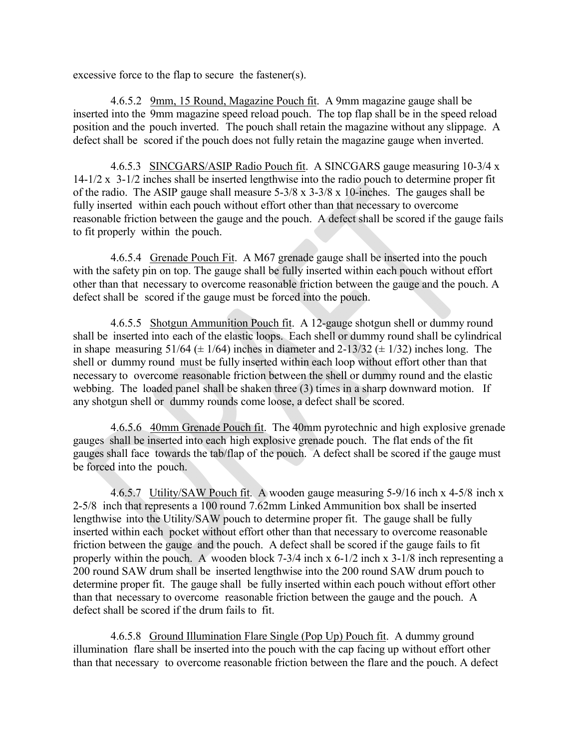excessive force to the flap to secure the fastener(s).

4.6.5.2 <u>9mm, 15 Round, Magazine Pouch fit</u>. A 9mm magazine gauge shall be inserted into the 9mm magazine speed reload pouch. The top flap shall be in the speed reload position and the pouch inverted. The pouch shall retain the magazine without any slippage. A defect shall be scored if the pouch does not fully retain the magazine gauge when inverted.

4.6.5.3 <u>SINCGARS/ASIP Radio Pouch fit</u>. A SINCGARS gauge measuring 10-3/4 x 14-1/2 x 3-1/2 inches shall be inserted lengthwise into the radio pouch to determine proper fit of the radio. The ASIP gauge shall measure 5-3/8 x 3-3/8 x 10-inches. The gauges shall be fully inserted within each pouch without effort other than that necessary to overcome reasonable friction between the gauge and the pouch. A defect shall be scored if the gauge fails to fit properly within the pouch.

4.6.5.4 <u>Grenade Pouch Fit</u>. A M67 grenade gauge shall be inserted into the pouch with the safety pin on top. The gauge shall be fully inserted within each pouch without effort other than that necessary to overcome reasonable friction between the gauge and the pouch. A defect shall be scored if the gauge must be forced into the pouch.

4.6.5.5 <u>Shotgun Ammunition Pouch fit</u>. A 12-gauge shotgun shell or dummy round shall be inserted into each of the elastic loops. Each shell or dummy round shall be cylindrical in shape measuring 51/64 (± 1/64) inches in diameter and 2-13/32 (± 1/32) inches long. The shell or dummy round must be fully inserted within each loop without effort other than that necessary to overcome reasonable friction between the shell or dummy round and the elastic webbing. The loaded panel shall be shaken three (3) times in a sharp downward motion. If any shotgun shell or dummy rounds come loose, a defect shall be scored.

4.6.5.6 <u>40mm Grenade Pouch fit</u>. The 40mm pyrotechnic and high explosive grenade gauges shall be inserted into each high explosive grenade pouch. The flat ends of the fit gauges shall face towards the tab/flap of the pouch. A defect shall be scored if the gauge must be forced into the pouch.

4.6.5.7 <u>Utility/SAW Pouch fit</u>. A wooden gauge measuring 5-9/16 inch x 4-5/8 inch x 2-5/8 inch that represents a 100 round 7.62mm Linked Ammunition box shall be inserted lengthwise into the Utility/SAW pouch to determine proper fit. The gauge shall be fully inserted within each pocket without effort other than that necessary to overcome reasonable friction between the gauge and the pouch. A defect shall be scored if the gauge fails to fit properly within the pouch. A wooden block 7-3/4 inch x 6-1/2 inch x 3-1/8 inch representing a 200 round SAW drum shall be inserted lengthwise into the 200 round SAW drum pouch to determine proper fit. The gauge shall be fully inserted within each pouch without effort other than that necessary to overcome reasonable friction between the gauge and the pouch. A defect shall be scored if the drum fails to fit.

4.6.5.8 <u>Ground Illumination Flare Single (Pop Up) Pouch fit</u>. A dummy ground illumination flare shall be inserted into the pouch with the cap facing up without effort other than that necessary to overcome reasonable friction between the flare and the pouch. A defect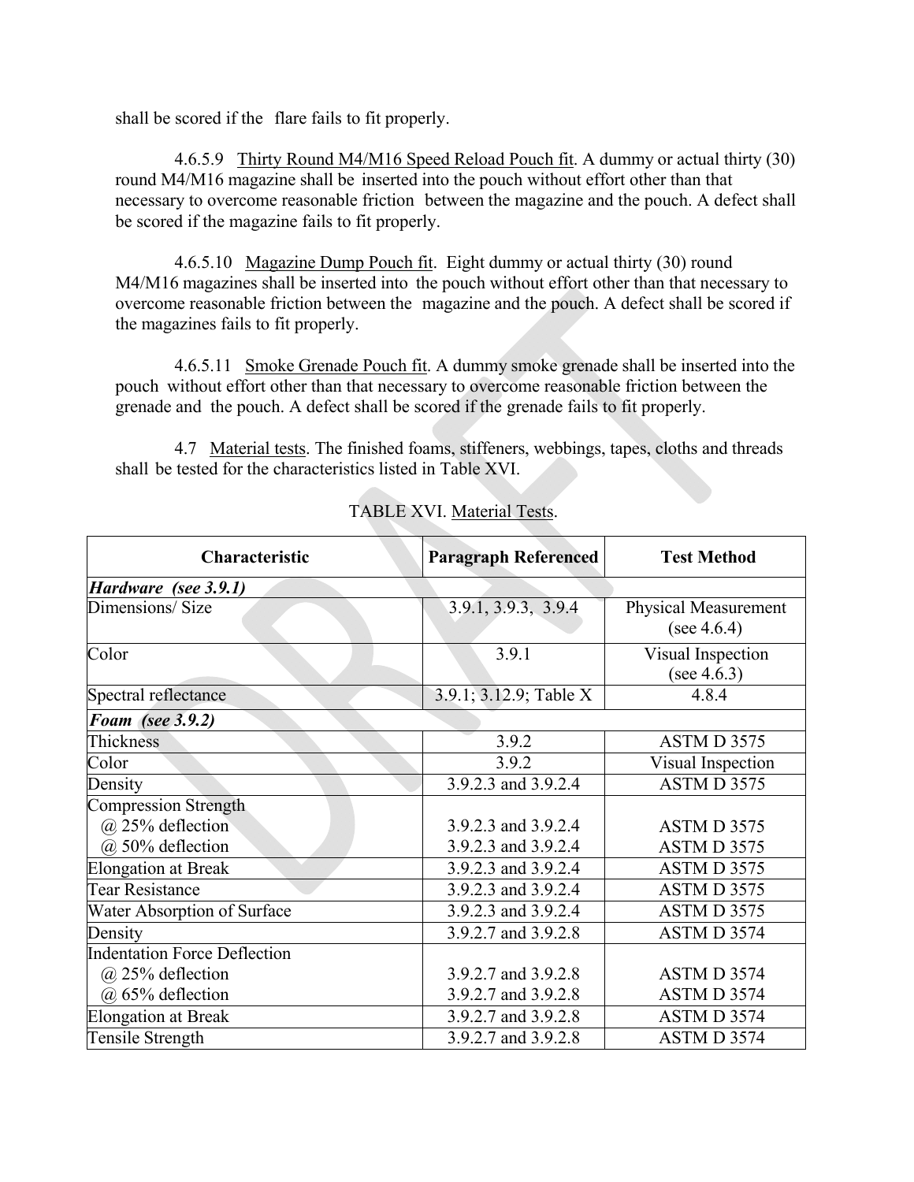shall be scored if the flare fails to fit properly.

4.6.5.9 Thirty Round M4/M16 Speed Reload Pouch fit. A dummy or actual thirty (30) round M4/M16 magazine shall be inserted into the pouch without effort other than that necessary to overcome reasonable friction between the magazine and the pouch. A defect shall be scored if the magazine fails to fit properly.

4.6.5.10 Magazine Dump Pouch fit. Eight dummy or actual thirty (30) round M4/M16 magazines shall be inserted into the pouch without effort other than that necessary to overcome reasonable friction between the magazine and the pouch. A defect shall be scored if the magazines fails to fit properly.

4.6.5.11 Smoke Grenade Pouch fit. A dummy smoke grenade shall be inserted into the pouch without effort other than that necessary to overcome reasonable friction between the grenade and the pouch. A defect shall be scored if the grenade fails to fit properly.

4.7 Material tests. The finished foams, stiffeners, webbings, tapes, cloths and threads shall be tested for the characteristics listed in Table XVI.

TABLE XVI. Material Tests.

| Characteristic | Paragraph Referenced | Test Method |
|---|---|---|
| ***Hardware (see 3.9.1)*** | | |
| Dimensions/ Size | 3.9.1, 3.9.3, 3.9.4 | Physical Measurement (see 4.6.4) |
| Color | 3.9.1 | Visual Inspection (see 4.6.3) |
| Spectral reflectance | 3.9.1; 3.12.9; Table X | 4.8.4 |
| ***Foam (see 3.9.2)*** | | |
| Thickness | 3.9.2 | ASTM D 3575 |
| Color | 3.9.2 | Visual Inspection |
| Density | 3.9.2.3 and 3.9.2.4 | ASTM D 3575 |
| Compression Strength<br>@ 25% deflection<br>@ 50% deflection | <br>3.9.2.3 and 3.9.2.4<br>3.9.2.3 and 3.9.2.4 | <br>ASTM D 3575<br>ASTM D 3575 |
| Elongation at Break | 3.9.2.3 and 3.9.2.4 | ASTM D 3575 |
| Tear Resistance | 3.9.2.3 and 3.9.2.4 | ASTM D 3575 |
| Water Absorption of Surface | 3.9.2.3 and 3.9.2.4 | ASTM D 3575 |
| Density | 3.9.2.7 and 3.9.2.8 | ASTM D 3574 |
| Indentation Force Deflection<br>@ 25% deflection<br>@ 65% deflection | <br>3.9.2.7 and 3.9.2.8<br>3.9.2.7 and 3.9.2.8 | <br>ASTM D 3574<br>ASTM D 3574 |
| Elongation at Break | 3.9.2.7 and 3.9.2.8 | ASTM D 3574 |
| Tensile Strength | 3.9.2.7 and 3.9.2.8 | ASTM D 3574 |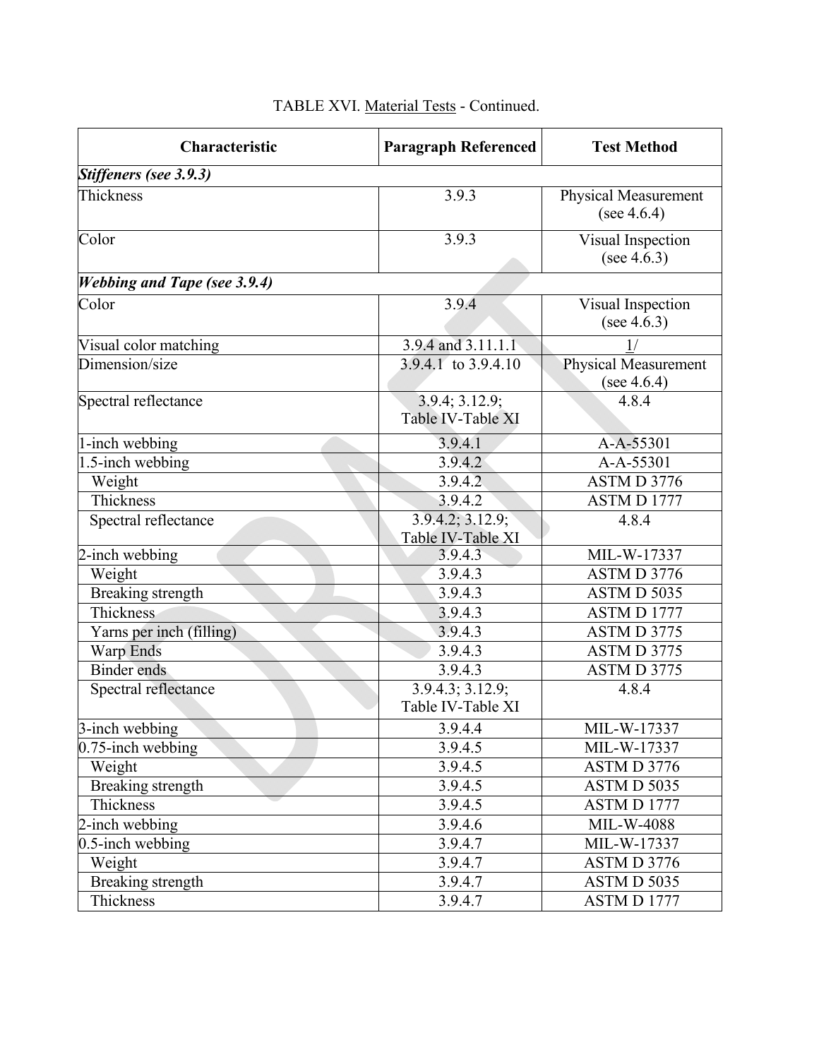TABLE XVI. Material Tests - Continued.

| Characteristic | Paragraph Referenced | Test Method |
|---|---|---|
| ***Stiffeners (see 3.9.3)*** | | |
| Thickness | 3.9.3 | Physical Measurement (see 4.6.4) |
| Color | 3.9.3 | Visual Inspection (see 4.6.3) |
| ***Webbing and Tape (see 3.9.4)*** | | |
| Color | 3.9.4 | Visual Inspection (see 4.6.3) |
| Visual color matching | 3.9.4 and 3.11.1.1 | 1/ |
| Dimension/size | 3.9.4.1 to 3.9.4.10 | Physical Measurement (see 4.6.4) |
| Spectral reflectance | 3.9.4; 3.12.9; Table IV-Table XI | 4.8.4 |
| 1-inch webbing | 3.9.4.1 | A-A-55301 |
| 1.5-inch webbing | 3.9.4.2 | A-A-55301 |
| Weight | 3.9.4.2 | ASTM D 3776 |
| Thickness | 3.9.4.2 | ASTM D 1777 |
| Spectral reflectance | 3.9.4.2; 3.12.9; Table IV-Table XI | 4.8.4 |
| 2-inch webbing | 3.9.4.3 | MIL-W-17337 |
| Weight | 3.9.4.3 | ASTM D 3776 |
| Breaking strength | 3.9.4.3 | ASTM D 5035 |
| Thickness | 3.9.4.3 | ASTM D 1777 |
| Yarns per inch (filling) | 3.9.4.3 | ASTM D 3775 |
| Warp Ends | 3.9.4.3 | ASTM D 3775 |
| Binder ends | 3.9.4.3 | ASTM D 3775 |
| Spectral reflectance | 3.9.4.3; 3.12.9; Table IV-Table XI | 4.8.4 |
| 3-inch webbing | 3.9.4.4 | MIL-W-17337 |
| 0.75-inch webbing | 3.9.4.5 | MIL-W-17337 |
| Weight | 3.9.4.5 | ASTM D 3776 |
| Breaking strength | 3.9.4.5 | ASTM D 5035 |
| Thickness | 3.9.4.5 | ASTM D 1777 |
| 2-inch webbing | 3.9.4.6 | MIL-W-4088 |
| 0.5-inch webbing | 3.9.4.7 | MIL-W-17337 |
| Weight | 3.9.4.7 | ASTM D 3776 |
| Breaking strength | 3.9.4.7 | ASTM D 5035 |
| Thickness | 3.9.4.7 | ASTM D 1777 |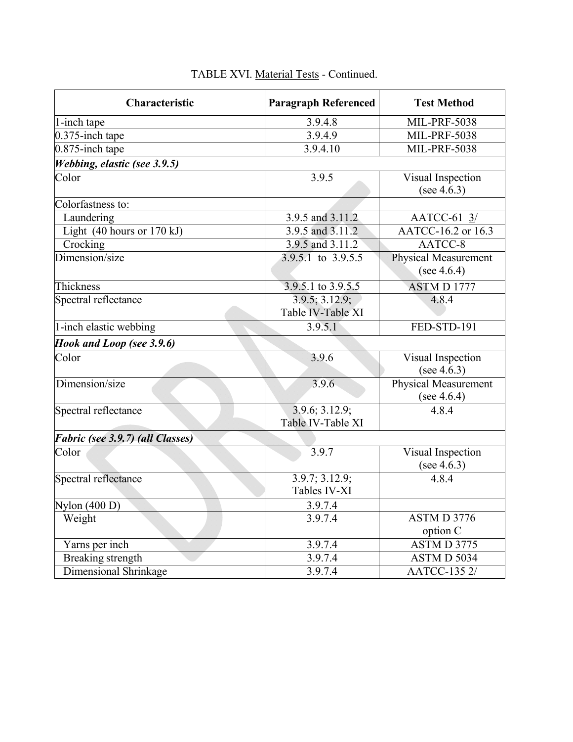TABLE XVI. Material Tests - Continued.

| Characteristic | Paragraph Referenced | Test Method |
|---|---|---|
| 1-inch tape | 3.9.4.8 | MIL-PRF-5038 |
| 0.375-inch tape | 3.9.4.9 | MIL-PRF-5038 |
| 0.875-inch tape | 3.9.4.10 | MIL-PRF-5038 |
| ***Webbing, elastic (see 3.9.5)*** | | |
| Color | 3.9.5 | Visual Inspection (see 4.6.3) |
| Colorfastness to: | | |
| Laundering | 3.9.5 and 3.11.2 | AATCC-61 3/ |
| Light (40 hours or 170 kJ) | 3.9.5 and 3.11.2 | AATCC-16.2 or 16.3 |
| Crocking | 3.9.5 and 3.11.2 | AATCC-8 |
| Dimension/size | 3.9.5.1 to 3.9.5.5 | Physical Measurement (see 4.6.4) |
| Thickness | 3.9.5.1 to 3.9.5.5 | ASTM D 1777 |
| Spectral reflectance | 3.9.5; 3.12.9; Table IV-Table XI | 4.8.4 |
| 1-inch elastic webbing | 3.9.5.1 | FED-STD-191 |
| ***Hook and Loop (see 3.9.6)*** | | |
| Color | 3.9.6 | Visual Inspection (see 4.6.3) |
| Dimension/size | 3.9.6 | Physical Measurement (see 4.6.4) |
| Spectral reflectance | 3.9.6; 3.12.9; Table IV-Table XI | 4.8.4 |
| ***Fabric (see 3.9.7) (all Classes)*** | | |
| Color | 3.9.7 | Visual Inspection (see 4.6.3) |
| Spectral reflectance | 3.9.7; 3.12.9; Tables IV-XI | 4.8.4 |
| Nylon (400 D) | 3.9.7.4 | |
| Weight | 3.9.7.4 | ASTM D 3776 option C |
| Yarns per inch | 3.9.7.4 | ASTM D 3775 |
| Breaking strength | 3.9.7.4 | ASTM D 5034 |
| Dimensional Shrinkage | 3.9.7.4 | AATCC-135 2/ |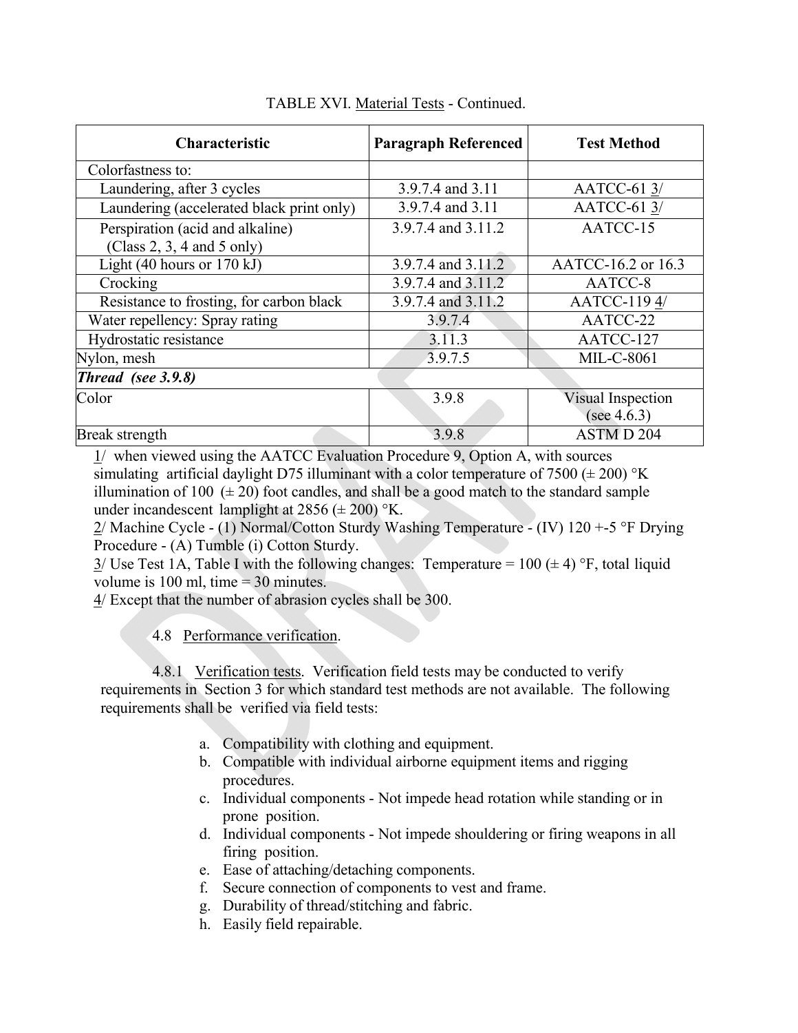TABLE XVI. Material Tests - Continued.

| Characteristic | Paragraph Referenced | Test Method |
|---|---|---|
| Colorfastness to: | | |
| Laundering, after 3 cycles | 3.9.7.4 and 3.11 | AATCC-61 3/ |
| Laundering (accelerated black print only) | 3.9.7.4 and 3.11 | AATCC-61 3/ |
| Perspiration (acid and alkaline) (Class 2, 3, 4 and 5 only) | 3.9.7.4 and 3.11.2 | AATCC-15 |
| Light (40 hours or 170 kJ) | 3.9.7.4 and 3.11.2 | AATCC-16.2 or 16.3 |
| Crocking | 3.9.7.4 and 3.11.2 | AATCC-8 |
| Resistance to frosting, for carbon black | 3.9.7.4 and 3.11.2 | AATCC-119 4/ |
| Water repellency: Spray rating | 3.9.7.4 | AATCC-22 |
| Hydrostatic resistance | 3.11.3 | AATCC-127 |
| Nylon, mesh | 3.9.7.5 | MIL-C-8061 |
| ***Thread (see 3.9.8)*** | | |
| Color | 3.9.8 | Visual Inspection (see 4.6.3) |
| Break strength | 3.9.8 | ASTM D 204 |

1/ when viewed using the AATCC Evaluation Procedure 9, Option A, with sources simulating artificial daylight D75 illuminant with a color temperature of 7500 (± 200) °K illumination of 100 (± 20) foot candles, and shall be a good match to the standard sample under incandescent lamplight at 2856 (± 200) °K.

2/ Machine Cycle - (1) Normal/Cotton Sturdy Washing Temperature - (IV) 120 +-5 °F Drying Procedure - (A) Tumble (i) Cotton Sturdy.

3/ Use Test 1A, Table I with the following changes: Temperature = 100 (± 4) °F, total liquid volume is 100 ml, time = 30 minutes.

4/ Except that the number of abrasion cycles shall be 300.

4.8 Performance verification.

4.8.1 Verification tests. Verification field tests may be conducted to verify requirements in Section 3 for which standard test methods are not available. The following requirements shall be verified via field tests:

a. Compatibility with clothing and equipment.
b. Compatible with individual airborne equipment items and rigging procedures.
c. Individual components - Not impede head rotation while standing or in prone position.
d. Individual components - Not impede shouldering or firing weapons in all firing position.
e. Ease of attaching/detaching components.
f. Secure connection of components to vest and frame.
g. Durability of thread/stitching and fabric.
h. Easily field repairable.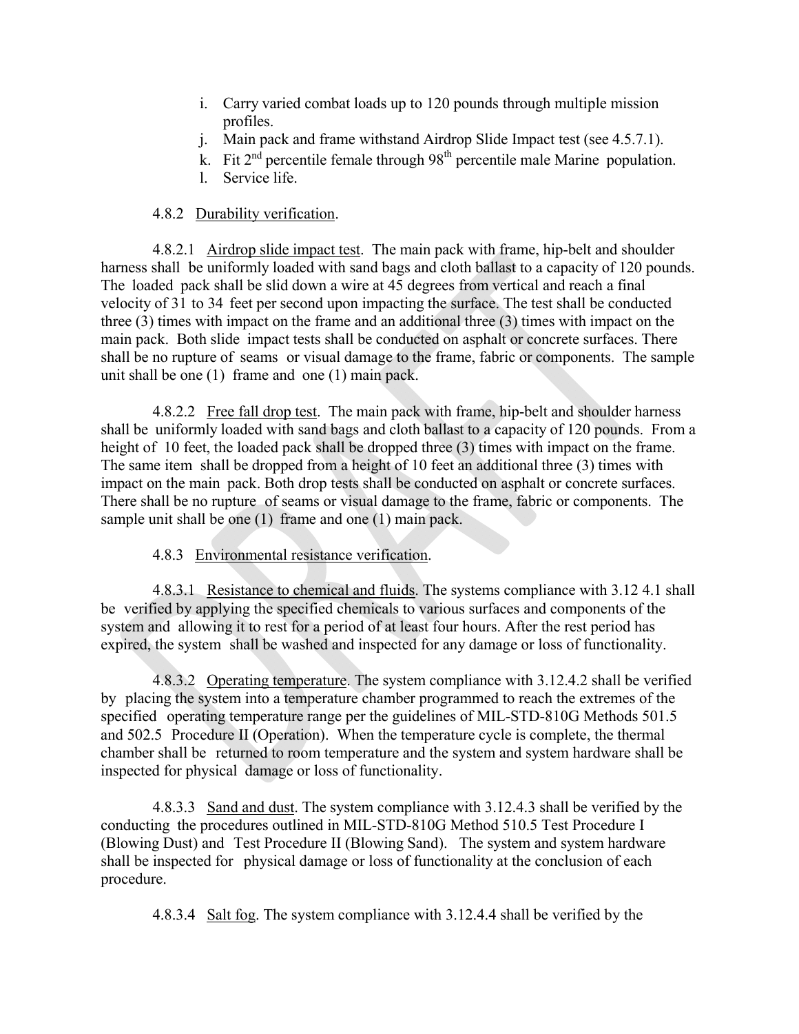i. Carry varied combat loads up to 120 pounds through multiple mission profiles.
j. Main pack and frame withstand Airdrop Slide Impact test (see 4.5.7.1).
k. Fit 2nd percentile female through 98th percentile male Marine population.
l. Service life.

4.8.2 Durability verification.

4.8.2.1 Airdrop slide impact test. The main pack with frame, hip-belt and shoulder harness shall be uniformly loaded with sand bags and cloth ballast to a capacity of 120 pounds. The loaded pack shall be slid down a wire at 45 degrees from vertical and reach a final velocity of 31 to 34 feet per second upon impacting the surface. The test shall be conducted three (3) times with impact on the frame and an additional three (3) times with impact on the main pack. Both slide impact tests shall be conducted on asphalt or concrete surfaces. There shall be no rupture of seams or visual damage to the frame, fabric or components. The sample unit shall be one (1) frame and one (1) main pack.

4.8.2.2 Free fall drop test. The main pack with frame, hip-belt and shoulder harness shall be uniformly loaded with sand bags and cloth ballast to a capacity of 120 pounds. From a height of 10 feet, the loaded pack shall be dropped three (3) times with impact on the frame. The same item shall be dropped from a height of 10 feet an additional three (3) times with impact on the main pack. Both drop tests shall be conducted on asphalt or concrete surfaces. There shall be no rupture of seams or visual damage to the frame, fabric or components. The sample unit shall be one (1) frame and one (1) main pack.

4.8.3 Environmental resistance verification.

4.8.3.1 Resistance to chemical and fluids. The systems compliance with 3.12 4.1 shall be verified by applying the specified chemicals to various surfaces and components of the system and allowing it to rest for a period of at least four hours. After the rest period has expired, the system shall be washed and inspected for any damage or loss of functionality.

4.8.3.2 Operating temperature. The system compliance with 3.12.4.2 shall be verified by placing the system into a temperature chamber programmed to reach the extremes of the specified operating temperature range per the guidelines of MIL-STD-810G Methods 501.5 and 502.5 Procedure II (Operation). When the temperature cycle is complete, the thermal chamber shall be returned to room temperature and the system and system hardware shall be inspected for physical damage or loss of functionality.

4.8.3.3 Sand and dust. The system compliance with 3.12.4.3 shall be verified by the conducting the procedures outlined in MIL-STD-810G Method 510.5 Test Procedure I (Blowing Dust) and Test Procedure II (Blowing Sand). The system and system hardware shall be inspected for physical damage or loss of functionality at the conclusion of each procedure.

4.8.3.4 Salt fog. The system compliance with 3.12.4.4 shall be verified by the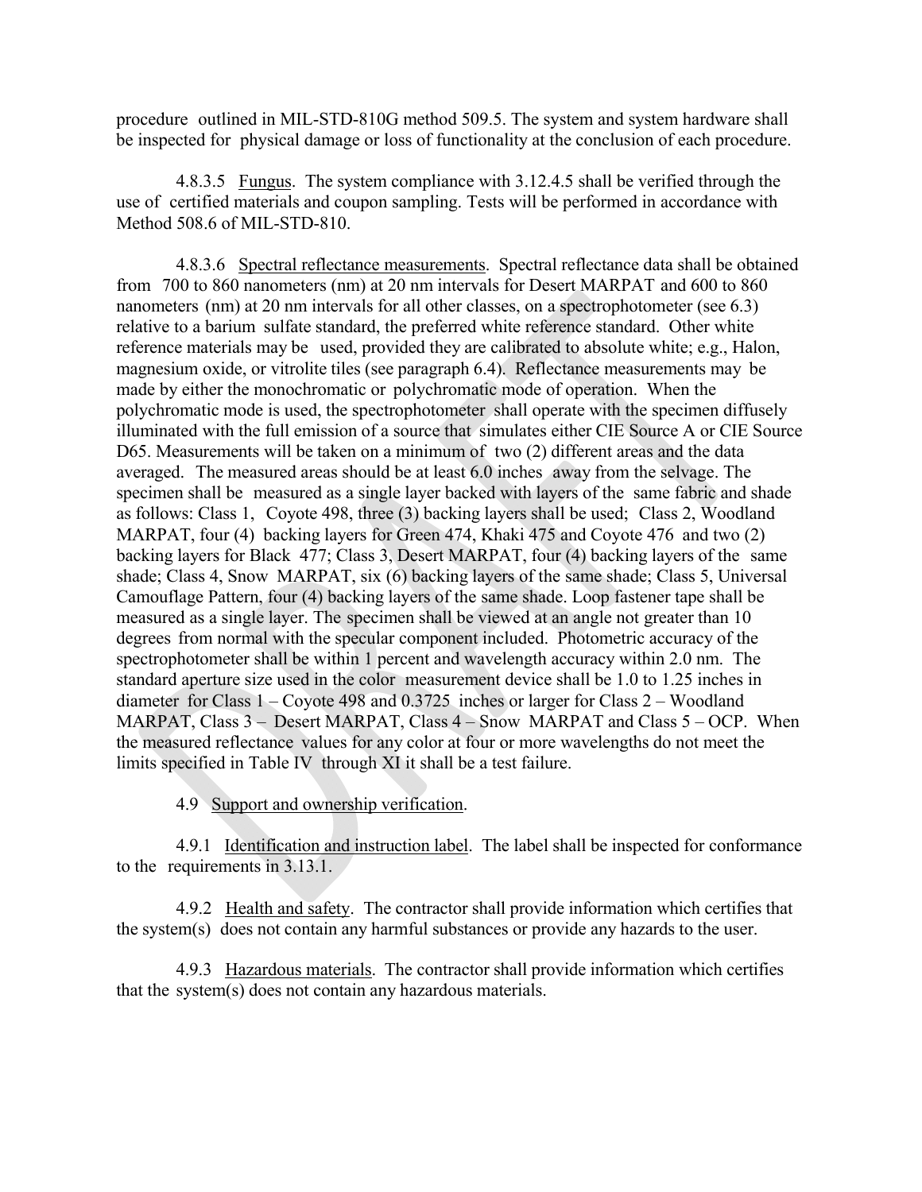procedure outlined in MIL-STD-810G method 509.5. The system and system hardware shall be inspected for physical damage or loss of functionality at the conclusion of each procedure.

4.8.3.5 Fungus. The system compliance with 3.12.4.5 shall be verified through the use of certified materials and coupon sampling. Tests will be performed in accordance with Method 508.6 of MIL-STD-810.

4.8.3.6 Spectral reflectance measurements. Spectral reflectance data shall be obtained from 700 to 860 nanometers (nm) at 20 nm intervals for Desert MARPAT and 600 to 860 nanometers (nm) at 20 nm intervals for all other classes, on a spectrophotometer (see 6.3) relative to a barium sulfate standard, the preferred white reference standard. Other white reference materials may be used, provided they are calibrated to absolute white; e.g., Halon, magnesium oxide, or vitrolite tiles (see paragraph 6.4). Reflectance measurements may be made by either the monochromatic or polychromatic mode of operation. When the polychromatic mode is used, the spectrophotometer shall operate with the specimen diffusely illuminated with the full emission of a source that simulates either CIE Source A or CIE Source D65. Measurements will be taken on a minimum of two (2) different areas and the data averaged. The measured areas should be at least 6.0 inches away from the selvage. The specimen shall be measured as a single layer backed with layers of the same fabric and shade as follows: Class 1, Coyote 498, three (3) backing layers shall be used; Class 2, Woodland MARPAT, four (4) backing layers for Green 474, Khaki 475 and Coyote 476 and two (2) backing layers for Black 477; Class 3, Desert MARPAT, four (4) backing layers of the same shade; Class 4, Snow MARPAT, six (6) backing layers of the same shade; Class 5, Universal Camouflage Pattern, four (4) backing layers of the same shade. Loop fastener tape shall be measured as a single layer. The specimen shall be viewed at an angle not greater than 10 degrees from normal with the specular component included. Photometric accuracy of the spectrophotometer shall be within 1 percent and wavelength accuracy within 2.0 nm. The standard aperture size used in the color measurement device shall be 1.0 to 1.25 inches in diameter for Class 1 – Coyote 498 and 0.3725 inches or larger for Class 2 – Woodland MARPAT, Class 3 – Desert MARPAT, Class 4 – Snow MARPAT and Class 5 – OCP. When the measured reflectance values for any color at four or more wavelengths do not meet the limits specified in Table IV through XI it shall be a test failure.

4.9 Support and ownership verification.

4.9.1 Identification and instruction label. The label shall be inspected for conformance to the requirements in 3.13.1.

4.9.2 Health and safety. The contractor shall provide information which certifies that the system(s) does not contain any harmful substances or provide any hazards to the user.

4.9.3 Hazardous materials. The contractor shall provide information which certifies that the system(s) does not contain any hazardous materials.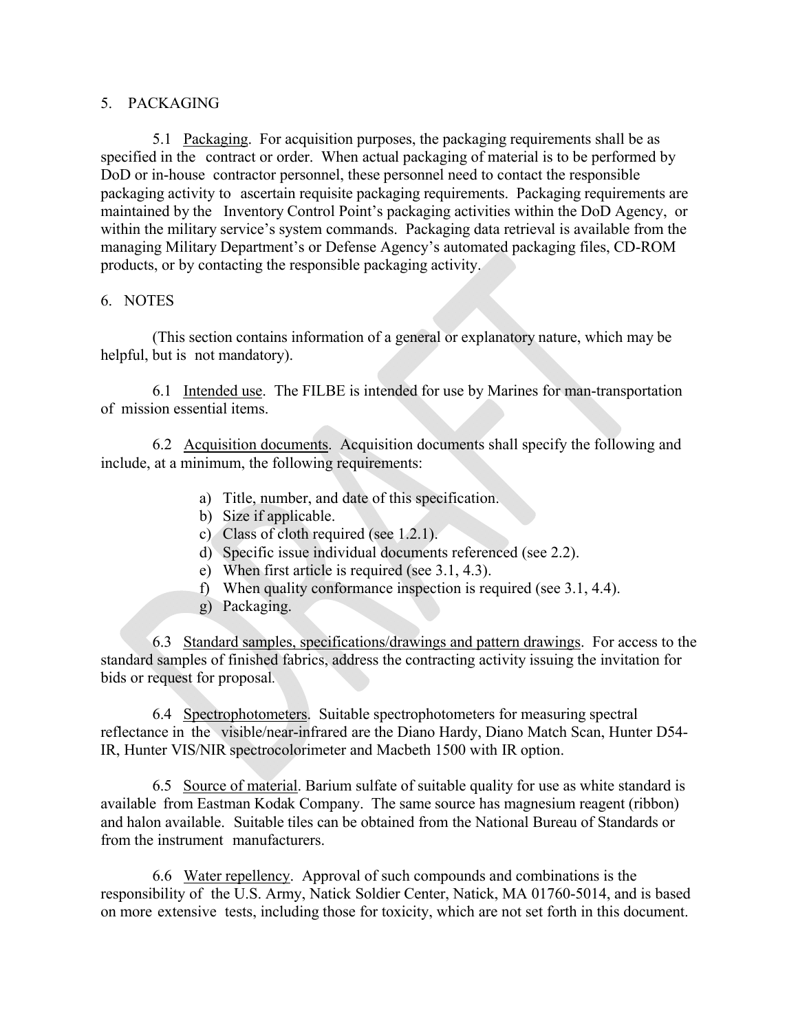## 5. PACKAGING

5.1 Packaging. For acquisition purposes, the packaging requirements shall be as specified in the contract or order. When actual packaging of material is to be performed by DoD or in-house contractor personnel, these personnel need to contact the responsible packaging activity to ascertain requisite packaging requirements. Packaging requirements are maintained by the Inventory Control Point's packaging activities within the DoD Agency, or within the military service's system commands. Packaging data retrieval is available from the managing Military Department's or Defense Agency's automated packaging files, CD-ROM products, or by contacting the responsible packaging activity.

## 6. NOTES

(This section contains information of a general or explanatory nature, which may be helpful, but is not mandatory).

6.1 Intended use. The FILBE is intended for use by Marines for man-transportation of mission essential items.

6.2 Acquisition documents. Acquisition documents shall specify the following and include, at a minimum, the following requirements:

a) Title, number, and date of this specification.
b) Size if applicable.
c) Class of cloth required (see 1.2.1).
d) Specific issue individual documents referenced (see 2.2).
e) When first article is required (see 3.1, 4.3).
f) When quality conformance inspection is required (see 3.1, 4.4).
g) Packaging.

6.3 Standard samples, specifications/drawings and pattern drawings. For access to the standard samples of finished fabrics, address the contracting activity issuing the invitation for bids or request for proposal.

6.4 Spectrophotometers. Suitable spectrophotometers for measuring spectral reflectance in the visible/near-infrared are the Diano Hardy, Diano Match Scan, Hunter D54-IR, Hunter VIS/NIR spectrocolorimeter and Macbeth 1500 with IR option.

6.5 Source of material. Barium sulfate of suitable quality for use as white standard is available from Eastman Kodak Company. The same source has magnesium reagent (ribbon) and halon available. Suitable tiles can be obtained from the National Bureau of Standards or from the instrument manufacturers.

6.6 Water repellency. Approval of such compounds and combinations is the responsibility of the U.S. Army, Natick Soldier Center, Natick, MA 01760-5014, and is based on more extensive tests, including those for toxicity, which are not set forth in this document.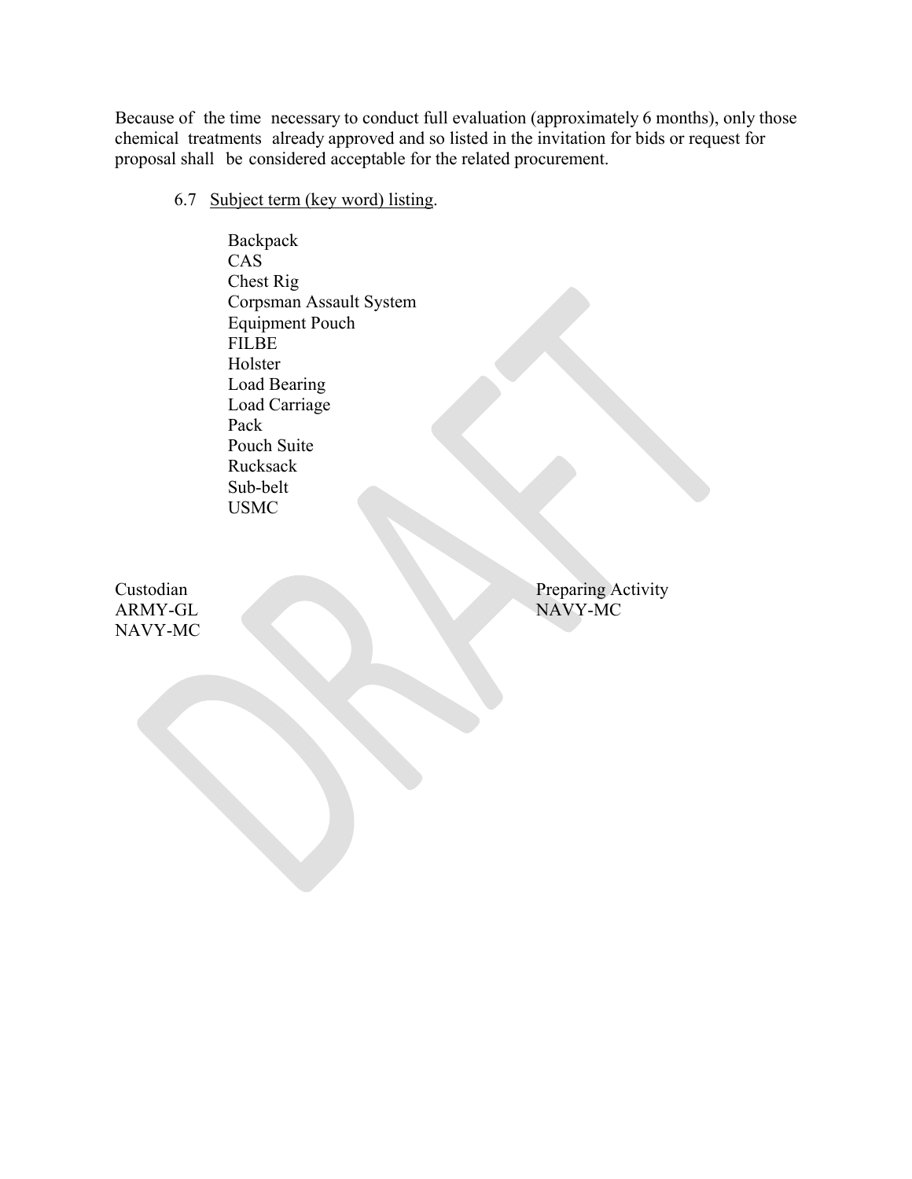Because of the time necessary to conduct full evaluation (approximately 6 months), only those chemical treatments already approved and so listed in the invitation for bids or request for proposal shall be considered acceptable for the related procurement.

6.7 Subject term (key word) listing.

Backpack
CAS
Chest Rig
Corpsman Assault System
Equipment Pouch
FILBE
Holster
Load Bearing
Load Carriage
Pack
Pouch Suite
Rucksack
Sub-belt
USMC

Custodian
ARMY-GL
NAVY-MC

Preparing Activity
NAVY-MC